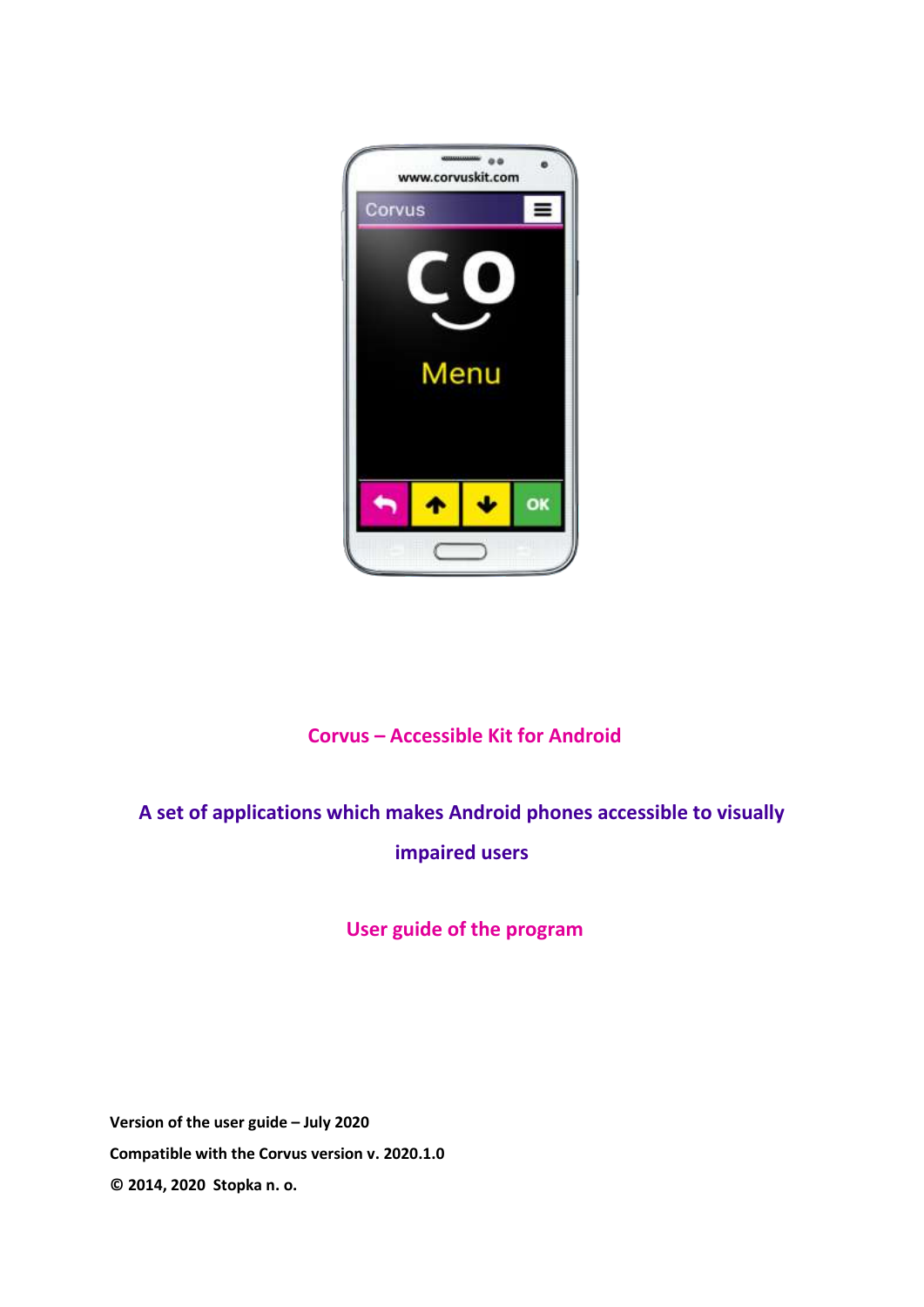# Corvus – Accessible Kit for Android

## A set of applications which makes Android phones accessible to visually impaired users

## User guide of the program

**Version of the user guide – July 2020**

**Compatible with the Corvus version v. 2020.1.0**

**© 2014, 2020 Stopka n. o.**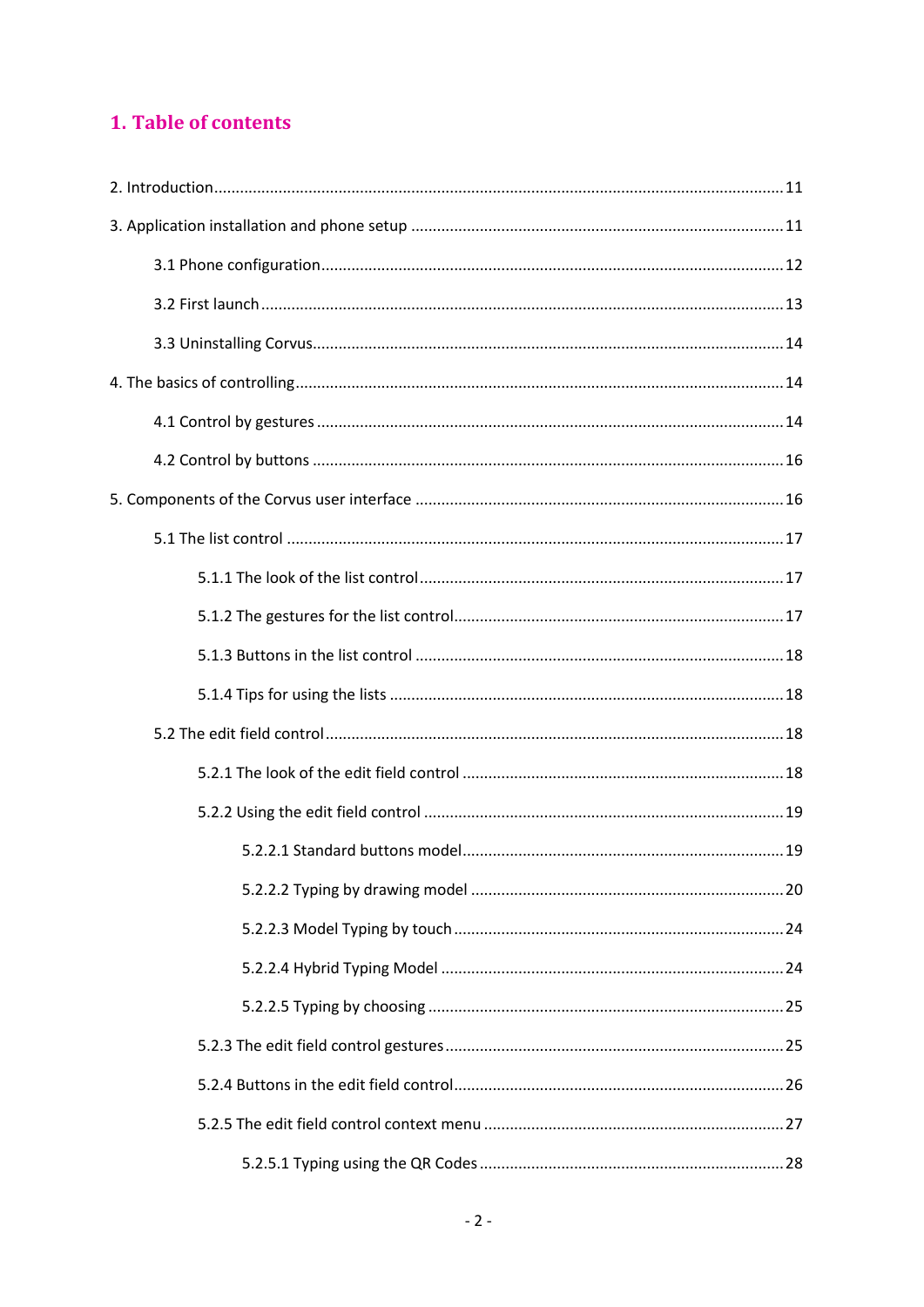# 1. Table of contents

2. Introduction ........................................................................................................................ 11

3. Application installation and phone setup ............................................................................ 11

    3.1 Phone configuration.......................................................................................................... 12

    3.2 First launch ...................................................................................................................... 13

    3.3 Uninstalling Corvus........................................................................................................... 14

4. The basics of controlling......................................................................................................... 14

    4.1 Control by gestures .......................................................................................................... 14

    4.2 Control by buttons ........................................................................................................... 16

5. Components of the Corvus user interface ............................................................................ 16

    5.1 The list control ................................................................................................................. 17

        5.1.1 The look of the list control ........................................................................................ 17

        5.1.2 The gestures for the list control................................................................................. 17

        5.1.3 Buttons in the list control .......................................................................................... 18

        5.1.4 Tips for using the lists ................................................................................................ 18

    5.2 The edit field control ........................................................................................................ 18

        5.2.1 The look of the edit field control ............................................................................... 18

        5.2.2 Using the edit field control ........................................................................................ 19

            5.2.2.1 Standard buttons model........................................................................................ 19

            5.2.2.2 Typing by drawing model ...................................................................................... 20

            5.2.2.3 Model Typing by touch .......................................................................................... 24

            5.2.2.4 Hybrid Typing Model ............................................................................................. 24

            5.2.2.5 Typing by choosing ................................................................................................ 25

        5.2.3 The edit field control gestures.................................................................................... 25

        5.2.4 Buttons in the edit field control.................................................................................. 26

        5.2.5 The edit field control context menu ........................................................................... 27

            5.2.5.1 Typing using the QR Codes .................................................................................... 28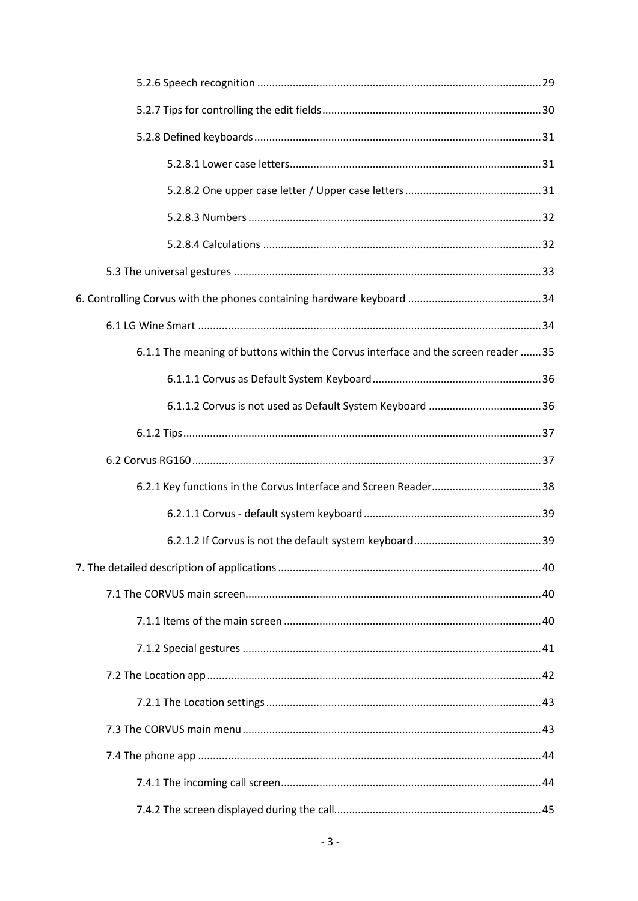5.2.6 Speech recognition ... 29

5.2.7 Tips for controlling the edit fields ... 30

5.2.8 Defined keyboards ... 31

5.2.8.1 Lower case letters ... 31

5.2.8.2 One upper case letter / Upper case letters ... 31

5.2.8.3 Numbers ... 32

5.2.8.4 Calculations ... 32

5.3 The universal gestures ... 33

6. Controlling Corvus with the phones containing hardware keyboard ... 34

6.1 LG Wine Smart ... 34

6.1.1 The meaning of buttons within the Corvus interface and the screen reader ... 35

6.1.1.1 Corvus as Default System Keyboard ... 36

6.1.1.2 Corvus is not used as Default System Keyboard ... 36

6.1.2 Tips ... 37

6.2 Corvus RG160 ... 37

6.2.1 Key functions in the Corvus Interface and Screen Reader ... 38

6.2.1.1 Corvus - default system keyboard ... 39

6.2.1.2 If Corvus is not the default system keyboard ... 39

7. The detailed description of applications ... 40

7.1 The CORVUS main screen ... 40

7.1.1 Items of the main screen ... 40

7.1.2 Special gestures ... 41

7.2 The Location app ... 42

7.2.1 The Location settings ... 43

7.3 The CORVUS main menu ... 43

7.4 The phone app ... 44

7.4.1 The incoming call screen ... 44

7.4.2 The screen displayed during the call ... 45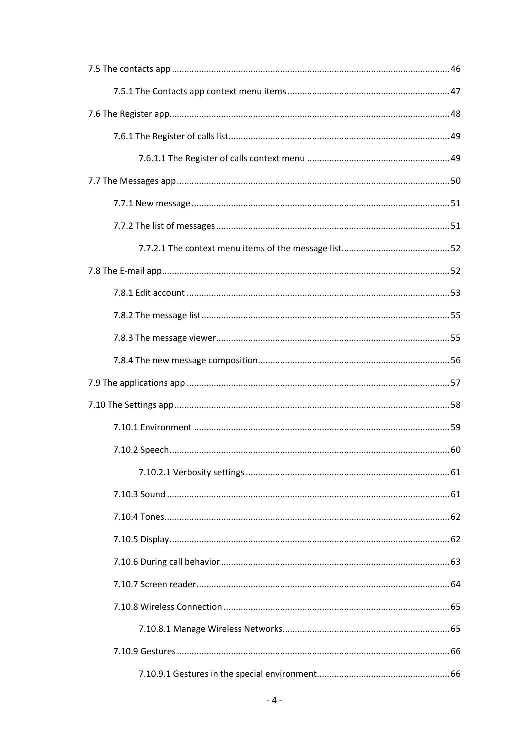7.5 The contacts app ........................................................................................................46

7.5.1 The Contacts app context menu items ..................................................................47

7.6 The Register app.........................................................................................................48

7.6.1 The Register of calls list.........................................................................................49

7.6.1.1 The Register of calls context menu ..........................................................49

7.7 The Messages app.......................................................................................................50

7.7.1 New message ........................................................................................................51

7.7.2 The list of messages ..............................................................................................51

7.7.2.1 The context menu items of the message list.............................................52

7.8 The E-mail app.............................................................................................................52

7.8.1 Edit account ..........................................................................................................53

7.8.2 The message list....................................................................................................55

7.8.3 The message viewer..............................................................................................55

7.8.4 The new message composition..............................................................................56

7.9 The applications app ...................................................................................................57

7.10 The Settings app.........................................................................................................58

7.10.1 Environment .......................................................................................................59

7.10.2 Speech.................................................................................................................60

7.10.2.1 Verbosity settings ...................................................................................61

7.10.3 Sound ..................................................................................................................61

7.10.4 Tones...................................................................................................................62

7.10.5 Display.................................................................................................................62

7.10.6 During call behavior ............................................................................................63

7.10.7 Screen reader.......................................................................................................64

7.10.8 Wireless Connection ............................................................................................65

7.10.8.1 Manage Wireless Networks.....................................................................65

7.10.9 Gestures..............................................................................................................66

7.10.9.1 Gestures in the special environment.......................................................66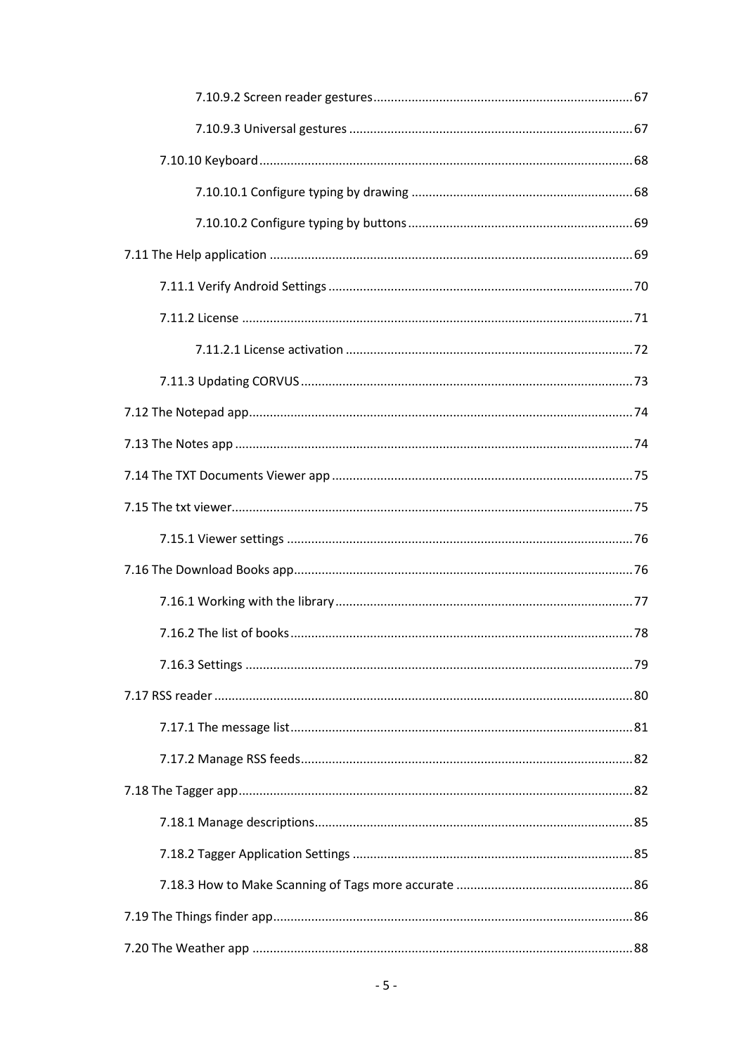7.10.9.2 Screen reader gestures .......... 67

7.10.9.3 Universal gestures .......... 67

7.10.10 Keyboard .......... 68

7.10.10.1 Configure typing by drawing .......... 68

7.10.10.2 Configure typing by buttons .......... 69

7.11 The Help application .......... 69

7.11.1 Verify Android Settings .......... 70

7.11.2 License .......... 71

7.11.2.1 License activation .......... 72

7.11.3 Updating CORVUS .......... 73

7.12 The Notepad app .......... 74

7.13 The Notes app .......... 74

7.14 The TXT Documents Viewer app .......... 75

7.15 The txt viewer .......... 75

7.15.1 Viewer settings .......... 76

7.16 The Download Books app .......... 76

7.16.1 Working with the library .......... 77

7.16.2 The list of books .......... 78

7.16.3 Settings .......... 79

7.17 RSS reader .......... 80

7.17.1 The message list .......... 81

7.17.2 Manage RSS feeds .......... 82

7.18 The Tagger app .......... 82

7.18.1 Manage descriptions .......... 85

7.18.2 Tagger Application Settings .......... 85

7.18.3 How to Make Scanning of Tags more accurate .......... 86

7.19 The Things finder app .......... 86

7.20 The Weather app .......... 88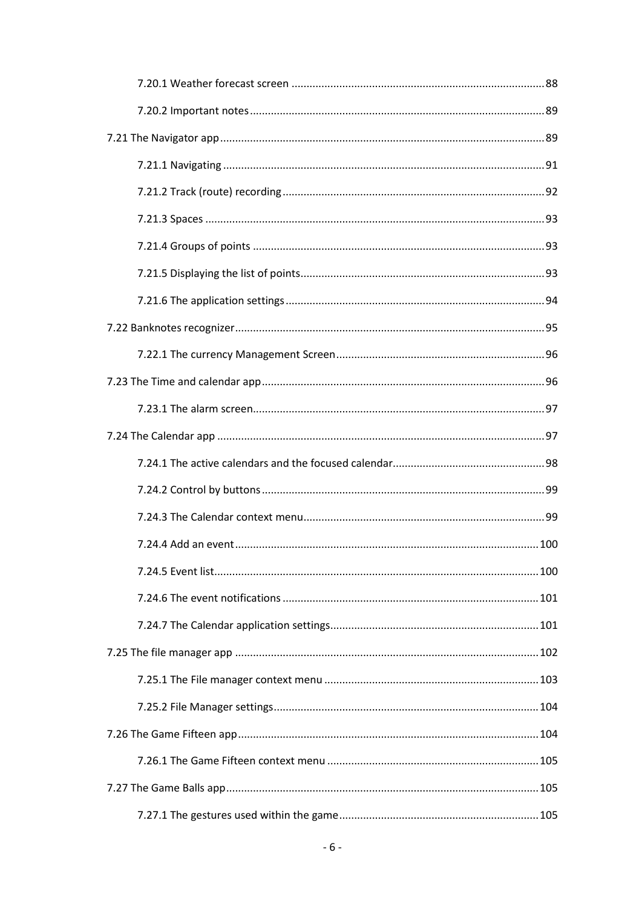7.20.1 Weather forecast screen .......... 88

7.20.2 Important notes .......... 89

7.21 The Navigator app .......... 89

7.21.1 Navigating .......... 91

7.21.2 Track (route) recording .......... 92

7.21.3 Spaces .......... 93

7.21.4 Groups of points .......... 93

7.21.5 Displaying the list of points .......... 93

7.21.6 The application settings .......... 94

7.22 Banknotes recognizer .......... 95

7.22.1 The currency Management Screen .......... 96

7.23 The Time and calendar app .......... 96

7.23.1 The alarm screen .......... 97

7.24 The Calendar app .......... 97

7.24.1 The active calendars and the focused calendar .......... 98

7.24.2 Control by buttons .......... 99

7.24.3 The Calendar context menu .......... 99

7.24.4 Add an event .......... 100

7.24.5 Event list .......... 100

7.24.6 The event notifications .......... 101

7.24.7 The Calendar application settings .......... 101

7.25 The file manager app .......... 102

7.25.1 The File manager context menu .......... 103

7.25.2 File Manager settings .......... 104

7.26 The Game Fifteen app .......... 104

7.26.1 The Game Fifteen context menu .......... 105

7.27 The Game Balls app .......... 105

7.27.1 The gestures used within the game .......... 105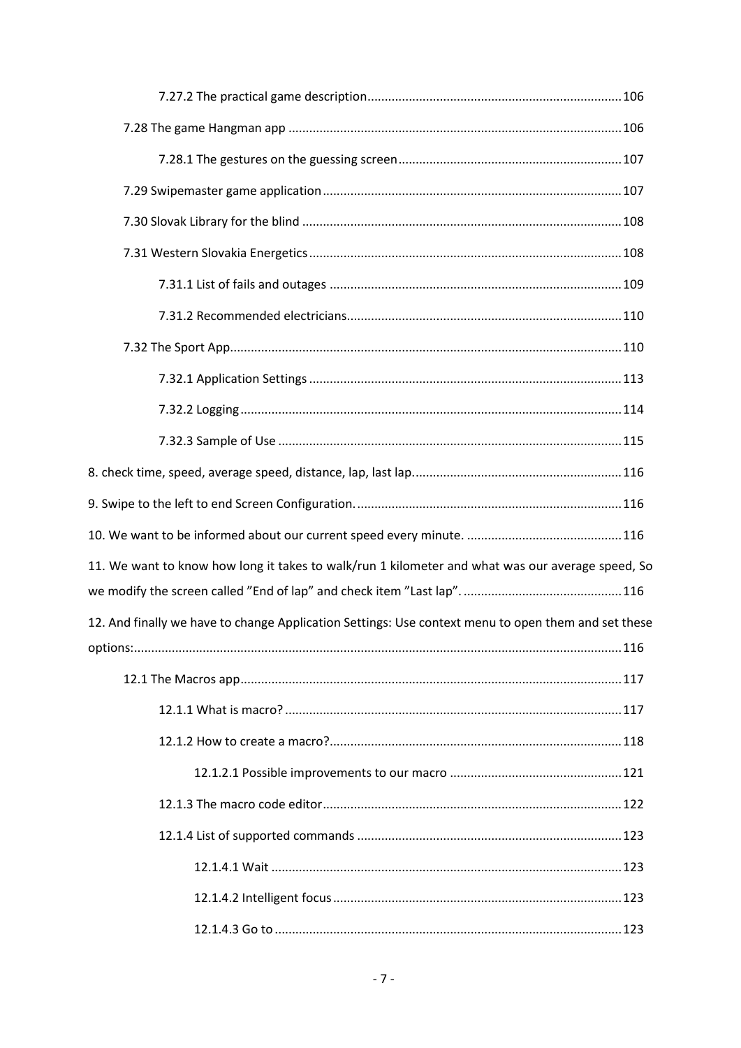7.27.2 The practical game description ..... 106

7.28 The game Hangman app ..... 106

7.28.1 The gestures on the guessing screen ..... 107

7.29 Swipemaster game application ..... 107

7.30 Slovak Library for the blind ..... 108

7.31 Western Slovakia Energetics ..... 108

7.31.1 List of fails and outages ..... 109

7.31.2 Recommended electricians ..... 110

7.32 The Sport App ..... 110

7.32.1 Application Settings ..... 113

7.32.2 Logging ..... 114

7.32.3 Sample of Use ..... 115

8. check time, speed, average speed, distance, lap, last lap. ..... 116

9. Swipe to the left to end Screen Configuration. ..... 116

10. We want to be informed about our current speed every minute. ..... 116

11. We want to know how long it takes to walk/run 1 kilometer and what was our average speed, So we modify the screen called ”End of lap” and check item ”Last lap”. ..... 116

12. And finally we have to change Application Settings: Use context menu to open them and set these options: ..... 116

12.1 The Macros app ..... 117

12.1.1 What is macro? ..... 117

12.1.2 How to create a macro? ..... 118

12.1.2.1 Possible improvements to our macro ..... 121

12.1.3 The macro code editor ..... 122

12.1.4 List of supported commands ..... 123

12.1.4.1 Wait ..... 123

12.1.4.2 Intelligent focus ..... 123

12.1.4.3 Go to ..... 123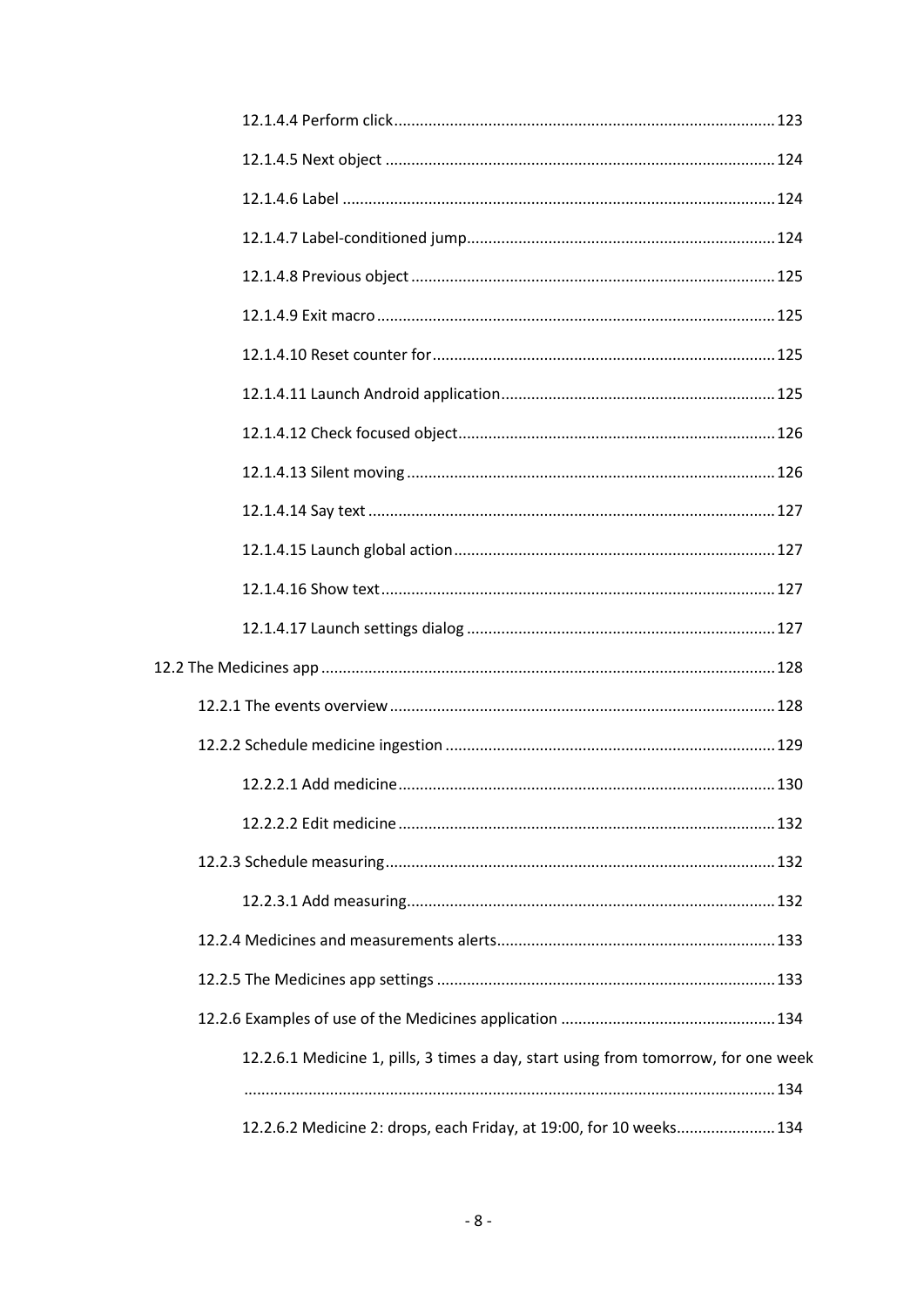12.1.4.4 Perform click ........................................................................................ 123

12.1.4.5 Next object ........................................................................................ 124

12.1.4.6 Label ........................................................................................ 124

12.1.4.7 Label-conditioned jump ........................................................................................ 124

12.1.4.8 Previous object ........................................................................................ 125

12.1.4.9 Exit macro ........................................................................................ 125

12.1.4.10 Reset counter for ........................................................................................ 125

12.1.4.11 Launch Android application ........................................................................................ 125

12.1.4.12 Check focused object ........................................................................................ 126

12.1.4.13 Silent moving ........................................................................................ 126

12.1.4.14 Say text ........................................................................................ 127

12.1.4.15 Launch global action ........................................................................................ 127

12.1.4.16 Show text ........................................................................................ 127

12.1.4.17 Launch settings dialog ........................................................................................ 127

12.2 The Medicines app ........................................................................................ 128

12.2.1 The events overview ........................................................................................ 128

12.2.2 Schedule medicine ingestion ........................................................................................ 129

12.2.2.1 Add medicine ........................................................................................ 130

12.2.2.2 Edit medicine ........................................................................................ 132

12.2.3 Schedule measuring ........................................................................................ 132

12.2.3.1 Add measuring ........................................................................................ 132

12.2.4 Medicines and measurements alerts ........................................................................................ 133

12.2.5 The Medicines app settings ........................................................................................ 133

12.2.6 Examples of use of the Medicines application ........................................................................................ 134

12.2.6.1 Medicine 1, pills, 3 times a day, start using from tomorrow, for one week ........................................................................................ 134

12.2.6.2 Medicine 2: drops, each Friday, at 19:00, for 10 weeks ........................................................................................ 134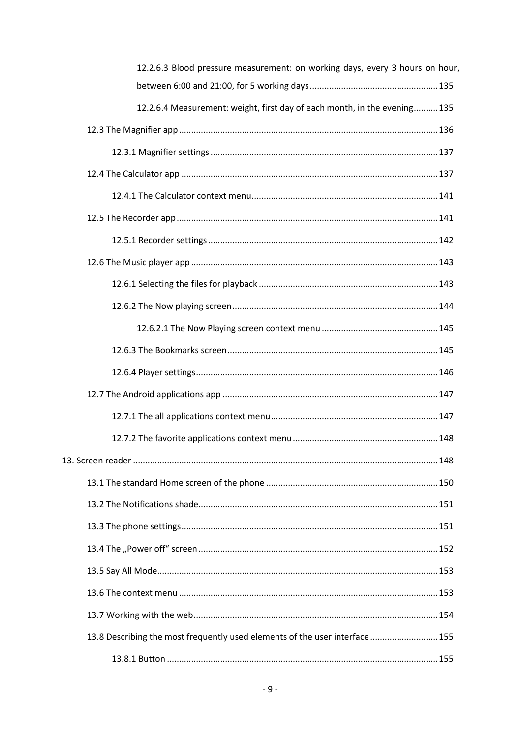12.2.6.3 Blood pressure measurement: on working days, every 3 hours on hour, between 6:00 and 21:00, for 5 working days ..... 135

12.2.6.4 Measurement: weight, first day of each month, in the evening ..... 135

12.3 The Magnifier app ..... 136

12.3.1 Magnifier settings ..... 137

12.4 The Calculator app ..... 137

12.4.1 The Calculator context menu ..... 141

12.5 The Recorder app ..... 141

12.5.1 Recorder settings ..... 142

12.6 The Music player app ..... 143

12.6.1 Selecting the files for playback ..... 143

12.6.2 The Now playing screen ..... 144

12.6.2.1 The Now Playing screen context menu ..... 145

12.6.3 The Bookmarks screen ..... 145

12.6.4 Player settings ..... 146

12.7 The Android applications app ..... 147

12.7.1 The all applications context menu ..... 147

12.7.2 The favorite applications context menu ..... 148

13. Screen reader ..... 148

13.1 The standard Home screen of the phone ..... 150

13.2 The Notifications shade ..... 151

13.3 The phone settings ..... 151

13.4 The „Power off" screen ..... 152

13.5 Say All Mode ..... 153

13.6 The context menu ..... 153

13.7 Working with the web ..... 154

13.8 Describing the most frequently used elements of the user interface ..... 155

13.8.1 Button ..... 155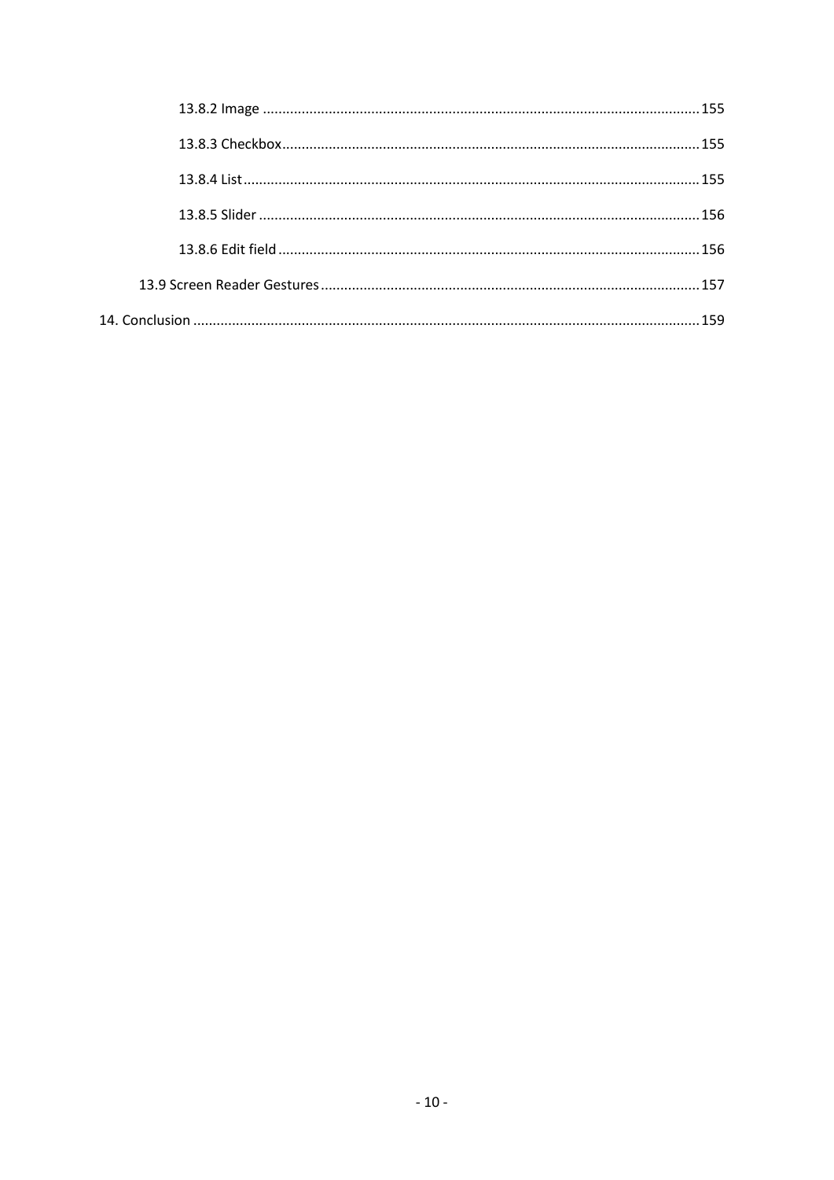13.8.2 Image ... 155

13.8.3 Checkbox ... 155

13.8.4 List ... 155

13.8.5 Slider ... 156

13.8.6 Edit field ... 156

13.9 Screen Reader Gestures ... 157

14. Conclusion ... 159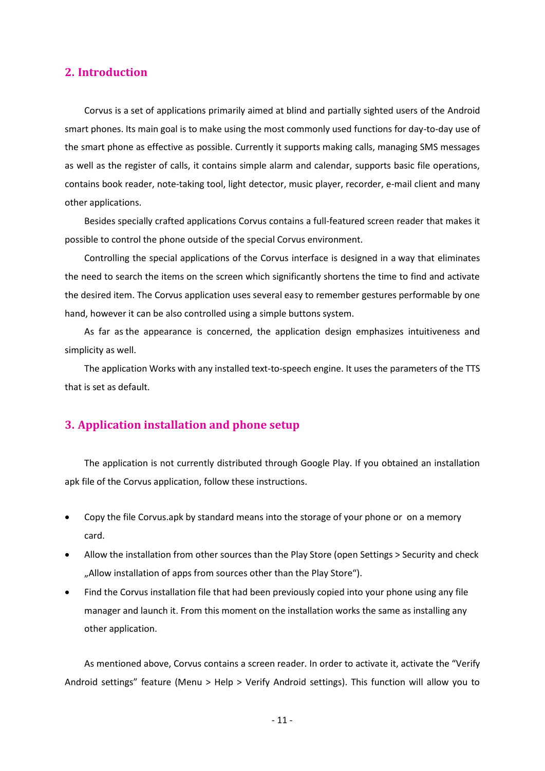## 2. Introduction

Corvus is a set of applications primarily aimed at blind and partially sighted users of the Android smart phones. Its main goal is to make using the most commonly used functions for day-to-day use of the smart phone as effective as possible. Currently it supports making calls, managing SMS messages as well as the register of calls, it contains simple alarm and calendar, supports basic file operations, contains book reader, note-taking tool, light detector, music player, recorder, e-mail client and many other applications.

Besides specially crafted applications Corvus contains a full-featured screen reader that makes it possible to control the phone outside of the special Corvus environment.

Controlling the special applications of the Corvus interface is designed in a way that eliminates the need to search the items on the screen which significantly shortens the time to find and activate the desired item. The Corvus application uses several easy to remember gestures performable by one hand, however it can be also controlled using a simple buttons system.

As far as the appearance is concerned, the application design emphasizes intuitiveness and simplicity as well.

The application Works with any installed text-to-speech engine. It uses the parameters of the TTS that is set as default.

## 3. Application installation and phone setup

The application is not currently distributed through Google Play. If you obtained an installation apk file of the Corvus application, follow these instructions.

- Copy the file Corvus.apk by standard means into the storage of your phone or on a memory card.
- Allow the installation from other sources than the Play Store (open Settings > Security and check „Allow installation of apps from sources other than the Play Store“).
- Find the Corvus installation file that had been previously copied into your phone using any file manager and launch it. From this moment on the installation works the same as installing any other application.

As mentioned above, Corvus contains a screen reader. In order to activate it, activate the "Verify Android settings" feature (Menu > Help > Verify Android settings). This function will allow you to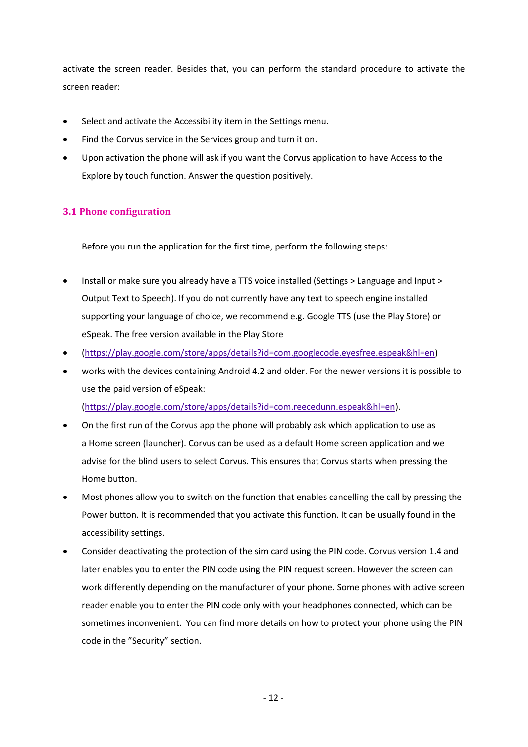activate the screen reader. Besides that, you can perform the standard procedure to activate the screen reader:

- Select and activate the Accessibility item in the Settings menu.
- Find the Corvus service in the Services group and turn it on.
- Upon activation the phone will ask if you want the Corvus application to have Access to the Explore by touch function. Answer the question positively.

## 3.1 Phone configuration

Before you run the application for the first time, perform the following steps:

- Install or make sure you already have a TTS voice installed (Settings > Language and Input > Output Text to Speech). If you do not currently have any text to speech engine installed supporting your language of choice, we recommend e.g. Google TTS (use the Play Store) or eSpeak. The free version available in the Play Store
- (https://play.google.com/store/apps/details?id=com.googlecode.eyesfree.espeak&hl=en)
- works with the devices containing Android 4.2 and older. For the newer versions it is possible to use the paid version of eSpeak: (https://play.google.com/store/apps/details?id=com.reecedunn.espeak&hl=en).
- On the first run of the Corvus app the phone will probably ask which application to use as a Home screen (launcher). Corvus can be used as a default Home screen application and we advise for the blind users to select Corvus. This ensures that Corvus starts when pressing the Home button.
- Most phones allow you to switch on the function that enables cancelling the call by pressing the Power button. It is recommended that you activate this function. It can be usually found in the accessibility settings.
- Consider deactivating the protection of the sim card using the PIN code. Corvus version 1.4 and later enables you to enter the PIN code using the PIN request screen. However the screen can work differently depending on the manufacturer of your phone. Some phones with active screen reader enable you to enter the PIN code only with your headphones connected, which can be sometimes inconvenient. You can find more details on how to protect your phone using the PIN code in the "Security" section.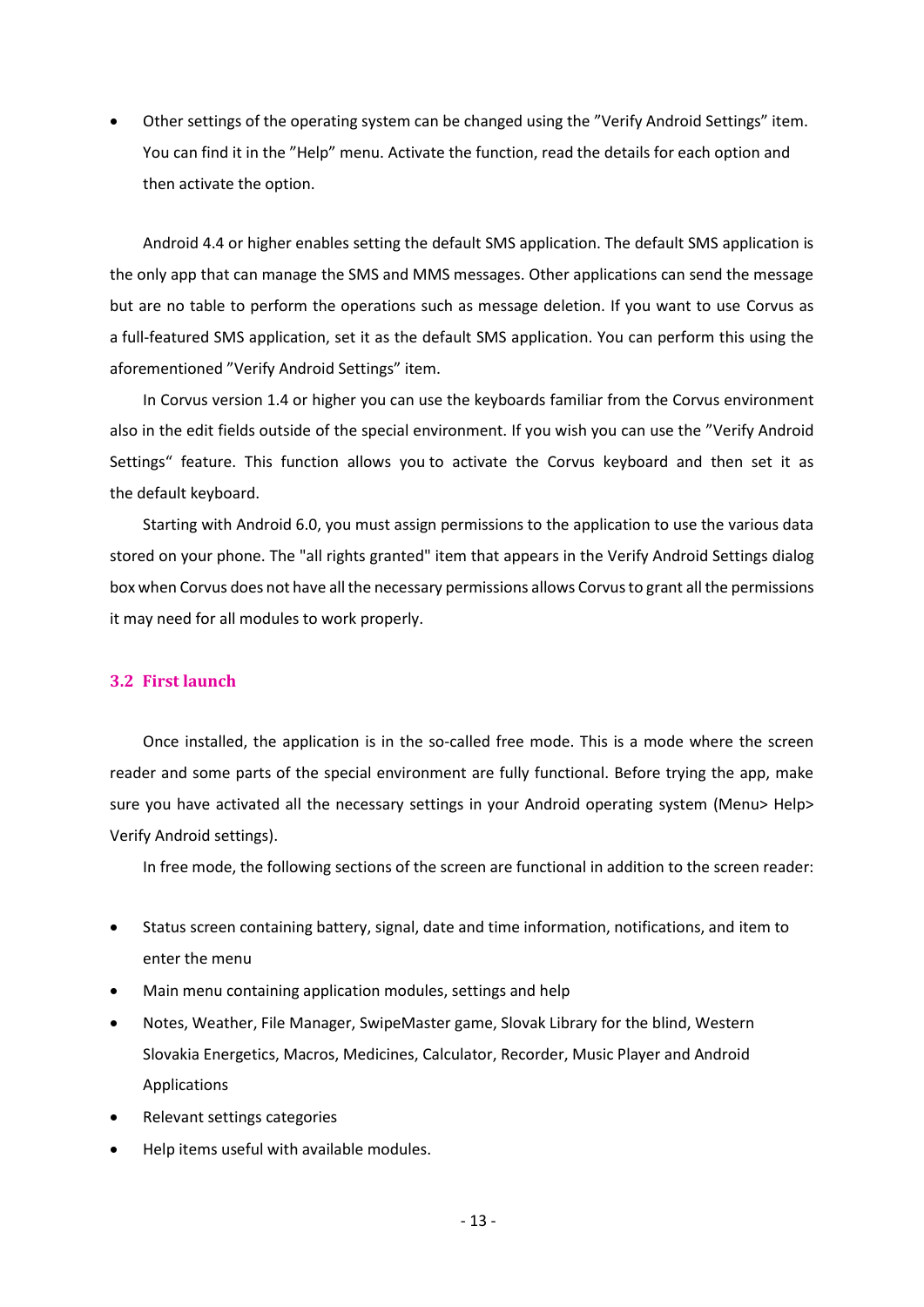- Other settings of the operating system can be changed using the "Verify Android Settings" item. You can find it in the "Help" menu. Activate the function, read the details for each option and then activate the option.

Android 4.4 or higher enables setting the default SMS application. The default SMS application is the only app that can manage the SMS and MMS messages. Other applications can send the message but are no table to perform the operations such as message deletion. If you want to use Corvus as a full-featured SMS application, set it as the default SMS application. You can perform this using the aforementioned "Verify Android Settings" item.

In Corvus version 1.4 or higher you can use the keyboards familiar from the Corvus environment also in the edit fields outside of the special environment. If you wish you can use the "Verify Android Settings" feature. This function allows you to activate the Corvus keyboard and then set it as the default keyboard.

Starting with Android 6.0, you must assign permissions to the application to use the various data stored on your phone. The "all rights granted" item that appears in the Verify Android Settings dialog box when Corvus does not have all the necessary permissions allows Corvus to grant all the permissions it may need for all modules to work properly.

## 3.2 First launch

Once installed, the application is in the so-called free mode. This is a mode where the screen reader and some parts of the special environment are fully functional. Before trying the app, make sure you have activated all the necessary settings in your Android operating system (Menu> Help> Verify Android settings).

In free mode, the following sections of the screen are functional in addition to the screen reader:

- Status screen containing battery, signal, date and time information, notifications, and item to enter the menu
- Main menu containing application modules, settings and help
- Notes, Weather, File Manager, SwipeMaster game, Slovak Library for the blind, Western Slovakia Energetics, Macros, Medicines, Calculator, Recorder, Music Player and Android Applications
- Relevant settings categories
- Help items useful with available modules.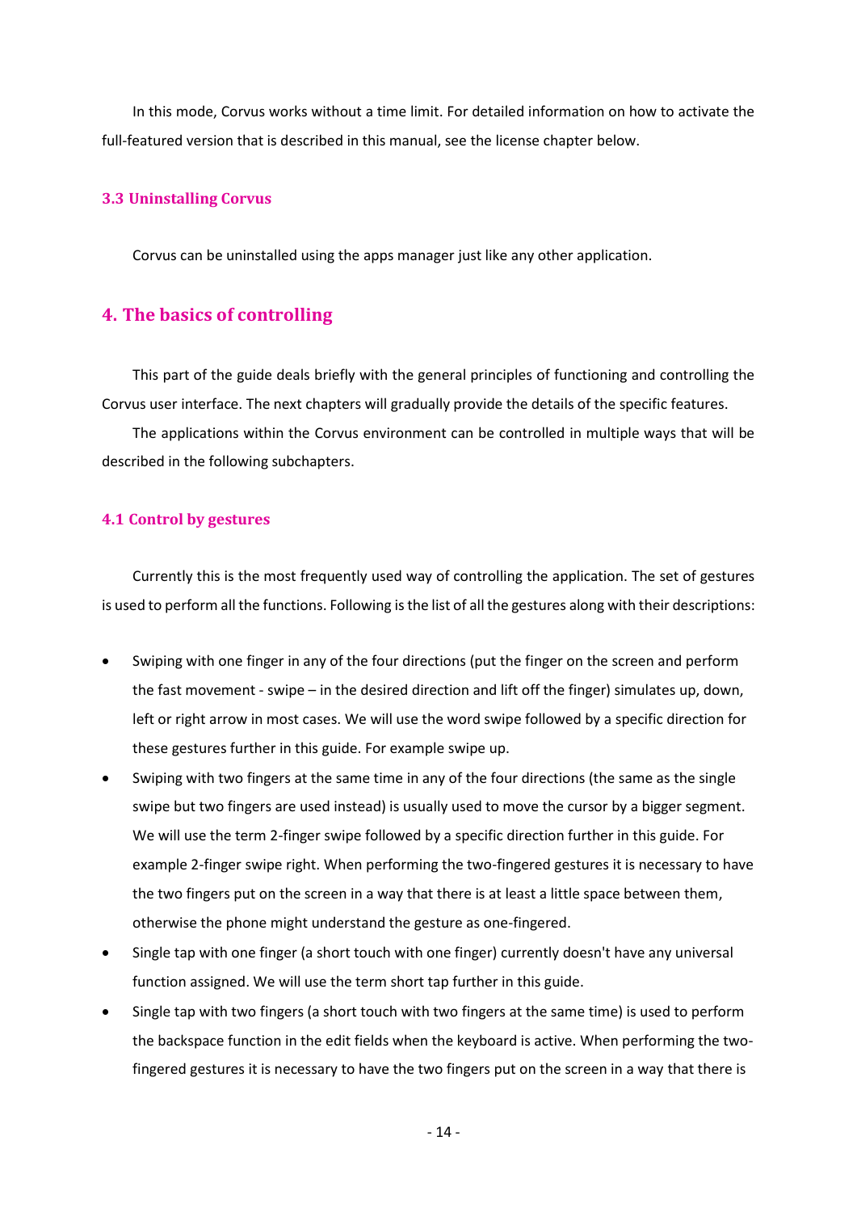In this mode, Corvus works without a time limit. For detailed information on how to activate the full-featured version that is described in this manual, see the license chapter below.

### 3.3 Uninstalling Corvus

Corvus can be uninstalled using the apps manager just like any other application.

## 4. The basics of controlling

This part of the guide deals briefly with the general principles of functioning and controlling the Corvus user interface. The next chapters will gradually provide the details of the specific features.

The applications within the Corvus environment can be controlled in multiple ways that will be described in the following subchapters.

### 4.1 Control by gestures

Currently this is the most frequently used way of controlling the application. The set of gestures is used to perform all the functions. Following is the list of all the gestures along with their descriptions:

- Swiping with one finger in any of the four directions (put the finger on the screen and perform the fast movement - swipe – in the desired direction and lift off the finger) simulates up, down, left or right arrow in most cases. We will use the word swipe followed by a specific direction for these gestures further in this guide. For example swipe up.
- Swiping with two fingers at the same time in any of the four directions (the same as the single swipe but two fingers are used instead) is usually used to move the cursor by a bigger segment. We will use the term 2-finger swipe followed by a specific direction further in this guide. For example 2-finger swipe right. When performing the two-fingered gestures it is necessary to have the two fingers put on the screen in a way that there is at least a little space between them, otherwise the phone might understand the gesture as one-fingered.
- Single tap with one finger (a short touch with one finger) currently doesn't have any universal function assigned. We will use the term short tap further in this guide.
- Single tap with two fingers (a short touch with two fingers at the same time) is used to perform the backspace function in the edit fields when the keyboard is active. When performing the two-fingered gestures it is necessary to have the two fingers put on the screen in a way that there is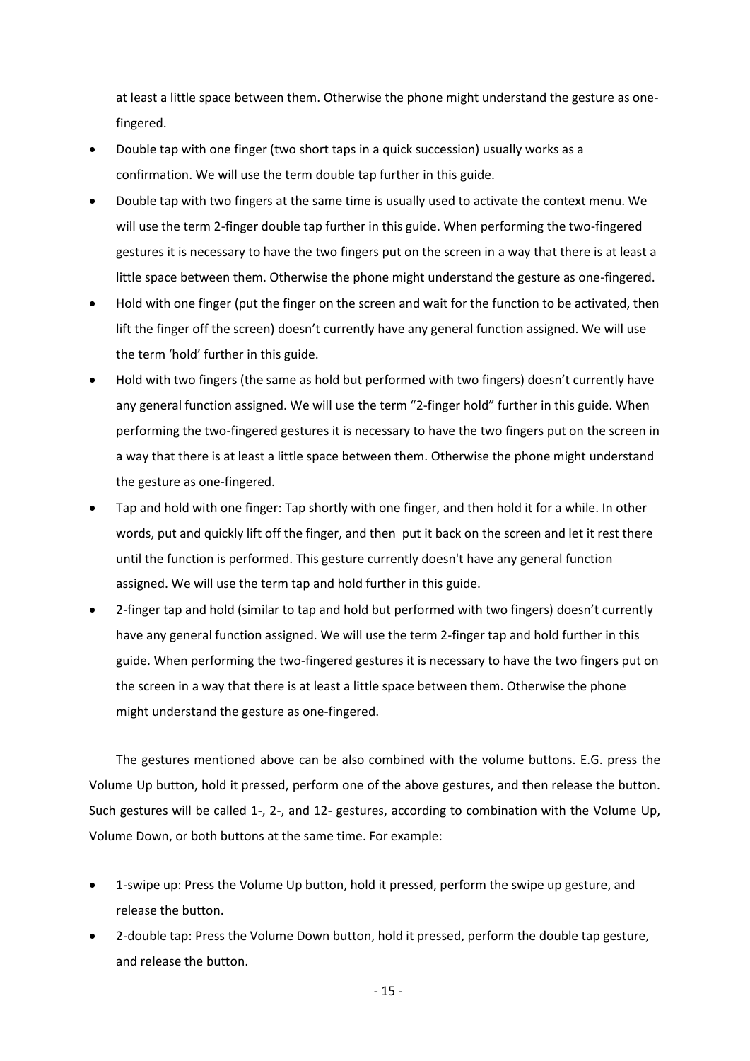at least a little space between them. Otherwise the phone might understand the gesture as one-fingered.

- Double tap with one finger (two short taps in a quick succession) usually works as a confirmation. We will use the term double tap further in this guide.
- Double tap with two fingers at the same time is usually used to activate the context menu. We will use the term 2-finger double tap further in this guide. When performing the two-fingered gestures it is necessary to have the two fingers put on the screen in a way that there is at least a little space between them. Otherwise the phone might understand the gesture as one-fingered.
- Hold with one finger (put the finger on the screen and wait for the function to be activated, then lift the finger off the screen) doesn't currently have any general function assigned. We will use the term 'hold' further in this guide.
- Hold with two fingers (the same as hold but performed with two fingers) doesn't currently have any general function assigned. We will use the term "2-finger hold" further in this guide. When performing the two-fingered gestures it is necessary to have the two fingers put on the screen in a way that there is at least a little space between them. Otherwise the phone might understand the gesture as one-fingered.
- Tap and hold with one finger: Tap shortly with one finger, and then hold it for a while. In other words, put and quickly lift off the finger, and then put it back on the screen and let it rest there until the function is performed. This gesture currently doesn't have any general function assigned. We will use the term tap and hold further in this guide.
- 2-finger tap and hold (similar to tap and hold but performed with two fingers) doesn't currently have any general function assigned. We will use the term 2-finger tap and hold further in this guide. When performing the two-fingered gestures it is necessary to have the two fingers put on the screen in a way that there is at least a little space between them. Otherwise the phone might understand the gesture as one-fingered.

The gestures mentioned above can be also combined with the volume buttons. E.G. press the Volume Up button, hold it pressed, perform one of the above gestures, and then release the button. Such gestures will be called 1-, 2-, and 12- gestures, according to combination with the Volume Up, Volume Down, or both buttons at the same time. For example:

- 1-swipe up: Press the Volume Up button, hold it pressed, perform the swipe up gesture, and release the button.
- 2-double tap: Press the Volume Down button, hold it pressed, perform the double tap gesture, and release the button.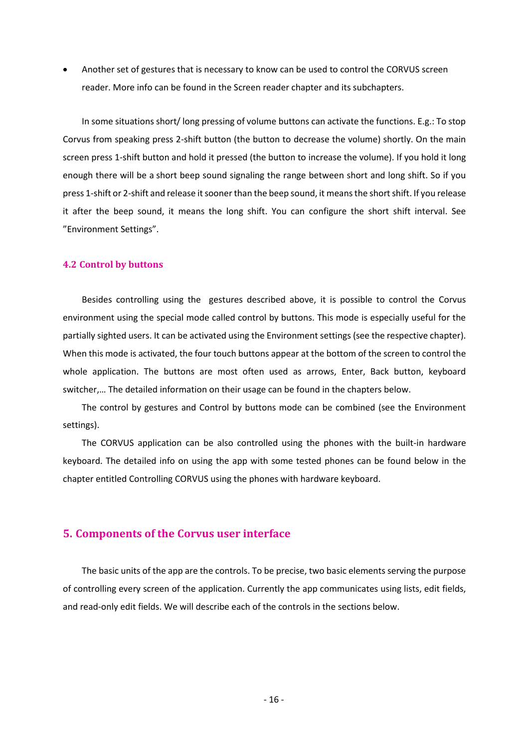- Another set of gestures that is necessary to know can be used to control the CORVUS screen reader. More info can be found in the Screen reader chapter and its subchapters.

In some situations short/ long pressing of volume buttons can activate the functions. E.g.: To stop Corvus from speaking press 2-shift button (the button to decrease the volume) shortly. On the main screen press 1-shift button and hold it pressed (the button to increase the volume). If you hold it long enough there will be a short beep sound signaling the range between short and long shift. So if you press 1-shift or 2-shift and release it sooner than the beep sound, it means the short shift. If you release it after the beep sound, it means the long shift. You can configure the short shift interval. See ”Environment Settings”.

### 4.2 Control by buttons

Besides controlling using the gestures described above, it is possible to control the Corvus environment using the special mode called control by buttons. This mode is especially useful for the partially sighted users. It can be activated using the Environment settings (see the respective chapter). When this mode is activated, the four touch buttons appear at the bottom of the screen to control the whole application. The buttons are most often used as arrows, Enter, Back button, keyboard switcher,… The detailed information on their usage can be found in the chapters below.

The control by gestures and Control by buttons mode can be combined (see the Environment settings).

The CORVUS application can be also controlled using the phones with the built-in hardware keyboard. The detailed info on using the app with some tested phones can be found below in the chapter entitled Controlling CORVUS using the phones with hardware keyboard.

## 5. Components of the Corvus user interface

The basic units of the app are the controls. To be precise, two basic elements serving the purpose of controlling every screen of the application. Currently the app communicates using lists, edit fields, and read-only edit fields. We will describe each of the controls in the sections below.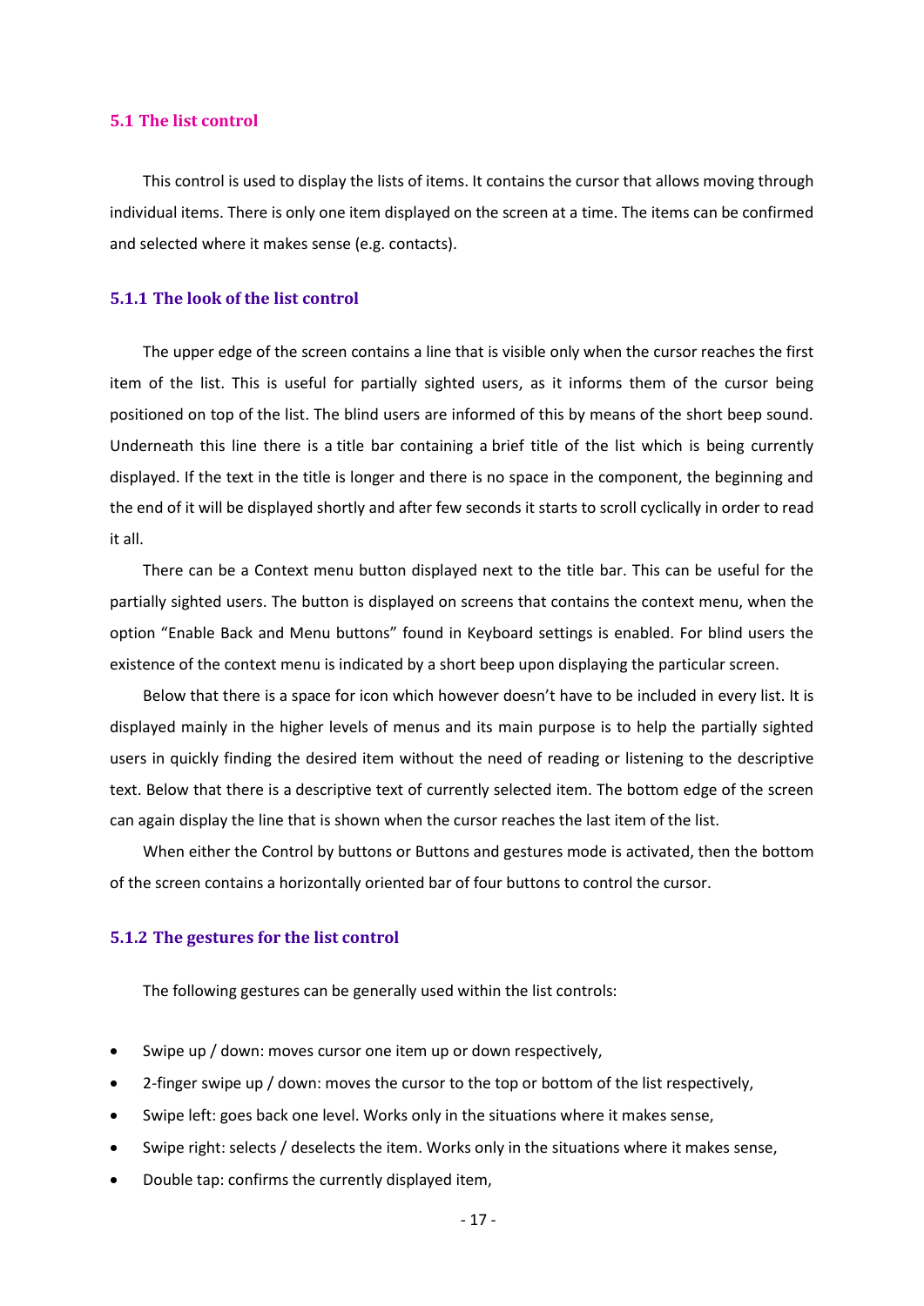## 5.1 The list control

This control is used to display the lists of items. It contains the cursor that allows moving through individual items. There is only one item displayed on the screen at a time. The items can be confirmed and selected where it makes sense (e.g. contacts).

### 5.1.1 The look of the list control

The upper edge of the screen contains a line that is visible only when the cursor reaches the first item of the list. This is useful for partially sighted users, as it informs them of the cursor being positioned on top of the list. The blind users are informed of this by means of the short beep sound. Underneath this line there is a title bar containing a brief title of the list which is being currently displayed. If the text in the title is longer and there is no space in the component, the beginning and the end of it will be displayed shortly and after few seconds it starts to scroll cyclically in order to read it all.

There can be a Context menu button displayed next to the title bar. This can be useful for the partially sighted users. The button is displayed on screens that contains the context menu, when the option "Enable Back and Menu buttons" found in Keyboard settings is enabled. For blind users the existence of the context menu is indicated by a short beep upon displaying the particular screen.

Below that there is a space for icon which however doesn't have to be included in every list. It is displayed mainly in the higher levels of menus and its main purpose is to help the partially sighted users in quickly finding the desired item without the need of reading or listening to the descriptive text. Below that there is a descriptive text of currently selected item. The bottom edge of the screen can again display the line that is shown when the cursor reaches the last item of the list.

When either the Control by buttons or Buttons and gestures mode is activated, then the bottom of the screen contains a horizontally oriented bar of four buttons to control the cursor.

### 5.1.2 The gestures for the list control

The following gestures can be generally used within the list controls:

- Swipe up / down: moves cursor one item up or down respectively,
- 2-finger swipe up / down: moves the cursor to the top or bottom of the list respectively,
- Swipe left: goes back one level. Works only in the situations where it makes sense,
- Swipe right: selects / deselects the item. Works only in the situations where it makes sense,
- Double tap: confirms the currently displayed item,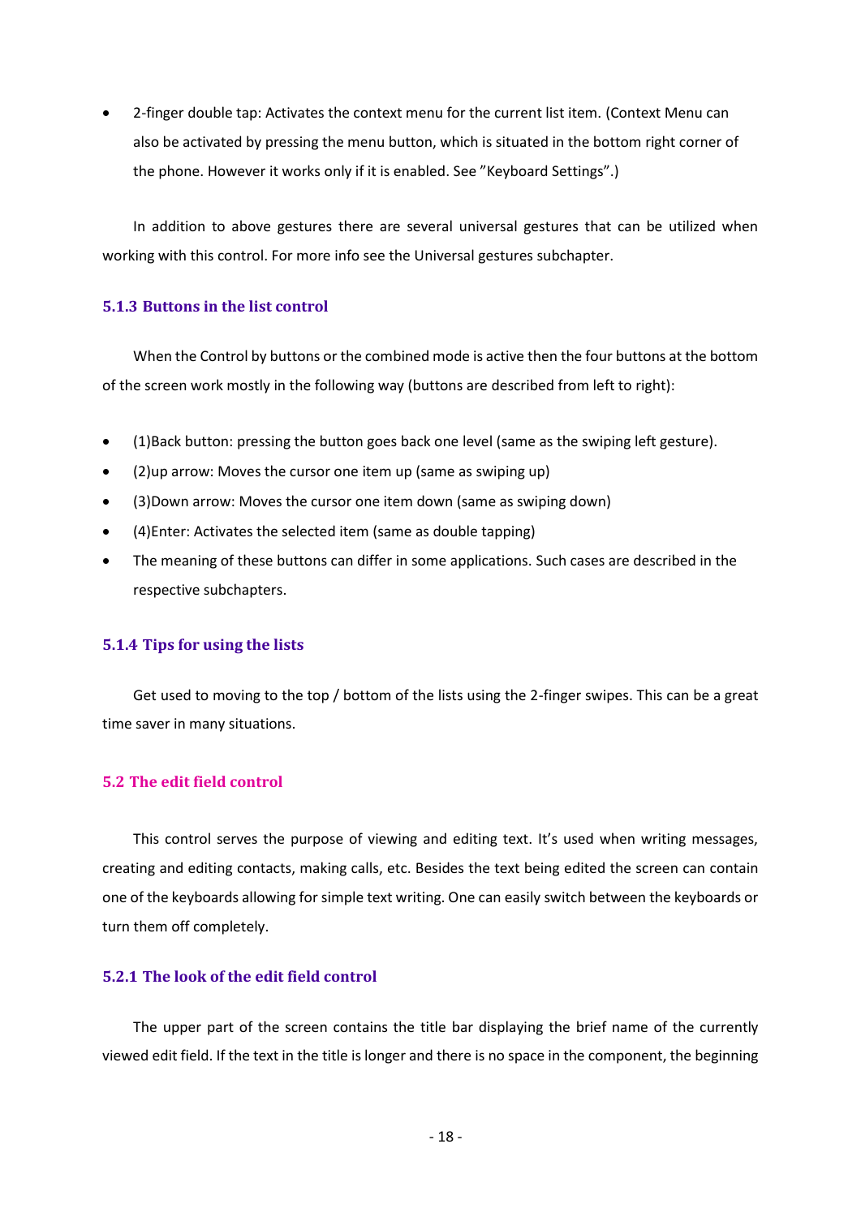- 2-finger double tap: Activates the context menu for the current list item. (Context Menu can also be activated by pressing the menu button, which is situated in the bottom right corner of the phone. However it works only if it is enabled. See "Keyboard Settings".)

In addition to above gestures there are several universal gestures that can be utilized when working with this control. For more info see the Universal gestures subchapter.

### 5.1.3 Buttons in the list control

When the Control by buttons or the combined mode is active then the four buttons at the bottom of the screen work mostly in the following way (buttons are described from left to right):

- (1)Back button: pressing the button goes back one level (same as the swiping left gesture).
- (2)up arrow: Moves the cursor one item up (same as swiping up)
- (3)Down arrow: Moves the cursor one item down (same as swiping down)
- (4)Enter: Activates the selected item (same as double tapping)
- The meaning of these buttons can differ in some applications. Such cases are described in the respective subchapters.

### 5.1.4 Tips for using the lists

Get used to moving to the top / bottom of the lists using the 2-finger swipes. This can be a great time saver in many situations.

## 5.2 The edit field control

This control serves the purpose of viewing and editing text. It's used when writing messages, creating and editing contacts, making calls, etc. Besides the text being edited the screen can contain one of the keyboards allowing for simple text writing. One can easily switch between the keyboards or turn them off completely.

### 5.2.1 The look of the edit field control

The upper part of the screen contains the title bar displaying the brief name of the currently viewed edit field. If the text in the title is longer and there is no space in the component, the beginning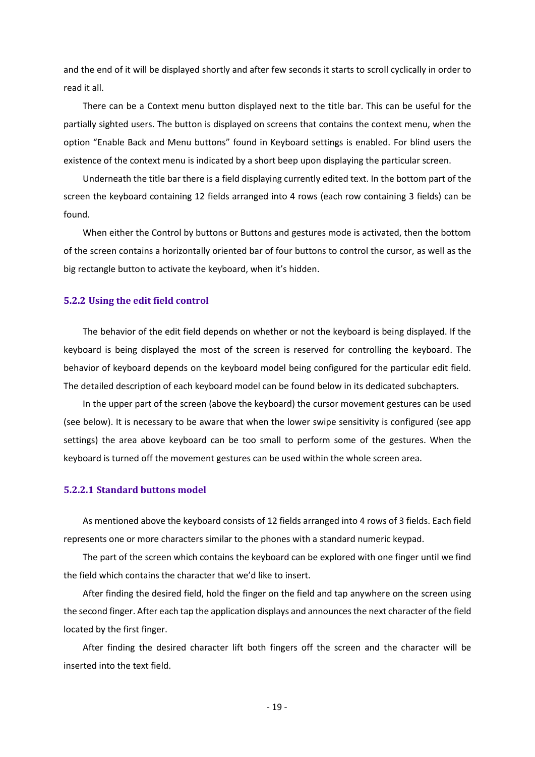and the end of it will be displayed shortly and after few seconds it starts to scroll cyclically in order to read it all.

There can be a Context menu button displayed next to the title bar. This can be useful for the partially sighted users. The button is displayed on screens that contains the context menu, when the option “Enable Back and Menu buttons” found in Keyboard settings is enabled. For blind users the existence of the context menu is indicated by a short beep upon displaying the particular screen.

Underneath the title bar there is a field displaying currently edited text. In the bottom part of the screen the keyboard containing 12 fields arranged into 4 rows (each row containing 3 fields) can be found.

When either the Control by buttons or Buttons and gestures mode is activated, then the bottom of the screen contains a horizontally oriented bar of four buttons to control the cursor, as well as the big rectangle button to activate the keyboard, when it’s hidden.

### 5.2.2 Using the edit field control

The behavior of the edit field depends on whether or not the keyboard is being displayed. If the keyboard is being displayed the most of the screen is reserved for controlling the keyboard. The behavior of keyboard depends on the keyboard model being configured for the particular edit field. The detailed description of each keyboard model can be found below in its dedicated subchapters.

In the upper part of the screen (above the keyboard) the cursor movement gestures can be used (see below). It is necessary to be aware that when the lower swipe sensitivity is configured (see app settings) the area above keyboard can be too small to perform some of the gestures. When the keyboard is turned off the movement gestures can be used within the whole screen area.

#### 5.2.2.1 Standard buttons model

As mentioned above the keyboard consists of 12 fields arranged into 4 rows of 3 fields. Each field represents one or more characters similar to the phones with a standard numeric keypad.

The part of the screen which contains the keyboard can be explored with one finger until we find the field which contains the character that we’d like to insert.

After finding the desired field, hold the finger on the field and tap anywhere on the screen using the second finger. After each tap the application displays and announces the next character of the field located by the first finger.

After finding the desired character lift both fingers off the screen and the character will be inserted into the text field.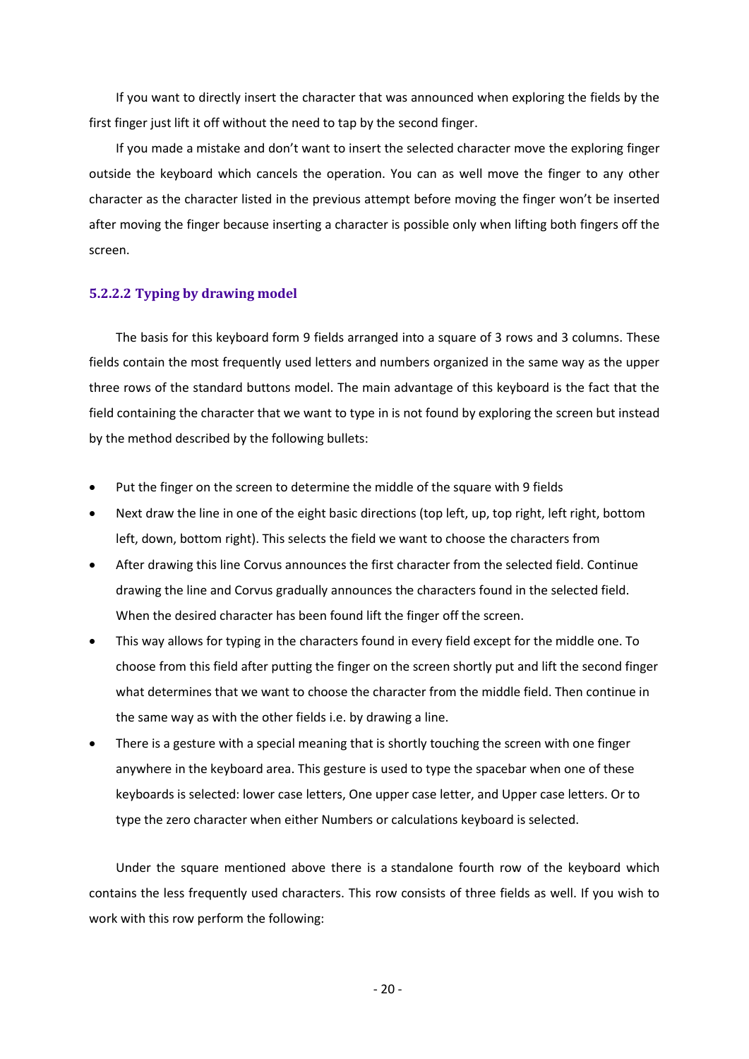If you want to directly insert the character that was announced when exploring the fields by the first finger just lift it off without the need to tap by the second finger.

If you made a mistake and don't want to insert the selected character move the exploring finger outside the keyboard which cancels the operation. You can as well move the finger to any other character as the character listed in the previous attempt before moving the finger won't be inserted after moving the finger because inserting a character is possible only when lifting both fingers off the screen.

#### 5.2.2.2 Typing by drawing model

The basis for this keyboard form 9 fields arranged into a square of 3 rows and 3 columns. These fields contain the most frequently used letters and numbers organized in the same way as the upper three rows of the standard buttons model. The main advantage of this keyboard is the fact that the field containing the character that we want to type in is not found by exploring the screen but instead by the method described by the following bullets:

- Put the finger on the screen to determine the middle of the square with 9 fields
- Next draw the line in one of the eight basic directions (top left, up, top right, left right, bottom left, down, bottom right). This selects the field we want to choose the characters from
- After drawing this line Corvus announces the first character from the selected field. Continue drawing the line and Corvus gradually announces the characters found in the selected field. When the desired character has been found lift the finger off the screen.
- This way allows for typing in the characters found in every field except for the middle one. To choose from this field after putting the finger on the screen shortly put and lift the second finger what determines that we want to choose the character from the middle field. Then continue in the same way as with the other fields i.e. by drawing a line.
- There is a gesture with a special meaning that is shortly touching the screen with one finger anywhere in the keyboard area. This gesture is used to type the spacebar when one of these keyboards is selected: lower case letters, One upper case letter, and Upper case letters. Or to type the zero character when either Numbers or calculations keyboard is selected.

Under the square mentioned above there is a standalone fourth row of the keyboard which contains the less frequently used characters. This row consists of three fields as well. If you wish to work with this row perform the following: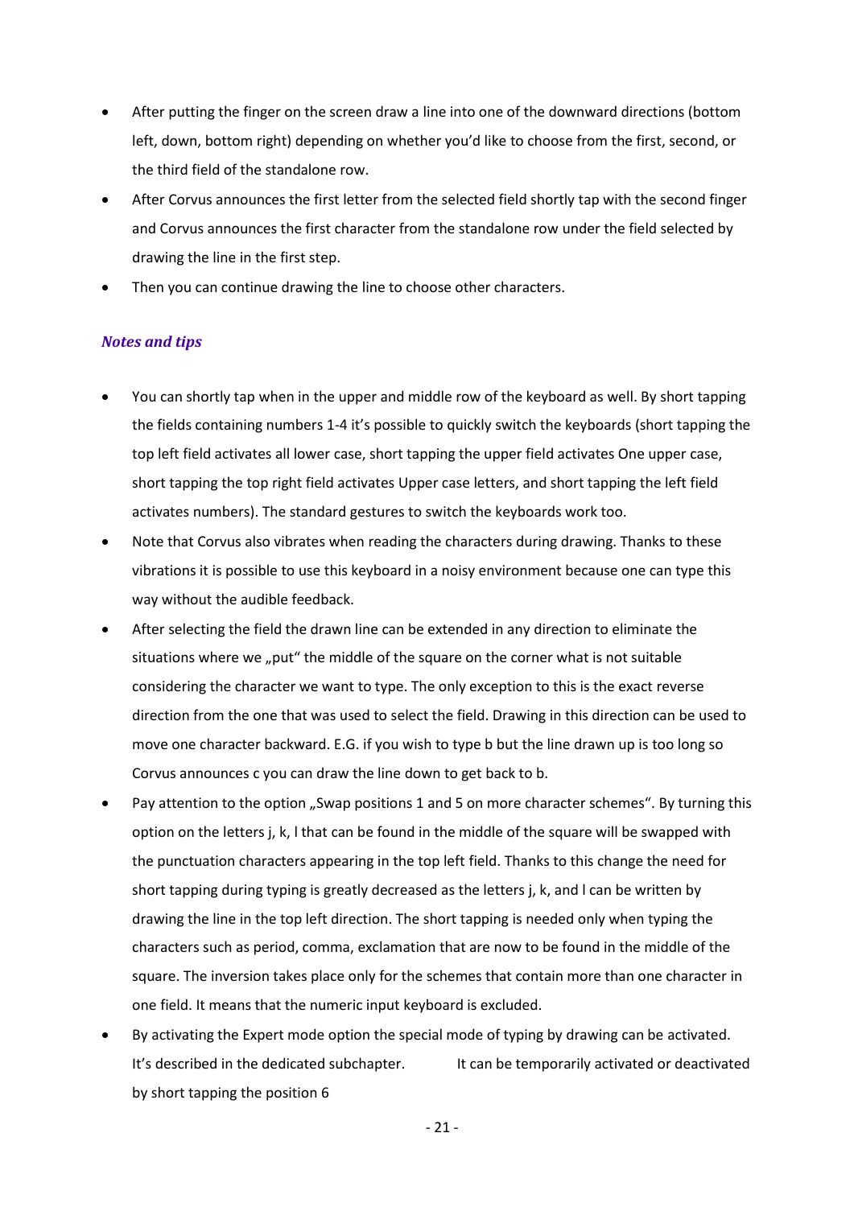- After putting the finger on the screen draw a line into one of the downward directions (bottom left, down, bottom right) depending on whether you'd like to choose from the first, second, or the third field of the standalone row.
- After Corvus announces the first letter from the selected field shortly tap with the second finger and Corvus announces the first character from the standalone row under the field selected by drawing the line in the first step.
- Then you can continue drawing the line to choose other characters.

### *Notes and tips*

- You can shortly tap when in the upper and middle row of the keyboard as well. By short tapping the fields containing numbers 1-4 it's possible to quickly switch the keyboards (short tapping the top left field activates all lower case, short tapping the upper field activates One upper case, short tapping the top right field activates Upper case letters, and short tapping the left field activates numbers). The standard gestures to switch the keyboards work too.
- Note that Corvus also vibrates when reading the characters during drawing. Thanks to these vibrations it is possible to use this keyboard in a noisy environment because one can type this way without the audible feedback.
- After selecting the field the drawn line can be extended in any direction to eliminate the situations where we „put" the middle of the square on the corner what is not suitable considering the character we want to type. The only exception to this is the exact reverse direction from the one that was used to select the field. Drawing in this direction can be used to move one character backward. E.G. if you wish to type b but the line drawn up is too long so Corvus announces c you can draw the line down to get back to b.
- Pay attention to the option „Swap positions 1 and 5 on more character schemes". By turning this option on the letters j, k, l that can be found in the middle of the square will be swapped with the punctuation characters appearing in the top left field. Thanks to this change the need for short tapping during typing is greatly decreased as the letters j, k, and l can be written by drawing the line in the top left direction. The short tapping is needed only when typing the characters such as period, comma, exclamation that are now to be found in the middle of the square. The inversion takes place only for the schemes that contain more than one character in one field. It means that the numeric input keyboard is excluded.
- By activating the Expert mode option the special mode of typing by drawing can be activated. It's described in the dedicated subchapter. It can be temporarily activated or deactivated by short tapping the position 6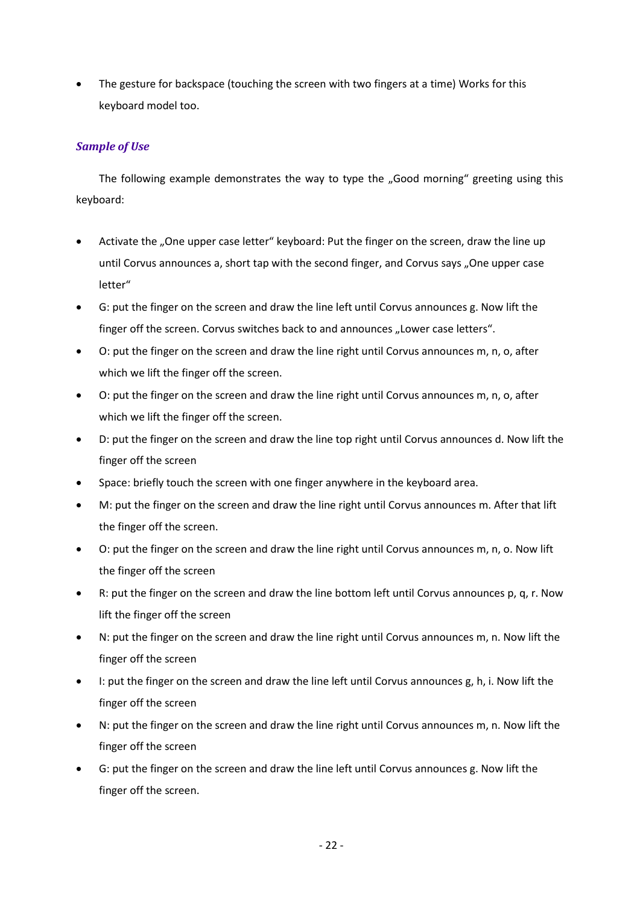- The gesture for backspace (touching the screen with two fingers at a time) Works for this keyboard model too.

### *Sample of Use*

The following example demonstrates the way to type the „Good morning“ greeting using this keyboard:

- Activate the „One upper case letter“ keyboard: Put the finger on the screen, draw the line up until Corvus announces a, short tap with the second finger, and Corvus says „One upper case letter“
- G: put the finger on the screen and draw the line left until Corvus announces g. Now lift the finger off the screen. Corvus switches back to and announces „Lower case letters“.
- O: put the finger on the screen and draw the line right until Corvus announces m, n, o, after which we lift the finger off the screen.
- O: put the finger on the screen and draw the line right until Corvus announces m, n, o, after which we lift the finger off the screen.
- D: put the finger on the screen and draw the line top right until Corvus announces d. Now lift the finger off the screen
- Space: briefly touch the screen with one finger anywhere in the keyboard area.
- M: put the finger on the screen and draw the line right until Corvus announces m. After that lift the finger off the screen.
- O: put the finger on the screen and draw the line right until Corvus announces m, n, o. Now lift the finger off the screen
- R: put the finger on the screen and draw the line bottom left until Corvus announces p, q, r. Now lift the finger off the screen
- N: put the finger on the screen and draw the line right until Corvus announces m, n. Now lift the finger off the screen
- I: put the finger on the screen and draw the line left until Corvus announces g, h, i. Now lift the finger off the screen
- N: put the finger on the screen and draw the line right until Corvus announces m, n. Now lift the finger off the screen
- G: put the finger on the screen and draw the line left until Corvus announces g. Now lift the finger off the screen.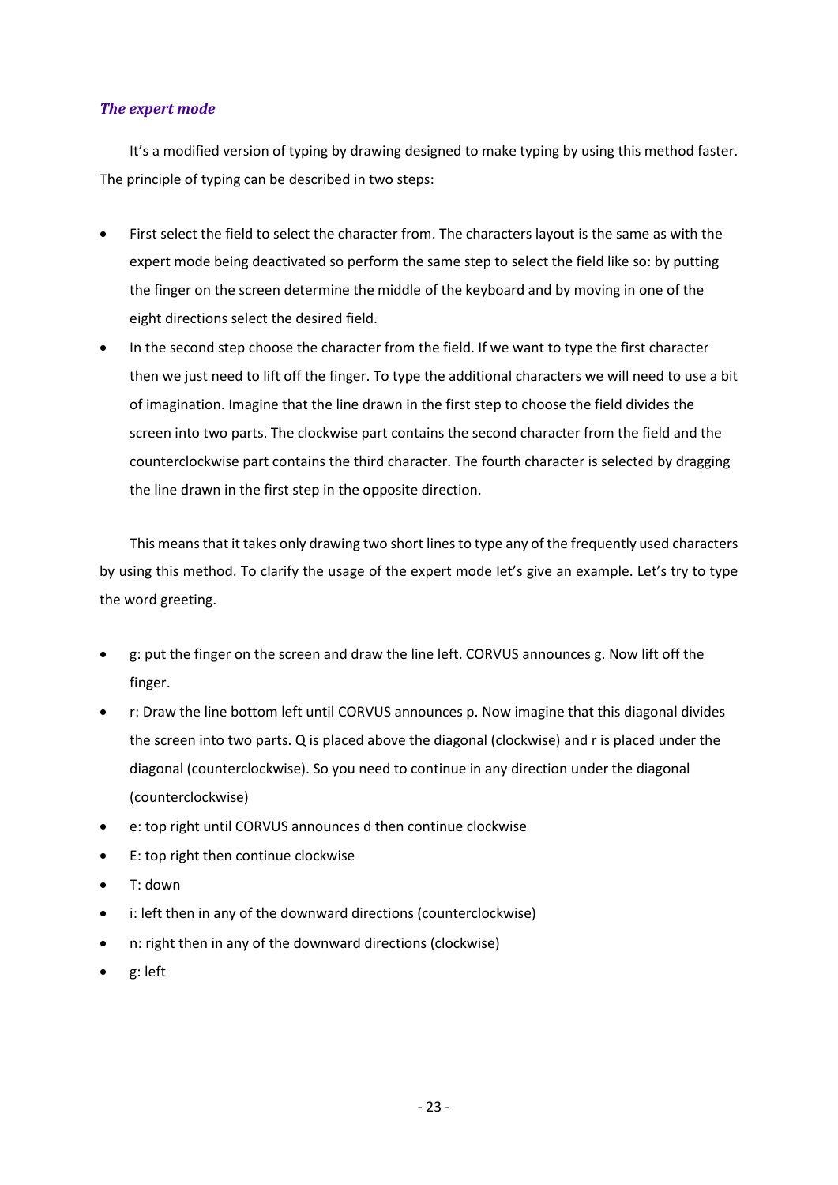### *The expert mode*

It's a modified version of typing by drawing designed to make typing by using this method faster. The principle of typing can be described in two steps:

- First select the field to select the character from. The characters layout is the same as with the expert mode being deactivated so perform the same step to select the field like so: by putting the finger on the screen determine the middle of the keyboard and by moving in one of the eight directions select the desired field.
- In the second step choose the character from the field. If we want to type the first character then we just need to lift off the finger. To type the additional characters we will need to use a bit of imagination. Imagine that the line drawn in the first step to choose the field divides the screen into two parts. The clockwise part contains the second character from the field and the counterclockwise part contains the third character. The fourth character is selected by dragging the line drawn in the first step in the opposite direction.

This means that it takes only drawing two short lines to type any of the frequently used characters by using this method. To clarify the usage of the expert mode let's give an example. Let's try to type the word greeting.

- g: put the finger on the screen and draw the line left. CORVUS announces g. Now lift off the finger.
- r: Draw the line bottom left until CORVUS announces p. Now imagine that this diagonal divides the screen into two parts. Q is placed above the diagonal (clockwise) and r is placed under the diagonal (counterclockwise). So you need to continue in any direction under the diagonal (counterclockwise)
- e: top right until CORVUS announces d then continue clockwise
- E: top right then continue clockwise
- T: down
- i: left then in any of the downward directions (counterclockwise)
- n: right then in any of the downward directions (clockwise)
- g: left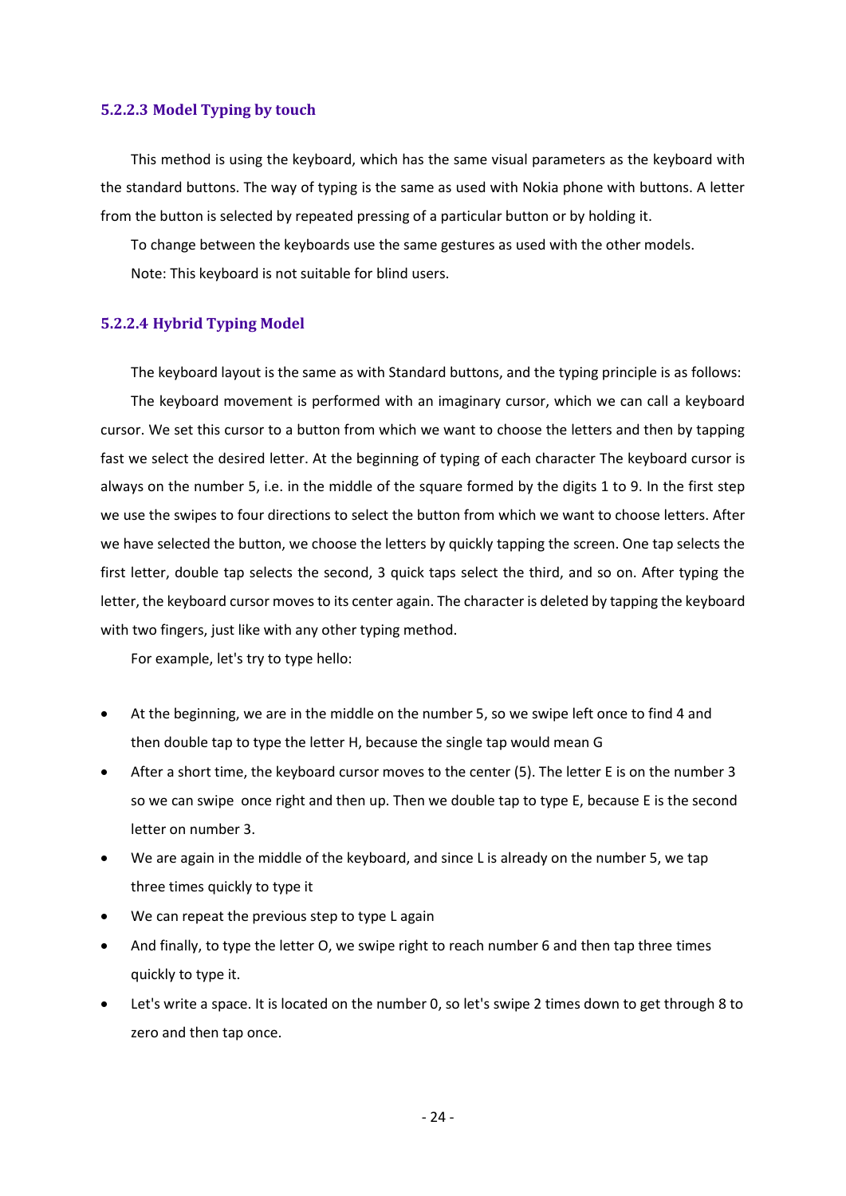#### 5.2.2.3 Model Typing by touch

This method is using the keyboard, which has the same visual parameters as the keyboard with the standard buttons. The way of typing is the same as used with Nokia phone with buttons. A letter from the button is selected by repeated pressing of a particular button or by holding it.

To change between the keyboards use the same gestures as used with the other models.

Note: This keyboard is not suitable for blind users.

#### 5.2.2.4 Hybrid Typing Model

The keyboard layout is the same as with Standard buttons, and the typing principle is as follows:

The keyboard movement is performed with an imaginary cursor, which we can call a keyboard cursor. We set this cursor to a button from which we want to choose the letters and then by tapping fast we select the desired letter. At the beginning of typing of each character The keyboard cursor is always on the number 5, i.e. in the middle of the square formed by the digits 1 to 9. In the first step we use the swipes to four directions to select the button from which we want to choose letters. After we have selected the button, we choose the letters by quickly tapping the screen. One tap selects the first letter, double tap selects the second, 3 quick taps select the third, and so on. After typing the letter, the keyboard cursor moves to its center again. The character is deleted by tapping the keyboard with two fingers, just like with any other typing method.

For example, let's try to type hello:

- At the beginning, we are in the middle on the number 5, so we swipe left once to find 4 and then double tap to type the letter H, because the single tap would mean G
- After a short time, the keyboard cursor moves to the center (5). The letter E is on the number 3 so we can swipe once right and then up. Then we double tap to type E, because E is the second letter on number 3.
- We are again in the middle of the keyboard, and since L is already on the number 5, we tap three times quickly to type it
- We can repeat the previous step to type L again
- And finally, to type the letter O, we swipe right to reach number 6 and then tap three times quickly to type it.
- Let's write a space. It is located on the number 0, so let's swipe 2 times down to get through 8 to zero and then tap once.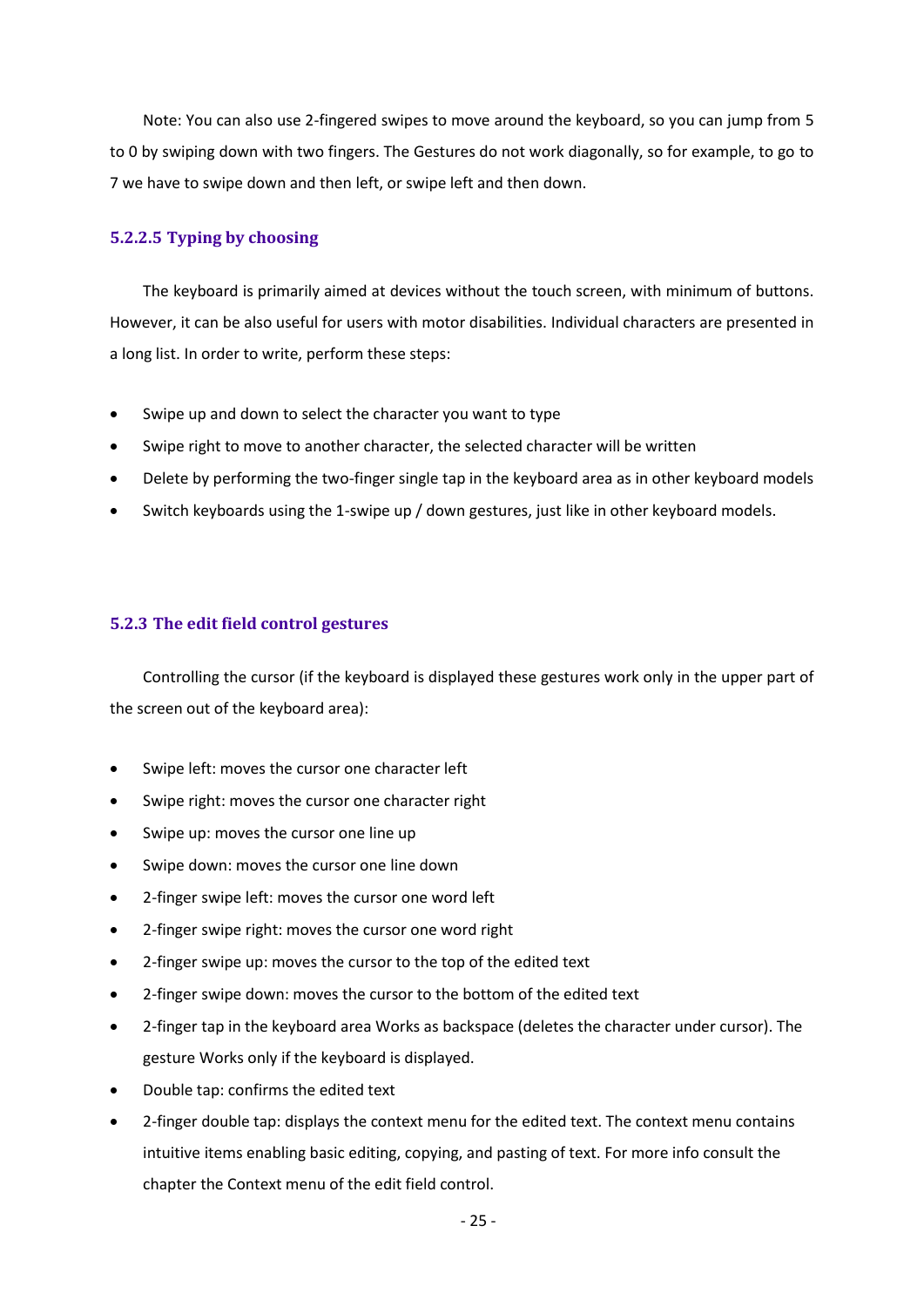Note: You can also use 2-fingered swipes to move around the keyboard, so you can jump from 5 to 0 by swiping down with two fingers. The Gestures do not work diagonally, so for example, to go to 7 we have to swipe down and then left, or swipe left and then down.

#### 5.2.2.5 Typing by choosing

The keyboard is primarily aimed at devices without the touch screen, with minimum of buttons. However, it can be also useful for users with motor disabilities. Individual characters are presented in a long list. In order to write, perform these steps:

- Swipe up and down to select the character you want to type
- Swipe right to move to another character, the selected character will be written
- Delete by performing the two-finger single tap in the keyboard area as in other keyboard models
- Switch keyboards using the 1-swipe up / down gestures, just like in other keyboard models.

### 5.2.3 The edit field control gestures

Controlling the cursor (if the keyboard is displayed these gestures work only in the upper part of the screen out of the keyboard area):

- Swipe left: moves the cursor one character left
- Swipe right: moves the cursor one character right
- Swipe up: moves the cursor one line up
- Swipe down: moves the cursor one line down
- 2-finger swipe left: moves the cursor one word left
- 2-finger swipe right: moves the cursor one word right
- 2-finger swipe up: moves the cursor to the top of the edited text
- 2-finger swipe down: moves the cursor to the bottom of the edited text
- 2-finger tap in the keyboard area Works as backspace (deletes the character under cursor). The gesture Works only if the keyboard is displayed.
- Double tap: confirms the edited text
- 2-finger double tap: displays the context menu for the edited text. The context menu contains intuitive items enabling basic editing, copying, and pasting of text. For more info consult the chapter the Context menu of the edit field control.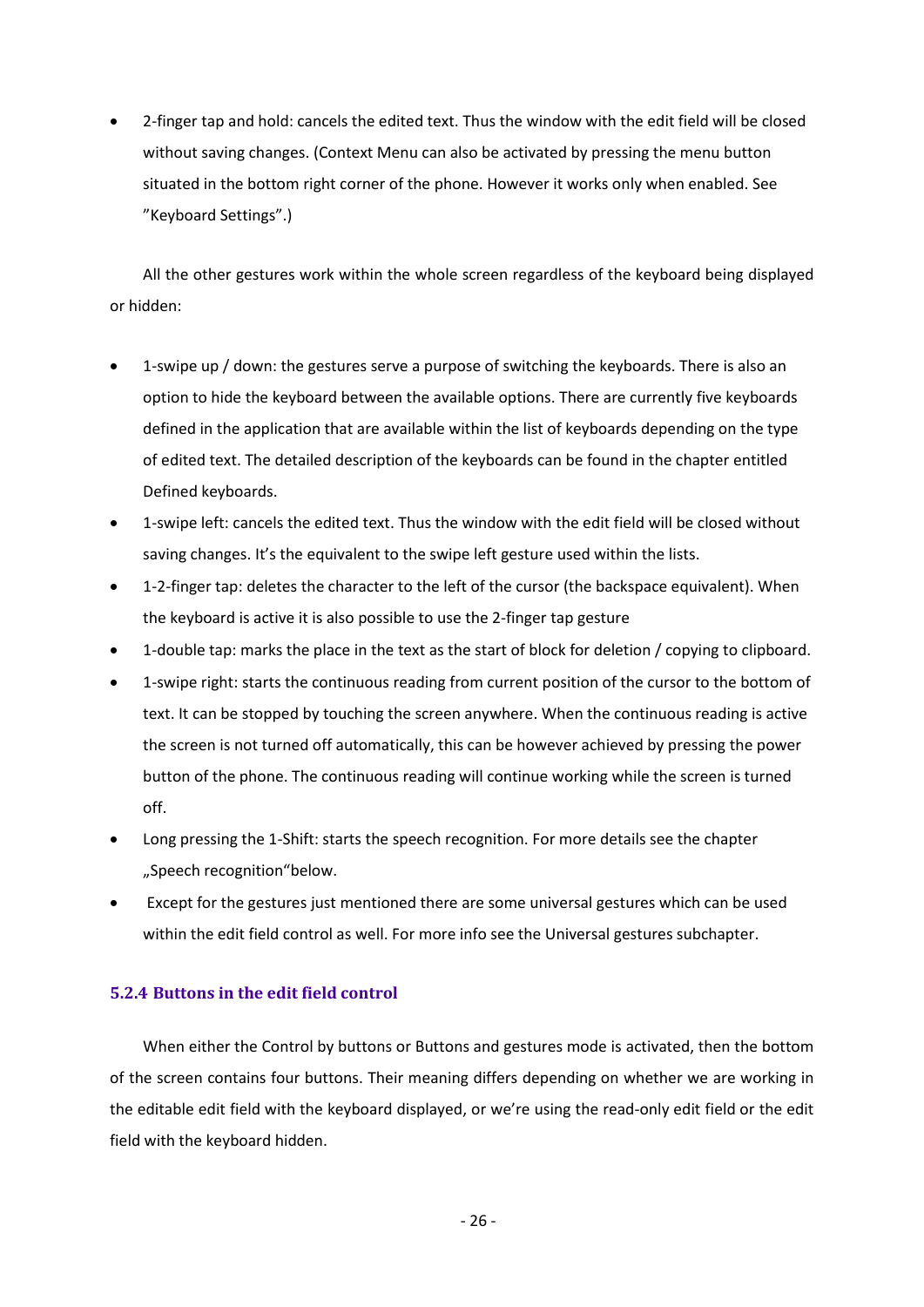- 2-finger tap and hold: cancels the edited text. Thus the window with the edit field will be closed without saving changes. (Context Menu can also be activated by pressing the menu button situated in the bottom right corner of the phone. However it works only when enabled. See ”Keyboard Settings”.)

All the other gestures work within the whole screen regardless of the keyboard being displayed or hidden:

- 1-swipe up / down: the gestures serve a purpose of switching the keyboards. There is also an option to hide the keyboard between the available options. There are currently five keyboards defined in the application that are available within the list of keyboards depending on the type of edited text. The detailed description of the keyboards can be found in the chapter entitled Defined keyboards.
- 1-swipe left: cancels the edited text. Thus the window with the edit field will be closed without saving changes. It's the equivalent to the swipe left gesture used within the lists.
- 1-2-finger tap: deletes the character to the left of the cursor (the backspace equivalent). When the keyboard is active it is also possible to use the 2-finger tap gesture
- 1-double tap: marks the place in the text as the start of block for deletion / copying to clipboard.
- 1-swipe right: starts the continuous reading from current position of the cursor to the bottom of text. It can be stopped by touching the screen anywhere. When the continuous reading is active the screen is not turned off automatically, this can be however achieved by pressing the power button of the phone. The continuous reading will continue working while the screen is turned off.
- Long pressing the 1-Shift: starts the speech recognition. For more details see the chapter „Speech recognition“below.
- Except for the gestures just mentioned there are some universal gestures which can be used within the edit field control as well. For more info see the Universal gestures subchapter.

### 5.2.4 Buttons in the edit field control

When either the Control by buttons or Buttons and gestures mode is activated, then the bottom of the screen contains four buttons. Their meaning differs depending on whether we are working in the editable edit field with the keyboard displayed, or we're using the read-only edit field or the edit field with the keyboard hidden.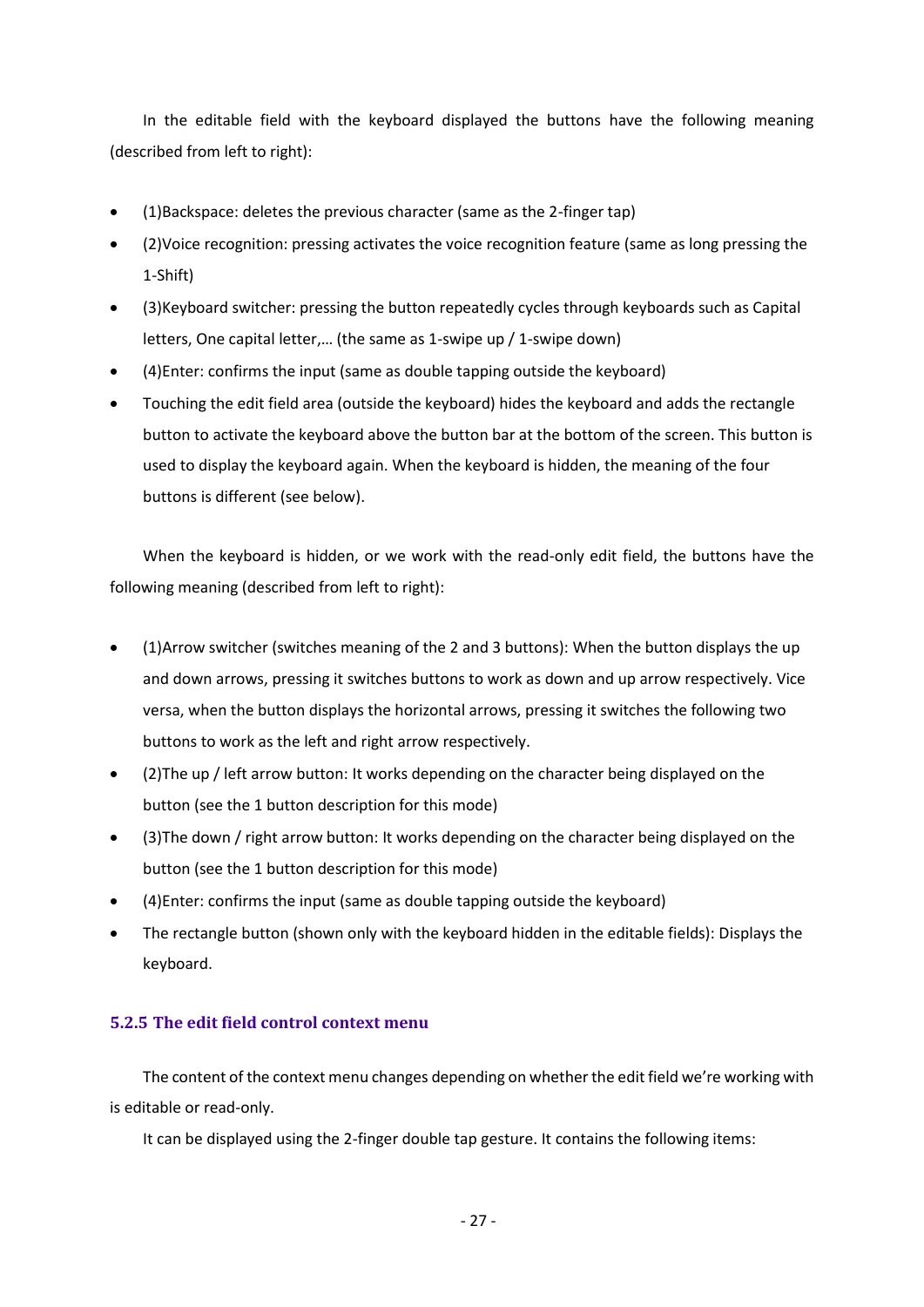In the editable field with the keyboard displayed the buttons have the following meaning (described from left to right):

- (1)Backspace: deletes the previous character (same as the 2-finger tap)
- (2)Voice recognition: pressing activates the voice recognition feature (same as long pressing the 1-Shift)
- (3)Keyboard switcher: pressing the button repeatedly cycles through keyboards such as Capital letters, One capital letter,… (the same as 1-swipe up / 1-swipe down)
- (4)Enter: confirms the input (same as double tapping outside the keyboard)
- Touching the edit field area (outside the keyboard) hides the keyboard and adds the rectangle button to activate the keyboard above the button bar at the bottom of the screen. This button is used to display the keyboard again. When the keyboard is hidden, the meaning of the four buttons is different (see below).

When the keyboard is hidden, or we work with the read-only edit field, the buttons have the following meaning (described from left to right):

- (1)Arrow switcher (switches meaning of the 2 and 3 buttons): When the button displays the up and down arrows, pressing it switches buttons to work as down and up arrow respectively. Vice versa, when the button displays the horizontal arrows, pressing it switches the following two buttons to work as the left and right arrow respectively.
- (2)The up / left arrow button: It works depending on the character being displayed on the button (see the 1 button description for this mode)
- (3)The down / right arrow button: It works depending on the character being displayed on the button (see the 1 button description for this mode)
- (4)Enter: confirms the input (same as double tapping outside the keyboard)
- The rectangle button (shown only with the keyboard hidden in the editable fields): Displays the keyboard.

### 5.2.5 The edit field control context menu

The content of the context menu changes depending on whether the edit field we're working with is editable or read-only.

It can be displayed using the 2-finger double tap gesture. It contains the following items: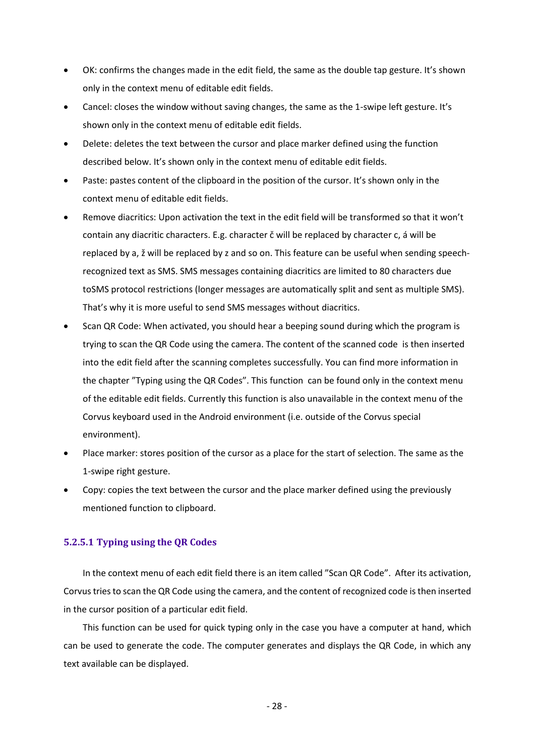- OK: confirms the changes made in the edit field, the same as the double tap gesture. It's shown only in the context menu of editable edit fields.
- Cancel: closes the window without saving changes, the same as the 1-swipe left gesture. It's shown only in the context menu of editable edit fields.
- Delete: deletes the text between the cursor and place marker defined using the function described below. It's shown only in the context menu of editable edit fields.
- Paste: pastes content of the clipboard in the position of the cursor. It's shown only in the context menu of editable edit fields.
- Remove diacritics: Upon activation the text in the edit field will be transformed so that it won't contain any diacritic characters. E.g. character č will be replaced by character c, á will be replaced by a, ž will be replaced by z and so on. This feature can be useful when sending speech-recognized text as SMS. SMS messages containing diacritics are limited to 80 characters due toSMS protocol restrictions (longer messages are automatically split and sent as multiple SMS). That's why it is more useful to send SMS messages without diacritics.
- Scan QR Code: When activated, you should hear a beeping sound during which the program is trying to scan the QR Code using the camera. The content of the scanned code is then inserted into the edit field after the scanning completes successfully. You can find more information in the chapter "Typing using the QR Codes". This function can be found only in the context menu of the editable edit fields. Currently this function is also unavailable in the context menu of the Corvus keyboard used in the Android environment (i.e. outside of the Corvus special environment).
- Place marker: stores position of the cursor as a place for the start of selection. The same as the 1-swipe right gesture.
- Copy: copies the text between the cursor and the place marker defined using the previously mentioned function to clipboard.

#### 5.2.5.1 Typing using the QR Codes

In the context menu of each edit field there is an item called "Scan QR Code". After its activation, Corvus tries to scan the QR Code using the camera, and the content of recognized code is then inserted in the cursor position of a particular edit field.

This function can be used for quick typing only in the case you have a computer at hand, which can be used to generate the code. The computer generates and displays the QR Code, in which any text available can be displayed.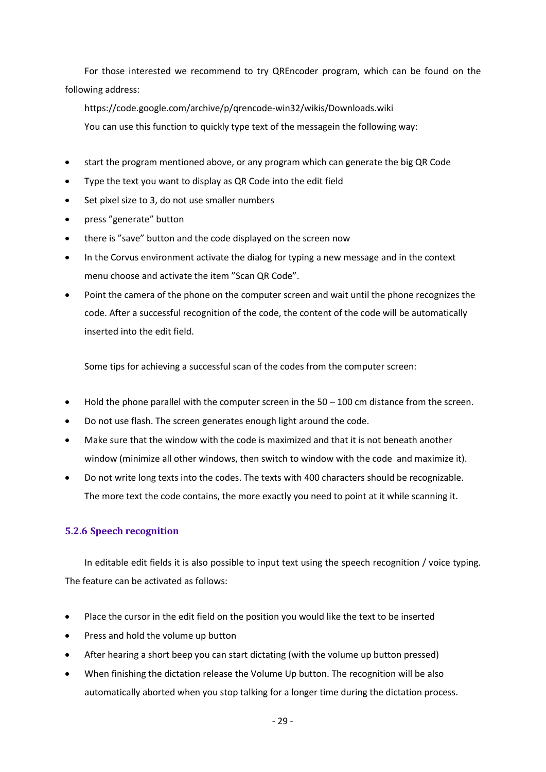For those interested we recommend to try QREncoder program, which can be found on the following address:

https://code.google.com/archive/p/qrencode-win32/wikis/Downloads.wiki

You can use this function to quickly type text of the messagein the following way:

- start the program mentioned above, or any program which can generate the big QR Code
- Type the text you want to display as QR Code into the edit field
- Set pixel size to 3, do not use smaller numbers
- press ”generate” button
- there is ”save” button and the code displayed on the screen now
- In the Corvus environment activate the dialog for typing a new message and in the context menu choose and activate the item ”Scan QR Code”.
- Point the camera of the phone on the computer screen and wait until the phone recognizes the code. After a successful recognition of the code, the content of the code will be automatically inserted into the edit field.

Some tips for achieving a successful scan of the codes from the computer screen:

- Hold the phone parallel with the computer screen in the 50 – 100 cm distance from the screen.
- Do not use flash. The screen generates enough light around the code.
- Make sure that the window with the code is maximized and that it is not beneath another window (minimize all other windows, then switch to window with the code and maximize it).
- Do not write long texts into the codes. The texts with 400 characters should be recognizable. The more text the code contains, the more exactly you need to point at it while scanning it.

### 5.2.6 Speech recognition

In editable edit fields it is also possible to input text using the speech recognition / voice typing. The feature can be activated as follows:

- Place the cursor in the edit field on the position you would like the text to be inserted
- Press and hold the volume up button
- After hearing a short beep you can start dictating (with the volume up button pressed)
- When finishing the dictation release the Volume Up button. The recognition will be also automatically aborted when you stop talking for a longer time during the dictation process.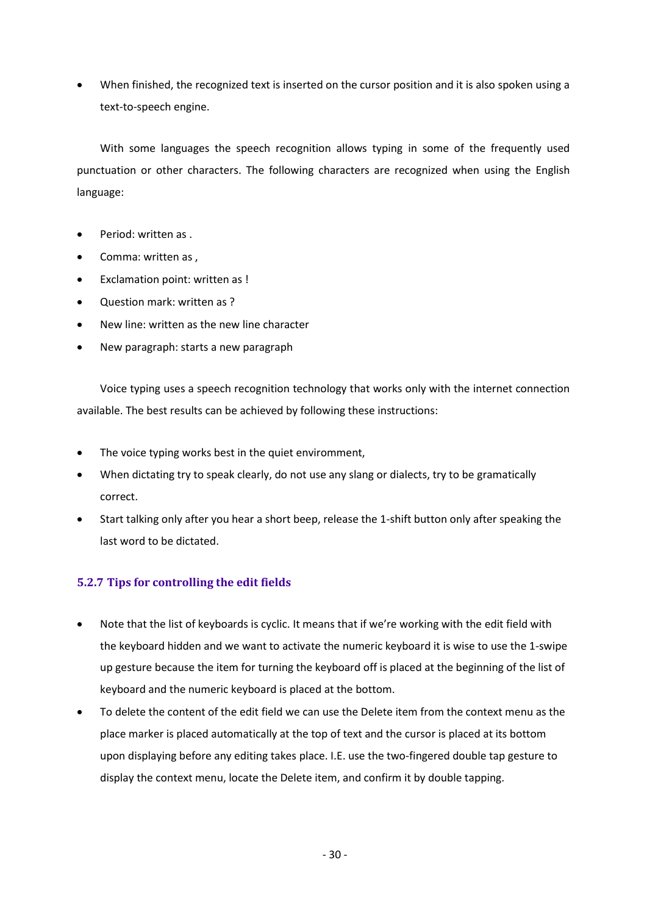- When finished, the recognized text is inserted on the cursor position and it is also spoken using a text-to-speech engine.

With some languages the speech recognition allows typing in some of the frequently used punctuation or other characters. The following characters are recognized when using the English language:

- Period: written as .
- Comma: written as ,
- Exclamation point: written as !
- Question mark: written as ?
- New line: written as the new line character
- New paragraph: starts a new paragraph

Voice typing uses a speech recognition technology that works only with the internet connection available. The best results can be achieved by following these instructions:

- The voice typing works best in the quiet enviromment,
- When dictating try to speak clearly, do not use any slang or dialects, try to be gramatically correct.
- Start talking only after you hear a short beep, release the 1-shift button only after speaking the last word to be dictated.

### 5.2.7 Tips for controlling the edit fields

- Note that the list of keyboards is cyclic. It means that if we're working with the edit field with the keyboard hidden and we want to activate the numeric keyboard it is wise to use the 1-swipe up gesture because the item for turning the keyboard off is placed at the beginning of the list of keyboard and the numeric keyboard is placed at the bottom.
- To delete the content of the edit field we can use the Delete item from the context menu as the place marker is placed automatically at the top of text and the cursor is placed at its bottom upon displaying before any editing takes place. I.E. use the two-fingered double tap gesture to display the context menu, locate the Delete item, and confirm it by double tapping.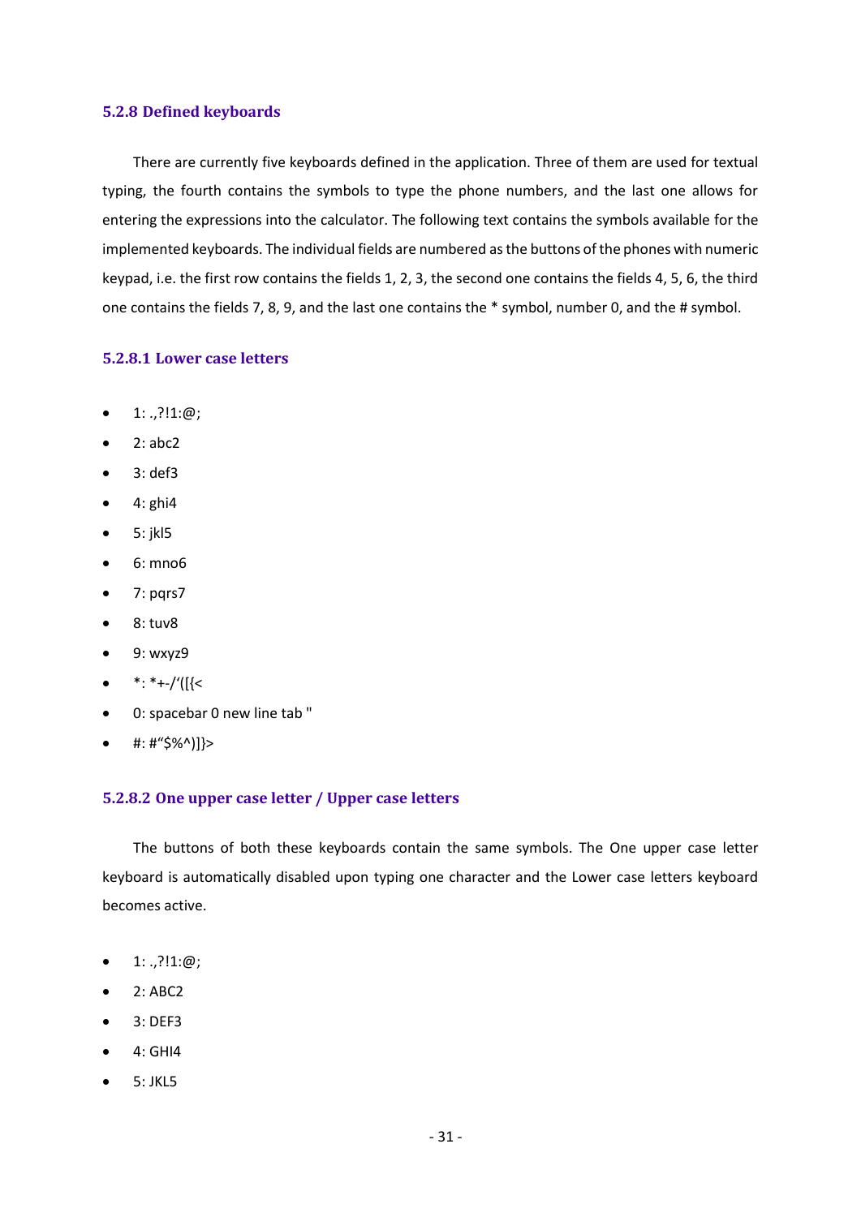### 5.2.8 Defined keyboards

There are currently five keyboards defined in the application. Three of them are used for textual typing, the fourth contains the symbols to type the phone numbers, and the last one allows for entering the expressions into the calculator. The following text contains the symbols available for the implemented keyboards. The individual fields are numbered as the buttons of the phones with numeric keypad, i.e. the first row contains the fields 1, 2, 3, the second one contains the fields 4, 5, 6, the third one contains the fields 7, 8, 9, and the last one contains the * symbol, number 0, and the # symbol.

#### 5.2.8.1 Lower case letters

- 1: .,?!1:@;
- 2: abc2
- 3: def3
- 4: ghi4
- 5: jkl5
- 6: mno6
- 7: pqrs7
- 8: tuv8
- 9: wxyz9
- *: *+-/‘([{<
- 0: spacebar 0 new line tab "
- #: #“$%^)]}>

#### 5.2.8.2 One upper case letter / Upper case letters

The buttons of both these keyboards contain the same symbols. The One upper case letter keyboard is automatically disabled upon typing one character and the Lower case letters keyboard becomes active.

- 1: .,?!1:@;
- 2: ABC2
- 3: DEF3
- 4: GHI4
- 5: JKL5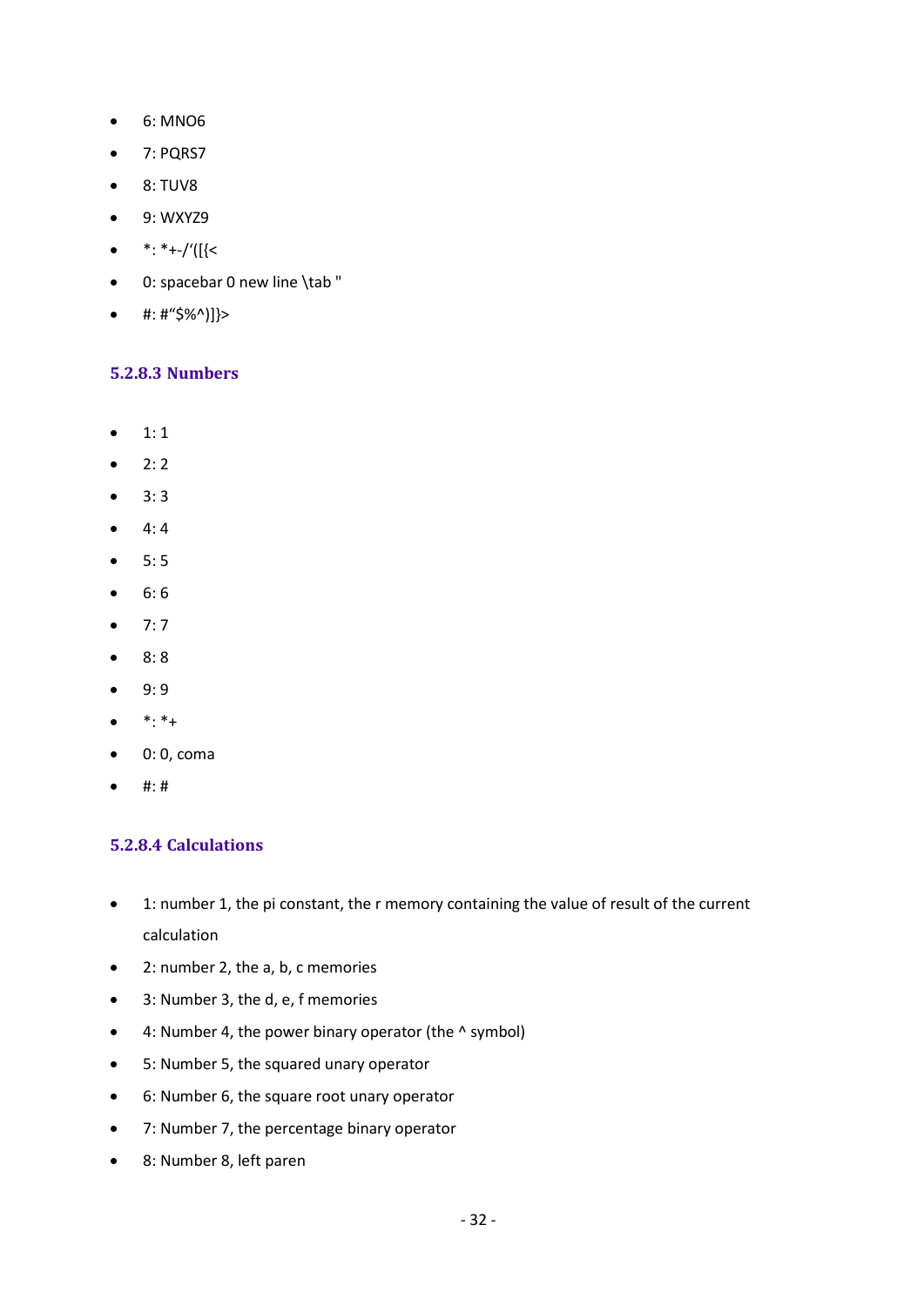- 6: MNO6
- 7: PQRS7
- 8: TUV8
- 9: WXYZ9
- *: *+-/'([{<
- 0: spacebar 0 new line \tab "
- #: #"$%^)]}>

### 5.2.8.3 Numbers

- 1: 1
- 2: 2
- 3: 3
- 4: 4
- 5: 5
- 6: 6
- 7: 7
- 8: 8
- 9: 9
- *: *+
- 0: 0, coma
- #: #

### 5.2.8.4 Calculations

- 1: number 1, the pi constant, the r memory containing the value of result of the current calculation
- 2: number 2, the a, b, c memories
- 3: Number 3, the d, e, f memories
- 4: Number 4, the power binary operator (the ^ symbol)
- 5: Number 5, the squared unary operator
- 6: Number 6, the square root unary operator
- 7: Number 7, the percentage binary operator
- 8: Number 8, left paren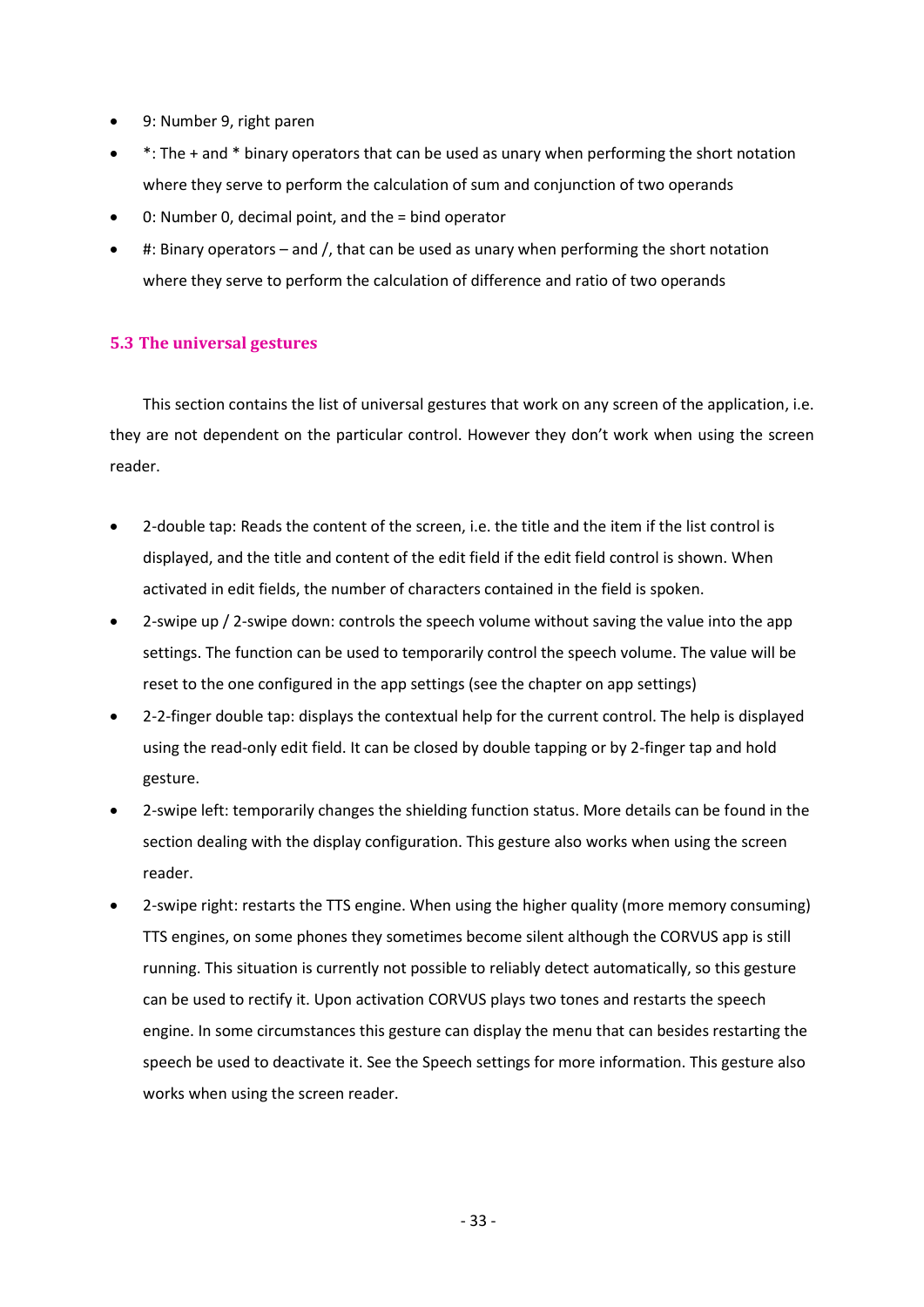- 9: Number 9, right paren
- *: The + and * binary operators that can be used as unary when performing the short notation where they serve to perform the calculation of sum and conjunction of two operands
- 0: Number 0, decimal point, and the = bind operator
- #: Binary operators – and /, that can be used as unary when performing the short notation where they serve to perform the calculation of difference and ratio of two operands

### 5.3 The universal gestures

This section contains the list of universal gestures that work on any screen of the application, i.e. they are not dependent on the particular control. However they don't work when using the screen reader.

- 2-double tap: Reads the content of the screen, i.e. the title and the item if the list control is displayed, and the title and content of the edit field if the edit field control is shown. When activated in edit fields, the number of characters contained in the field is spoken.
- 2-swipe up / 2-swipe down: controls the speech volume without saving the value into the app settings. The function can be used to temporarily control the speech volume. The value will be reset to the one configured in the app settings (see the chapter on app settings)
- 2-2-finger double tap: displays the contextual help for the current control. The help is displayed using the read-only edit field. It can be closed by double tapping or by 2-finger tap and hold gesture.
- 2-swipe left: temporarily changes the shielding function status. More details can be found in the section dealing with the display configuration. This gesture also works when using the screen reader.
- 2-swipe right: restarts the TTS engine. When using the higher quality (more memory consuming) TTS engines, on some phones they sometimes become silent although the CORVUS app is still running. This situation is currently not possible to reliably detect automatically, so this gesture can be used to rectify it. Upon activation CORVUS plays two tones and restarts the speech engine. In some circumstances this gesture can display the menu that can besides restarting the speech be used to deactivate it. See the Speech settings for more information. This gesture also works when using the screen reader.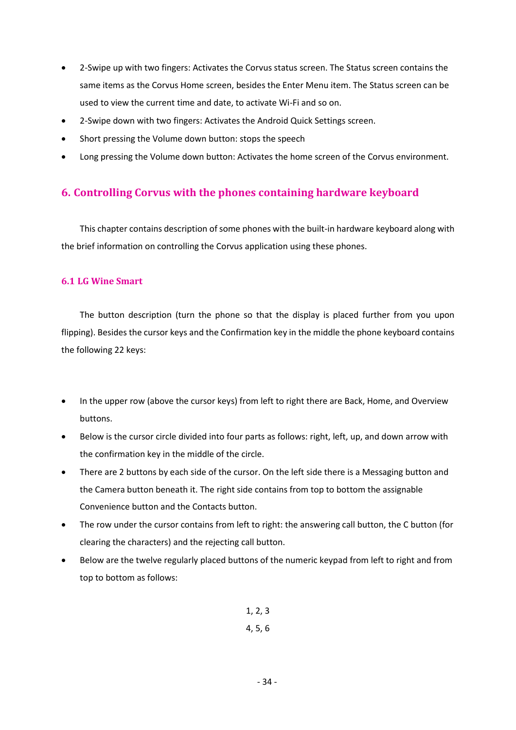- 2-Swipe up with two fingers: Activates the Corvus status screen. The Status screen contains the same items as the Corvus Home screen, besides the Enter Menu item. The Status screen can be used to view the current time and date, to activate Wi-Fi and so on.
- 2-Swipe down with two fingers: Activates the Android Quick Settings screen.
- Short pressing the Volume down button: stops the speech
- Long pressing the Volume down button: Activates the home screen of the Corvus environment.

## 6. Controlling Corvus with the phones containing hardware keyboard

This chapter contains description of some phones with the built-in hardware keyboard along with the brief information on controlling the Corvus application using these phones.

### 6.1 LG Wine Smart

The button description (turn the phone so that the display is placed further from you upon flipping). Besides the cursor keys and the Confirmation key in the middle the phone keyboard contains the following 22 keys:

- In the upper row (above the cursor keys) from left to right there are Back, Home, and Overview buttons.
- Below is the cursor circle divided into four parts as follows: right, left, up, and down arrow with the confirmation key in the middle of the circle.
- There are 2 buttons by each side of the cursor. On the left side there is a Messaging button and the Camera button beneath it. The right side contains from top to bottom the assignable Convenience button and the Contacts button.
- The row under the cursor contains from left to right: the answering call button, the C button (for clearing the characters) and the rejecting call button.
- Below are the twelve regularly placed buttons of the numeric keypad from left to right and from top to bottom as follows:

1, 2, 3

4, 5, 6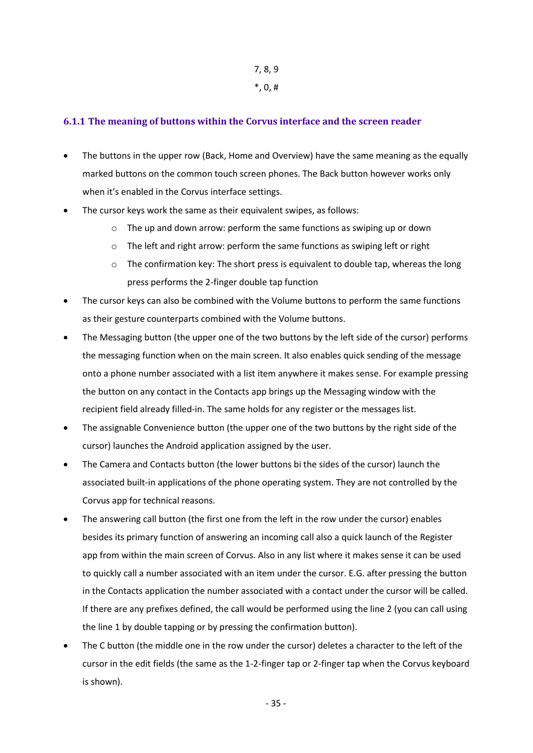7, 8, 9

*, 0, #

### 6.1.1 The meaning of buttons within the Corvus interface and the screen reader

- The buttons in the upper row (Back, Home and Overview) have the same meaning as the equally marked buttons on the common touch screen phones. The Back button however works only when it's enabled in the Corvus interface settings.
- The cursor keys work the same as their equivalent swipes, as follows:
    - The up and down arrow: perform the same functions as swiping up or down
    - The left and right arrow: perform the same functions as swiping left or right
    - The confirmation key: The short press is equivalent to double tap, whereas the long press performs the 2-finger double tap function
- The cursor keys can also be combined with the Volume buttons to perform the same functions as their gesture counterparts combined with the Volume buttons.
- The Messaging button (the upper one of the two buttons by the left side of the cursor) performs the messaging function when on the main screen. It also enables quick sending of the message onto a phone number associated with a list item anywhere it makes sense. For example pressing the button on any contact in the Contacts app brings up the Messaging window with the recipient field already filled-in. The same holds for any register or the messages list.
- The assignable Convenience button (the upper one of the two buttons by the right side of the cursor) launches the Android application assigned by the user.
- The Camera and Contacts button (the lower buttons bi the sides of the cursor) launch the associated built-in applications of the phone operating system. They are not controlled by the Corvus app for technical reasons.
- The answering call button (the first one from the left in the row under the cursor) enables besides its primary function of answering an incoming call also a quick launch of the Register app from within the main screen of Corvus. Also in any list where it makes sense it can be used to quickly call a number associated with an item under the cursor. E.G. after pressing the button in the Contacts application the number associated with a contact under the cursor will be called. If there are any prefixes defined, the call would be performed using the line 2 (you can call using the line 1 by double tapping or by pressing the confirmation button).
- The C button (the middle one in the row under the cursor) deletes a character to the left of the cursor in the edit fields (the same as the 1-2-finger tap or 2-finger tap when the Corvus keyboard is shown).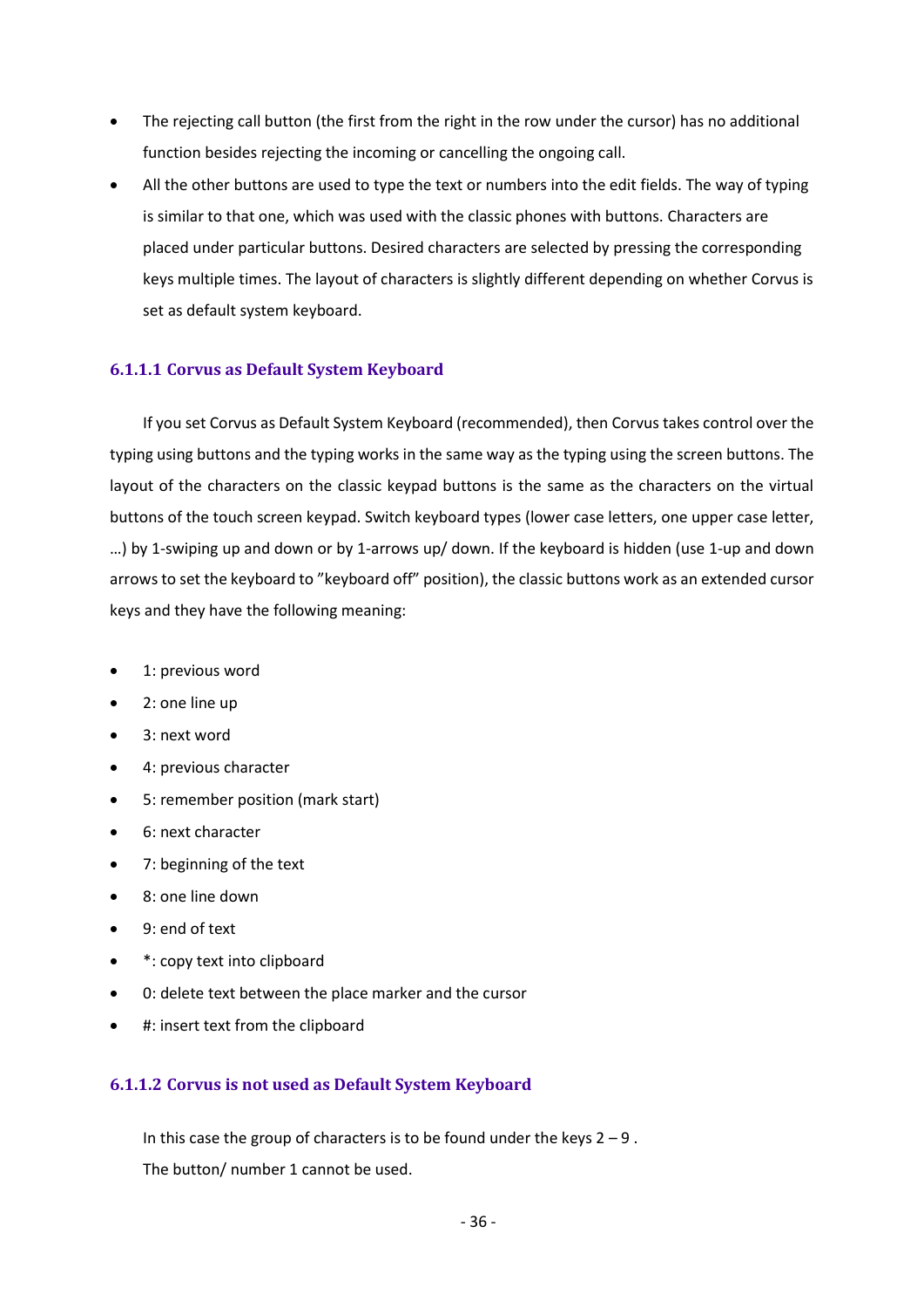- The rejecting call button (the first from the right in the row under the cursor) has no additional function besides rejecting the incoming or cancelling the ongoing call.
- All the other buttons are used to type the text or numbers into the edit fields. The way of typing is similar to that one, which was used with the classic phones with buttons. Characters are placed under particular buttons. Desired characters are selected by pressing the corresponding keys multiple times. The layout of characters is slightly different depending on whether Corvus is set as default system keyboard.

#### 6.1.1.1 Corvus as Default System Keyboard

If you set Corvus as Default System Keyboard (recommended), then Corvus takes control over the typing using buttons and the typing works in the same way as the typing using the screen buttons. The layout of the characters on the classic keypad buttons is the same as the characters on the virtual buttons of the touch screen keypad. Switch keyboard types (lower case letters, one upper case letter, …) by 1-swiping up and down or by 1-arrows up/ down. If the keyboard is hidden (use 1-up and down arrows to set the keyboard to "keyboard off" position), the classic buttons work as an extended cursor keys and they have the following meaning:

- 1: previous word
- 2: one line up
- 3: next word
- 4: previous character
- 5: remember position (mark start)
- 6: next character
- 7: beginning of the text
- 8: one line down
- 9: end of text
- *: copy text into clipboard
- 0: delete text between the place marker and the cursor
- #: insert text from the clipboard

#### 6.1.1.2 Corvus is not used as Default System Keyboard

In this case the group of characters is to be found under the keys 2 – 9 .

The button/ number 1 cannot be used.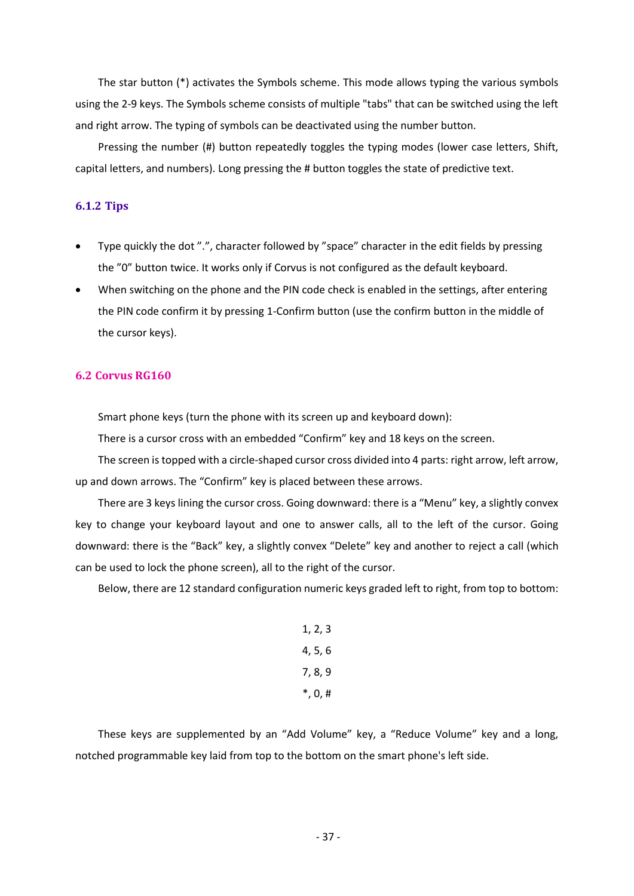The star button (*) activates the Symbols scheme. This mode allows typing the various symbols using the 2-9 keys. The Symbols scheme consists of multiple "tabs" that can be switched using the left and right arrow. The typing of symbols can be deactivated using the number button.

Pressing the number (#) button repeatedly toggles the typing modes (lower case letters, Shift, capital letters, and numbers). Long pressing the # button toggles the state of predictive text.

### 6.1.2 Tips

- Type quickly the dot ”.”, character followed by ”space” character in the edit fields by pressing the ”0” button twice. It works only if Corvus is not configured as the default keyboard.
- When switching on the phone and the PIN code check is enabled in the settings, after entering the PIN code confirm it by pressing 1-Confirm button (use the confirm button in the middle of the cursor keys).

## 6.2 Corvus RG160

Smart phone keys (turn the phone with its screen up and keyboard down):

There is a cursor cross with an embedded “Confirm” key and 18 keys on the screen.

The screen is topped with a circle-shaped cursor cross divided into 4 parts: right arrow, left arrow, up and down arrows. The “Confirm” key is placed between these arrows.

There are 3 keys lining the cursor cross. Going downward: there is a “Menu” key, a slightly convex key to change your keyboard layout and one to answer calls, all to the left of the cursor. Going downward: there is the “Back” key, a slightly convex “Delete” key and another to reject a call (which can be used to lock the phone screen), all to the right of the cursor.

Below, there are 12 standard configuration numeric keys graded left to right, from top to bottom:

1, 2, 3
4, 5, 6
7, 8, 9
*, 0, #

These keys are supplemented by an “Add Volume” key, a “Reduce Volume” key and a long, notched programmable key laid from top to the bottom on the smart phone's left side.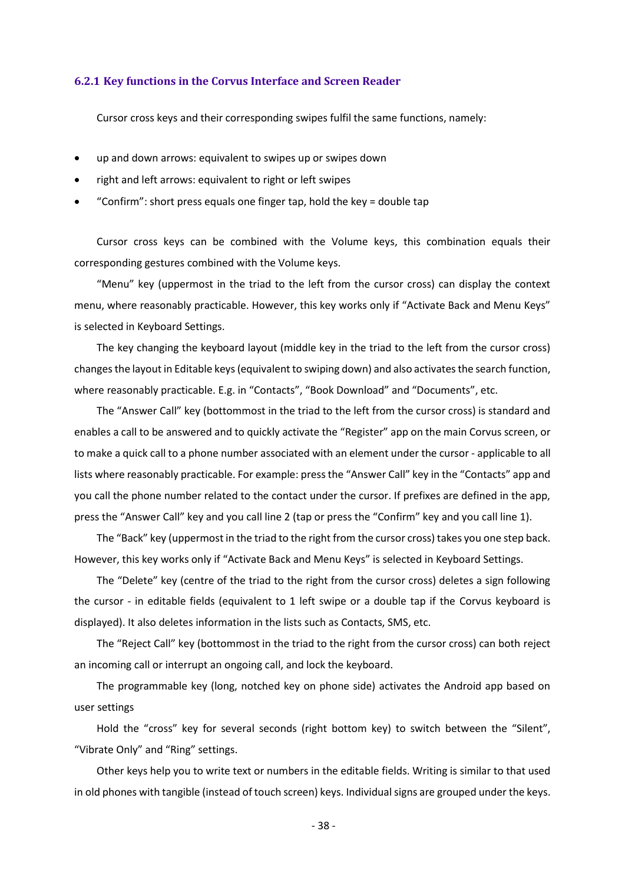### 6.2.1 Key functions in the Corvus Interface and Screen Reader

Cursor cross keys and their corresponding swipes fulfil the same functions, namely:

- up and down arrows: equivalent to swipes up or swipes down
- right and left arrows: equivalent to right or left swipes
- “Confirm”: short press equals one finger tap, hold the key = double tap

Cursor cross keys can be combined with the Volume keys, this combination equals their corresponding gestures combined with the Volume keys.

“Menu” key (uppermost in the triad to the left from the cursor cross) can display the context menu, where reasonably practicable. However, this key works only if “Activate Back and Menu Keys” is selected in Keyboard Settings.

The key changing the keyboard layout (middle key in the triad to the left from the cursor cross) changes the layout in Editable keys (equivalent to swiping down) and also activates the search function, where reasonably practicable. E.g. in “Contacts”, “Book Download” and “Documents”, etc.

The “Answer Call” key (bottommost in the triad to the left from the cursor cross) is standard and enables a call to be answered and to quickly activate the “Register” app on the main Corvus screen, or to make a quick call to a phone number associated with an element under the cursor - applicable to all lists where reasonably practicable. For example: press the “Answer Call” key in the “Contacts” app and you call the phone number related to the contact under the cursor. If prefixes are defined in the app, press the “Answer Call” key and you call line 2 (tap or press the “Confirm” key and you call line 1).

The “Back” key (uppermost in the triad to the right from the cursor cross) takes you one step back. However, this key works only if “Activate Back and Menu Keys” is selected in Keyboard Settings.

The “Delete” key (centre of the triad to the right from the cursor cross) deletes a sign following the cursor - in editable fields (equivalent to 1 left swipe or a double tap if the Corvus keyboard is displayed). It also deletes information in the lists such as Contacts, SMS, etc.

The “Reject Call” key (bottommost in the triad to the right from the cursor cross) can both reject an incoming call or interrupt an ongoing call, and lock the keyboard.

The programmable key (long, notched key on phone side) activates the Android app based on user settings

Hold the “cross” key for several seconds (right bottom key) to switch between the “Silent”, “Vibrate Only” and “Ring” settings.

Other keys help you to write text or numbers in the editable fields. Writing is similar to that used in old phones with tangible (instead of touch screen) keys. Individual signs are grouped under the keys.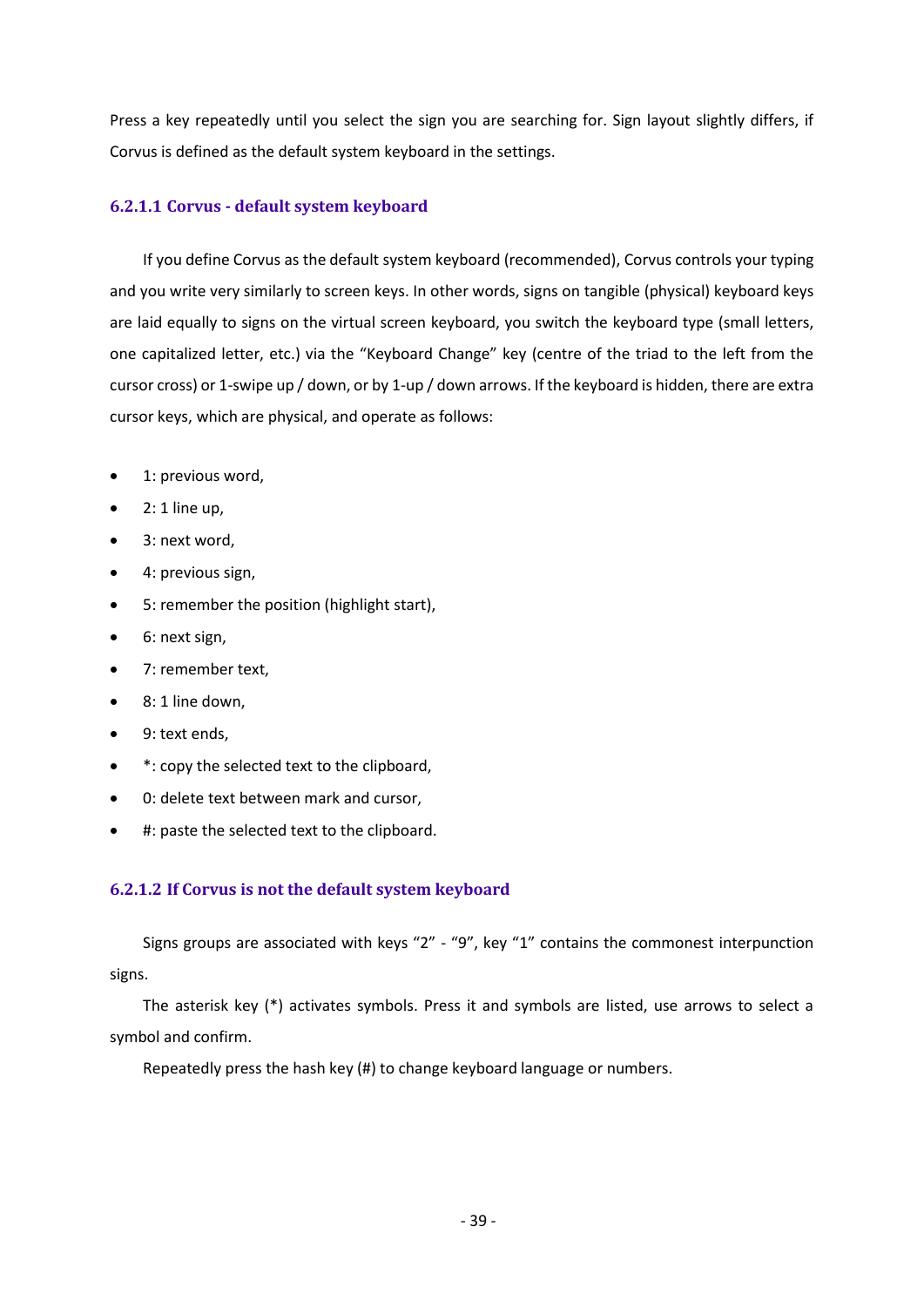Press a key repeatedly until you select the sign you are searching for. Sign layout slightly differs, if Corvus is defined as the default system keyboard in the settings.

#### 6.2.1.1 Corvus - default system keyboard

If you define Corvus as the default system keyboard (recommended), Corvus controls your typing and you write very similarly to screen keys. In other words, signs on tangible (physical) keyboard keys are laid equally to signs on the virtual screen keyboard, you switch the keyboard type (small letters, one capitalized letter, etc.) via the "Keyboard Change" key (centre of the triad to the left from the cursor cross) or 1-swipe up / down, or by 1-up / down arrows. If the keyboard is hidden, there are extra cursor keys, which are physical, and operate as follows:

- 1: previous word,
- 2: 1 line up,
- 3: next word,
- 4: previous sign,
- 5: remember the position (highlight start),
- 6: next sign,
- 7: remember text,
- 8: 1 line down,
- 9: text ends,
- *: copy the selected text to the clipboard,
- 0: delete text between mark and cursor,
- #: paste the selected text to the clipboard.

#### 6.2.1.2 If Corvus is not the default system keyboard

Signs groups are associated with keys "2" - "9", key "1" contains the commonest interpunction signs.

The asterisk key (*) activates symbols. Press it and symbols are listed, use arrows to select a symbol and confirm.

Repeatedly press the hash key (#) to change keyboard language or numbers.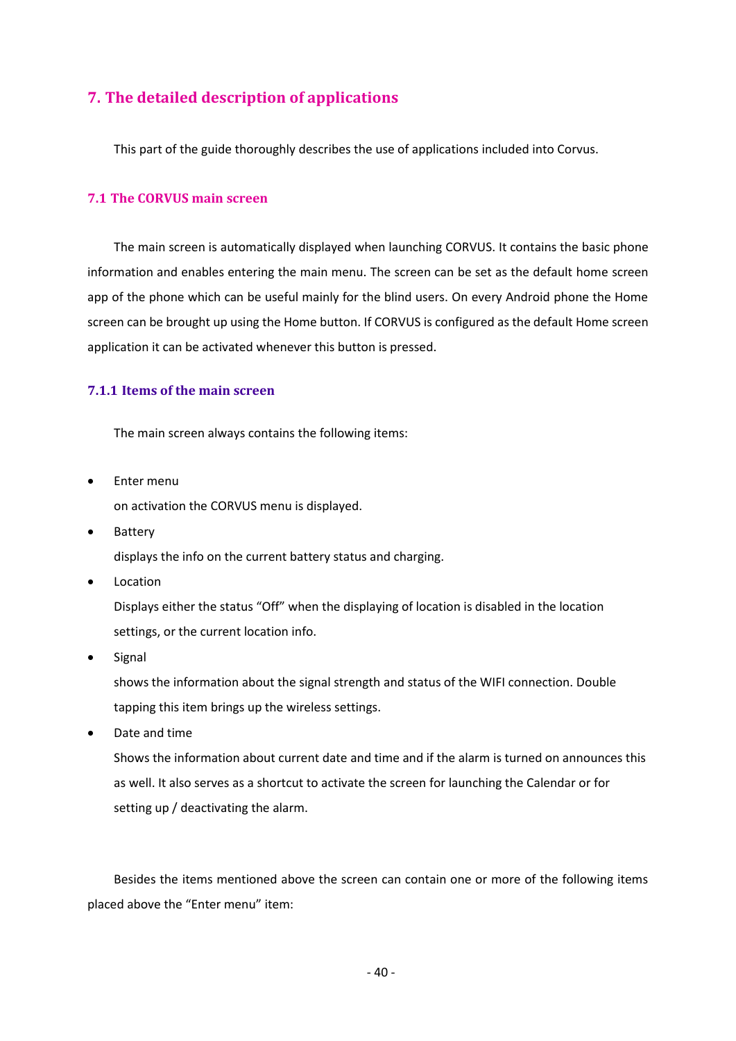# 7. The detailed description of applications

This part of the guide thoroughly describes the use of applications included into Corvus.

## 7.1 The CORVUS main screen

The main screen is automatically displayed when launching CORVUS. It contains the basic phone information and enables entering the main menu. The screen can be set as the default home screen app of the phone which can be useful mainly for the blind users. On every Android phone the Home screen can be brought up using the Home button. If CORVUS is configured as the default Home screen application it can be activated whenever this button is pressed.

### 7.1.1 Items of the main screen

The main screen always contains the following items:

- Enter menu
  
  on activation the CORVUS menu is displayed.
- Battery
  
  displays the info on the current battery status and charging.
- Location
  
  Displays either the status "Off" when the displaying of location is disabled in the location settings, or the current location info.
- Signal
  
  shows the information about the signal strength and status of the WIFI connection. Double tapping this item brings up the wireless settings.
- Date and time
  
  Shows the information about current date and time and if the alarm is turned on announces this as well. It also serves as a shortcut to activate the screen for launching the Calendar or for setting up / deactivating the alarm.

Besides the items mentioned above the screen can contain one or more of the following items placed above the "Enter menu" item: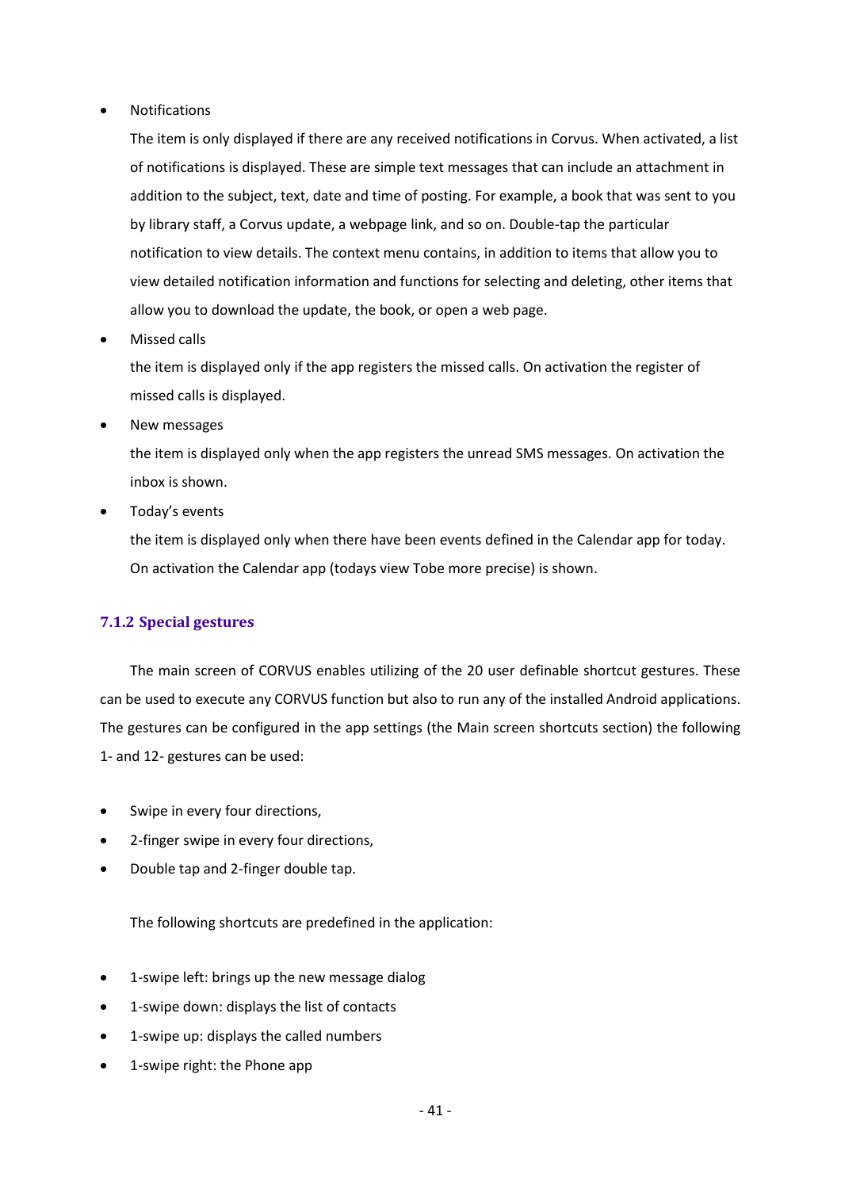- Notifications

  The item is only displayed if there are any received notifications in Corvus. When activated, a list of notifications is displayed. These are simple text messages that can include an attachment in addition to the subject, text, date and time of posting. For example, a book that was sent to you by library staff, a Corvus update, a webpage link, and so on. Double-tap the particular notification to view details. The context menu contains, in addition to items that allow you to view detailed notification information and functions for selecting and deleting, other items that allow you to download the update, the book, or open a web page.

- Missed calls

  the item is displayed only if the app registers the missed calls. On activation the register of missed calls is displayed.

- New messages

  the item is displayed only when the app registers the unread SMS messages. On activation the inbox is shown.

- Today's events

  the item is displayed only when there have been events defined in the Calendar app for today. On activation the Calendar app (todays view Tobe more precise) is shown.

### 7.1.2 Special gestures

The main screen of CORVUS enables utilizing of the 20 user definable shortcut gestures. These can be used to execute any CORVUS function but also to run any of the installed Android applications. The gestures can be configured in the app settings (the Main screen shortcuts section) the following 1- and 12- gestures can be used:

- Swipe in every four directions,
- 2-finger swipe in every four directions,
- Double tap and 2-finger double tap.

The following shortcuts are predefined in the application:

- 1-swipe left: brings up the new message dialog
- 1-swipe down: displays the list of contacts
- 1-swipe up: displays the called numbers
- 1-swipe right: the Phone app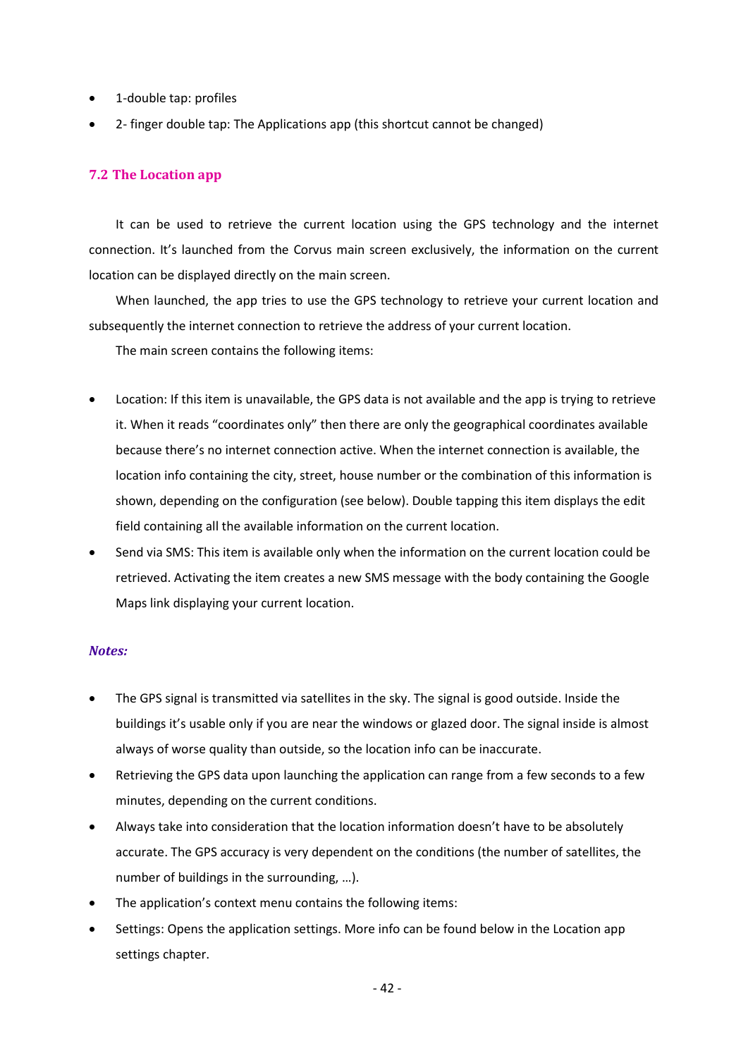- 1-double tap: profiles
- 2- finger double tap: The Applications app (this shortcut cannot be changed)

## 7.2 The Location app

It can be used to retrieve the current location using the GPS technology and the internet connection. It's launched from the Corvus main screen exclusively, the information on the current location can be displayed directly on the main screen.

When launched, the app tries to use the GPS technology to retrieve your current location and subsequently the internet connection to retrieve the address of your current location.

The main screen contains the following items:

- Location: If this item is unavailable, the GPS data is not available and the app is trying to retrieve it. When it reads "coordinates only" then there are only the geographical coordinates available because there's no internet connection active. When the internet connection is available, the location info containing the city, street, house number or the combination of this information is shown, depending on the configuration (see below). Double tapping this item displays the edit field containing all the available information on the current location.
- Send via SMS: This item is available only when the information on the current location could be retrieved. Activating the item creates a new SMS message with the body containing the Google Maps link displaying your current location.

***Notes:***

- The GPS signal is transmitted via satellites in the sky. The signal is good outside. Inside the buildings it's usable only if you are near the windows or glazed door. The signal inside is almost always of worse quality than outside, so the location info can be inaccurate.
- Retrieving the GPS data upon launching the application can range from a few seconds to a few minutes, depending on the current conditions.
- Always take into consideration that the location information doesn't have to be absolutely accurate. The GPS accuracy is very dependent on the conditions (the number of satellites, the number of buildings in the surrounding, …).
- The application's context menu contains the following items:
- Settings: Opens the application settings. More info can be found below in the Location app settings chapter.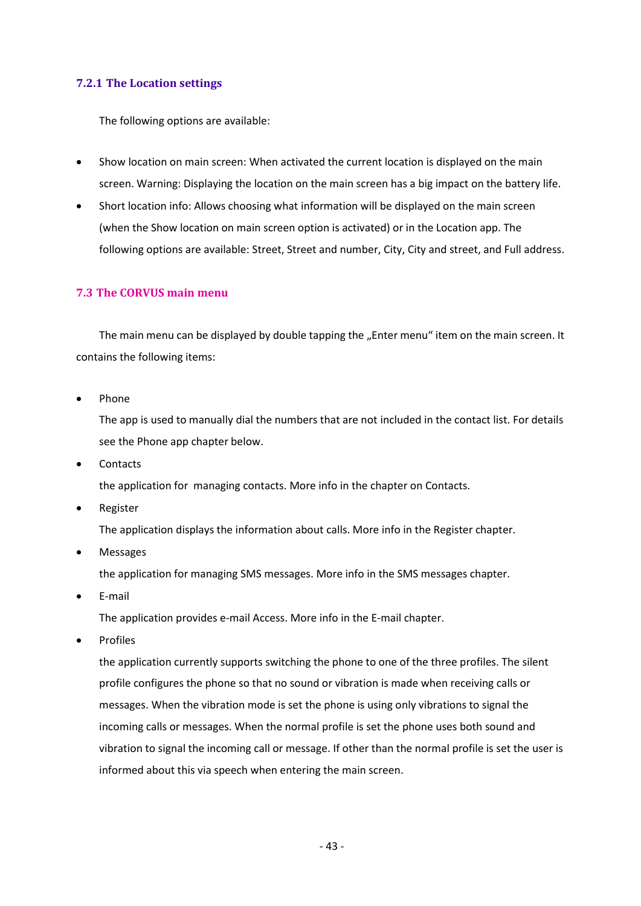### 7.2.1 The Location settings

The following options are available:

- Show location on main screen: When activated the current location is displayed on the main screen. Warning: Displaying the location on the main screen has a big impact on the battery life.
- Short location info: Allows choosing what information will be displayed on the main screen (when the Show location on main screen option is activated) or in the Location app. The following options are available: Street, Street and number, City, City and street, and Full address.

## 7.3 The CORVUS main menu

The main menu can be displayed by double tapping the „Enter menu" item on the main screen. It contains the following items:

- Phone

  The app is used to manually dial the numbers that are not included in the contact list. For details see the Phone app chapter below.
- Contacts

  the application for  managing contacts. More info in the chapter on Contacts.
- Register

  The application displays the information about calls. More info in the Register chapter.
- Messages

  the application for managing SMS messages. More info in the SMS messages chapter.
- E-mail

  The application provides e-mail Access. More info in the E-mail chapter.
- Profiles

  the application currently supports switching the phone to one of the three profiles. The silent profile configures the phone so that no sound or vibration is made when receiving calls or messages. When the vibration mode is set the phone is using only vibrations to signal the incoming calls or messages. When the normal profile is set the phone uses both sound and vibration to signal the incoming call or message. If other than the normal profile is set the user is informed about this via speech when entering the main screen.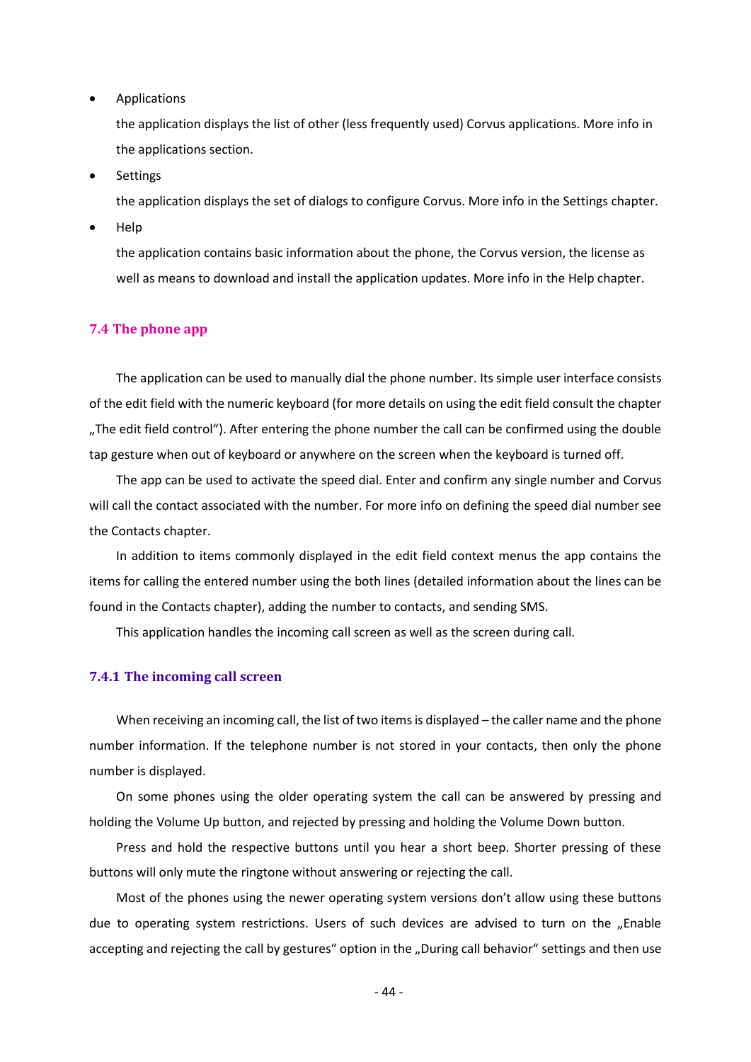- Applications

  the application displays the list of other (less frequently used) Corvus applications. More info in the applications section.

- Settings

  the application displays the set of dialogs to configure Corvus. More info in the Settings chapter.

- Help

  the application contains basic information about the phone, the Corvus version, the license as well as means to download and install the application updates. More info in the Help chapter.

## 7.4 The phone app

The application can be used to manually dial the phone number. Its simple user interface consists of the edit field with the numeric keyboard (for more details on using the edit field consult the chapter „The edit field control“). After entering the phone number the call can be confirmed using the double tap gesture when out of keyboard or anywhere on the screen when the keyboard is turned off.

The app can be used to activate the speed dial. Enter and confirm any single number and Corvus will call the contact associated with the number. For more info on defining the speed dial number see the Contacts chapter.

In addition to items commonly displayed in the edit field context menus the app contains the items for calling the entered number using the both lines (detailed information about the lines can be found in the Contacts chapter), adding the number to contacts, and sending SMS.

This application handles the incoming call screen as well as the screen during call.

### 7.4.1 The incoming call screen

When receiving an incoming call, the list of two items is displayed – the caller name and the phone number information. If the telephone number is not stored in your contacts, then only the phone number is displayed.

On some phones using the older operating system the call can be answered by pressing and holding the Volume Up button, and rejected by pressing and holding the Volume Down button.

Press and hold the respective buttons until you hear a short beep. Shorter pressing of these buttons will only mute the ringtone without answering or rejecting the call.

Most of the phones using the newer operating system versions don't allow using these buttons due to operating system restrictions. Users of such devices are advised to turn on the „Enable accepting and rejecting the call by gestures“ option in the „During call behavior“ settings and then use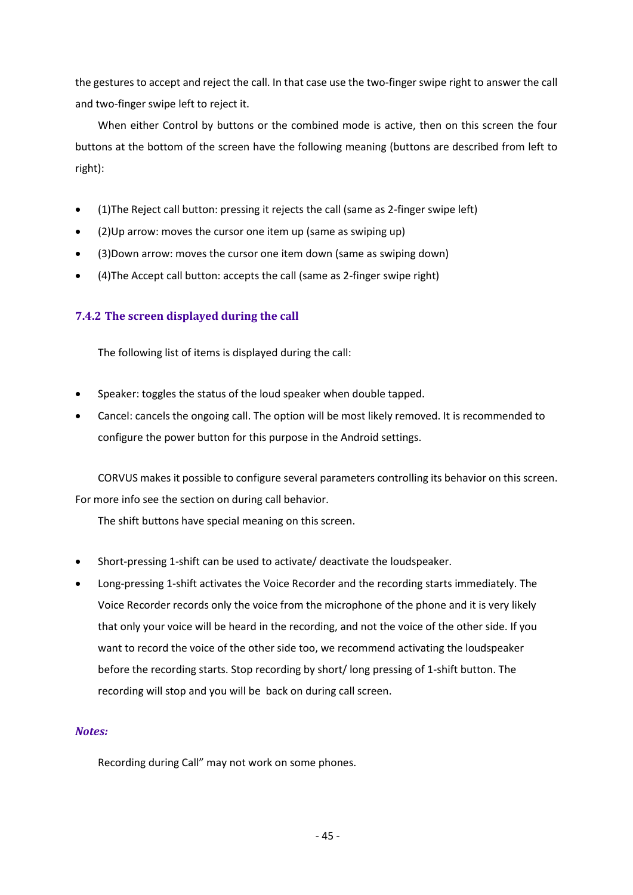the gestures to accept and reject the call. In that case use the two-finger swipe right to answer the call and two-finger swipe left to reject it.

When either Control by buttons or the combined mode is active, then on this screen the four buttons at the bottom of the screen have the following meaning (buttons are described from left to right):

- (1)The Reject call button: pressing it rejects the call (same as 2-finger swipe left)
- (2)Up arrow: moves the cursor one item up (same as swiping up)
- (3)Down arrow: moves the cursor one item down (same as swiping down)
- (4)The Accept call button: accepts the call (same as 2-finger swipe right)

### 7.4.2 The screen displayed during the call

The following list of items is displayed during the call:

- Speaker: toggles the status of the loud speaker when double tapped.
- Cancel: cancels the ongoing call. The option will be most likely removed. It is recommended to configure the power button for this purpose in the Android settings.

CORVUS makes it possible to configure several parameters controlling its behavior on this screen. For more info see the section on during call behavior.

The shift buttons have special meaning on this screen.

- Short-pressing 1-shift can be used to activate/ deactivate the loudspeaker.
- Long-pressing 1-shift activates the Voice Recorder and the recording starts immediately. The Voice Recorder records only the voice from the microphone of the phone and it is very likely that only your voice will be heard in the recording, and not the voice of the other side. If you want to record the voice of the other side too, we recommend activating the loudspeaker before the recording starts. Stop recording by short/ long pressing of 1-shift button. The recording will stop and you will be back on during call screen.

***Notes:***

Recording during Call" may not work on some phones.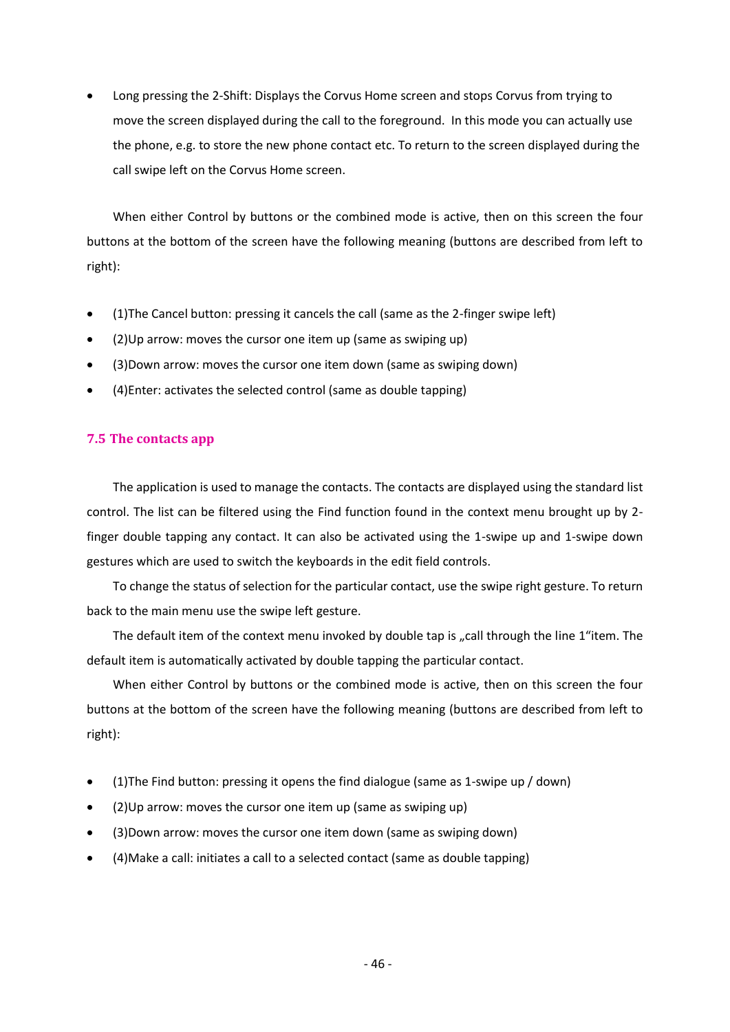- Long pressing the 2-Shift: Displays the Corvus Home screen and stops Corvus from trying to move the screen displayed during the call to the foreground. In this mode you can actually use the phone, e.g. to store the new phone contact etc. To return to the screen displayed during the call swipe left on the Corvus Home screen.

When either Control by buttons or the combined mode is active, then on this screen the four buttons at the bottom of the screen have the following meaning (buttons are described from left to right):

- (1)The Cancel button: pressing it cancels the call (same as the 2-finger swipe left)
- (2)Up arrow: moves the cursor one item up (same as swiping up)
- (3)Down arrow: moves the cursor one item down (same as swiping down)
- (4)Enter: activates the selected control (same as double tapping)

### 7.5 The contacts app

The application is used to manage the contacts. The contacts are displayed using the standard list control. The list can be filtered using the Find function found in the context menu brought up by 2-finger double tapping any contact. It can also be activated using the 1-swipe up and 1-swipe down gestures which are used to switch the keyboards in the edit field controls.

To change the status of selection for the particular contact, use the swipe right gesture. To return back to the main menu use the swipe left gesture.

The default item of the context menu invoked by double tap is „call through the line 1“item. The default item is automatically activated by double tapping the particular contact.

When either Control by buttons or the combined mode is active, then on this screen the four buttons at the bottom of the screen have the following meaning (buttons are described from left to right):

- (1)The Find button: pressing it opens the find dialogue (same as 1-swipe up / down)
- (2)Up arrow: moves the cursor one item up (same as swiping up)
- (3)Down arrow: moves the cursor one item down (same as swiping down)
- (4)Make a call: initiates a call to a selected contact (same as double tapping)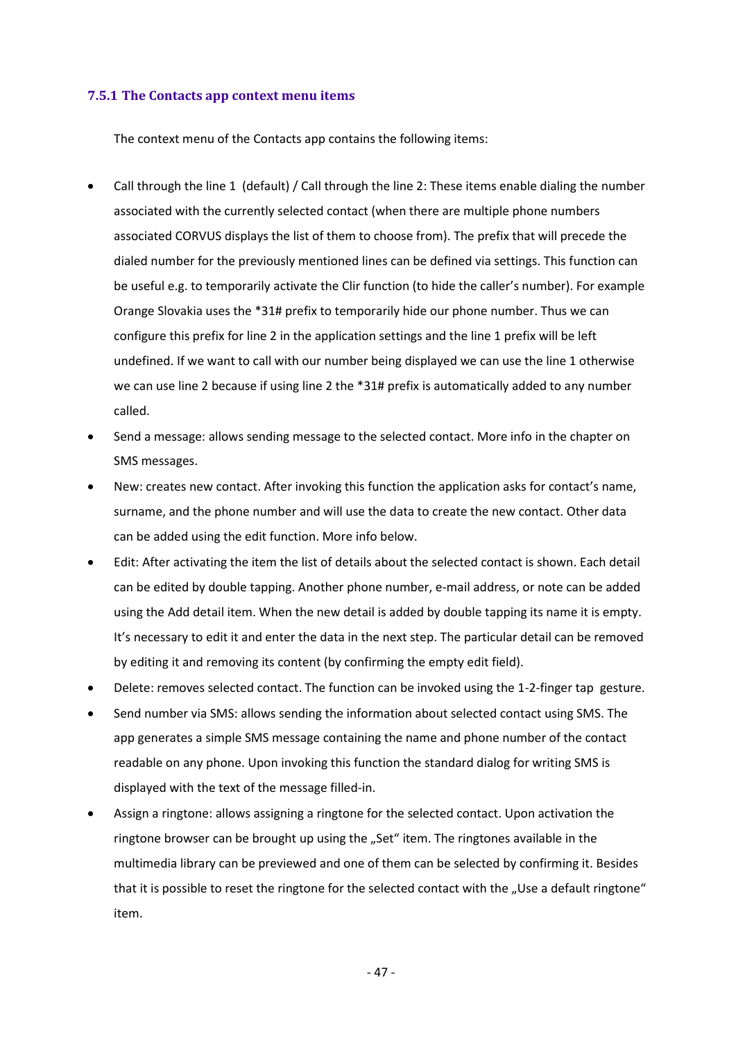### 7.5.1 The Contacts app context menu items

The context menu of the Contacts app contains the following items:

- Call through the line 1 (default) / Call through the line 2: These items enable dialing the number associated with the currently selected contact (when there are multiple phone numbers associated CORVUS displays the list of them to choose from). The prefix that will precede the dialed number for the previously mentioned lines can be defined via settings. This function can be useful e.g. to temporarily activate the Clir function (to hide the caller's number). For example Orange Slovakia uses the *31# prefix to temporarily hide our phone number. Thus we can configure this prefix for line 2 in the application settings and the line 1 prefix will be left undefined. If we want to call with our number being displayed we can use the line 1 otherwise we can use line 2 because if using line 2 the *31# prefix is automatically added to any number called.
- Send a message: allows sending message to the selected contact. More info in the chapter on SMS messages.
- New: creates new contact. After invoking this function the application asks for contact's name, surname, and the phone number and will use the data to create the new contact. Other data can be added using the edit function. More info below.
- Edit: After activating the item the list of details about the selected contact is shown. Each detail can be edited by double tapping. Another phone number, e-mail address, or note can be added using the Add detail item. When the new detail is added by double tapping its name it is empty. It's necessary to edit it and enter the data in the next step. The particular detail can be removed by editing it and removing its content (by confirming the empty edit field).
- Delete: removes selected contact. The function can be invoked using the 1-2-finger tap gesture.
- Send number via SMS: allows sending the information about selected contact using SMS. The app generates a simple SMS message containing the name and phone number of the contact readable on any phone. Upon invoking this function the standard dialog for writing SMS is displayed with the text of the message filled-in.
- Assign a ringtone: allows assigning a ringtone for the selected contact. Upon activation the ringtone browser can be brought up using the „Set" item. The ringtones available in the multimedia library can be previewed and one of them can be selected by confirming it. Besides that it is possible to reset the ringtone for the selected contact with the „Use a default ringtone" item.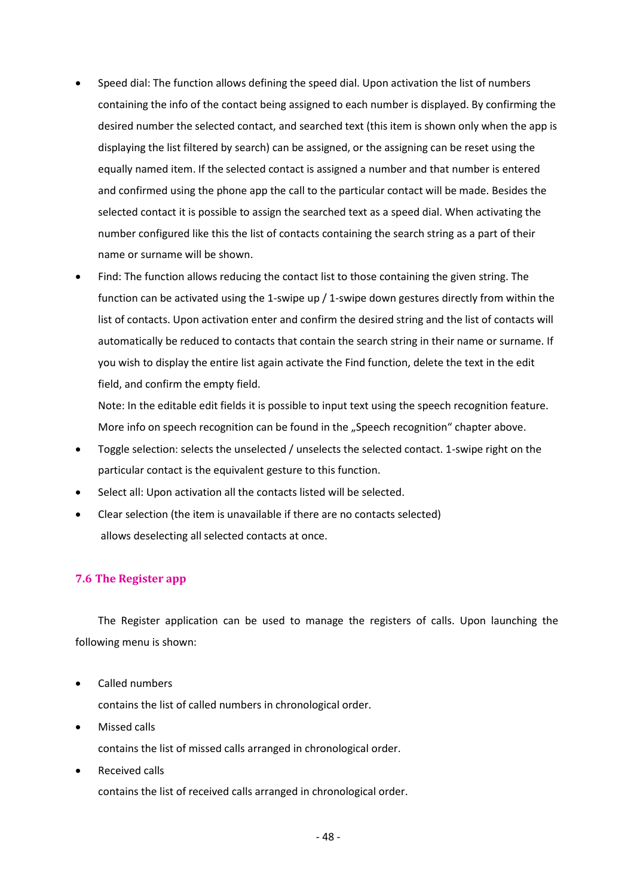- Speed dial: The function allows defining the speed dial. Upon activation the list of numbers containing the info of the contact being assigned to each number is displayed. By confirming the desired number the selected contact, and searched text (this item is shown only when the app is displaying the list filtered by search) can be assigned, or the assigning can be reset using the equally named item. If the selected contact is assigned a number and that number is entered and confirmed using the phone app the call to the particular contact will be made. Besides the selected contact it is possible to assign the searched text as a speed dial. When activating the number configured like this the list of contacts containing the search string as a part of their name or surname will be shown.
- Find: The function allows reducing the contact list to those containing the given string. The function can be activated using the 1-swipe up / 1-swipe down gestures directly from within the list of contacts. Upon activation enter and confirm the desired string and the list of contacts will automatically be reduced to contacts that contain the search string in their name or surname. If you wish to display the entire list again activate the Find function, delete the text in the edit field, and confirm the empty field.

  Note: In the editable edit fields it is possible to input text using the speech recognition feature. More info on speech recognition can be found in the „Speech recognition“ chapter above.
- Toggle selection: selects the unselected / unselects the selected contact. 1-swipe right on the particular contact is the equivalent gesture to this function.
- Select all: Upon activation all the contacts listed will be selected.
- Clear selection (the item is unavailable if there are no contacts selected) allows deselecting all selected contacts at once.

## 7.6 The Register app

The Register application can be used to manage the registers of calls. Upon launching the following menu is shown:

- Called numbers

  contains the list of called numbers in chronological order.
- Missed calls

  contains the list of missed calls arranged in chronological order.
- Received calls

  contains the list of received calls arranged in chronological order.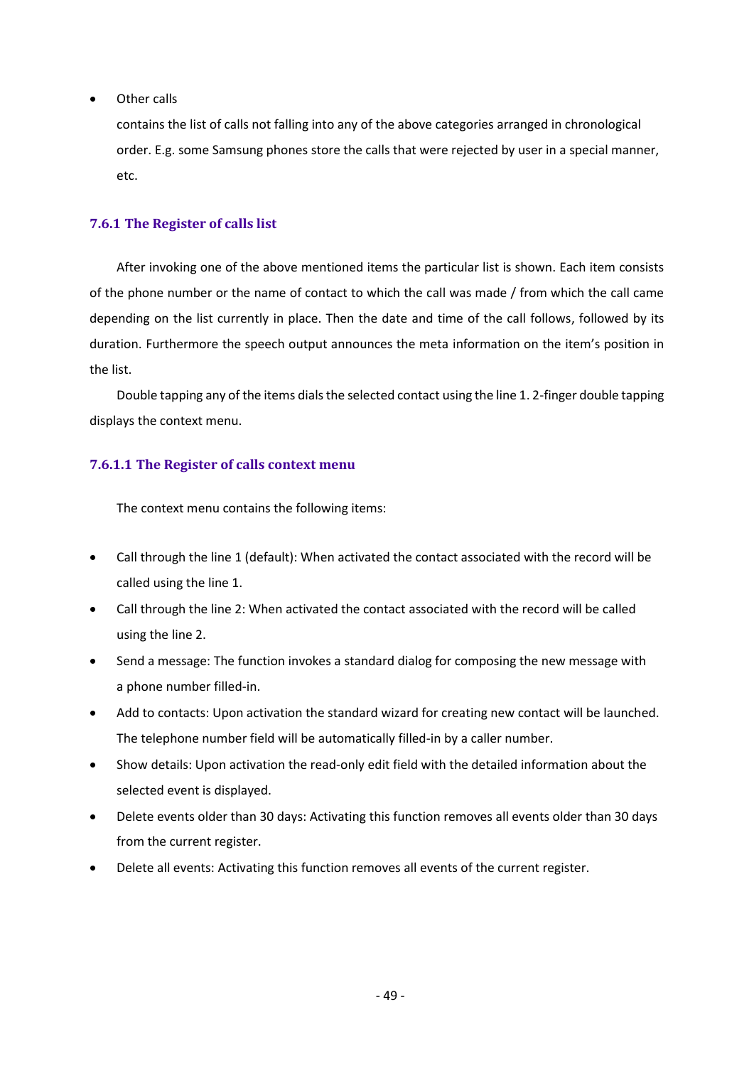- Other calls

  contains the list of calls not falling into any of the above categories arranged in chronological order. E.g. some Samsung phones store the calls that were rejected by user in a special manner, etc.

### 7.6.1 The Register of calls list

After invoking one of the above mentioned items the particular list is shown. Each item consists of the phone number or the name of contact to which the call was made / from which the call came depending on the list currently in place. Then the date and time of the call follows, followed by its duration. Furthermore the speech output announces the meta information on the item's position in the list.

Double tapping any of the items dials the selected contact using the line 1. 2-finger double tapping displays the context menu.

#### 7.6.1.1 The Register of calls context menu

The context menu contains the following items:

- Call through the line 1 (default): When activated the contact associated with the record will be called using the line 1.
- Call through the line 2: When activated the contact associated with the record will be called using the line 2.
- Send a message: The function invokes a standard dialog for composing the new message with a phone number filled-in.
- Add to contacts: Upon activation the standard wizard for creating new contact will be launched. The telephone number field will be automatically filled-in by a caller number.
- Show details: Upon activation the read-only edit field with the detailed information about the selected event is displayed.
- Delete events older than 30 days: Activating this function removes all events older than 30 days from the current register.
- Delete all events: Activating this function removes all events of the current register.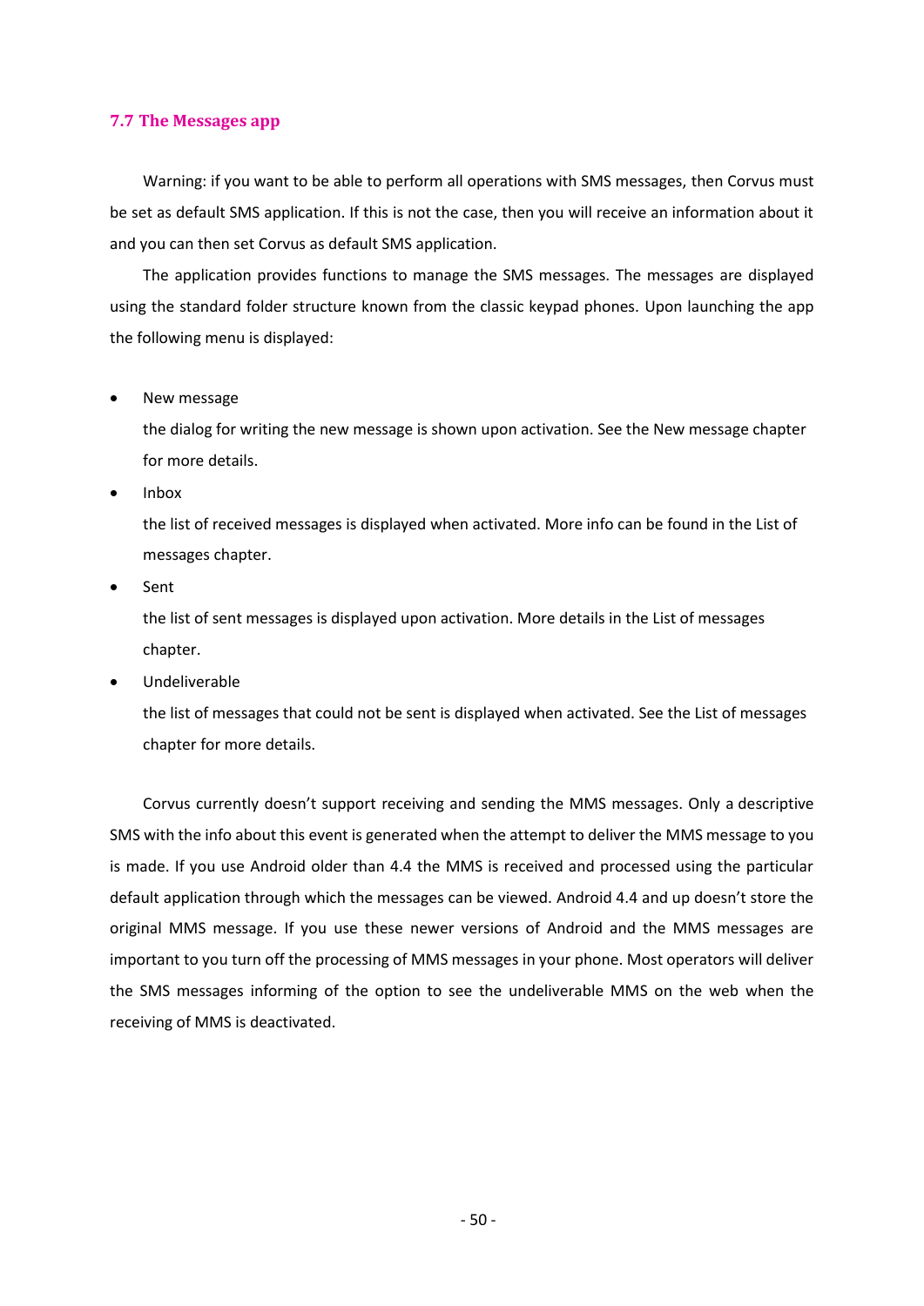## 7.7 The Messages app

Warning: if you want to be able to perform all operations with SMS messages, then Corvus must be set as default SMS application. If this is not the case, then you will receive an information about it and you can then set Corvus as default SMS application.

The application provides functions to manage the SMS messages. The messages are displayed using the standard folder structure known from the classic keypad phones. Upon launching the app the following menu is displayed:

- New message
  the dialog for writing the new message is shown upon activation. See the New message chapter for more details.
- Inbox
  the list of received messages is displayed when activated. More info can be found in the List of messages chapter.
- Sent
  the list of sent messages is displayed upon activation. More details in the List of messages chapter.
- Undeliverable
  the list of messages that could not be sent is displayed when activated. See the List of messages chapter for more details.

Corvus currently doesn't support receiving and sending the MMS messages. Only a descriptive SMS with the info about this event is generated when the attempt to deliver the MMS message to you is made. If you use Android older than 4.4 the MMS is received and processed using the particular default application through which the messages can be viewed. Android 4.4 and up doesn't store the original MMS message. If you use these newer versions of Android and the MMS messages are important to you turn off the processing of MMS messages in your phone. Most operators will deliver the SMS messages informing of the option to see the undeliverable MMS on the web when the receiving of MMS is deactivated.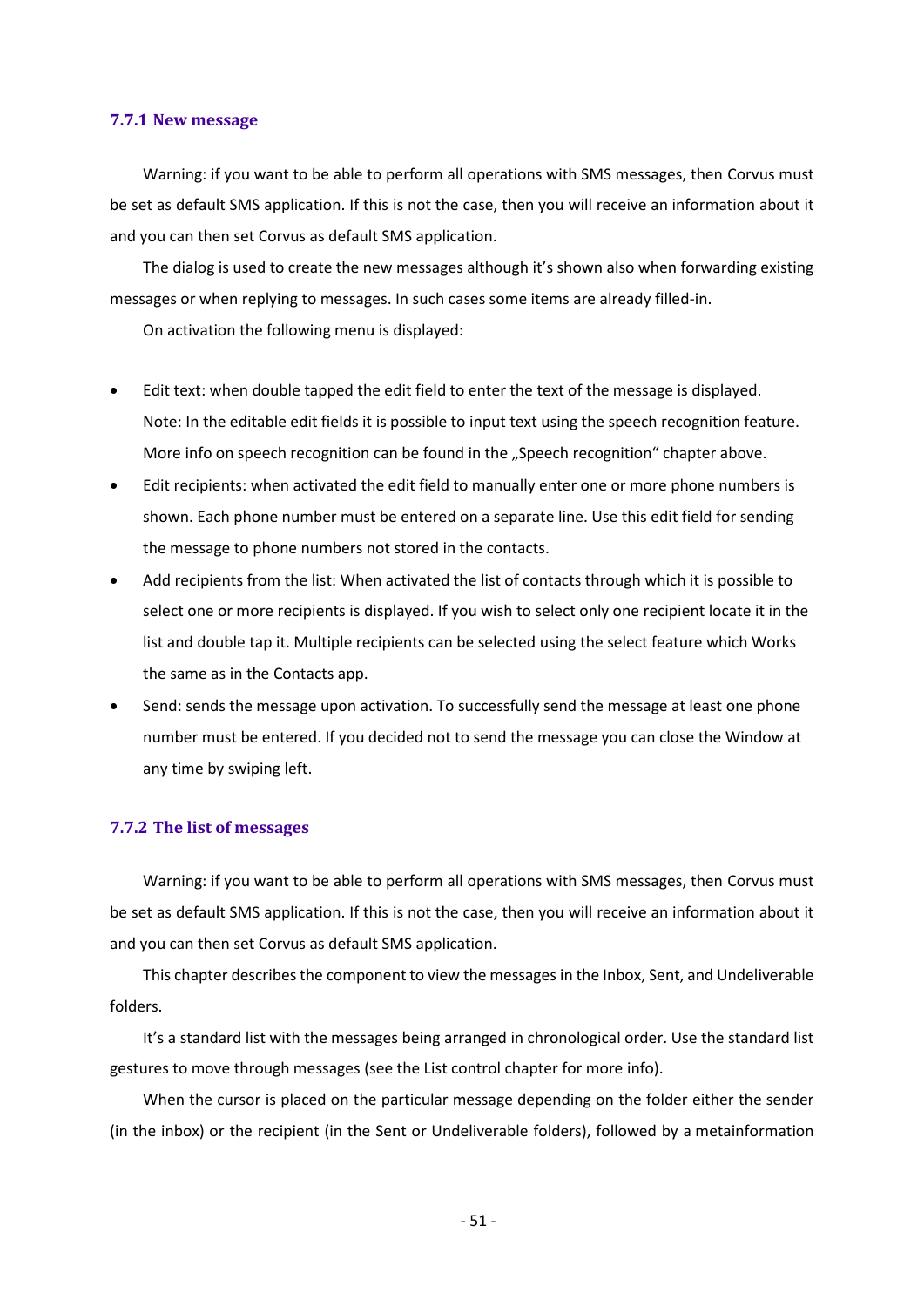### 7.7.1 New message

Warning: if you want to be able to perform all operations with SMS messages, then Corvus must be set as default SMS application. If this is not the case, then you will receive an information about it and you can then set Corvus as default SMS application.

The dialog is used to create the new messages although it's shown also when forwarding existing messages or when replying to messages. In such cases some items are already filled-in.

On activation the following menu is displayed:

- Edit text: when double tapped the edit field to enter the text of the message is displayed. Note: In the editable edit fields it is possible to input text using the speech recognition feature. More info on speech recognition can be found in the „Speech recognition“ chapter above.
- Edit recipients: when activated the edit field to manually enter one or more phone numbers is shown. Each phone number must be entered on a separate line. Use this edit field for sending the message to phone numbers not stored in the contacts.
- Add recipients from the list: When activated the list of contacts through which it is possible to select one or more recipients is displayed. If you wish to select only one recipient locate it in the list and double tap it. Multiple recipients can be selected using the select feature which Works the same as in the Contacts app.
- Send: sends the message upon activation. To successfully send the message at least one phone number must be entered. If you decided not to send the message you can close the Window at any time by swiping left.

### 7.7.2 The list of messages

Warning: if you want to be able to perform all operations with SMS messages, then Corvus must be set as default SMS application. If this is not the case, then you will receive an information about it and you can then set Corvus as default SMS application.

This chapter describes the component to view the messages in the Inbox, Sent, and Undeliverable folders.

It's a standard list with the messages being arranged in chronological order. Use the standard list gestures to move through messages (see the List control chapter for more info).

When the cursor is placed on the particular message depending on the folder either the sender (in the inbox) or the recipient (in the Sent or Undeliverable folders), followed by a metainformation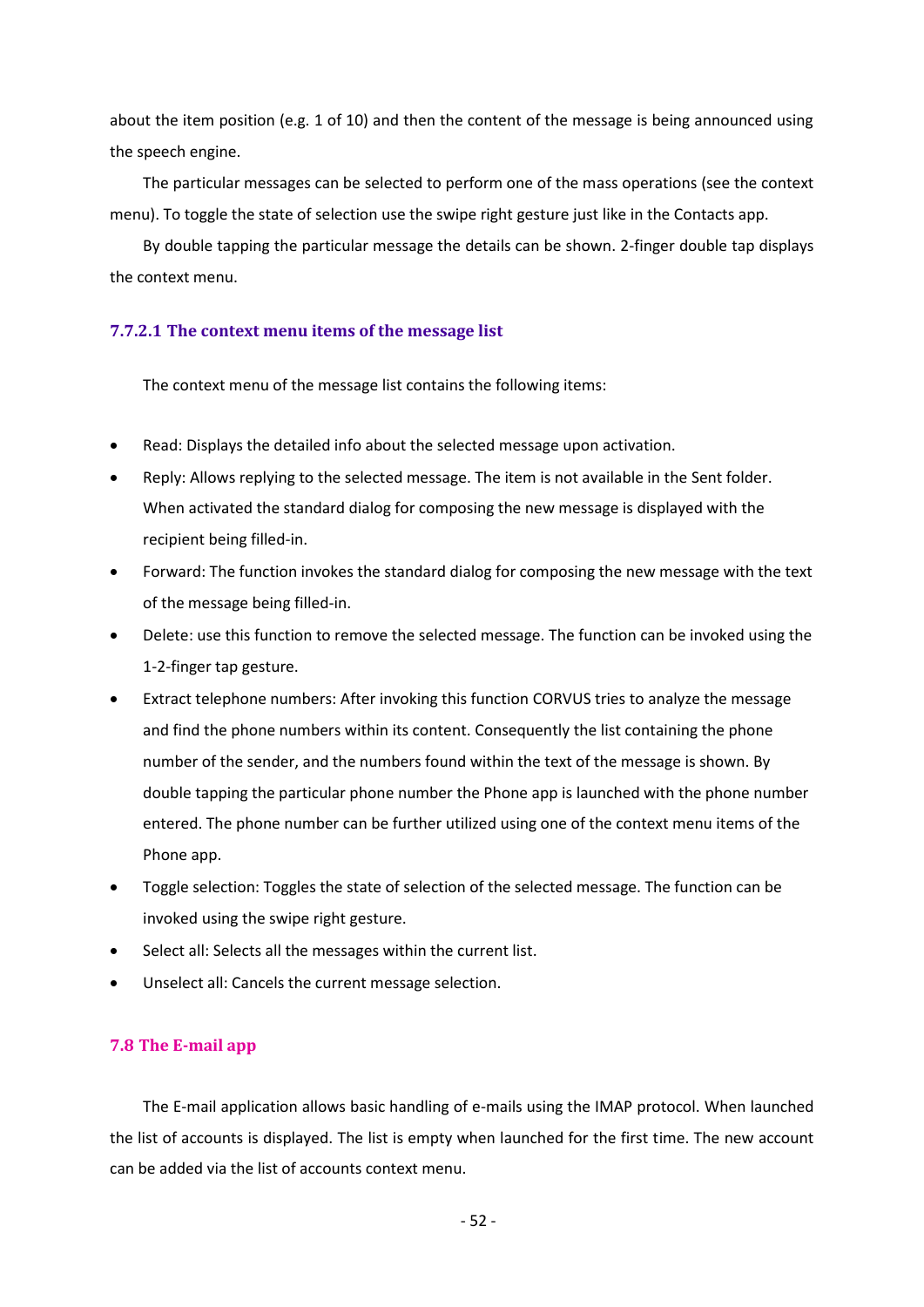about the item position (e.g. 1 of 10) and then the content of the message is being announced using the speech engine.

The particular messages can be selected to perform one of the mass operations (see the context menu). To toggle the state of selection use the swipe right gesture just like in the Contacts app.

By double tapping the particular message the details can be shown. 2-finger double tap displays the context menu.

#### 7.7.2.1 The context menu items of the message list

The context menu of the message list contains the following items:

- Read: Displays the detailed info about the selected message upon activation.
- Reply: Allows replying to the selected message. The item is not available in the Sent folder. When activated the standard dialog for composing the new message is displayed with the recipient being filled-in.
- Forward: The function invokes the standard dialog for composing the new message with the text of the message being filled-in.
- Delete: use this function to remove the selected message. The function can be invoked using the 1-2-finger tap gesture.
- Extract telephone numbers: After invoking this function CORVUS tries to analyze the message and find the phone numbers within its content. Consequently the list containing the phone number of the sender, and the numbers found within the text of the message is shown. By double tapping the particular phone number the Phone app is launched with the phone number entered. The phone number can be further utilized using one of the context menu items of the Phone app.
- Toggle selection: Toggles the state of selection of the selected message. The function can be invoked using the swipe right gesture.
- Select all: Selects all the messages within the current list.
- Unselect all: Cancels the current message selection.

## 7.8 The E-mail app

The E-mail application allows basic handling of e-mails using the IMAP protocol. When launched the list of accounts is displayed. The list is empty when launched for the first time. The new account can be added via the list of accounts context menu.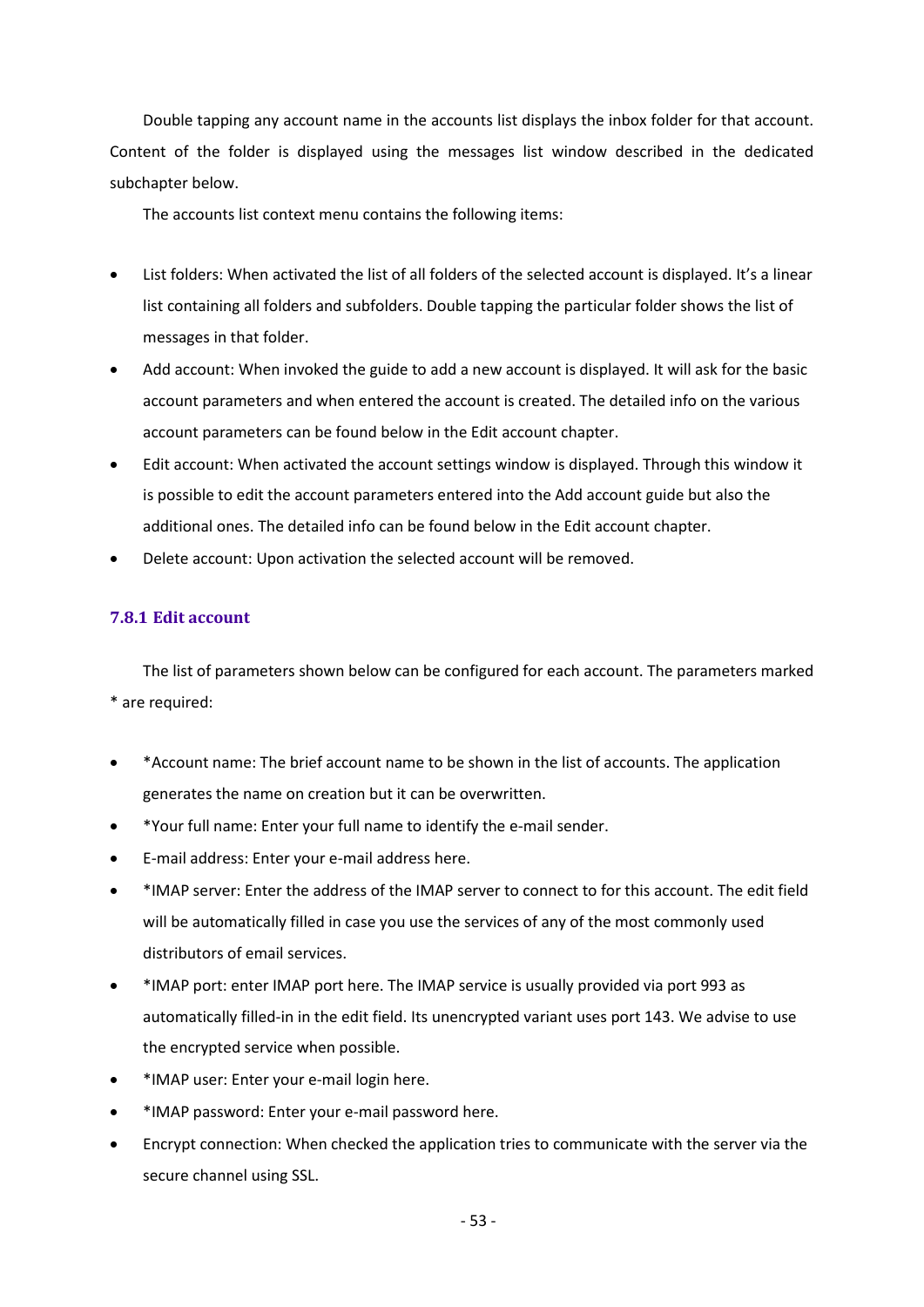Double tapping any account name in the accounts list displays the inbox folder for that account. Content of the folder is displayed using the messages list window described in the dedicated subchapter below.

The accounts list context menu contains the following items:

- List folders: When activated the list of all folders of the selected account is displayed. It's a linear list containing all folders and subfolders. Double tapping the particular folder shows the list of messages in that folder.
- Add account: When invoked the guide to add a new account is displayed. It will ask for the basic account parameters and when entered the account is created. The detailed info on the various account parameters can be found below in the Edit account chapter.
- Edit account: When activated the account settings window is displayed. Through this window it is possible to edit the account parameters entered into the Add account guide but also the additional ones. The detailed info can be found below in the Edit account chapter.
- Delete account: Upon activation the selected account will be removed.

### 7.8.1 Edit account

The list of parameters shown below can be configured for each account. The parameters marked * are required:

- *Account name: The brief account name to be shown in the list of accounts. The application generates the name on creation but it can be overwritten.
- *Your full name: Enter your full name to identify the e-mail sender.
- E-mail address: Enter your e-mail address here.
- *IMAP server: Enter the address of the IMAP server to connect to for this account. The edit field will be automatically filled in case you use the services of any of the most commonly used distributors of email services.
- *IMAP port: enter IMAP port here. The IMAP service is usually provided via port 993 as automatically filled-in in the edit field. Its unencrypted variant uses port 143. We advise to use the encrypted service when possible.
- *IMAP user: Enter your e-mail login here.
- *IMAP password: Enter your e-mail password here.
- Encrypt connection: When checked the application tries to communicate with the server via the secure channel using SSL.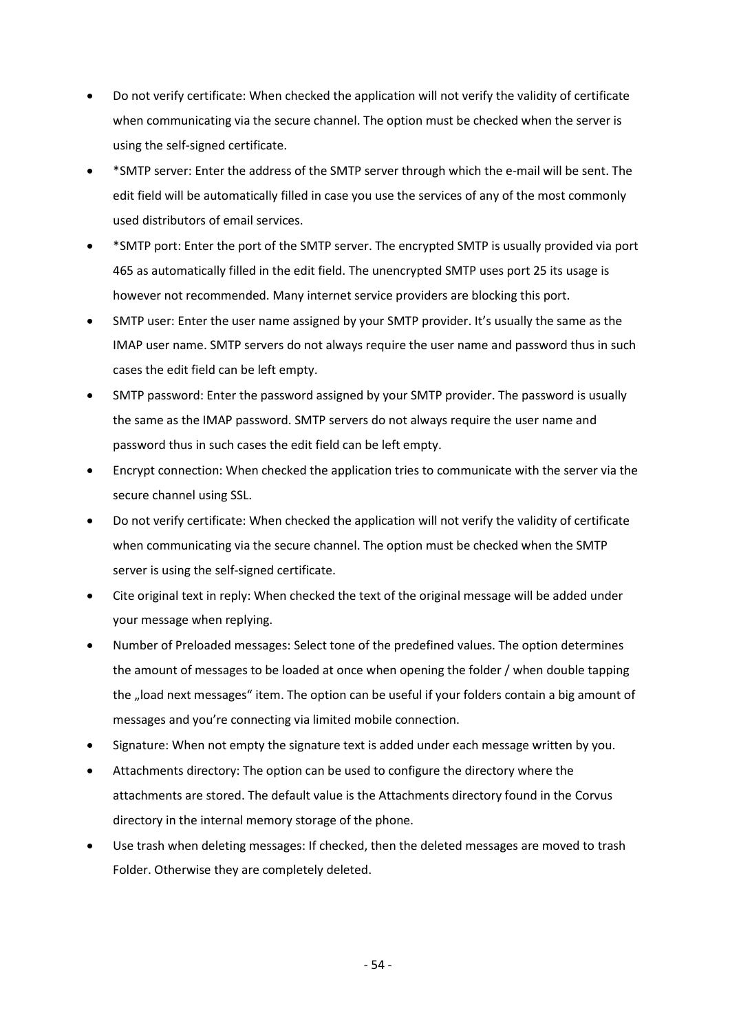- Do not verify certificate: When checked the application will not verify the validity of certificate when communicating via the secure channel. The option must be checked when the server is using the self-signed certificate.
- *SMTP server: Enter the address of the SMTP server through which the e-mail will be sent. The edit field will be automatically filled in case you use the services of any of the most commonly used distributors of email services.
- *SMTP port: Enter the port of the SMTP server. The encrypted SMTP is usually provided via port 465 as automatically filled in the edit field. The unencrypted SMTP uses port 25 its usage is however not recommended. Many internet service providers are blocking this port.
- SMTP user: Enter the user name assigned by your SMTP provider. It's usually the same as the IMAP user name. SMTP servers do not always require the user name and password thus in such cases the edit field can be left empty.
- SMTP password: Enter the password assigned by your SMTP provider. The password is usually the same as the IMAP password. SMTP servers do not always require the user name and password thus in such cases the edit field can be left empty.
- Encrypt connection: When checked the application tries to communicate with the server via the secure channel using SSL.
- Do not verify certificate: When checked the application will not verify the validity of certificate when communicating via the secure channel. The option must be checked when the SMTP server is using the self-signed certificate.
- Cite original text in reply: When checked the text of the original message will be added under your message when replying.
- Number of Preloaded messages: Select tone of the predefined values. The option determines the amount of messages to be loaded at once when opening the folder / when double tapping the „load next messages" item. The option can be useful if your folders contain a big amount of messages and you're connecting via limited mobile connection.
- Signature: When not empty the signature text is added under each message written by you.
- Attachments directory: The option can be used to configure the directory where the attachments are stored. The default value is the Attachments directory found in the Corvus directory in the internal memory storage of the phone.
- Use trash when deleting messages: If checked, then the deleted messages are moved to trash Folder. Otherwise they are completely deleted.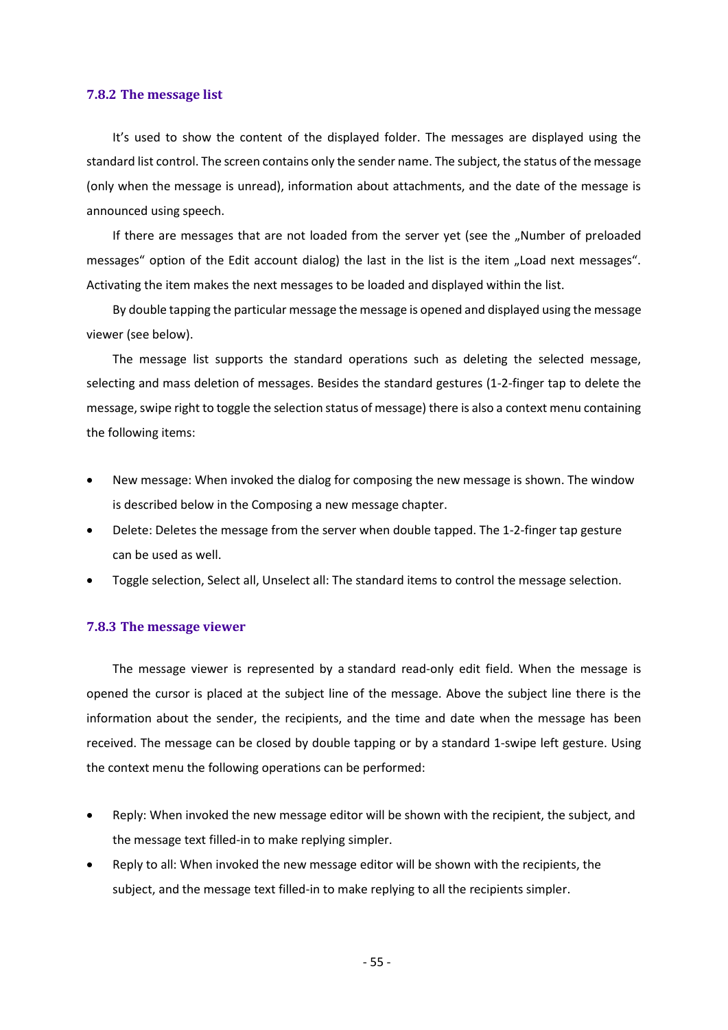### 7.8.2 The message list

It's used to show the content of the displayed folder. The messages are displayed using the standard list control. The screen contains only the sender name. The subject, the status of the message (only when the message is unread), information about attachments, and the date of the message is announced using speech.

If there are messages that are not loaded from the server yet (see the „Number of preloaded messages" option of the Edit account dialog) the last in the list is the item „Load next messages". Activating the item makes the next messages to be loaded and displayed within the list.

By double tapping the particular message the message is opened and displayed using the message viewer (see below).

The message list supports the standard operations such as deleting the selected message, selecting and mass deletion of messages. Besides the standard gestures (1-2-finger tap to delete the message, swipe right to toggle the selection status of message) there is also a context menu containing the following items:

- New message: When invoked the dialog for composing the new message is shown. The window is described below in the Composing a new message chapter.
- Delete: Deletes the message from the server when double tapped. The 1-2-finger tap gesture can be used as well.
- Toggle selection, Select all, Unselect all: The standard items to control the message selection.

### 7.8.3 The message viewer

The message viewer is represented by a standard read-only edit field. When the message is opened the cursor is placed at the subject line of the message. Above the subject line there is the information about the sender, the recipients, and the time and date when the message has been received. The message can be closed by double tapping or by a standard 1-swipe left gesture. Using the context menu the following operations can be performed:

- Reply: When invoked the new message editor will be shown with the recipient, the subject, and the message text filled-in to make replying simpler.
- Reply to all: When invoked the new message editor will be shown with the recipients, the subject, and the message text filled-in to make replying to all the recipients simpler.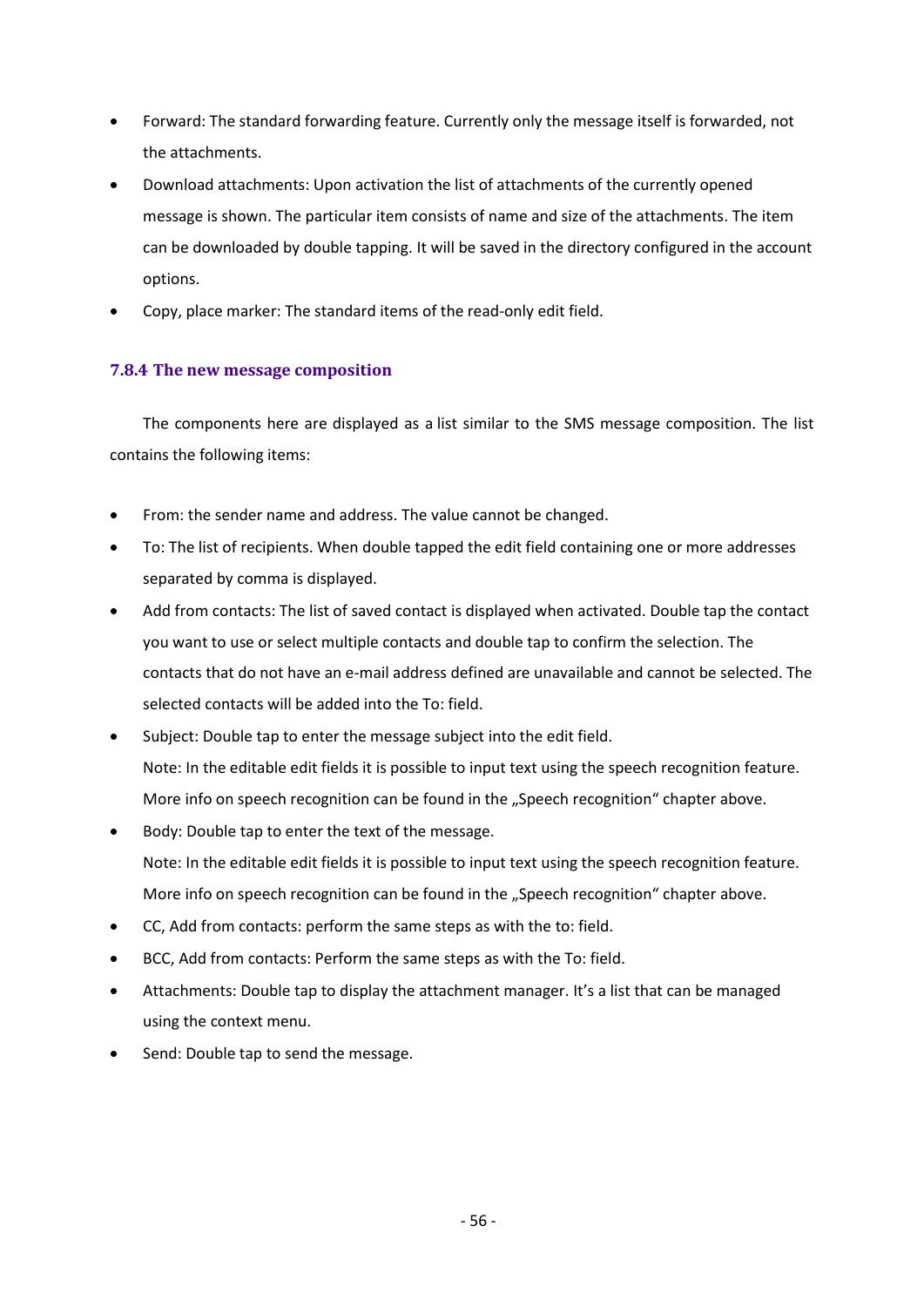- Forward: The standard forwarding feature. Currently only the message itself is forwarded, not the attachments.
- Download attachments: Upon activation the list of attachments of the currently opened message is shown. The particular item consists of name and size of the attachments. The item can be downloaded by double tapping. It will be saved in the directory configured in the account options.
- Copy, place marker: The standard items of the read-only edit field.

### 7.8.4 The new message composition

The components here are displayed as a list similar to the SMS message composition. The list contains the following items:

- From: the sender name and address. The value cannot be changed.
- To: The list of recipients. When double tapped the edit field containing one or more addresses separated by comma is displayed.
- Add from contacts: The list of saved contact is displayed when activated. Double tap the contact you want to use or select multiple contacts and double tap to confirm the selection. The contacts that do not have an e-mail address defined are unavailable and cannot be selected. The selected contacts will be added into the To: field.
- Subject: Double tap to enter the message subject into the edit field.
  Note: In the editable edit fields it is possible to input text using the speech recognition feature. More info on speech recognition can be found in the „Speech recognition“ chapter above.
- Body: Double tap to enter the text of the message.
  Note: In the editable edit fields it is possible to input text using the speech recognition feature. More info on speech recognition can be found in the „Speech recognition“ chapter above.
- CC, Add from contacts: perform the same steps as with the to: field.
- BCC, Add from contacts: Perform the same steps as with the To: field.
- Attachments: Double tap to display the attachment manager. It's a list that can be managed using the context menu.
- Send: Double tap to send the message.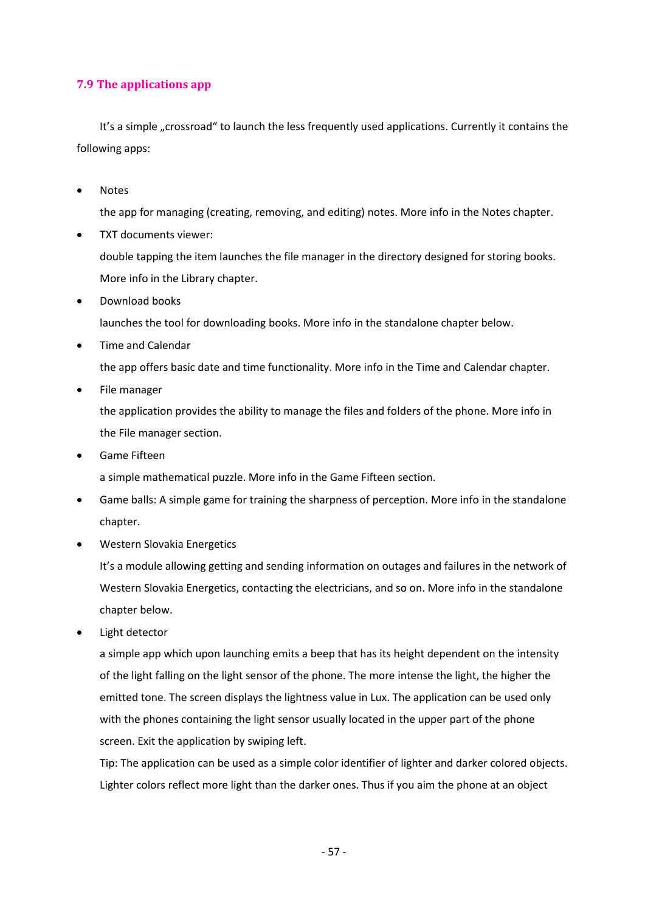### 7.9 The applications app

It's a simple „crossroad" to launch the less frequently used applications. Currently it contains the following apps:

- Notes

  the app for managing (creating, removing, and editing) notes. More info in the Notes chapter.
- TXT documents viewer:

  double tapping the item launches the file manager in the directory designed for storing books. More info in the Library chapter.
- Download books

  launches the tool for downloading books. More info in the standalone chapter below.
- Time and Calendar

  the app offers basic date and time functionality. More info in the Time and Calendar chapter.
- File manager

  the application provides the ability to manage the files and folders of the phone. More info in the File manager section.
- Game Fifteen

  a simple mathematical puzzle. More info in the Game Fifteen section.
- Game balls: A simple game for training the sharpness of perception. More info in the standalone chapter.
- Western Slovakia Energetics

  It's a module allowing getting and sending information on outages and failures in the network of Western Slovakia Energetics, contacting the electricians, and so on. More info in the standalone chapter below.
- Light detector

  a simple app which upon launching emits a beep that has its height dependent on the intensity of the light falling on the light sensor of the phone. The more intense the light, the higher the emitted tone. The screen displays the lightness value in Lux. The application can be used only with the phones containing the light sensor usually located in the upper part of the phone screen. Exit the application by swiping left.

  Tip: The application can be used as a simple color identifier of lighter and darker colored objects. Lighter colors reflect more light than the darker ones. Thus if you aim the phone at an object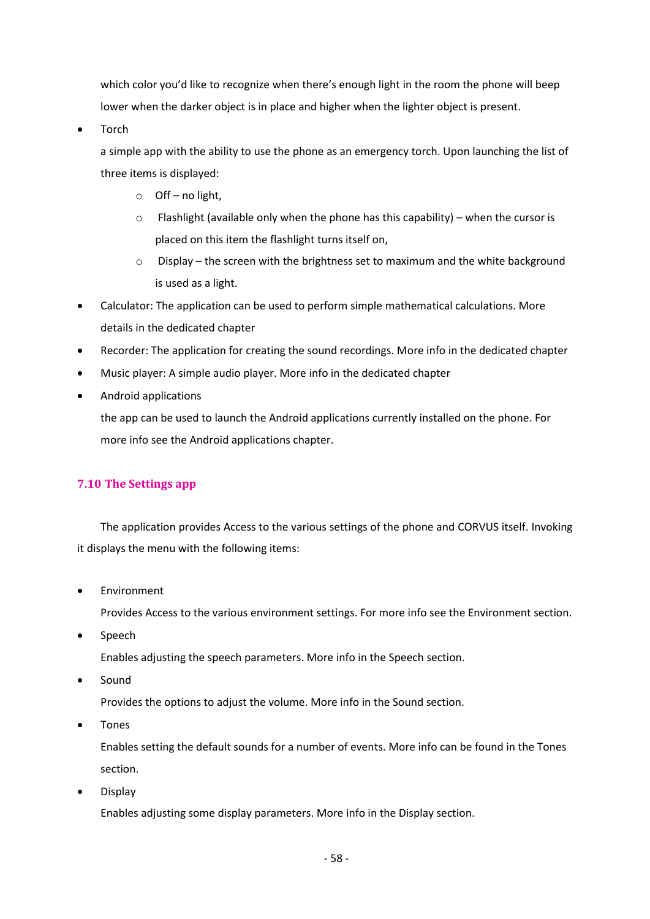which color you'd like to recognize when there's enough light in the room the phone will beep lower when the darker object is in place and higher when the lighter object is present.

- Torch

  a simple app with the ability to use the phone as an emergency torch. Upon launching the list of three items is displayed:

  - Off – no light,
  - Flashlight (available only when the phone has this capability) – when the cursor is placed on this item the flashlight turns itself on,
  - Display – the screen with the brightness set to maximum and the white background is used as a light.

- Calculator: The application can be used to perform simple mathematical calculations. More details in the dedicated chapter
- Recorder: The application for creating the sound recordings. More info in the dedicated chapter
- Music player: A simple audio player. More info in the dedicated chapter
- Android applications

  the app can be used to launch the Android applications currently installed on the phone. For more info see the Android applications chapter.

### 7.10 The Settings app

The application provides Access to the various settings of the phone and CORVUS itself. Invoking it displays the menu with the following items:

- Environment

  Provides Access to the various environment settings. For more info see the Environment section.

- Speech

  Enables adjusting the speech parameters. More info in the Speech section.

- Sound

  Provides the options to adjust the volume. More info in the Sound section.

- Tones

  Enables setting the default sounds for a number of events. More info can be found in the Tones section.

- Display

  Enables adjusting some display parameters. More info in the Display section.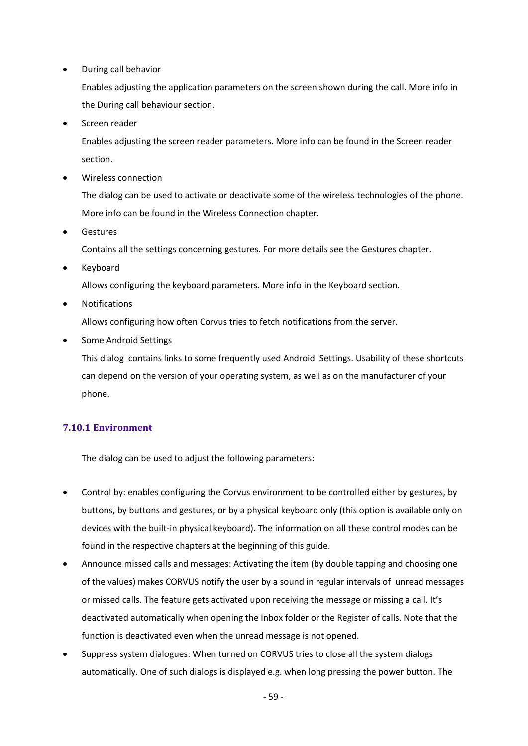- During call behavior

  Enables adjusting the application parameters on the screen shown during the call. More info in the During call behaviour section.

- Screen reader

  Enables adjusting the screen reader parameters. More info can be found in the Screen reader section.

- Wireless connection

  The dialog can be used to activate or deactivate some of the wireless technologies of the phone. More info can be found in the Wireless Connection chapter.

- Gestures

  Contains all the settings concerning gestures. For more details see the Gestures chapter.

- Keyboard

  Allows configuring the keyboard parameters. More info in the Keyboard section.

- Notifications

  Allows configuring how often Corvus tries to fetch notifications from the server.

- Some Android Settings

  This dialog contains links to some frequently used Android Settings. Usability of these shortcuts can depend on the version of your operating system, as well as on the manufacturer of your phone.

### 7.10.1 Environment

The dialog can be used to adjust the following parameters:

- Control by: enables configuring the Corvus environment to be controlled either by gestures, by buttons, by buttons and gestures, or by a physical keyboard only (this option is available only on devices with the built-in physical keyboard). The information on all these control modes can be found in the respective chapters at the beginning of this guide.
- Announce missed calls and messages: Activating the item (by double tapping and choosing one of the values) makes CORVUS notify the user by a sound in regular intervals of unread messages or missed calls. The feature gets activated upon receiving the message or missing a call. It's deactivated automatically when opening the Inbox folder or the Register of calls. Note that the function is deactivated even when the unread message is not opened.
- Suppress system dialogues: When turned on CORVUS tries to close all the system dialogs automatically. One of such dialogs is displayed e.g. when long pressing the power button. The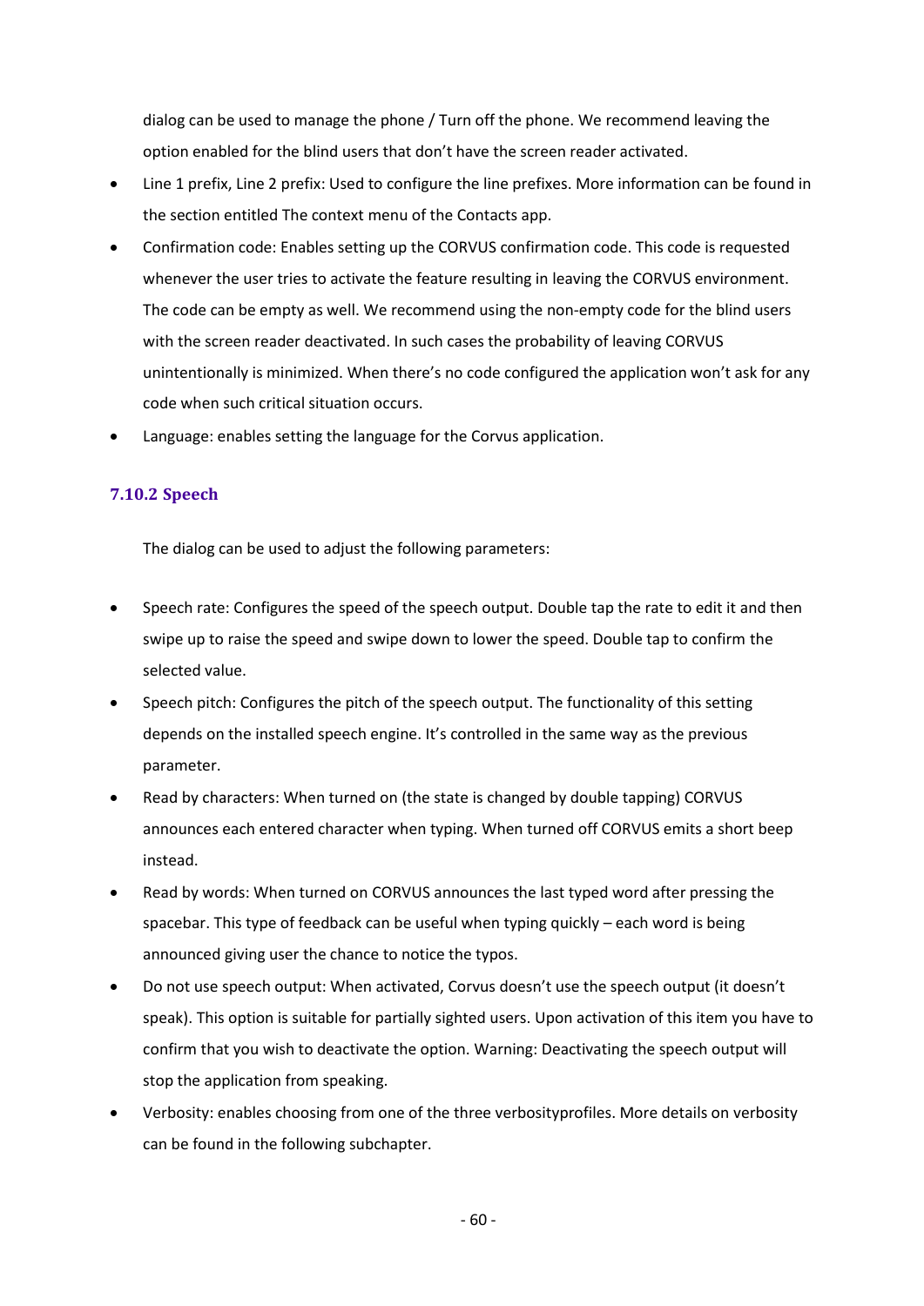dialog can be used to manage the phone / Turn off the phone. We recommend leaving the option enabled for the blind users that don't have the screen reader activated.

- Line 1 prefix, Line 2 prefix: Used to configure the line prefixes. More information can be found in the section entitled The context menu of the Contacts app.
- Confirmation code: Enables setting up the CORVUS confirmation code. This code is requested whenever the user tries to activate the feature resulting in leaving the CORVUS environment. The code can be empty as well. We recommend using the non-empty code for the blind users with the screen reader deactivated. In such cases the probability of leaving CORVUS unintentionally is minimized. When there's no code configured the application won't ask for any code when such critical situation occurs.
- Language: enables setting the language for the Corvus application.

### 7.10.2 Speech

The dialog can be used to adjust the following parameters:

- Speech rate: Configures the speed of the speech output. Double tap the rate to edit it and then swipe up to raise the speed and swipe down to lower the speed. Double tap to confirm the selected value.
- Speech pitch: Configures the pitch of the speech output. The functionality of this setting depends on the installed speech engine. It's controlled in the same way as the previous parameter.
- Read by characters: When turned on (the state is changed by double tapping) CORVUS announces each entered character when typing. When turned off CORVUS emits a short beep instead.
- Read by words: When turned on CORVUS announces the last typed word after pressing the spacebar. This type of feedback can be useful when typing quickly – each word is being announced giving user the chance to notice the typos.
- Do not use speech output: When activated, Corvus doesn't use the speech output (it doesn't speak). This option is suitable for partially sighted users. Upon activation of this item you have to confirm that you wish to deactivate the option. Warning: Deactivating the speech output will stop the application from speaking.
- Verbosity: enables choosing from one of the three verbosityprofiles. More details on verbosity can be found in the following subchapter.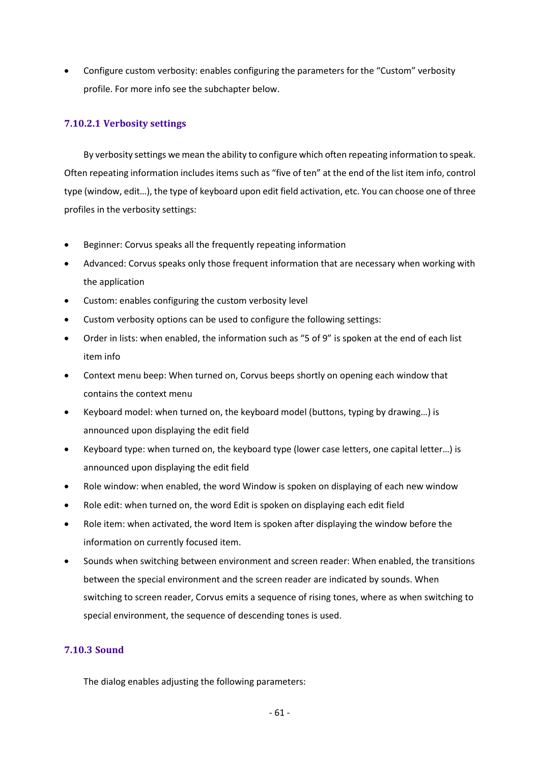- Configure custom verbosity: enables configuring the parameters for the “Custom” verbosity profile. For more info see the subchapter below.

#### 7.10.2.1 Verbosity settings

By verbosity settings we mean the ability to configure which often repeating information to speak. Often repeating information includes items such as “five of ten” at the end of the list item info, control type (window, edit…), the type of keyboard upon edit field activation, etc. You can choose one of three profiles in the verbosity settings:

- Beginner: Corvus speaks all the frequently repeating information
- Advanced: Corvus speaks only those frequent information that are necessary when working with the application
- Custom: enables configuring the custom verbosity level
- Custom verbosity options can be used to configure the following settings:
- Order in lists: when enabled, the information such as “5 of 9” is spoken at the end of each list item info
- Context menu beep: When turned on, Corvus beeps shortly on opening each window that contains the context menu
- Keyboard model: when turned on, the keyboard model (buttons, typing by drawing…) is announced upon displaying the edit field
- Keyboard type: when turned on, the keyboard type (lower case letters, one capital letter…) is announced upon displaying the edit field
- Role window: when enabled, the word Window is spoken on displaying of each new window
- Role edit: when turned on, the word Edit is spoken on displaying each edit field
- Role item: when activated, the word Item is spoken after displaying the window before the information on currently focused item.
- Sounds when switching between environment and screen reader: When enabled, the transitions between the special environment and the screen reader are indicated by sounds. When switching to screen reader, Corvus emits a sequence of rising tones, where as when switching to special environment, the sequence of descending tones is used.

### 7.10.3 Sound

The dialog enables adjusting the following parameters: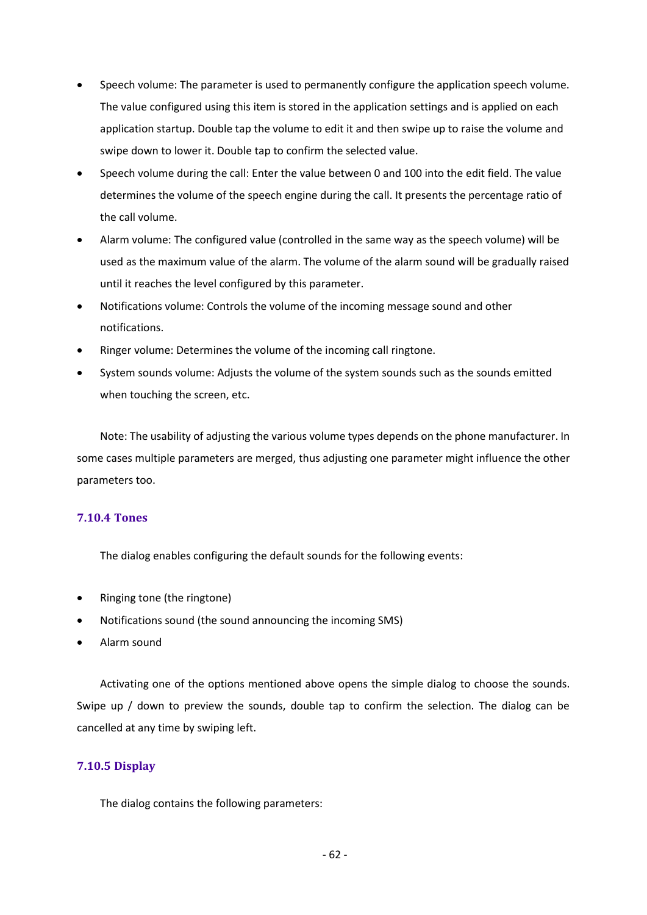- Speech volume: The parameter is used to permanently configure the application speech volume. The value configured using this item is stored in the application settings and is applied on each application startup. Double tap the volume to edit it and then swipe up to raise the volume and swipe down to lower it. Double tap to confirm the selected value.
- Speech volume during the call: Enter the value between 0 and 100 into the edit field. The value determines the volume of the speech engine during the call. It presents the percentage ratio of the call volume.
- Alarm volume: The configured value (controlled in the same way as the speech volume) will be used as the maximum value of the alarm. The volume of the alarm sound will be gradually raised until it reaches the level configured by this parameter.
- Notifications volume: Controls the volume of the incoming message sound and other notifications.
- Ringer volume: Determines the volume of the incoming call ringtone.
- System sounds volume: Adjusts the volume of the system sounds such as the sounds emitted when touching the screen, etc.

Note: The usability of adjusting the various volume types depends on the phone manufacturer. In some cases multiple parameters are merged, thus adjusting one parameter might influence the other parameters too.

### 7.10.4 Tones

The dialog enables configuring the default sounds for the following events:

- Ringing tone (the ringtone)
- Notifications sound (the sound announcing the incoming SMS)
- Alarm sound

Activating one of the options mentioned above opens the simple dialog to choose the sounds. Swipe up / down to preview the sounds, double tap to confirm the selection. The dialog can be cancelled at any time by swiping left.

### 7.10.5 Display

The dialog contains the following parameters: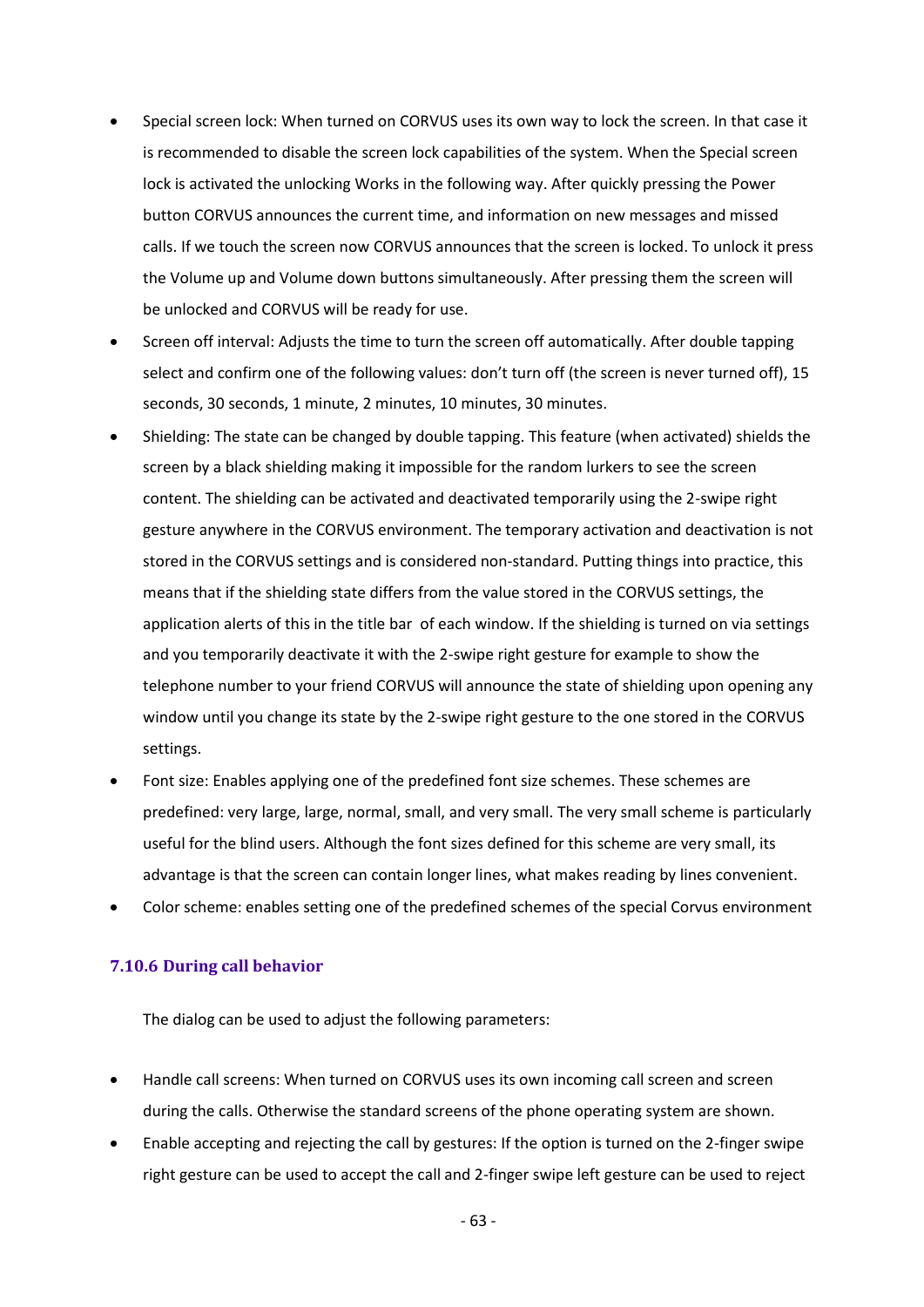- Special screen lock: When turned on CORVUS uses its own way to lock the screen. In that case it is recommended to disable the screen lock capabilities of the system. When the Special screen lock is activated the unlocking Works in the following way. After quickly pressing the Power button CORVUS announces the current time, and information on new messages and missed calls. If we touch the screen now CORVUS announces that the screen is locked. To unlock it press the Volume up and Volume down buttons simultaneously. After pressing them the screen will be unlocked and CORVUS will be ready for use.
- Screen off interval: Adjusts the time to turn the screen off automatically. After double tapping select and confirm one of the following values: don't turn off (the screen is never turned off), 15 seconds, 30 seconds, 1 minute, 2 minutes, 10 minutes, 30 minutes.
- Shielding: The state can be changed by double tapping. This feature (when activated) shields the screen by a black shielding making it impossible for the random lurkers to see the screen content. The shielding can be activated and deactivated temporarily using the 2-swipe right gesture anywhere in the CORVUS environment. The temporary activation and deactivation is not stored in the CORVUS settings and is considered non-standard. Putting things into practice, this means that if the shielding state differs from the value stored in the CORVUS settings, the application alerts of this in the title bar of each window. If the shielding is turned on via settings and you temporarily deactivate it with the 2-swipe right gesture for example to show the telephone number to your friend CORVUS will announce the state of shielding upon opening any window until you change its state by the 2-swipe right gesture to the one stored in the CORVUS settings.
- Font size: Enables applying one of the predefined font size schemes. These schemes are predefined: very large, large, normal, small, and very small. The very small scheme is particularly useful for the blind users. Although the font sizes defined for this scheme are very small, its advantage is that the screen can contain longer lines, what makes reading by lines convenient.
- Color scheme: enables setting one of the predefined schemes of the special Corvus environment

### 7.10.6 During call behavior

The dialog can be used to adjust the following parameters:

- Handle call screens: When turned on CORVUS uses its own incoming call screen and screen during the calls. Otherwise the standard screens of the phone operating system are shown.
- Enable accepting and rejecting the call by gestures: If the option is turned on the 2-finger swipe right gesture can be used to accept the call and 2-finger swipe left gesture can be used to reject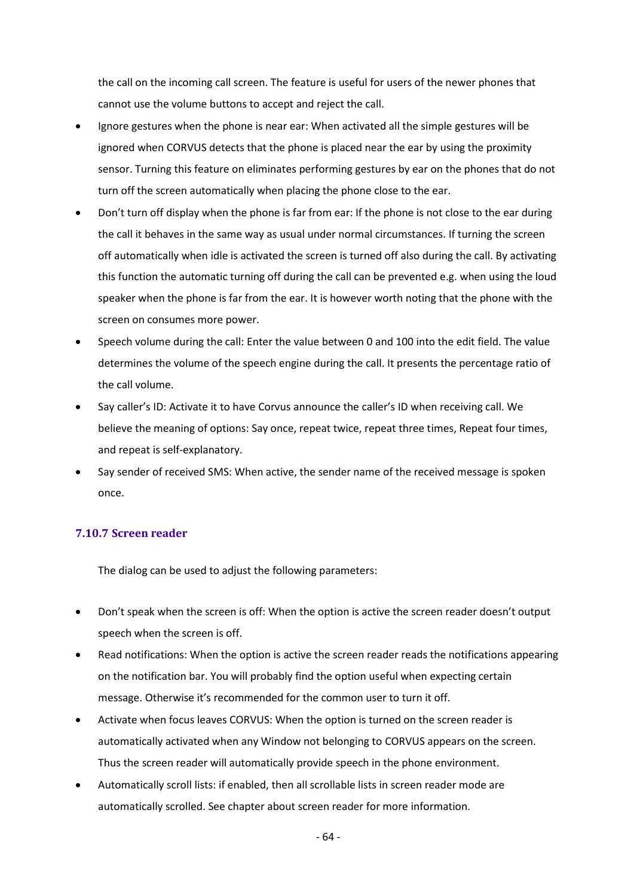the call on the incoming call screen. The feature is useful for users of the newer phones that cannot use the volume buttons to accept and reject the call.

- Ignore gestures when the phone is near ear: When activated all the simple gestures will be ignored when CORVUS detects that the phone is placed near the ear by using the proximity sensor. Turning this feature on eliminates performing gestures by ear on the phones that do not turn off the screen automatically when placing the phone close to the ear.
- Don't turn off display when the phone is far from ear: If the phone is not close to the ear during the call it behaves in the same way as usual under normal circumstances. If turning the screen off automatically when idle is activated the screen is turned off also during the call. By activating this function the automatic turning off during the call can be prevented e.g. when using the loud speaker when the phone is far from the ear. It is however worth noting that the phone with the screen on consumes more power.
- Speech volume during the call: Enter the value between 0 and 100 into the edit field. The value determines the volume of the speech engine during the call. It presents the percentage ratio of the call volume.
- Say caller's ID: Activate it to have Corvus announce the caller's ID when receiving call. We believe the meaning of options: Say once, repeat twice, repeat three times, Repeat four times, and repeat is self-explanatory.
- Say sender of received SMS: When active, the sender name of the received message is spoken once.

### 7.10.7 Screen reader

The dialog can be used to adjust the following parameters:

- Don't speak when the screen is off: When the option is active the screen reader doesn't output speech when the screen is off.
- Read notifications: When the option is active the screen reader reads the notifications appearing on the notification bar. You will probably find the option useful when expecting certain message. Otherwise it's recommended for the common user to turn it off.
- Activate when focus leaves CORVUS: When the option is turned on the screen reader is automatically activated when any Window not belonging to CORVUS appears on the screen. Thus the screen reader will automatically provide speech in the phone environment.
- Automatically scroll lists: if enabled, then all scrollable lists in screen reader mode are automatically scrolled. See chapter about screen reader for more information.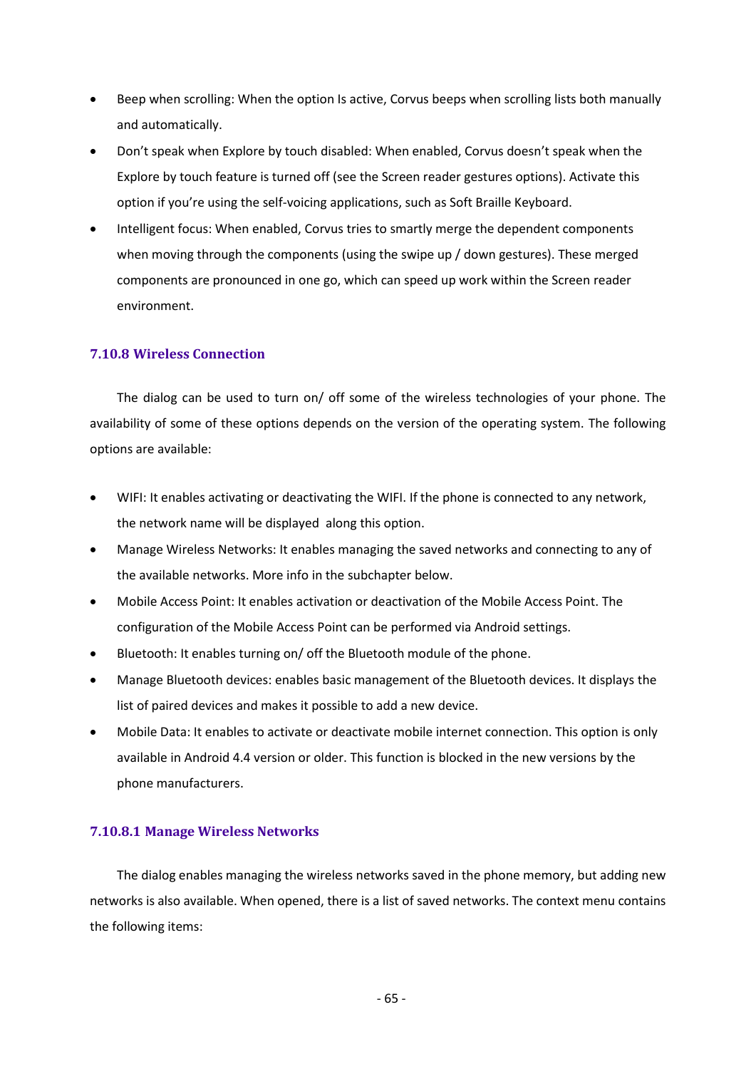- Beep when scrolling: When the option Is active, Corvus beeps when scrolling lists both manually and automatically.
- Don't speak when Explore by touch disabled: When enabled, Corvus doesn't speak when the Explore by touch feature is turned off (see the Screen reader gestures options). Activate this option if you're using the self-voicing applications, such as Soft Braille Keyboard.
- Intelligent focus: When enabled, Corvus tries to smartly merge the dependent components when moving through the components (using the swipe up / down gestures). These merged components are pronounced in one go, which can speed up work within the Screen reader environment.

### 7.10.8 Wireless Connection

The dialog can be used to turn on/ off some of the wireless technologies of your phone. The availability of some of these options depends on the version of the operating system. The following options are available:

- WIFI: It enables activating or deactivating the WIFI. If the phone is connected to any network, the network name will be displayed along this option.
- Manage Wireless Networks: It enables managing the saved networks and connecting to any of the available networks. More info in the subchapter below.
- Mobile Access Point: It enables activation or deactivation of the Mobile Access Point. The configuration of the Mobile Access Point can be performed via Android settings.
- Bluetooth: It enables turning on/ off the Bluetooth module of the phone.
- Manage Bluetooth devices: enables basic management of the Bluetooth devices. It displays the list of paired devices and makes it possible to add a new device.
- Mobile Data: It enables to activate or deactivate mobile internet connection. This option is only available in Android 4.4 version or older. This function is blocked in the new versions by the phone manufacturers.

#### 7.10.8.1 Manage Wireless Networks

The dialog enables managing the wireless networks saved in the phone memory, but adding new networks is also available. When opened, there is a list of saved networks. The context menu contains the following items: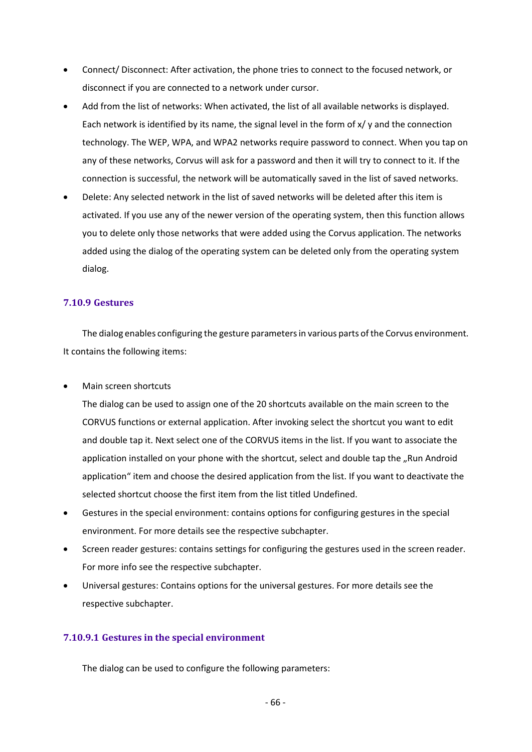- Connect/ Disconnect: After activation, the phone tries to connect to the focused network, or disconnect if you are connected to a network under cursor.
- Add from the list of networks: When activated, the list of all available networks is displayed. Each network is identified by its name, the signal level in the form of x/ y and the connection technology. The WEP, WPA, and WPA2 networks require password to connect. When you tap on any of these networks, Corvus will ask for a password and then it will try to connect to it. If the connection is successful, the network will be automatically saved in the list of saved networks.
- Delete: Any selected network in the list of saved networks will be deleted after this item is activated. If you use any of the newer version of the operating system, then this function allows you to delete only those networks that were added using the Corvus application. The networks added using the dialog of the operating system can be deleted only from the operating system dialog.

### 7.10.9 Gestures

The dialog enables configuring the gesture parameters in various parts of the Corvus environment. It contains the following items:

- Main screen shortcuts
  The dialog can be used to assign one of the 20 shortcuts available on the main screen to the CORVUS functions or external application. After invoking select the shortcut you want to edit and double tap it. Next select one of the CORVUS items in the list. If you want to associate the application installed on your phone with the shortcut, select and double tap the „Run Android application“ item and choose the desired application from the list. If you want to deactivate the selected shortcut choose the first item from the list titled Undefined.
- Gestures in the special environment: contains options for configuring gestures in the special environment. For more details see the respective subchapter.
- Screen reader gestures: contains settings for configuring the gestures used in the screen reader. For more info see the respective subchapter.
- Universal gestures: Contains options for the universal gestures. For more details see the respective subchapter.

#### 7.10.9.1 Gestures in the special environment

The dialog can be used to configure the following parameters: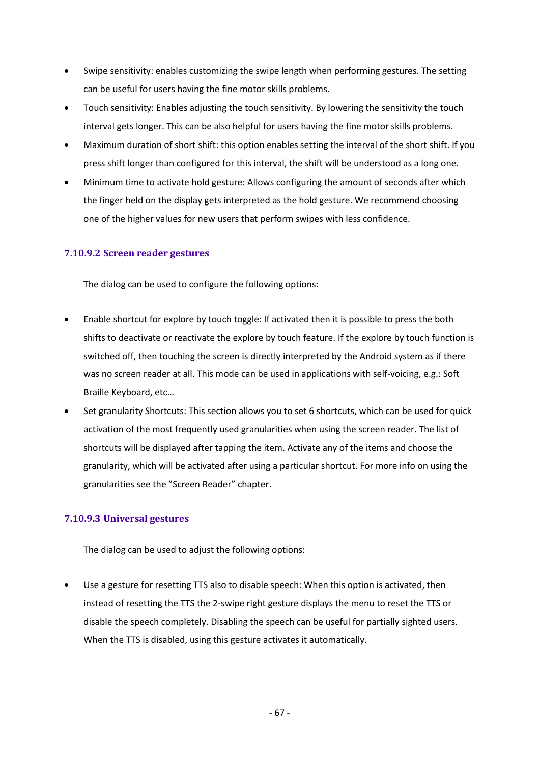- Swipe sensitivity: enables customizing the swipe length when performing gestures. The setting can be useful for users having the fine motor skills problems.
- Touch sensitivity: Enables adjusting the touch sensitivity. By lowering the sensitivity the touch interval gets longer. This can be also helpful for users having the fine motor skills problems.
- Maximum duration of short shift: this option enables setting the interval of the short shift. If you press shift longer than configured for this interval, the shift will be understood as a long one.
- Minimum time to activate hold gesture: Allows configuring the amount of seconds after which the finger held on the display gets interpreted as the hold gesture. We recommend choosing one of the higher values for new users that perform swipes with less confidence.

#### 7.10.9.2 Screen reader gestures

The dialog can be used to configure the following options:

- Enable shortcut for explore by touch toggle: If activated then it is possible to press the both shifts to deactivate or reactivate the explore by touch feature. If the explore by touch function is switched off, then touching the screen is directly interpreted by the Android system as if there was no screen reader at all. This mode can be used in applications with self-voicing, e.g.: Soft Braille Keyboard, etc…
- Set granularity Shortcuts: This section allows you to set 6 shortcuts, which can be used for quick activation of the most frequently used granularities when using the screen reader. The list of shortcuts will be displayed after tapping the item. Activate any of the items and choose the granularity, which will be activated after using a particular shortcut. For more info on using the granularities see the ”Screen Reader” chapter.

#### 7.10.9.3 Universal gestures

The dialog can be used to adjust the following options:

- Use a gesture for resetting TTS also to disable speech: When this option is activated, then instead of resetting the TTS the 2-swipe right gesture displays the menu to reset the TTS or disable the speech completely. Disabling the speech can be useful for partially sighted users. When the TTS is disabled, using this gesture activates it automatically.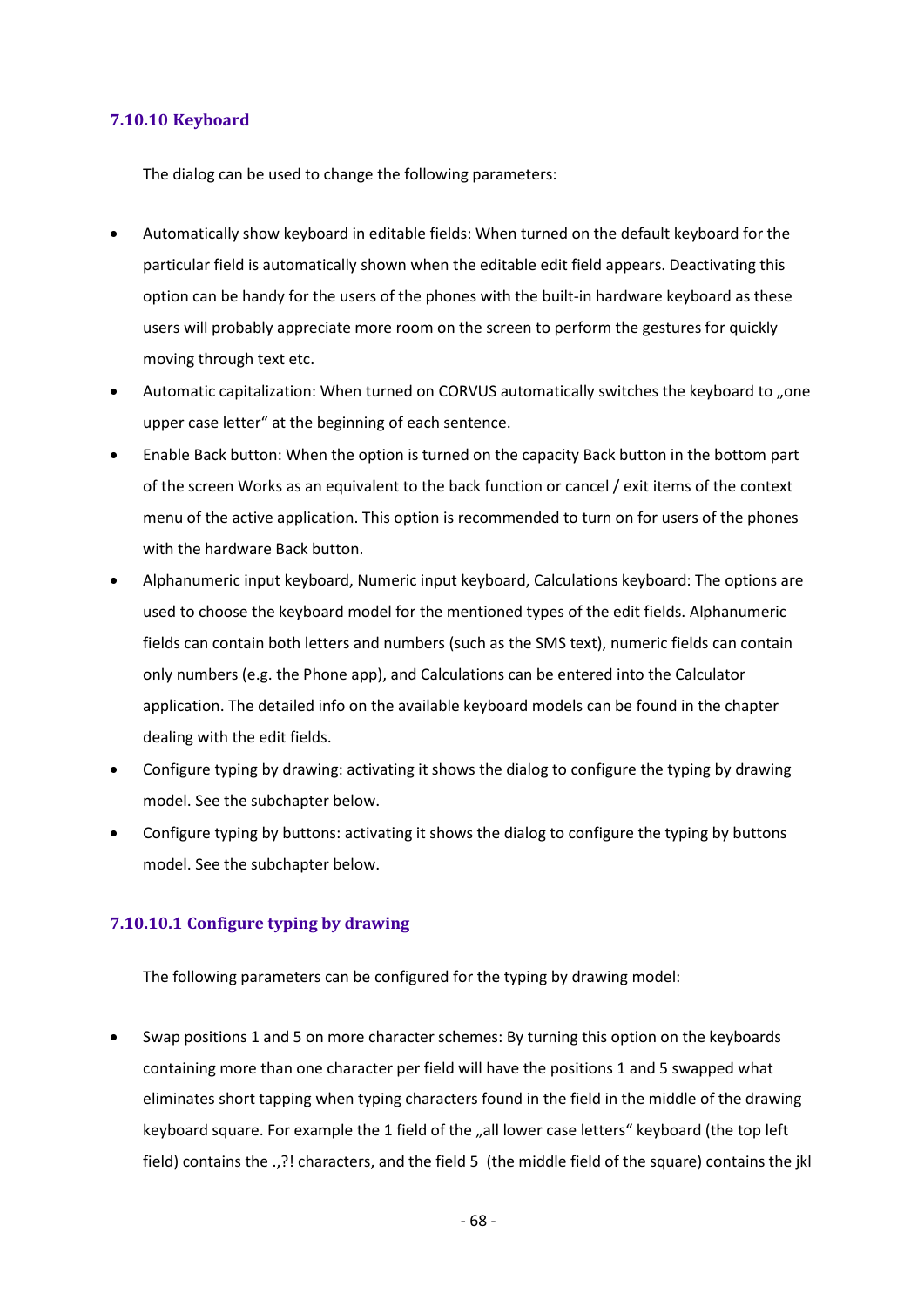### 7.10.10 Keyboard

The dialog can be used to change the following parameters:

- Automatically show keyboard in editable fields: When turned on the default keyboard for the particular field is automatically shown when the editable edit field appears. Deactivating this option can be handy for the users of the phones with the built-in hardware keyboard as these users will probably appreciate more room on the screen to perform the gestures for quickly moving through text etc.
- Automatic capitalization: When turned on CORVUS automatically switches the keyboard to „one upper case letter" at the beginning of each sentence.
- Enable Back button: When the option is turned on the capacity Back button in the bottom part of the screen Works as an equivalent to the back function or cancel / exit items of the context menu of the active application. This option is recommended to turn on for users of the phones with the hardware Back button.
- Alphanumeric input keyboard, Numeric input keyboard, Calculations keyboard: The options are used to choose the keyboard model for the mentioned types of the edit fields. Alphanumeric fields can contain both letters and numbers (such as the SMS text), numeric fields can contain only numbers (e.g. the Phone app), and Calculations can be entered into the Calculator application. The detailed info on the available keyboard models can be found in the chapter dealing with the edit fields.
- Configure typing by drawing: activating it shows the dialog to configure the typing by drawing model. See the subchapter below.
- Configure typing by buttons: activating it shows the dialog to configure the typing by buttons model. See the subchapter below.

#### 7.10.10.1 Configure typing by drawing

The following parameters can be configured for the typing by drawing model:

- Swap positions 1 and 5 on more character schemes: By turning this option on the keyboards containing more than one character per field will have the positions 1 and 5 swapped what eliminates short tapping when typing characters found in the field in the middle of the drawing keyboard square. For example the 1 field of the „all lower case letters" keyboard (the top left field) contains the .,?! characters, and the field 5 (the middle field of the square) contains the jkl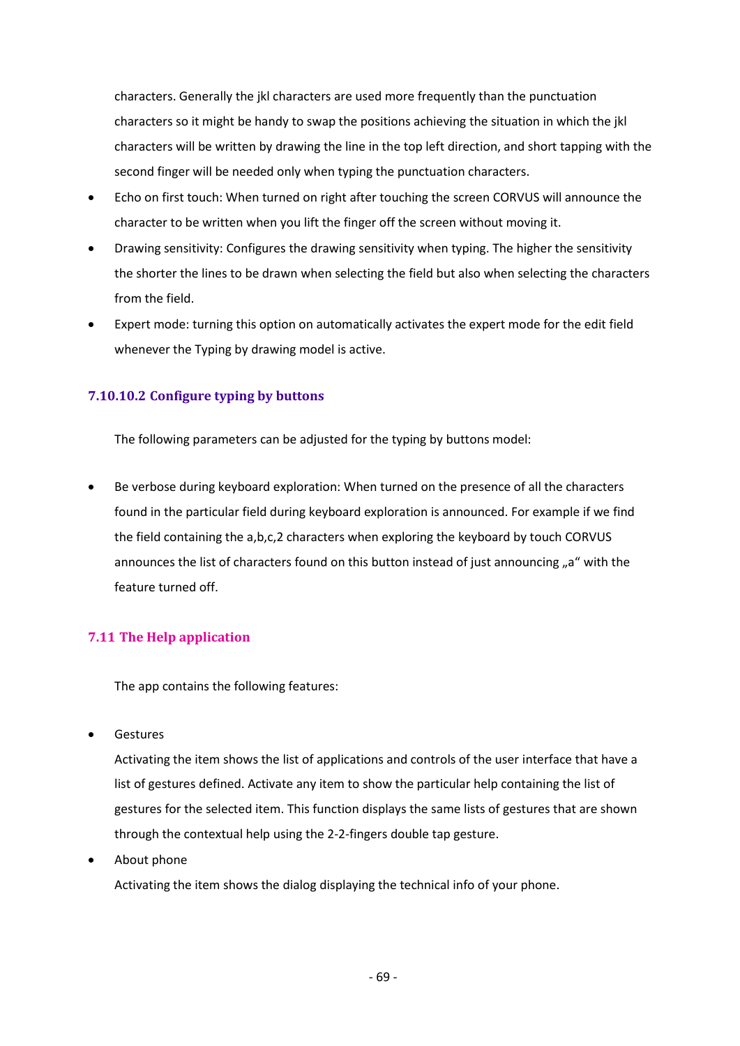characters. Generally the jkl characters are used more frequently than the punctuation characters so it might be handy to swap the positions achieving the situation in which the jkl characters will be written by drawing the line in the top left direction, and short tapping with the second finger will be needed only when typing the punctuation characters.

- Echo on first touch: When turned on right after touching the screen CORVUS will announce the character to be written when you lift the finger off the screen without moving it.
- Drawing sensitivity: Configures the drawing sensitivity when typing. The higher the sensitivity the shorter the lines to be drawn when selecting the field but also when selecting the characters from the field.
- Expert mode: turning this option on automatically activates the expert mode for the edit field whenever the Typing by drawing model is active.

#### 7.10.10.2 Configure typing by buttons

The following parameters can be adjusted for the typing by buttons model:

- Be verbose during keyboard exploration: When turned on the presence of all the characters found in the particular field during keyboard exploration is announced. For example if we find the field containing the a,b,c,2 characters when exploring the keyboard by touch CORVUS announces the list of characters found on this button instead of just announcing „a" with the feature turned off.

## 7.11 The Help application

The app contains the following features:

- Gestures

  Activating the item shows the list of applications and controls of the user interface that have a list of gestures defined. Activate any item to show the particular help containing the list of gestures for the selected item. This function displays the same lists of gestures that are shown through the contextual help using the 2-2-fingers double tap gesture.

- About phone

  Activating the item shows the dialog displaying the technical info of your phone.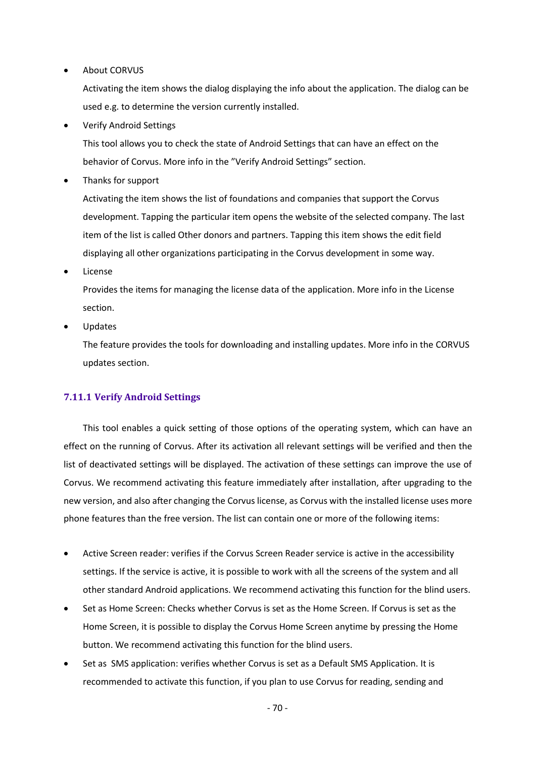- About CORVUS

  Activating the item shows the dialog displaying the info about the application. The dialog can be used e.g. to determine the version currently installed.

- Verify Android Settings

  This tool allows you to check the state of Android Settings that can have an effect on the behavior of Corvus. More info in the ”Verify Android Settings” section.

- Thanks for support

  Activating the item shows the list of foundations and companies that support the Corvus development. Tapping the particular item opens the website of the selected company. The last item of the list is called Other donors and partners. Tapping this item shows the edit field displaying all other organizations participating in the Corvus development in some way.

- License

  Provides the items for managing the license data of the application. More info in the License section.

- Updates

  The feature provides the tools for downloading and installing updates. More info in the CORVUS updates section.

### 7.11.1 Verify Android Settings

This tool enables a quick setting of those options of the operating system, which can have an effect on the running of Corvus. After its activation all relevant settings will be verified and then the list of deactivated settings will be displayed. The activation of these settings can improve the use of Corvus. We recommend activating this feature immediately after installation, after upgrading to the new version, and also after changing the Corvus license, as Corvus with the installed license uses more phone features than the free version. The list can contain one or more of the following items:

- Active Screen reader: verifies if the Corvus Screen Reader service is active in the accessibility settings. If the service is active, it is possible to work with all the screens of the system and all other standard Android applications. We recommend activating this function for the blind users.
- Set as Home Screen: Checks whether Corvus is set as the Home Screen. If Corvus is set as the Home Screen, it is possible to display the Corvus Home Screen anytime by pressing the Home button. We recommend activating this function for the blind users.
- Set as SMS application: verifies whether Corvus is set as a Default SMS Application. It is recommended to activate this function, if you plan to use Corvus for reading, sending and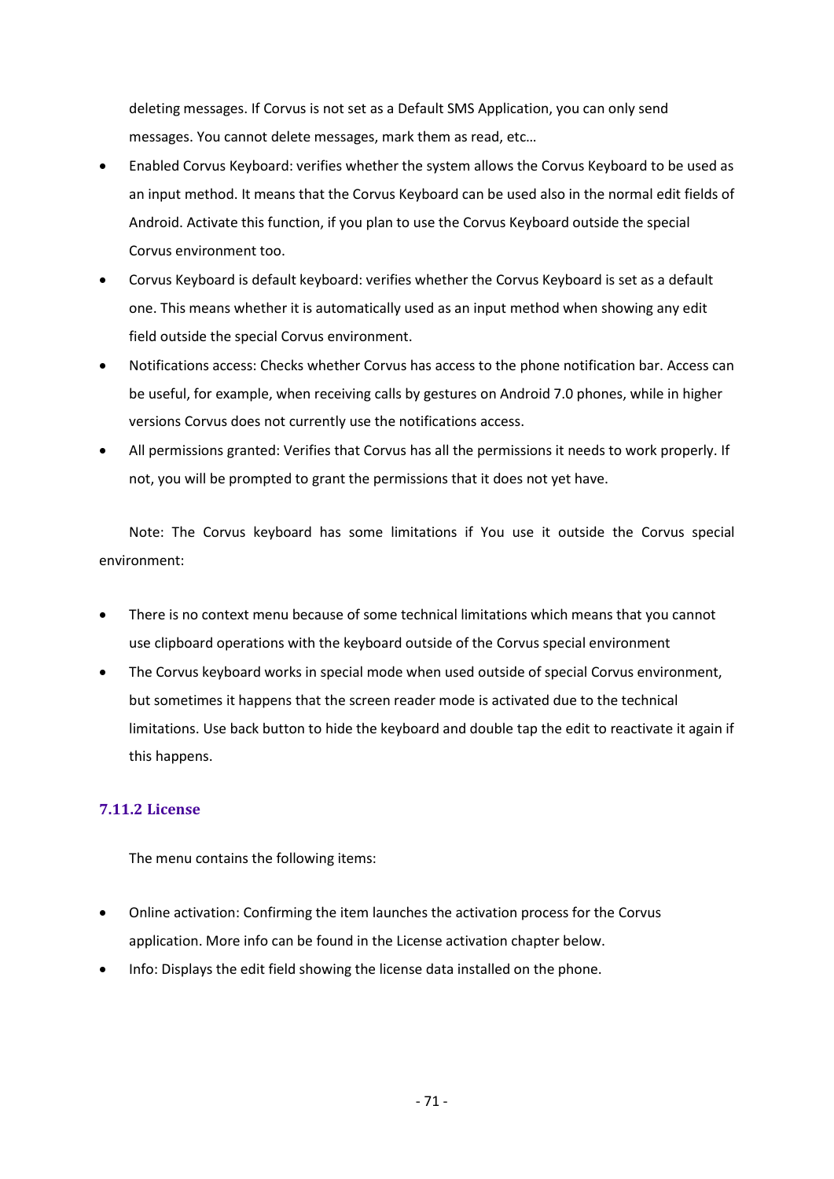deleting messages. If Corvus is not set as a Default SMS Application, you can only send messages. You cannot delete messages, mark them as read, etc…

- Enabled Corvus Keyboard: verifies whether the system allows the Corvus Keyboard to be used as an input method. It means that the Corvus Keyboard can be used also in the normal edit fields of Android. Activate this function, if you plan to use the Corvus Keyboard outside the special Corvus environment too.
- Corvus Keyboard is default keyboard: verifies whether the Corvus Keyboard is set as a default one. This means whether it is automatically used as an input method when showing any edit field outside the special Corvus environment.
- Notifications access: Checks whether Corvus has access to the phone notification bar. Access can be useful, for example, when receiving calls by gestures on Android 7.0 phones, while in higher versions Corvus does not currently use the notifications access.
- All permissions granted: Verifies that Corvus has all the permissions it needs to work properly. If not, you will be prompted to grant the permissions that it does not yet have.

Note: The Corvus keyboard has some limitations if You use it outside the Corvus special environment:

- There is no context menu because of some technical limitations which means that you cannot use clipboard operations with the keyboard outside of the Corvus special environment
- The Corvus keyboard works in special mode when used outside of special Corvus environment, but sometimes it happens that the screen reader mode is activated due to the technical limitations. Use back button to hide the keyboard and double tap the edit to reactivate it again if this happens.

### 7.11.2 License

The menu contains the following items:

- Online activation: Confirming the item launches the activation process for the Corvus application. More info can be found in the License activation chapter below.
- Info: Displays the edit field showing the license data installed on the phone.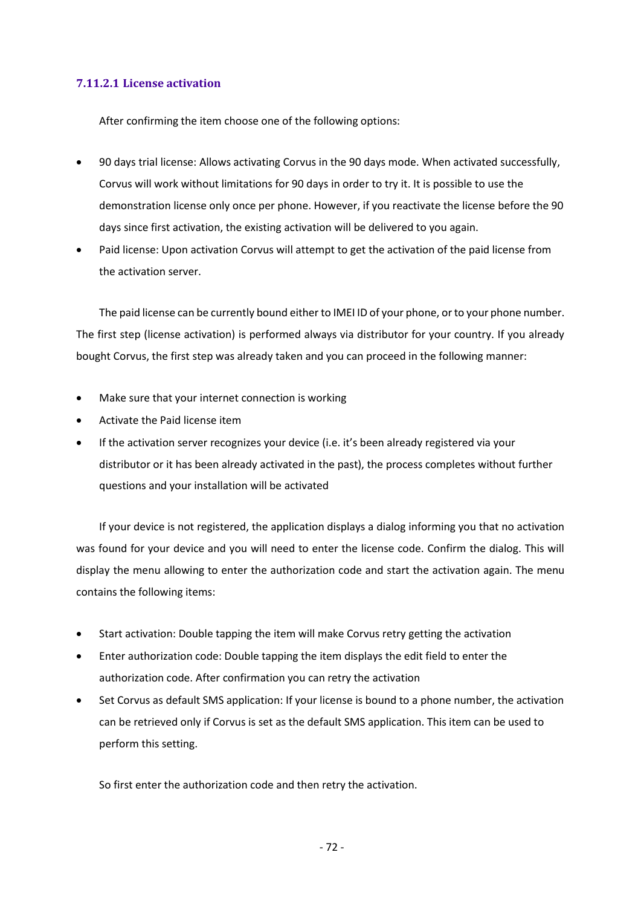#### 7.11.2.1 License activation

After confirming the item choose one of the following options:

- 90 days trial license: Allows activating Corvus in the 90 days mode. When activated successfully, Corvus will work without limitations for 90 days in order to try it. It is possible to use the demonstration license only once per phone. However, if you reactivate the license before the 90 days since first activation, the existing activation will be delivered to you again.
- Paid license: Upon activation Corvus will attempt to get the activation of the paid license from the activation server.

The paid license can be currently bound either to IMEI ID of your phone, or to your phone number. The first step (license activation) is performed always via distributor for your country. If you already bought Corvus, the first step was already taken and you can proceed in the following manner:

- Make sure that your internet connection is working
- Activate the Paid license item
- If the activation server recognizes your device (i.e. it's been already registered via your distributor or it has been already activated in the past), the process completes without further questions and your installation will be activated

If your device is not registered, the application displays a dialog informing you that no activation was found for your device and you will need to enter the license code. Confirm the dialog. This will display the menu allowing to enter the authorization code and start the activation again. The menu contains the following items:

- Start activation: Double tapping the item will make Corvus retry getting the activation
- Enter authorization code: Double tapping the item displays the edit field to enter the authorization code. After confirmation you can retry the activation
- Set Corvus as default SMS application: If your license is bound to a phone number, the activation can be retrieved only if Corvus is set as the default SMS application. This item can be used to perform this setting.

So first enter the authorization code and then retry the activation.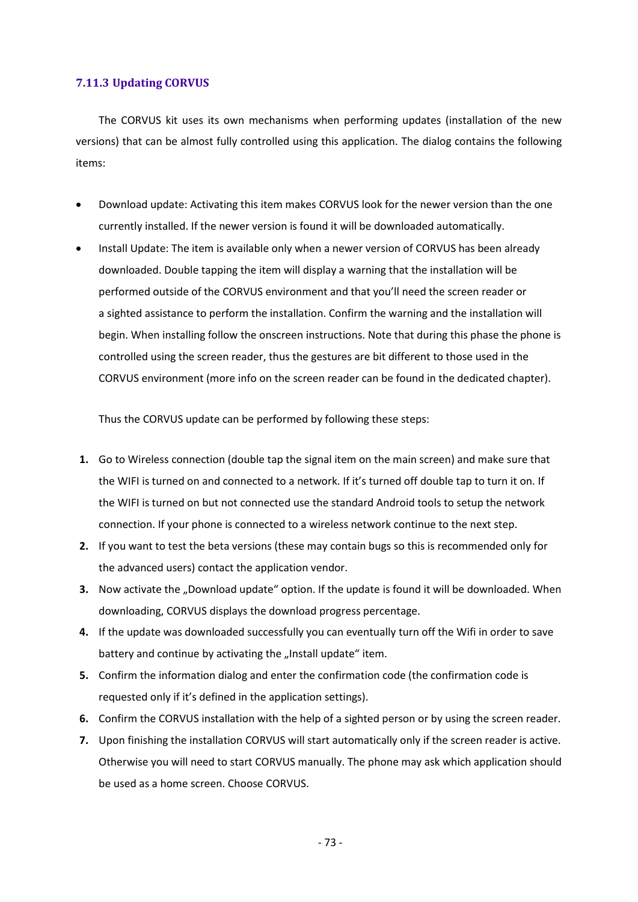### 7.11.3 Updating CORVUS

The CORVUS kit uses its own mechanisms when performing updates (installation of the new versions) that can be almost fully controlled using this application. The dialog contains the following items:

- Download update: Activating this item makes CORVUS look for the newer version than the one currently installed. If the newer version is found it will be downloaded automatically.
- Install Update: The item is available only when a newer version of CORVUS has been already downloaded. Double tapping the item will display a warning that the installation will be performed outside of the CORVUS environment and that you'll need the screen reader or a sighted assistance to perform the installation. Confirm the warning and the installation will begin. When installing follow the onscreen instructions. Note that during this phase the phone is controlled using the screen reader, thus the gestures are bit different to those used in the CORVUS environment (more info on the screen reader can be found in the dedicated chapter).

Thus the CORVUS update can be performed by following these steps:

1. Go to Wireless connection (double tap the signal item on the main screen) and make sure that the WIFI is turned on and connected to a network. If it's turned off double tap to turn it on. If the WIFI is turned on but not connected use the standard Android tools to setup the network connection. If your phone is connected to a wireless network continue to the next step.
2. If you want to test the beta versions (these may contain bugs so this is recommended only for the advanced users) contact the application vendor.
3. Now activate the „Download update“ option. If the update is found it will be downloaded. When downloading, CORVUS displays the download progress percentage.
4. If the update was downloaded successfully you can eventually turn off the Wifi in order to save battery and continue by activating the „Install update“ item.
5. Confirm the information dialog and enter the confirmation code (the confirmation code is requested only if it's defined in the application settings).
6. Confirm the CORVUS installation with the help of a sighted person or by using the screen reader.
7. Upon finishing the installation CORVUS will start automatically only if the screen reader is active. Otherwise you will need to start CORVUS manually. The phone may ask which application should be used as a home screen. Choose CORVUS.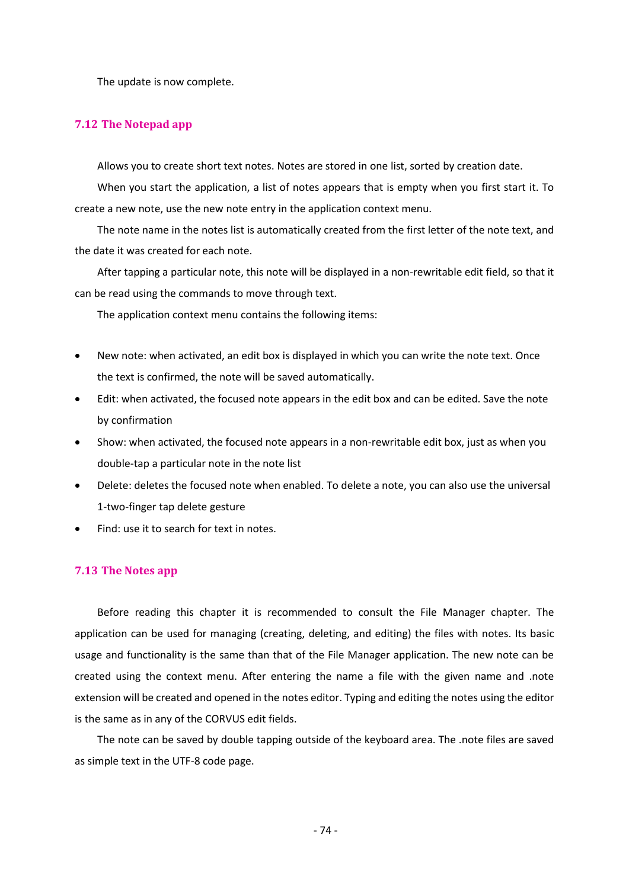The update is now complete.

## 7.12 The Notepad app

Allows you to create short text notes. Notes are stored in one list, sorted by creation date.

When you start the application, a list of notes appears that is empty when you first start it. To create a new note, use the new note entry in the application context menu.

The note name in the notes list is automatically created from the first letter of the note text, and the date it was created for each note.

After tapping a particular note, this note will be displayed in a non-rewritable edit field, so that it can be read using the commands to move through text.

The application context menu contains the following items:

- New note: when activated, an edit box is displayed in which you can write the note text. Once the text is confirmed, the note will be saved automatically.
- Edit: when activated, the focused note appears in the edit box and can be edited. Save the note by confirmation
- Show: when activated, the focused note appears in a non-rewritable edit box, just as when you double-tap a particular note in the note list
- Delete: deletes the focused note when enabled. To delete a note, you can also use the universal 1-two-finger tap delete gesture
- Find: use it to search for text in notes.

## 7.13 The Notes app

Before reading this chapter it is recommended to consult the File Manager chapter. The application can be used for managing (creating, deleting, and editing) the files with notes. Its basic usage and functionality is the same than that of the File Manager application. The new note can be created using the context menu. After entering the name a file with the given name and .note extension will be created and opened in the notes editor. Typing and editing the notes using the editor is the same as in any of the CORVUS edit fields.

The note can be saved by double tapping outside of the keyboard area. The .note files are saved as simple text in the UTF-8 code page.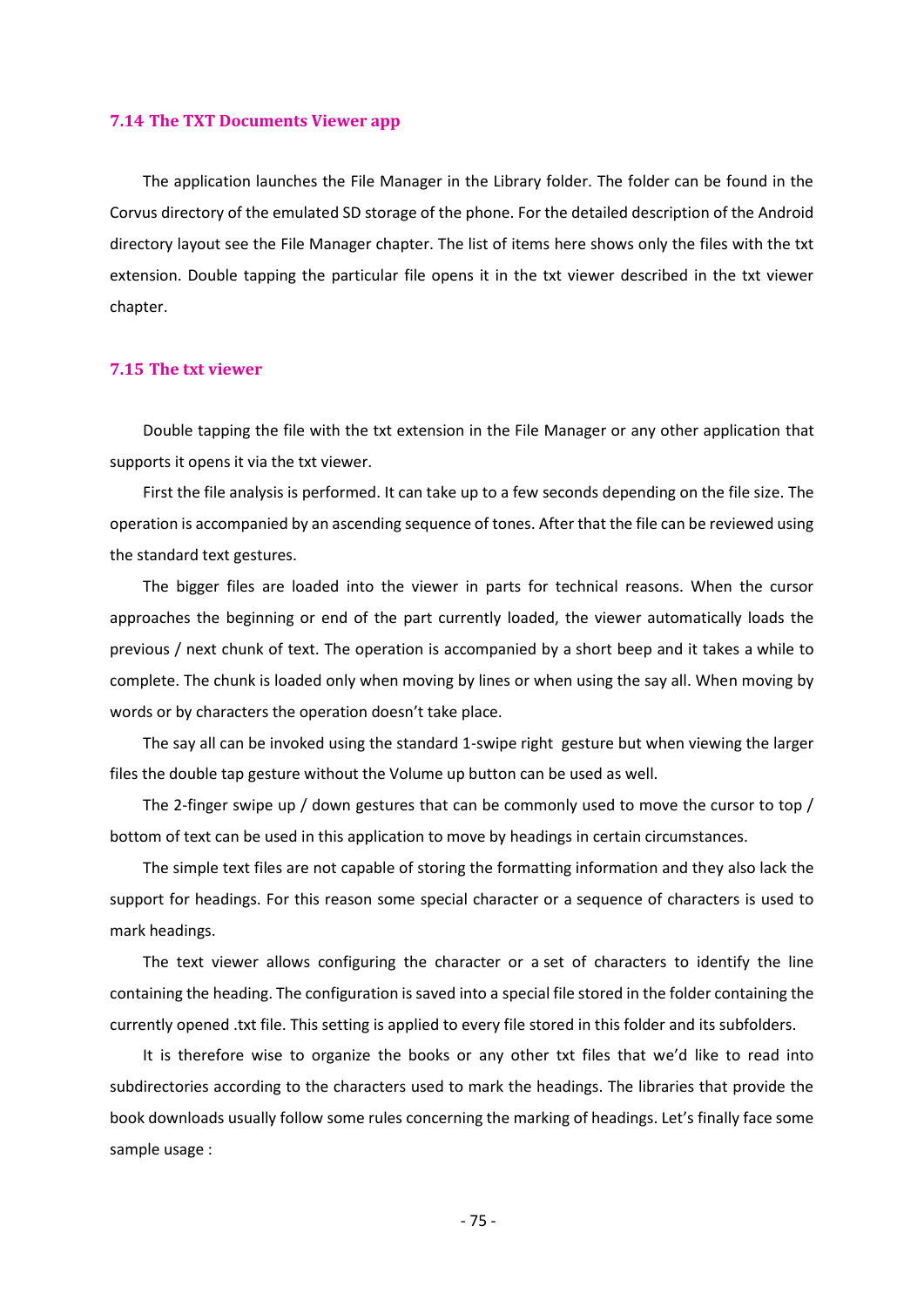### 7.14 The TXT Documents Viewer app

The application launches the File Manager in the Library folder. The folder can be found in the Corvus directory of the emulated SD storage of the phone. For the detailed description of the Android directory layout see the File Manager chapter. The list of items here shows only the files with the txt extension. Double tapping the particular file opens it in the txt viewer described in the txt viewer chapter.

### 7.15 The txt viewer

Double tapping the file with the txt extension in the File Manager or any other application that supports it opens it via the txt viewer.

First the file analysis is performed. It can take up to a few seconds depending on the file size. The operation is accompanied by an ascending sequence of tones. After that the file can be reviewed using the standard text gestures.

The bigger files are loaded into the viewer in parts for technical reasons. When the cursor approaches the beginning or end of the part currently loaded, the viewer automatically loads the previous / next chunk of text. The operation is accompanied by a short beep and it takes a while to complete. The chunk is loaded only when moving by lines or when using the say all. When moving by words or by characters the operation doesn't take place.

The say all can be invoked using the standard 1-swipe right gesture but when viewing the larger files the double tap gesture without the Volume up button can be used as well.

The 2-finger swipe up / down gestures that can be commonly used to move the cursor to top / bottom of text can be used in this application to move by headings in certain circumstances.

The simple text files are not capable of storing the formatting information and they also lack the support for headings. For this reason some special character or a sequence of characters is used to mark headings.

The text viewer allows configuring the character or a set of characters to identify the line containing the heading. The configuration is saved into a special file stored in the folder containing the currently opened .txt file. This setting is applied to every file stored in this folder and its subfolders.

It is therefore wise to organize the books or any other txt files that we'd like to read into subdirectories according to the characters used to mark the headings. The libraries that provide the book downloads usually follow some rules concerning the marking of headings. Let's finally face some sample usage :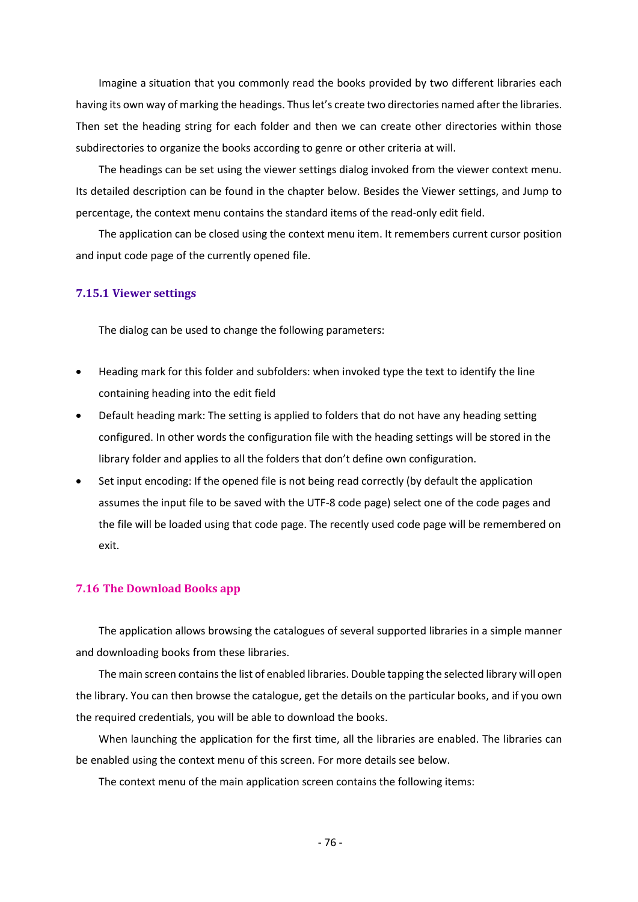Imagine a situation that you commonly read the books provided by two different libraries each having its own way of marking the headings. Thus let's create two directories named after the libraries. Then set the heading string for each folder and then we can create other directories within those subdirectories to organize the books according to genre or other criteria at will.

The headings can be set using the viewer settings dialog invoked from the viewer context menu. Its detailed description can be found in the chapter below. Besides the Viewer settings, and Jump to percentage, the context menu contains the standard items of the read-only edit field.

The application can be closed using the context menu item. It remembers current cursor position and input code page of the currently opened file.

### 7.15.1 Viewer settings

The dialog can be used to change the following parameters:

- Heading mark for this folder and subfolders: when invoked type the text to identify the line containing heading into the edit field
- Default heading mark: The setting is applied to folders that do not have any heading setting configured. In other words the configuration file with the heading settings will be stored in the library folder and applies to all the folders that don't define own configuration.
- Set input encoding: If the opened file is not being read correctly (by default the application assumes the input file to be saved with the UTF-8 code page) select one of the code pages and the file will be loaded using that code page. The recently used code page will be remembered on exit.

## 7.16 The Download Books app

The application allows browsing the catalogues of several supported libraries in a simple manner and downloading books from these libraries.

The main screen contains the list of enabled libraries. Double tapping the selected library will open the library. You can then browse the catalogue, get the details on the particular books, and if you own the required credentials, you will be able to download the books.

When launching the application for the first time, all the libraries are enabled. The libraries can be enabled using the context menu of this screen. For more details see below.

The context menu of the main application screen contains the following items: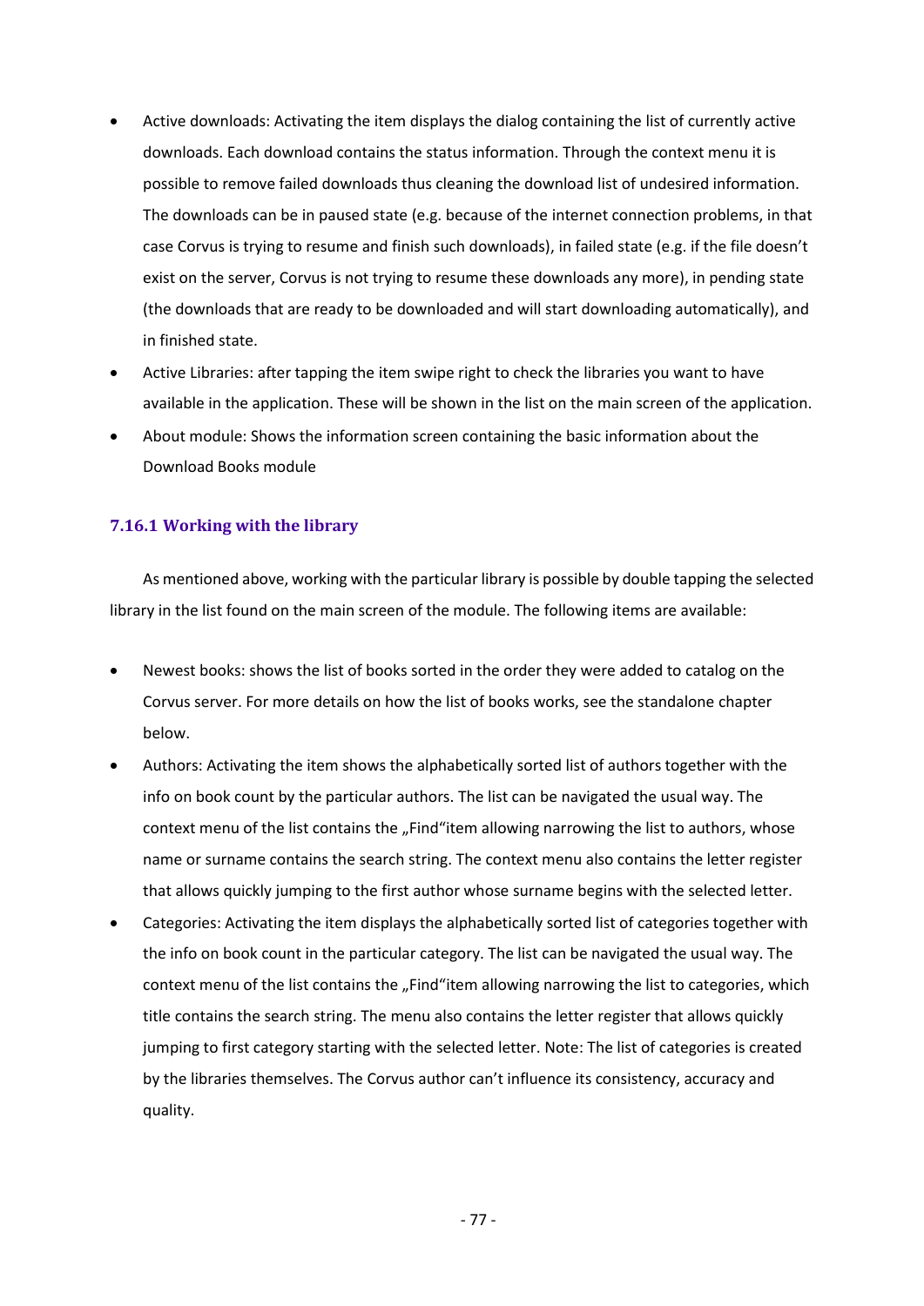- Active downloads: Activating the item displays the dialog containing the list of currently active downloads. Each download contains the status information. Through the context menu it is possible to remove failed downloads thus cleaning the download list of undesired information. The downloads can be in paused state (e.g. because of the internet connection problems, in that case Corvus is trying to resume and finish such downloads), in failed state (e.g. if the file doesn't exist on the server, Corvus is not trying to resume these downloads any more), in pending state (the downloads that are ready to be downloaded and will start downloading automatically), and in finished state.
- Active Libraries: after tapping the item swipe right to check the libraries you want to have available in the application. These will be shown in the list on the main screen of the application.
- About module: Shows the information screen containing the basic information about the Download Books module

### 7.16.1 Working with the library

As mentioned above, working with the particular library is possible by double tapping the selected library in the list found on the main screen of the module. The following items are available:

- Newest books: shows the list of books sorted in the order they were added to catalog on the Corvus server. For more details on how the list of books works, see the standalone chapter below.
- Authors: Activating the item shows the alphabetically sorted list of authors together with the info on book count by the particular authors. The list can be navigated the usual way. The context menu of the list contains the „Find"item allowing narrowing the list to authors, whose name or surname contains the search string. The context menu also contains the letter register that allows quickly jumping to the first author whose surname begins with the selected letter.
- Categories: Activating the item displays the alphabetically sorted list of categories together with the info on book count in the particular category. The list can be navigated the usual way. The context menu of the list contains the „Find"item allowing narrowing the list to categories, which title contains the search string. The menu also contains the letter register that allows quickly jumping to first category starting with the selected letter. Note: The list of categories is created by the libraries themselves. The Corvus author can't influence its consistency, accuracy and quality.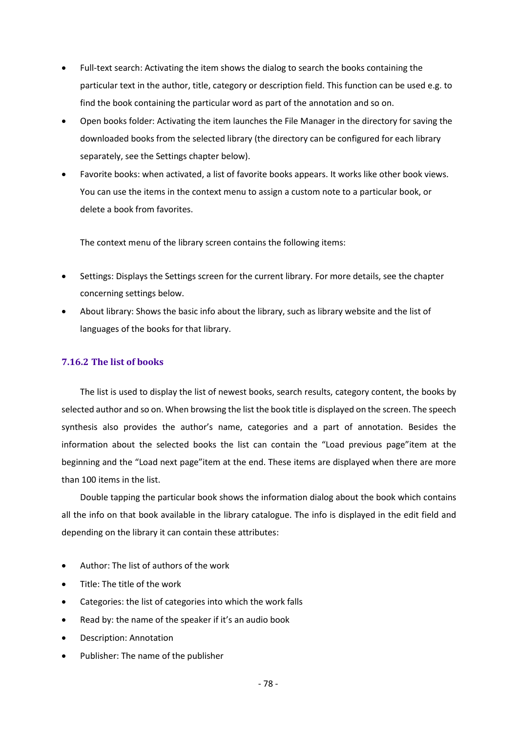- Full-text search: Activating the item shows the dialog to search the books containing the particular text in the author, title, category or description field. This function can be used e.g. to find the book containing the particular word as part of the annotation and so on.
- Open books folder: Activating the item launches the File Manager in the directory for saving the downloaded books from the selected library (the directory can be configured for each library separately, see the Settings chapter below).
- Favorite books: when activated, a list of favorite books appears. It works like other book views. You can use the items in the context menu to assign a custom note to a particular book, or delete a book from favorites.

  The context menu of the library screen contains the following items:

- Settings: Displays the Settings screen for the current library. For more details, see the chapter concerning settings below.
- About library: Shows the basic info about the library, such as library website and the list of languages of the books for that library.

### 7.16.2 The list of books

The list is used to display the list of newest books, search results, category content, the books by selected author and so on. When browsing the list the book title is displayed on the screen. The speech synthesis also provides the author's name, categories and a part of annotation. Besides the information about the selected books the list can contain the "Load previous page"item at the beginning and the "Load next page"item at the end. These items are displayed when there are more than 100 items in the list.

Double tapping the particular book shows the information dialog about the book which contains all the info on that book available in the library catalogue. The info is displayed in the edit field and depending on the library it can contain these attributes:

- Author: The list of authors of the work
- Title: The title of the work
- Categories: the list of categories into which the work falls
- Read by: the name of the speaker if it's an audio book
- Description: Annotation
- Publisher: The name of the publisher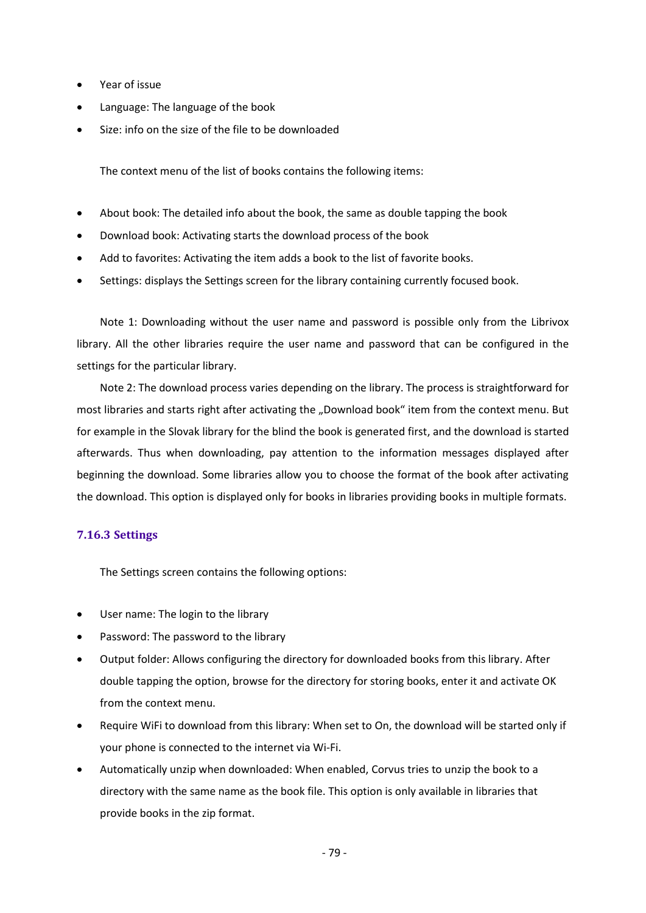- Year of issue
- Language: The language of the book
- Size: info on the size of the file to be downloaded

The context menu of the list of books contains the following items:

- About book: The detailed info about the book, the same as double tapping the book
- Download book: Activating starts the download process of the book
- Add to favorites: Activating the item adds a book to the list of favorite books.
- Settings: displays the Settings screen for the library containing currently focused book.

Note 1: Downloading without the user name and password is possible only from the Librivox library. All the other libraries require the user name and password that can be configured in the settings for the particular library.

Note 2: The download process varies depending on the library. The process is straightforward for most libraries and starts right after activating the „Download book" item from the context menu. But for example in the Slovak library for the blind the book is generated first, and the download is started afterwards. Thus when downloading, pay attention to the information messages displayed after beginning the download. Some libraries allow you to choose the format of the book after activating the download. This option is displayed only for books in libraries providing books in multiple formats.

### 7.16.3 Settings

The Settings screen contains the following options:

- User name: The login to the library
- Password: The password to the library
- Output folder: Allows configuring the directory for downloaded books from this library. After double tapping the option, browse for the directory for storing books, enter it and activate OK from the context menu.
- Require WiFi to download from this library: When set to On, the download will be started only if your phone is connected to the internet via Wi-Fi.
- Automatically unzip when downloaded: When enabled, Corvus tries to unzip the book to a directory with the same name as the book file. This option is only available in libraries that provide books in the zip format.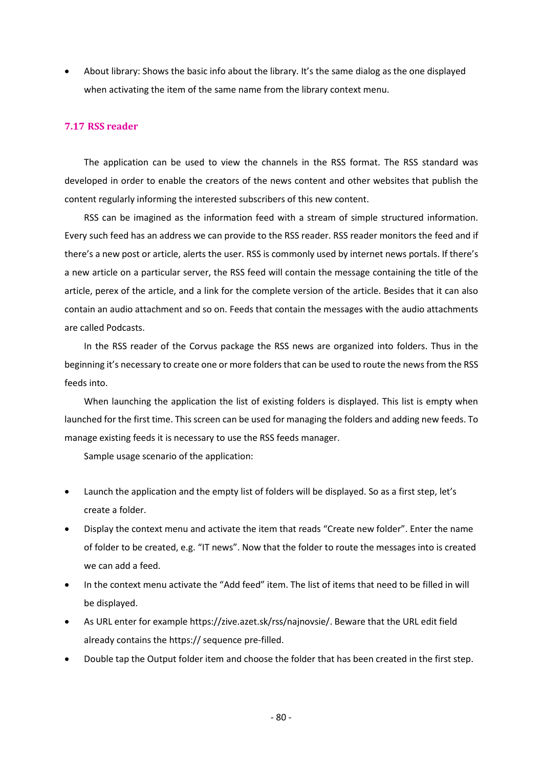- About library: Shows the basic info about the library. It's the same dialog as the one displayed when activating the item of the same name from the library context menu.

### 7.17 RSS reader

The application can be used to view the channels in the RSS format. The RSS standard was developed in order to enable the creators of the news content and other websites that publish the content regularly informing the interested subscribers of this new content.

RSS can be imagined as the information feed with a stream of simple structured information. Every such feed has an address we can provide to the RSS reader. RSS reader monitors the feed and if there's a new post or article, alerts the user. RSS is commonly used by internet news portals. If there's a new article on a particular server, the RSS feed will contain the message containing the title of the article, perex of the article, and a link for the complete version of the article. Besides that it can also contain an audio attachment and so on. Feeds that contain the messages with the audio attachments are called Podcasts.

In the RSS reader of the Corvus package the RSS news are organized into folders. Thus in the beginning it's necessary to create one or more folders that can be used to route the news from the RSS feeds into.

When launching the application the list of existing folders is displayed. This list is empty when launched for the first time. This screen can be used for managing the folders and adding new feeds. To manage existing feeds it is necessary to use the RSS feeds manager.

Sample usage scenario of the application:

- Launch the application and the empty list of folders will be displayed. So as a first step, let's create a folder.
- Display the context menu and activate the item that reads "Create new folder". Enter the name of folder to be created, e.g. "IT news". Now that the folder to route the messages into is created we can add a feed.
- In the context menu activate the "Add feed" item. The list of items that need to be filled in will be displayed.
- As URL enter for example https://zive.azet.sk/rss/najnovsie/. Beware that the URL edit field already contains the https:// sequence pre-filled.
- Double tap the Output folder item and choose the folder that has been created in the first step.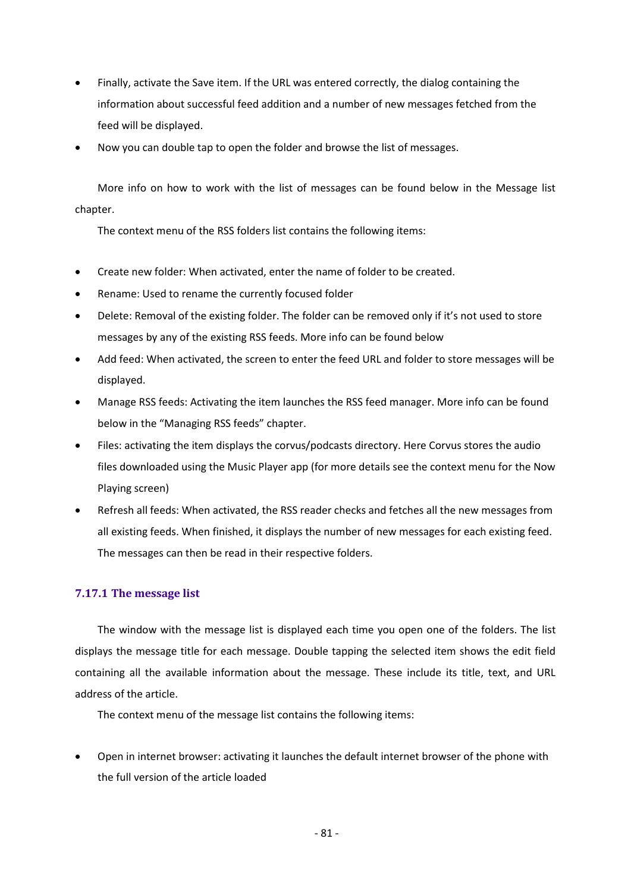- Finally, activate the Save item. If the URL was entered correctly, the dialog containing the information about successful feed addition and a number of new messages fetched from the feed will be displayed.
- Now you can double tap to open the folder and browse the list of messages.

More info on how to work with the list of messages can be found below in the Message list chapter.

The context menu of the RSS folders list contains the following items:

- Create new folder: When activated, enter the name of folder to be created.
- Rename: Used to rename the currently focused folder
- Delete: Removal of the existing folder. The folder can be removed only if it's not used to store messages by any of the existing RSS feeds. More info can be found below
- Add feed: When activated, the screen to enter the feed URL and folder to store messages will be displayed.
- Manage RSS feeds: Activating the item launches the RSS feed manager. More info can be found below in the "Managing RSS feeds" chapter.
- Files: activating the item displays the corvus/podcasts directory. Here Corvus stores the audio files downloaded using the Music Player app (for more details see the context menu for the Now Playing screen)
- Refresh all feeds: When activated, the RSS reader checks and fetches all the new messages from all existing feeds. When finished, it displays the number of new messages for each existing feed. The messages can then be read in their respective folders.

### 7.17.1 The message list

The window with the message list is displayed each time you open one of the folders. The list displays the message title for each message. Double tapping the selected item shows the edit field containing all the available information about the message. These include its title, text, and URL address of the article.

The context menu of the message list contains the following items:

- Open in internet browser: activating it launches the default internet browser of the phone with the full version of the article loaded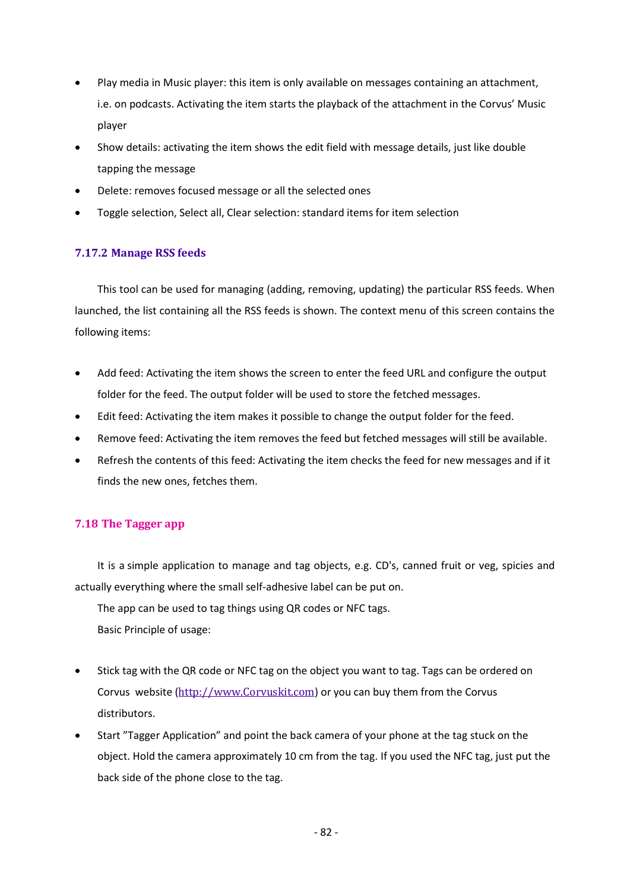- Play media in Music player: this item is only available on messages containing an attachment, i.e. on podcasts. Activating the item starts the playback of the attachment in the Corvus' Music player
- Show details: activating the item shows the edit field with message details, just like double tapping the message
- Delete: removes focused message or all the selected ones
- Toggle selection, Select all, Clear selection: standard items for item selection

### 7.17.2 Manage RSS feeds

This tool can be used for managing (adding, removing, updating) the particular RSS feeds. When launched, the list containing all the RSS feeds is shown. The context menu of this screen contains the following items:

- Add feed: Activating the item shows the screen to enter the feed URL and configure the output folder for the feed. The output folder will be used to store the fetched messages.
- Edit feed: Activating the item makes it possible to change the output folder for the feed.
- Remove feed: Activating the item removes the feed but fetched messages will still be available.
- Refresh the contents of this feed: Activating the item checks the feed for new messages and if it finds the new ones, fetches them.

## 7.18 The Tagger app

It is a simple application to manage and tag objects, e.g. CD's, canned fruit or veg, spicies and actually everything where the small self-adhesive label can be put on.

The app can be used to tag things using QR codes or NFC tags.

Basic Principle of usage:

- Stick tag with the QR code or NFC tag on the object you want to tag. Tags can be ordered on Corvus website ([http://www.Corvuskit.com](http://www.Corvuskit.com)) or you can buy them from the Corvus distributors.
- Start "Tagger Application" and point the back camera of your phone at the tag stuck on the object. Hold the camera approximately 10 cm from the tag. If you used the NFC tag, just put the back side of the phone close to the tag.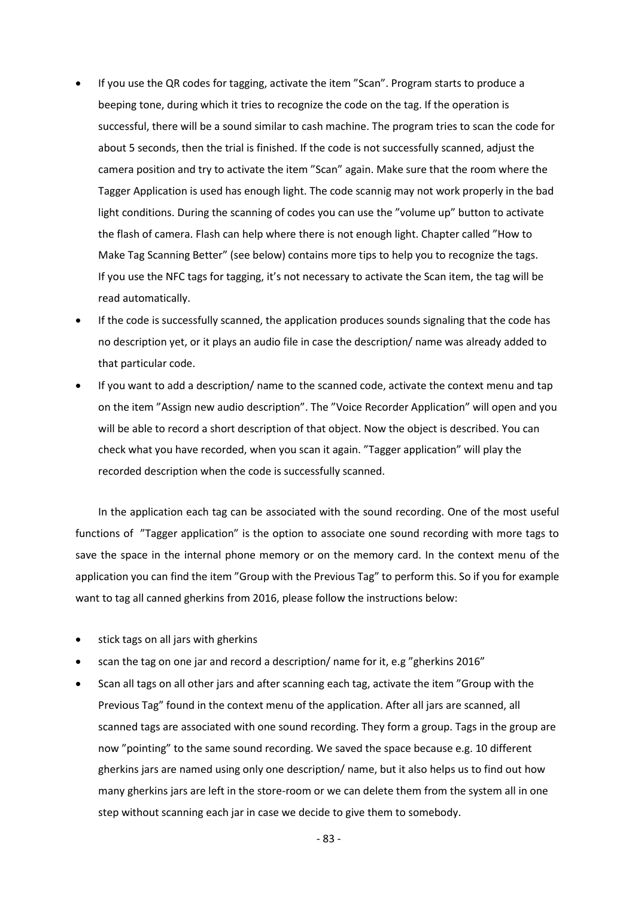- If you use the QR codes for tagging, activate the item ”Scan”. Program starts to produce a beeping tone, during which it tries to recognize the code on the tag. If the operation is successful, there will be a sound similar to cash machine. The program tries to scan the code for about 5 seconds, then the trial is finished. If the code is not successfully scanned, adjust the camera position and try to activate the item ”Scan” again. Make sure that the room where the Tagger Application is used has enough light. The code scannig may not work properly in the bad light conditions. During the scanning of codes you can use the ”volume up” button to activate the flash of camera. Flash can help where there is not enough light. Chapter called ”How to Make Tag Scanning Better” (see below) contains more tips to help you to recognize the tags. If you use the NFC tags for tagging, it’s not necessary to activate the Scan item, the tag will be read automatically.
- If the code is successfully scanned, the application produces sounds signaling that the code has no description yet, or it plays an audio file in case the description/ name was already added to that particular code.
- If you want to add a description/ name to the scanned code, activate the context menu and tap on the item ”Assign new audio description”. The ”Voice Recorder Application” will open and you will be able to record a short description of that object. Now the object is described. You can check what you have recorded, when you scan it again. ”Tagger application” will play the recorded description when the code is successfully scanned.

In the application each tag can be associated with the sound recording. One of the most useful functions of ”Tagger application” is the option to associate one sound recording with more tags to save the space in the internal phone memory or on the memory card. In the context menu of the application you can find the item ”Group with the Previous Tag” to perform this. So if you for example want to tag all canned gherkins from 2016, please follow the instructions below:

- stick tags on all jars with gherkins
- scan the tag on one jar and record a description/ name for it, e.g ”gherkins 2016”
- Scan all tags on all other jars and after scanning each tag, activate the item ”Group with the Previous Tag” found in the context menu of the application. After all jars are scanned, all scanned tags are associated with one sound recording. They form a group. Tags in the group are now ”pointing” to the same sound recording. We saved the space because e.g. 10 different gherkins jars are named using only one description/ name, but it also helps us to find out how many gherkins jars are left in the store-room or we can delete them from the system all in one step without scanning each jar in case we decide to give them to somebody.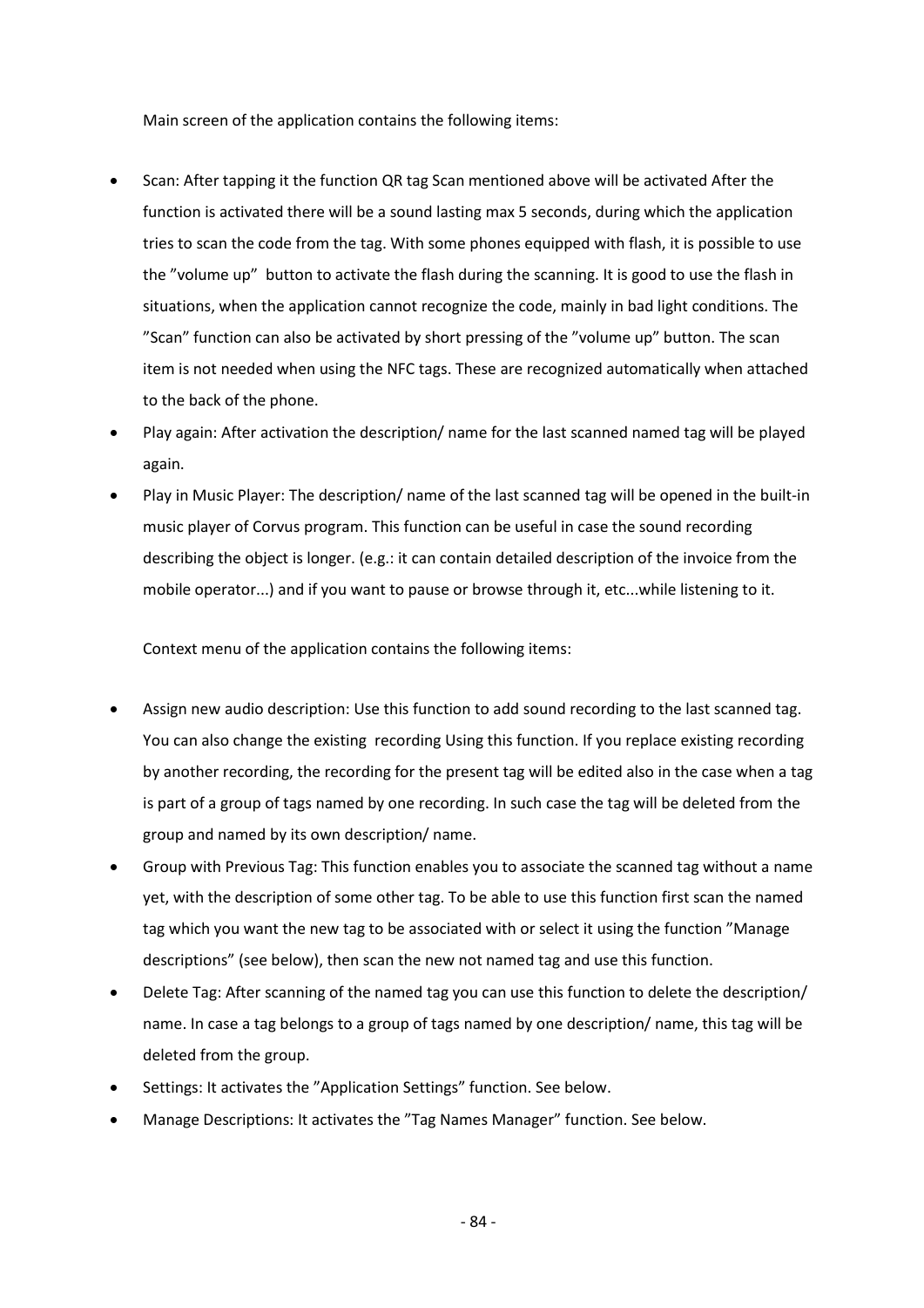Main screen of the application contains the following items:

- Scan: After tapping it the function QR tag Scan mentioned above will be activated After the function is activated there will be a sound lasting max 5 seconds, during which the application tries to scan the code from the tag. With some phones equipped with flash, it is possible to use the ”volume up” button to activate the flash during the scanning. It is good to use the flash in situations, when the application cannot recognize the code, mainly in bad light conditions. The ”Scan” function can also be activated by short pressing of the ”volume up” button. The scan item is not needed when using the NFC tags. These are recognized automatically when attached to the back of the phone.
- Play again: After activation the description/ name for the last scanned named tag will be played again.
- Play in Music Player: The description/ name of the last scanned tag will be opened in the built-in music player of Corvus program. This function can be useful in case the sound recording describing the object is longer. (e.g.: it can contain detailed description of the invoice from the mobile operator...) and if you want to pause or browse through it, etc...while listening to it.

Context menu of the application contains the following items:

- Assign new audio description: Use this function to add sound recording to the last scanned tag. You can also change the existing recording Using this function. If you replace existing recording by another recording, the recording for the present tag will be edited also in the case when a tag is part of a group of tags named by one recording. In such case the tag will be deleted from the group and named by its own description/ name.
- Group with Previous Tag: This function enables you to associate the scanned tag without a name yet, with the description of some other tag. To be able to use this function first scan the named tag which you want the new tag to be associated with or select it using the function ”Manage descriptions” (see below), then scan the new not named tag and use this function.
- Delete Tag: After scanning of the named tag you can use this function to delete the description/ name. In case a tag belongs to a group of tags named by one description/ name, this tag will be deleted from the group.
- Settings: It activates the ”Application Settings” function. See below.
- Manage Descriptions: It activates the ”Tag Names Manager” function. See below.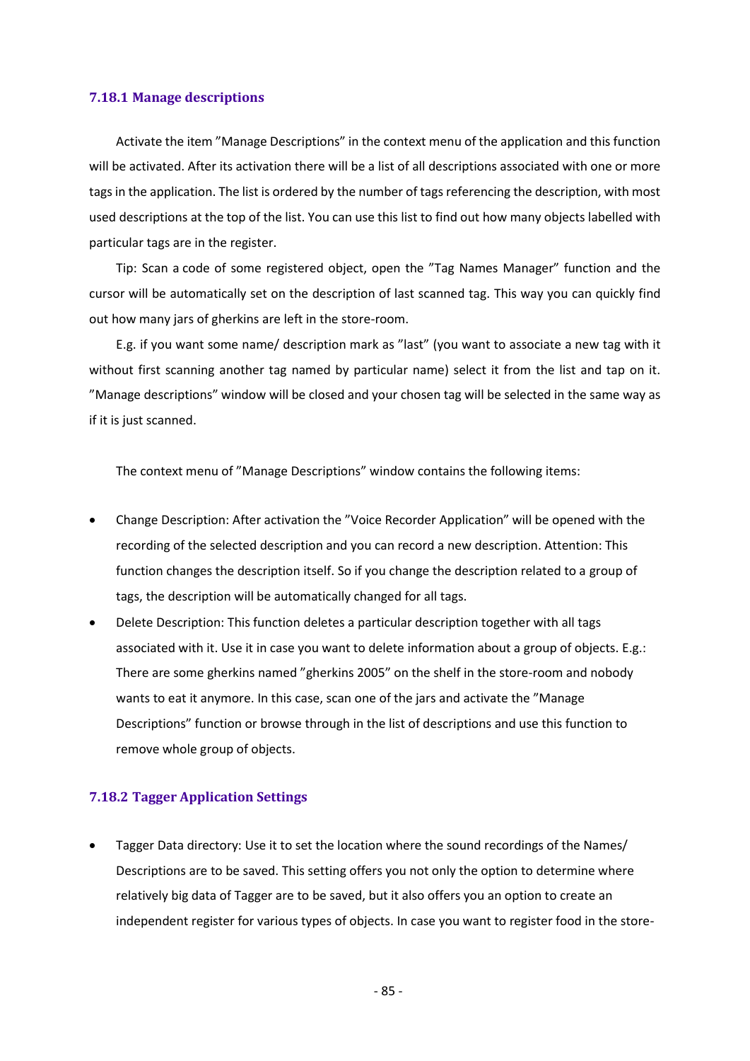### 7.18.1 Manage descriptions

Activate the item ”Manage Descriptions” in the context menu of the application and this function will be activated. After its activation there will be a list of all descriptions associated with one or more tags in the application. The list is ordered by the number of tags referencing the description, with most used descriptions at the top of the list. You can use this list to find out how many objects labelled with particular tags are in the register.

Tip: Scan a code of some registered object, open the ”Tag Names Manager” function and the cursor will be automatically set on the description of last scanned tag. This way you can quickly find out how many jars of gherkins are left in the store-room.

E.g. if you want some name/ description mark as ”last” (you want to associate a new tag with it without first scanning another tag named by particular name) select it from the list and tap on it. ”Manage descriptions” window will be closed and your chosen tag will be selected in the same way as if it is just scanned.

The context menu of ”Manage Descriptions” window contains the following items:

- Change Description: After activation the ”Voice Recorder Application” will be opened with the recording of the selected description and you can record a new description. Attention: This function changes the description itself. So if you change the description related to a group of tags, the description will be automatically changed for all tags.
- Delete Description: This function deletes a particular description together with all tags associated with it. Use it in case you want to delete information about a group of objects. E.g.: There are some gherkins named ”gherkins 2005” on the shelf in the store-room and nobody wants to eat it anymore. In this case, scan one of the jars and activate the ”Manage Descriptions” function or browse through in the list of descriptions and use this function to remove whole group of objects.

### 7.18.2 Tagger Application Settings

- Tagger Data directory: Use it to set the location where the sound recordings of the Names/ Descriptions are to be saved. This setting offers you not only the option to determine where relatively big data of Tagger are to be saved, but it also offers you an option to create an independent register for various types of objects. In case you want to register food in the store-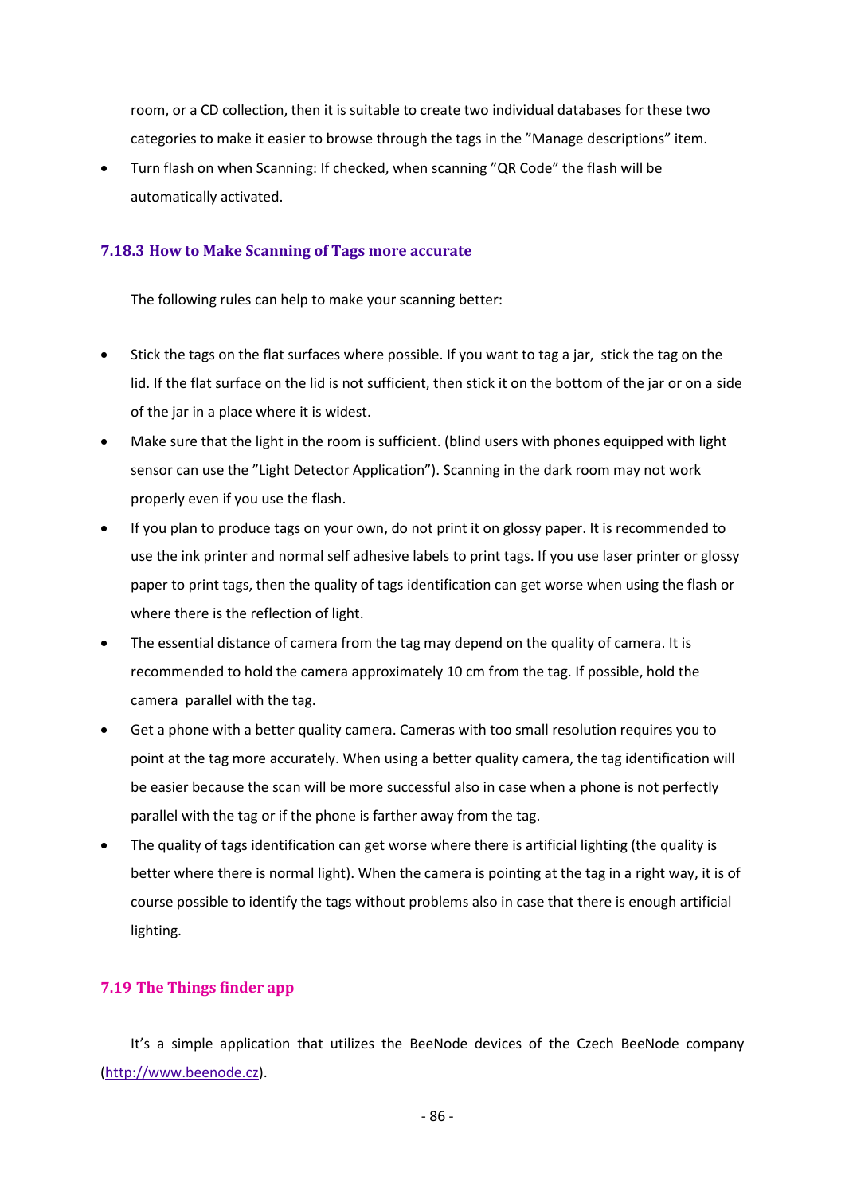room, or a CD collection, then it is suitable to create two individual databases for these two categories to make it easier to browse through the tags in the ”Manage descriptions” item.

- Turn flash on when Scanning: If checked, when scanning ”QR Code” the flash will be automatically activated.

### 7.18.3 How to Make Scanning of Tags more accurate

The following rules can help to make your scanning better:

- Stick the tags on the flat surfaces where possible. If you want to tag a jar, stick the tag on the lid. If the flat surface on the lid is not sufficient, then stick it on the bottom of the jar or on a side of the jar in a place where it is widest.
- Make sure that the light in the room is sufficient. (blind users with phones equipped with light sensor can use the ”Light Detector Application”). Scanning in the dark room may not work properly even if you use the flash.
- If you plan to produce tags on your own, do not print it on glossy paper. It is recommended to use the ink printer and normal self adhesive labels to print tags. If you use laser printer or glossy paper to print tags, then the quality of tags identification can get worse when using the flash or where there is the reflection of light.
- The essential distance of camera from the tag may depend on the quality of camera. It is recommended to hold the camera approximately 10 cm from the tag. If possible, hold the camera parallel with the tag.
- Get a phone with a better quality camera. Cameras with too small resolution requires you to point at the tag more accurately. When using a better quality camera, the tag identification will be easier because the scan will be more successful also in case when a phone is not perfectly parallel with the tag or if the phone is farther away from the tag.
- The quality of tags identification can get worse where there is artificial lighting (the quality is better where there is normal light). When the camera is pointing at the tag in a right way, it is of course possible to identify the tags without problems also in case that there is enough artificial lighting.

## 7.19 The Things finder app

It’s a simple application that utilizes the BeeNode devices of the Czech BeeNode company (http://www.beenode.cz).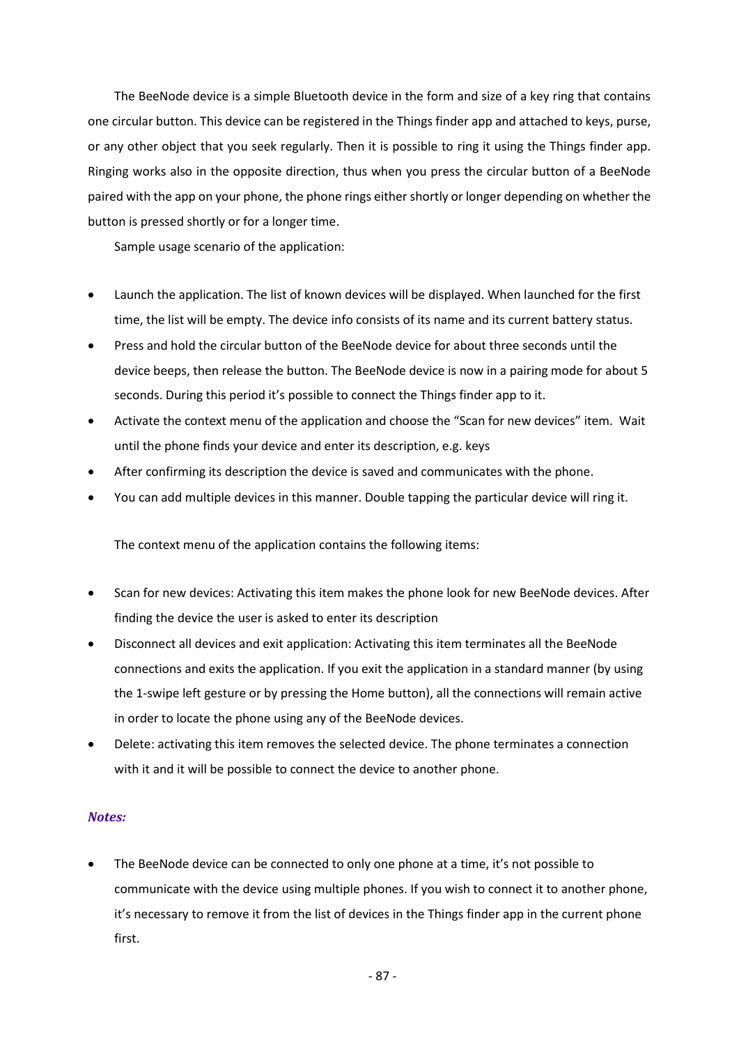The BeeNode device is a simple Bluetooth device in the form and size of a key ring that contains one circular button. This device can be registered in the Things finder app and attached to keys, purse, or any other object that you seek regularly. Then it is possible to ring it using the Things finder app. Ringing works also in the opposite direction, thus when you press the circular button of a BeeNode paired with the app on your phone, the phone rings either shortly or longer depending on whether the button is pressed shortly or for a longer time.

Sample usage scenario of the application:

- Launch the application. The list of known devices will be displayed. When launched for the first time, the list will be empty. The device info consists of its name and its current battery status.
- Press and hold the circular button of the BeeNode device for about three seconds until the device beeps, then release the button. The BeeNode device is now in a pairing mode for about 5 seconds. During this period it's possible to connect the Things finder app to it.
- Activate the context menu of the application and choose the "Scan for new devices" item. Wait until the phone finds your device and enter its description, e.g. keys
- After confirming its description the device is saved and communicates with the phone.
- You can add multiple devices in this manner. Double tapping the particular device will ring it.

The context menu of the application contains the following items:

- Scan for new devices: Activating this item makes the phone look for new BeeNode devices. After finding the device the user is asked to enter its description
- Disconnect all devices and exit application: Activating this item terminates all the BeeNode connections and exits the application. If you exit the application in a standard manner (by using the 1-swipe left gesture or by pressing the Home button), all the connections will remain active in order to locate the phone using any of the BeeNode devices.
- Delete: activating this item removes the selected device. The phone terminates a connection with it and it will be possible to connect the device to another phone.

***Notes:***

- The BeeNode device can be connected to only one phone at a time, it's not possible to communicate with the device using multiple phones. If you wish to connect it to another phone, it's necessary to remove it from the list of devices in the Things finder app in the current phone first.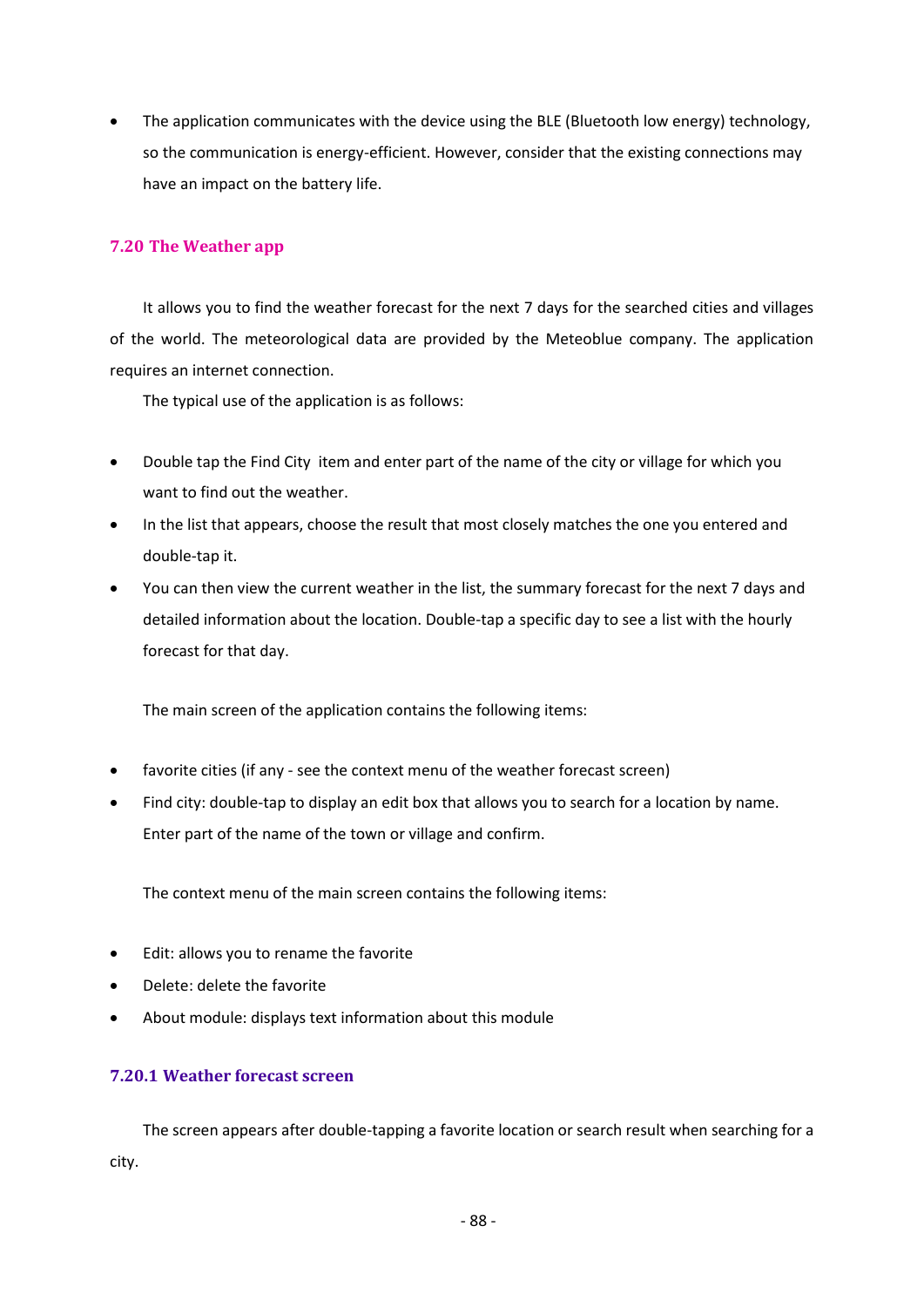- The application communicates with the device using the BLE (Bluetooth low energy) technology, so the communication is energy-efficient. However, consider that the existing connections may have an impact on the battery life.

## 7.20 The Weather app

It allows you to find the weather forecast for the next 7 days for the searched cities and villages of the world. The meteorological data are provided by the Meteoblue company. The application requires an internet connection.

The typical use of the application is as follows:

- Double tap the Find City item and enter part of the name of the city or village for which you want to find out the weather.
- In the list that appears, choose the result that most closely matches the one you entered and double-tap it.
- You can then view the current weather in the list, the summary forecast for the next 7 days and detailed information about the location. Double-tap a specific day to see a list with the hourly forecast for that day.

The main screen of the application contains the following items:

- favorite cities (if any - see the context menu of the weather forecast screen)
- Find city: double-tap to display an edit box that allows you to search for a location by name. Enter part of the name of the town or village and confirm.

The context menu of the main screen contains the following items:

- Edit: allows you to rename the favorite
- Delete: delete the favorite
- About module: displays text information about this module

### 7.20.1 Weather forecast screen

The screen appears after double-tapping a favorite location or search result when searching for a city.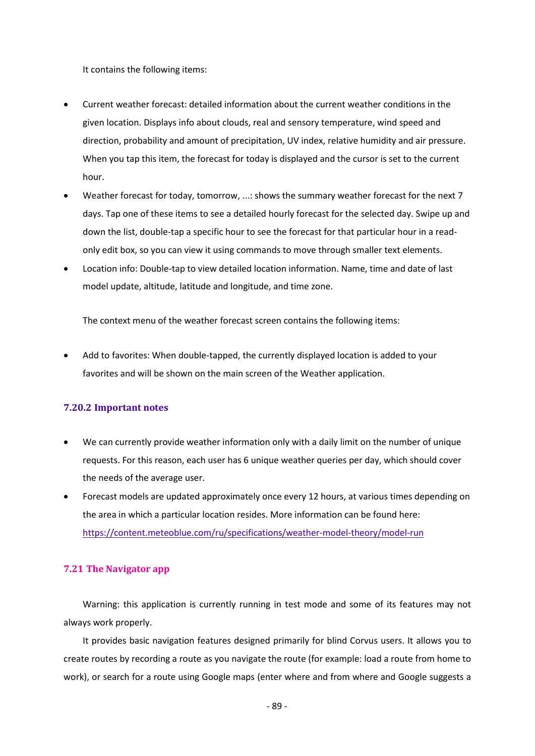It contains the following items:

- Current weather forecast: detailed information about the current weather conditions in the given location. Displays info about clouds, real and sensory temperature, wind speed and direction, probability and amount of precipitation, UV index, relative humidity and air pressure. When you tap this item, the forecast for today is displayed and the cursor is set to the current hour.
- Weather forecast for today, tomorrow, ...: shows the summary weather forecast for the next 7 days. Tap one of these items to see a detailed hourly forecast for the selected day. Swipe up and down the list, double-tap a specific hour to see the forecast for that particular hour in a read-only edit box, so you can view it using commands to move through smaller text elements.
- Location info: Double-tap to view detailed location information. Name, time and date of last model update, altitude, latitude and longitude, and time zone.

The context menu of the weather forecast screen contains the following items:

- Add to favorites: When double-tapped, the currently displayed location is added to your favorites and will be shown on the main screen of the Weather application.

### 7.20.2 Important notes

- We can currently provide weather information only with a daily limit on the number of unique requests. For this reason, each user has 6 unique weather queries per day, which should cover the needs of the average user.
- Forecast models are updated approximately once every 12 hours, at various times depending on the area in which a particular location resides. More information can be found here: https://content.meteoblue.com/ru/specifications/weather-model-theory/model-run

## 7.21 The Navigator app

Warning: this application is currently running in test mode and some of its features may not always work properly.

It provides basic navigation features designed primarily for blind Corvus users. It allows you to create routes by recording a route as you navigate the route (for example: load a route from home to work), or search for a route using Google maps (enter where and from where and Google suggests a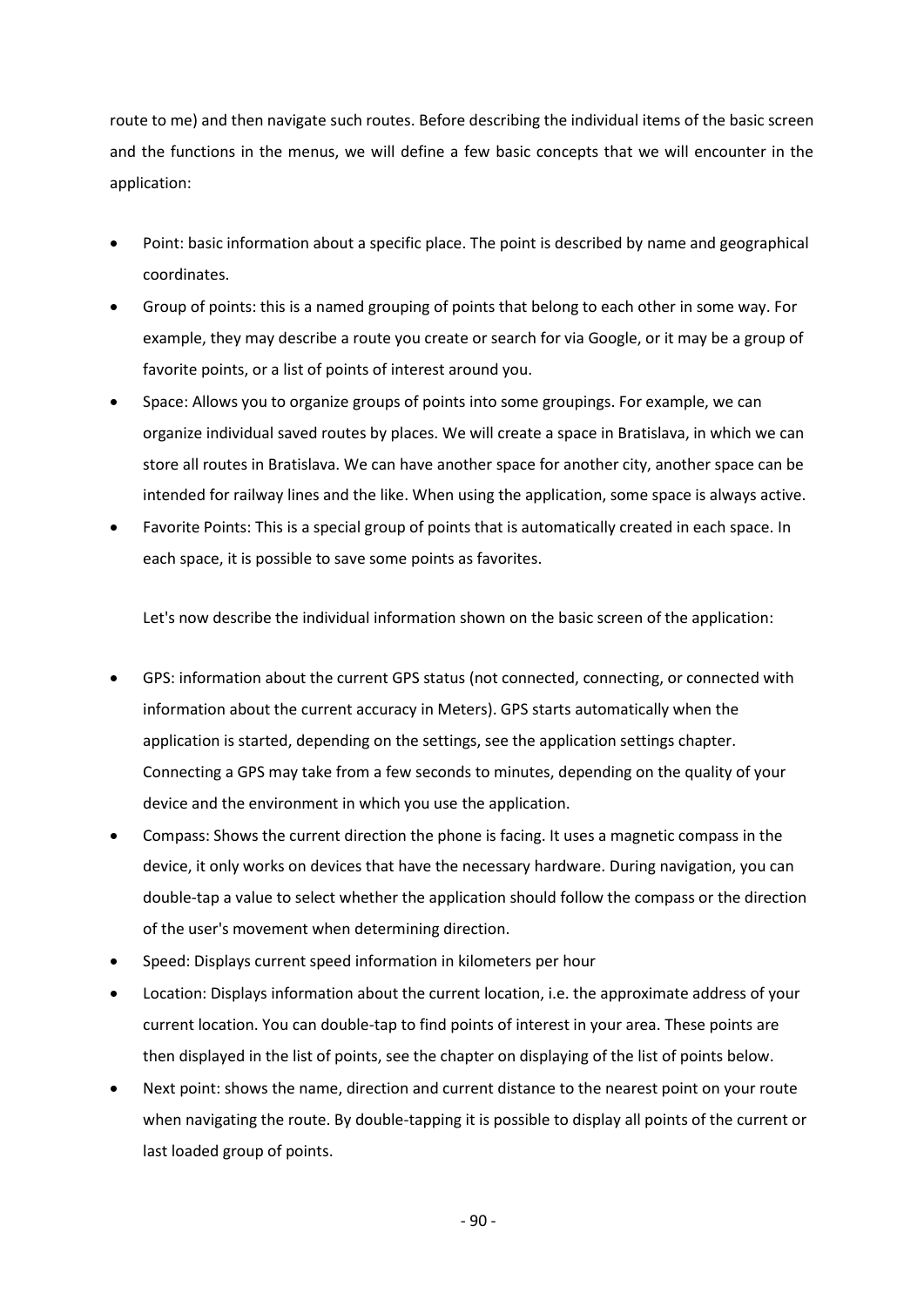route to me) and then navigate such routes. Before describing the individual items of the basic screen and the functions in the menus, we will define a few basic concepts that we will encounter in the application:

- Point: basic information about a specific place. The point is described by name and geographical coordinates.
- Group of points: this is a named grouping of points that belong to each other in some way. For example, they may describe a route you create or search for via Google, or it may be a group of favorite points, or a list of points of interest around you.
- Space: Allows you to organize groups of points into some groupings. For example, we can organize individual saved routes by places. We will create a space in Bratislava, in which we can store all routes in Bratislava. We can have another space for another city, another space can be intended for railway lines and the like. When using the application, some space is always active.
- Favorite Points: This is a special group of points that is automatically created in each space. In each space, it is possible to save some points as favorites.

Let's now describe the individual information shown on the basic screen of the application:

- GPS: information about the current GPS status (not connected, connecting, or connected with information about the current accuracy in Meters). GPS starts automatically when the application is started, depending on the settings, see the application settings chapter. Connecting a GPS may take from a few seconds to minutes, depending on the quality of your device and the environment in which you use the application.
- Compass: Shows the current direction the phone is facing. It uses a magnetic compass in the device, it only works on devices that have the necessary hardware. During navigation, you can double-tap a value to select whether the application should follow the compass or the direction of the user's movement when determining direction.
- Speed: Displays current speed information in kilometers per hour
- Location: Displays information about the current location, i.e. the approximate address of your current location. You can double-tap to find points of interest in your area. These points are then displayed in the list of points, see the chapter on displaying of the list of points below.
- Next point: shows the name, direction and current distance to the nearest point on your route when navigating the route. By double-tapping it is possible to display all points of the current or last loaded group of points.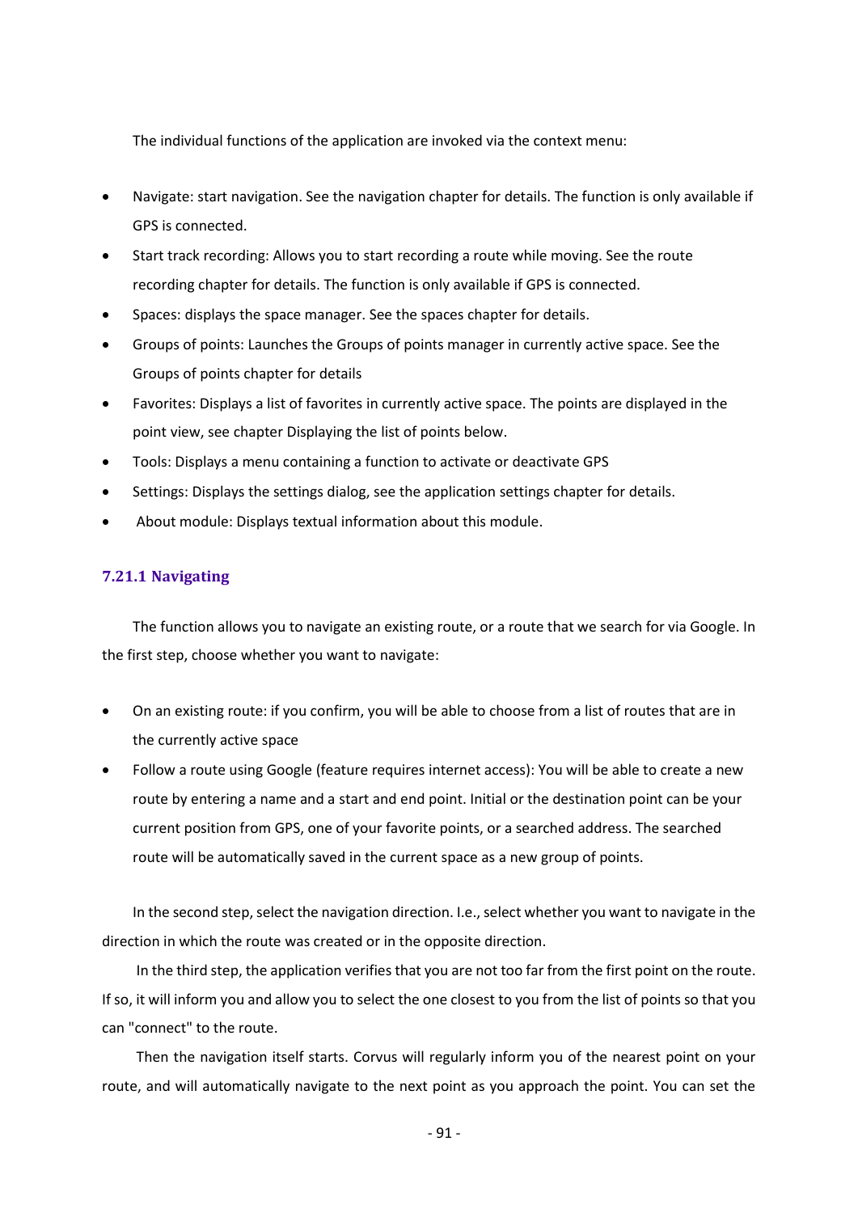The individual functions of the application are invoked via the context menu:

- Navigate: start navigation. See the navigation chapter for details. The function is only available if GPS is connected.
- Start track recording: Allows you to start recording a route while moving. See the route recording chapter for details. The function is only available if GPS is connected.
- Spaces: displays the space manager. See the spaces chapter for details.
- Groups of points: Launches the Groups of points manager in currently active space. See the Groups of points chapter for details
- Favorites: Displays a list of favorites in currently active space. The points are displayed in the point view, see chapter Displaying the list of points below.
- Tools: Displays a menu containing a function to activate or deactivate GPS
- Settings: Displays the settings dialog, see the application settings chapter for details.
- About module: Displays textual information about this module.

### 7.21.1 Navigating

The function allows you to navigate an existing route, or a route that we search for via Google. In the first step, choose whether you want to navigate:

- On an existing route: if you confirm, you will be able to choose from a list of routes that are in the currently active space
- Follow a route using Google (feature requires internet access): You will be able to create a new route by entering a name and a start and end point. Initial or the destination point can be your current position from GPS, one of your favorite points, or a searched address. The searched route will be automatically saved in the current space as a new group of points.

In the second step, select the navigation direction. I.e., select whether you want to navigate in the direction in which the route was created or in the opposite direction.

In the third step, the application verifies that you are not too far from the first point on the route. If so, it will inform you and allow you to select the one closest to you from the list of points so that you can "connect" to the route.

Then the navigation itself starts. Corvus will regularly inform you of the nearest point on your route, and will automatically navigate to the next point as you approach the point. You can set the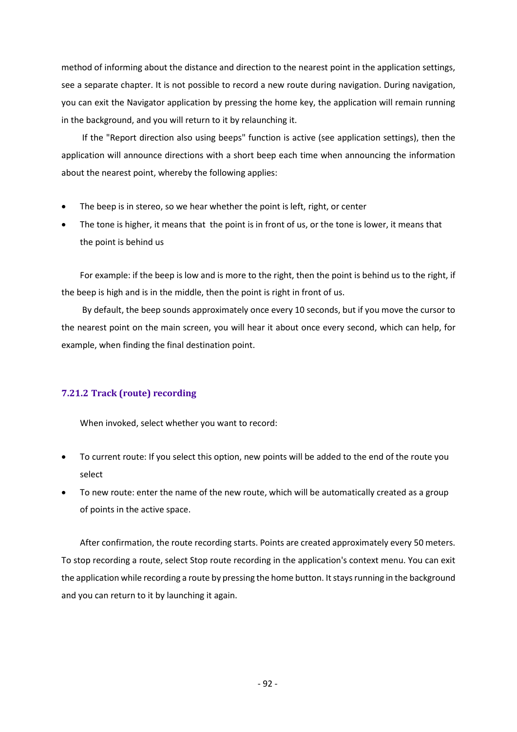method of informing about the distance and direction to the nearest point in the application settings, see a separate chapter. It is not possible to record a new route during navigation. During navigation, you can exit the Navigator application by pressing the home key, the application will remain running in the background, and you will return to it by relaunching it.

If the "Report direction also using beeps" function is active (see application settings), then the application will announce directions with a short beep each time when announcing the information about the nearest point, whereby the following applies:

- The beep is in stereo, so we hear whether the point is left, right, or center
- The tone is higher, it means that the point is in front of us, or the tone is lower, it means that the point is behind us

For example: if the beep is low and is more to the right, then the point is behind us to the right, if the beep is high and is in the middle, then the point is right in front of us.

By default, the beep sounds approximately once every 10 seconds, but if you move the cursor to the nearest point on the main screen, you will hear it about once every second, which can help, for example, when finding the final destination point.

### 7.21.2 Track (route) recording

When invoked, select whether you want to record:

- To current route: If you select this option, new points will be added to the end of the route you select
- To new route: enter the name of the new route, which will be automatically created as a group of points in the active space.

After confirmation, the route recording starts. Points are created approximately every 50 meters. To stop recording a route, select Stop route recording in the application's context menu. You can exit the application while recording a route by pressing the home button. It stays running in the background and you can return to it by launching it again.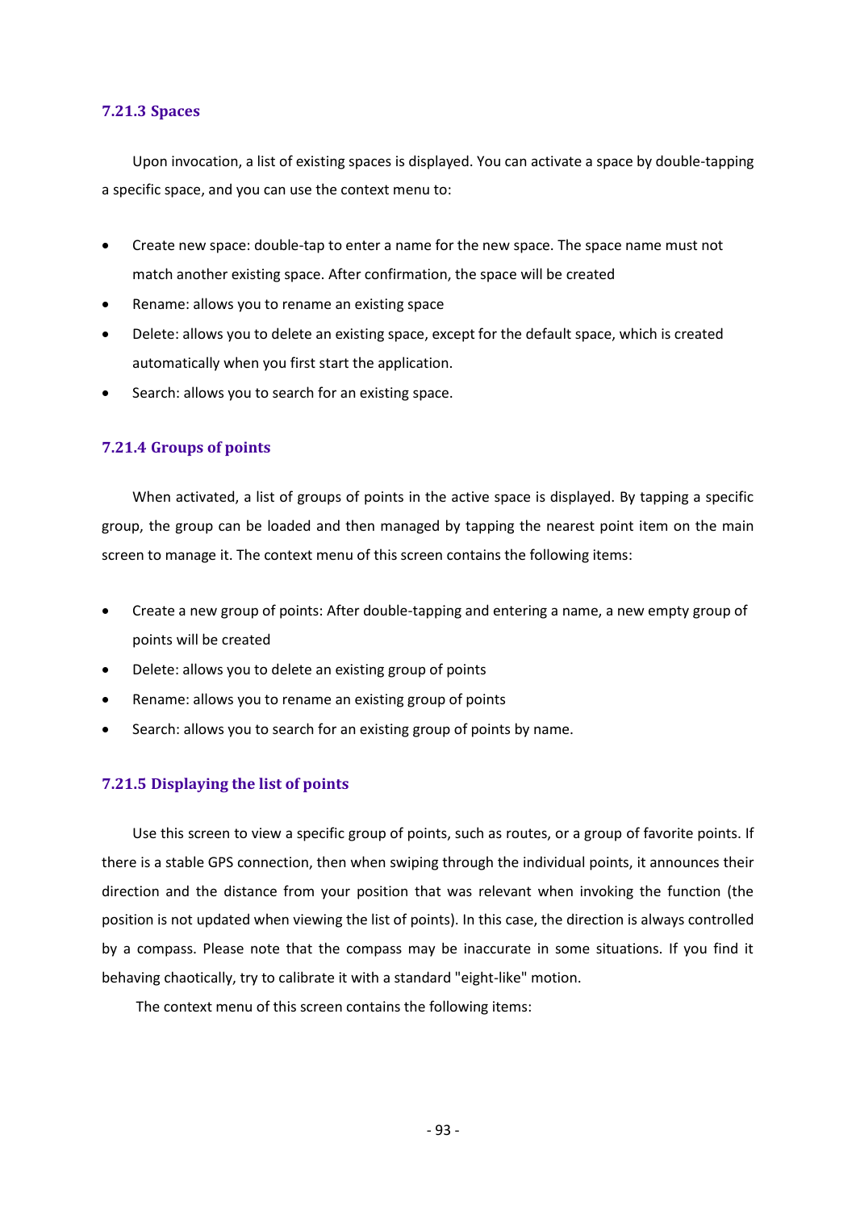### 7.21.3 Spaces

Upon invocation, a list of existing spaces is displayed. You can activate a space by double-tapping a specific space, and you can use the context menu to:

- Create new space: double-tap to enter a name for the new space. The space name must not match another existing space. After confirmation, the space will be created
- Rename: allows you to rename an existing space
- Delete: allows you to delete an existing space, except for the default space, which is created automatically when you first start the application.
- Search: allows you to search for an existing space.

### 7.21.4 Groups of points

When activated, a list of groups of points in the active space is displayed. By tapping a specific group, the group can be loaded and then managed by tapping the nearest point item on the main screen to manage it. The context menu of this screen contains the following items:

- Create a new group of points: After double-tapping and entering a name, a new empty group of points will be created
- Delete: allows you to delete an existing group of points
- Rename: allows you to rename an existing group of points
- Search: allows you to search for an existing group of points by name.

### 7.21.5 Displaying the list of points

Use this screen to view a specific group of points, such as routes, or a group of favorite points. If there is a stable GPS connection, then when swiping through the individual points, it announces their direction and the distance from your position that was relevant when invoking the function (the position is not updated when viewing the list of points). In this case, the direction is always controlled by a compass. Please note that the compass may be inaccurate in some situations. If you find it behaving chaotically, try to calibrate it with a standard "eight-like" motion.

The context menu of this screen contains the following items: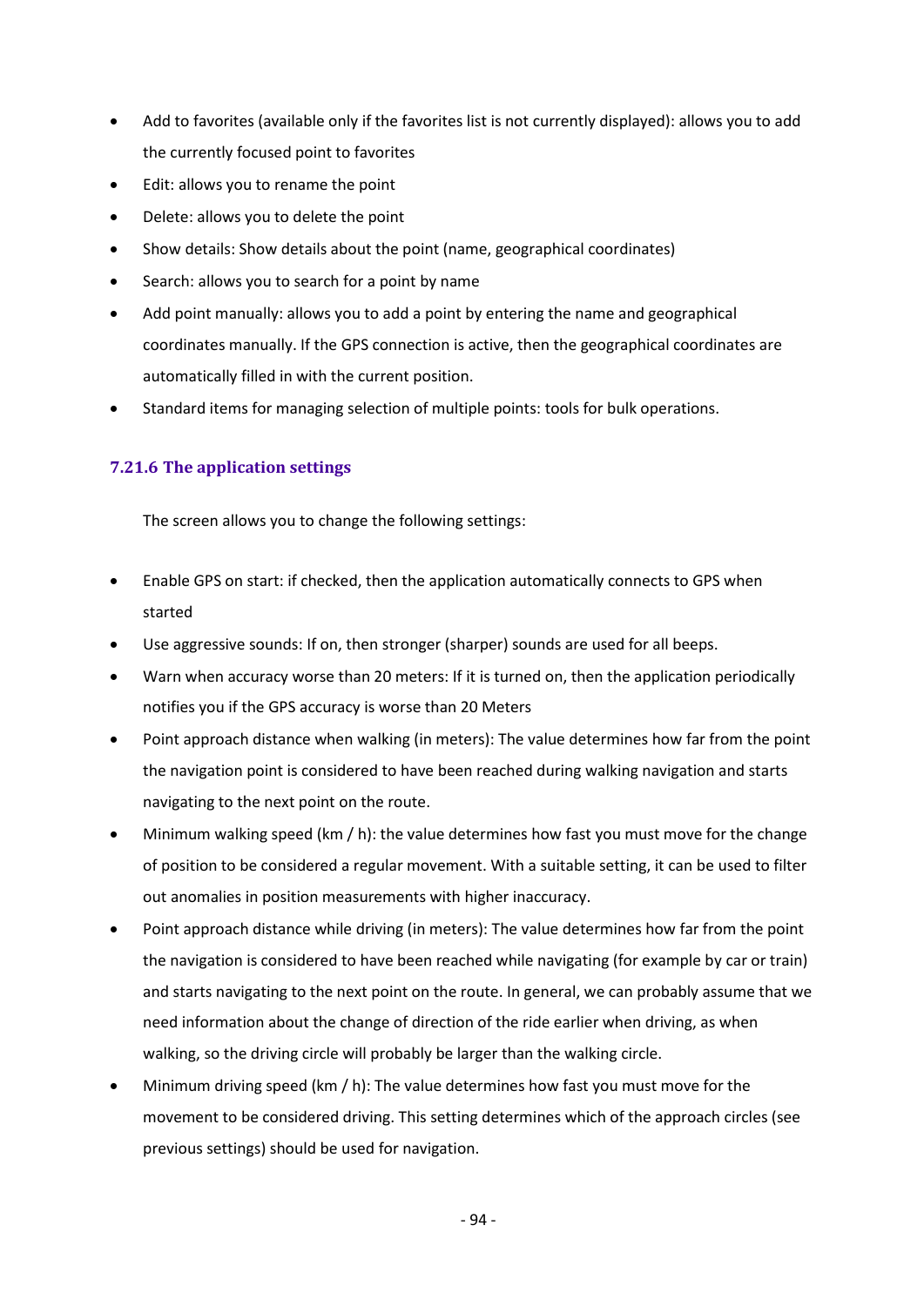- Add to favorites (available only if the favorites list is not currently displayed): allows you to add the currently focused point to favorites
- Edit: allows you to rename the point
- Delete: allows you to delete the point
- Show details: Show details about the point (name, geographical coordinates)
- Search: allows you to search for a point by name
- Add point manually: allows you to add a point by entering the name and geographical coordinates manually. If the GPS connection is active, then the geographical coordinates are automatically filled in with the current position.
- Standard items for managing selection of multiple points: tools for bulk operations.

### 7.21.6 The application settings

The screen allows you to change the following settings:

- Enable GPS on start: if checked, then the application automatically connects to GPS when started
- Use aggressive sounds: If on, then stronger (sharper) sounds are used for all beeps.
- Warn when accuracy worse than 20 meters: If it is turned on, then the application periodically notifies you if the GPS accuracy is worse than 20 Meters
- Point approach distance when walking (in meters): The value determines how far from the point the navigation point is considered to have been reached during walking navigation and starts navigating to the next point on the route.
- Minimum walking speed (km / h): the value determines how fast you must move for the change of position to be considered a regular movement. With a suitable setting, it can be used to filter out anomalies in position measurements with higher inaccuracy.
- Point approach distance while driving (in meters): The value determines how far from the point the navigation is considered to have been reached while navigating (for example by car or train) and starts navigating to the next point on the route. In general, we can probably assume that we need information about the change of direction of the ride earlier when driving, as when walking, so the driving circle will probably be larger than the walking circle.
- Minimum driving speed (km / h): The value determines how fast you must move for the movement to be considered driving. This setting determines which of the approach circles (see previous settings) should be used for navigation.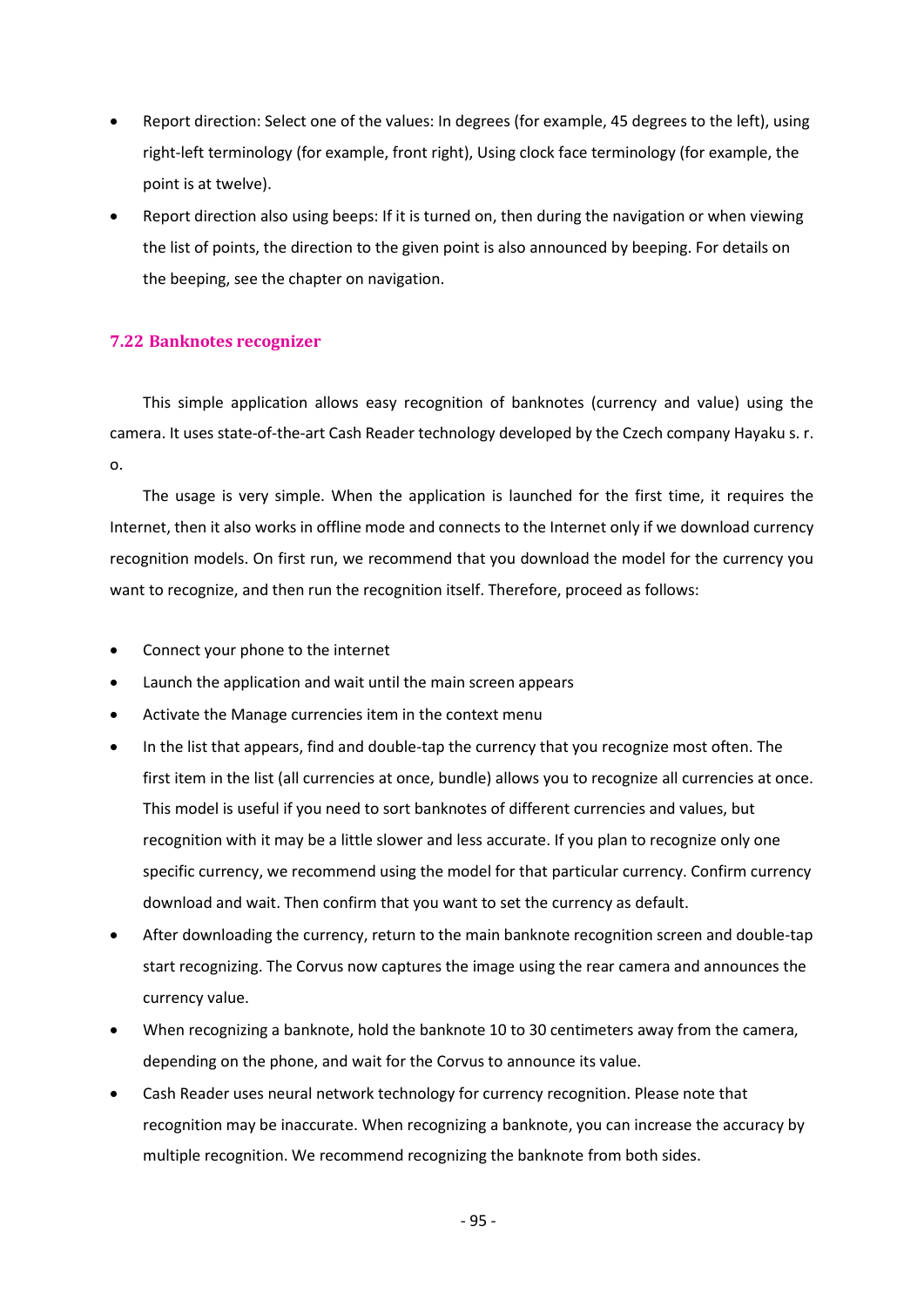- Report direction: Select one of the values: In degrees (for example, 45 degrees to the left), using right-left terminology (for example, front right), Using clock face terminology (for example, the point is at twelve).
- Report direction also using beeps: If it is turned on, then during the navigation or when viewing the list of points, the direction to the given point is also announced by beeping. For details on the beeping, see the chapter on navigation.

### 7.22 Banknotes recognizer

This simple application allows easy recognition of banknotes (currency and value) using the camera. It uses state-of-the-art Cash Reader technology developed by the Czech company Hayaku s. r. o.

The usage is very simple. When the application is launched for the first time, it requires the Internet, then it also works in offline mode and connects to the Internet only if we download currency recognition models. On first run, we recommend that you download the model for the currency you want to recognize, and then run the recognition itself. Therefore, proceed as follows:

- Connect your phone to the internet
- Launch the application and wait until the main screen appears
- Activate the Manage currencies item in the context menu
- In the list that appears, find and double-tap the currency that you recognize most often. The first item in the list (all currencies at once, bundle) allows you to recognize all currencies at once. This model is useful if you need to sort banknotes of different currencies and values, but recognition with it may be a little slower and less accurate. If you plan to recognize only one specific currency, we recommend using the model for that particular currency. Confirm currency download and wait. Then confirm that you want to set the currency as default.
- After downloading the currency, return to the main banknote recognition screen and double-tap start recognizing. The Corvus now captures the image using the rear camera and announces the currency value.
- When recognizing a banknote, hold the banknote 10 to 30 centimeters away from the camera, depending on the phone, and wait for the Corvus to announce its value.
- Cash Reader uses neural network technology for currency recognition. Please note that recognition may be inaccurate. When recognizing a banknote, you can increase the accuracy by multiple recognition. We recommend recognizing the banknote from both sides.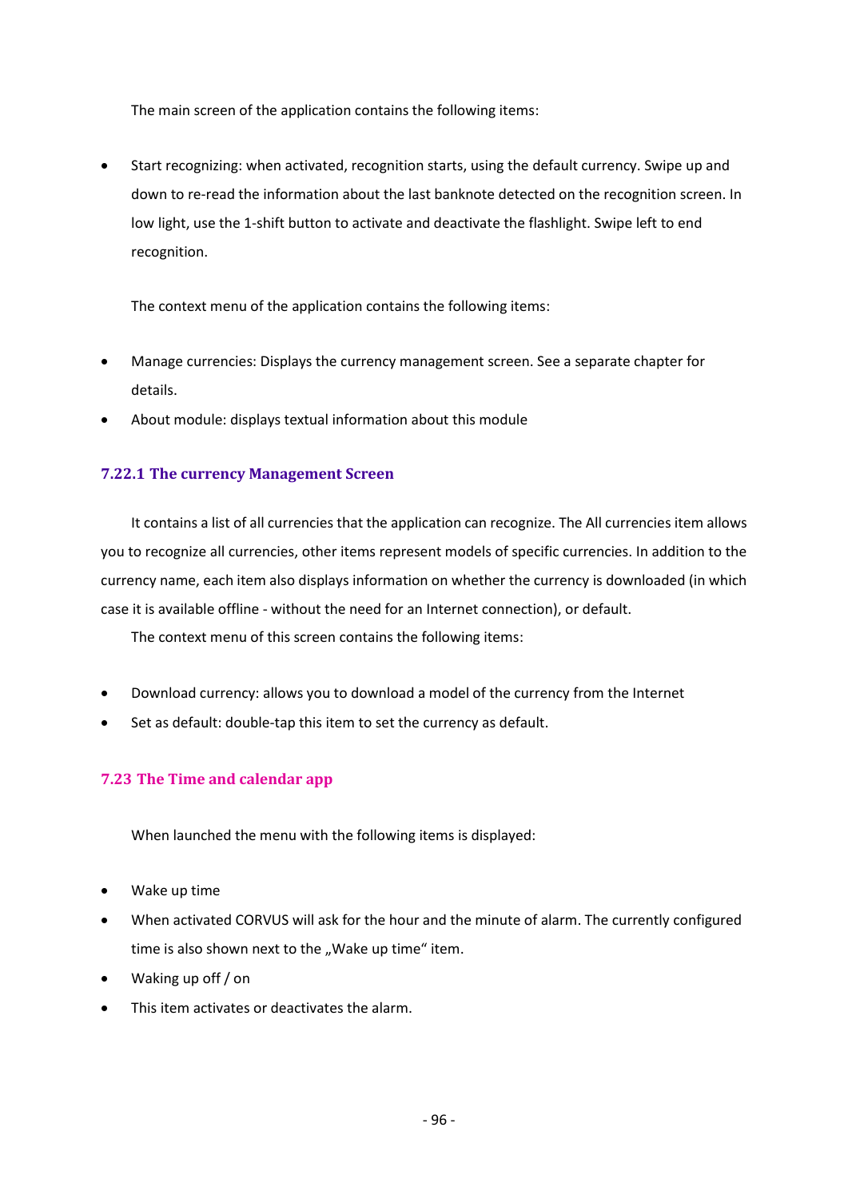The main screen of the application contains the following items:

- Start recognizing: when activated, recognition starts, using the default currency. Swipe up and down to re-read the information about the last banknote detected on the recognition screen. In low light, use the 1-shift button to activate and deactivate the flashlight. Swipe left to end recognition.

The context menu of the application contains the following items:

- Manage currencies: Displays the currency management screen. See a separate chapter for details.
- About module: displays textual information about this module

### 7.22.1 The currency Management Screen

It contains a list of all currencies that the application can recognize. The All currencies item allows you to recognize all currencies, other items represent models of specific currencies. In addition to the currency name, each item also displays information on whether the currency is downloaded (in which case it is available offline - without the need for an Internet connection), or default.

The context menu of this screen contains the following items:

- Download currency: allows you to download a model of the currency from the Internet
- Set as default: double-tap this item to set the currency as default.

## 7.23 The Time and calendar app

When launched the menu with the following items is displayed:

- Wake up time
- When activated CORVUS will ask for the hour and the minute of alarm. The currently configured time is also shown next to the „Wake up time“ item.
- Waking up off / on
- This item activates or deactivates the alarm.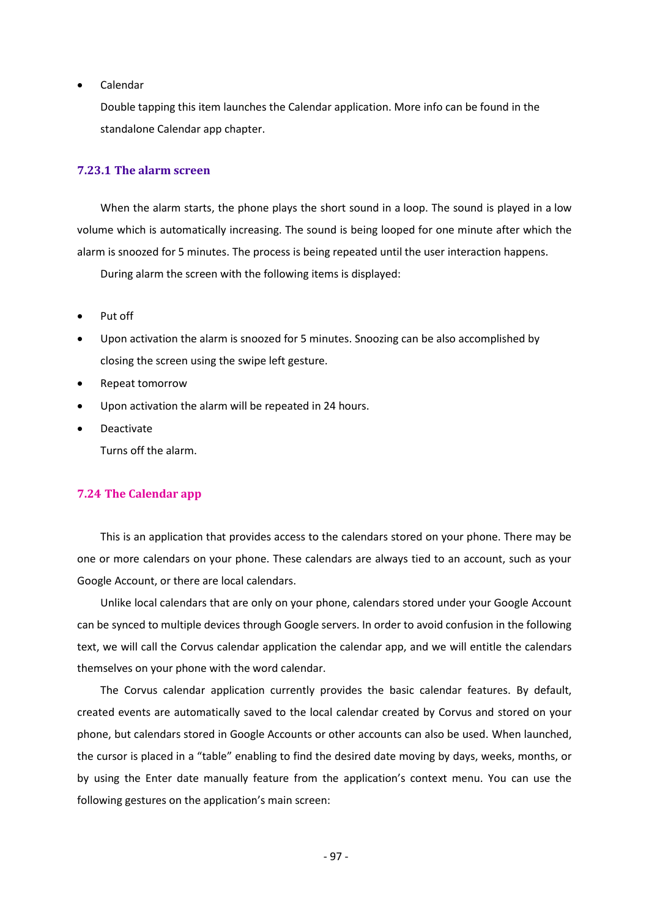- Calendar

  Double tapping this item launches the Calendar application. More info can be found in the standalone Calendar app chapter.

### 7.23.1 The alarm screen

When the alarm starts, the phone plays the short sound in a loop. The sound is played in a low volume which is automatically increasing. The sound is being looped for one minute after which the alarm is snoozed for 5 minutes. The process is being repeated until the user interaction happens.

During alarm the screen with the following items is displayed:

- Put off
- Upon activation the alarm is snoozed for 5 minutes. Snoozing can be also accomplished by closing the screen using the swipe left gesture.
- Repeat tomorrow
- Upon activation the alarm will be repeated in 24 hours.
- Deactivate

  Turns off the alarm.

## 7.24 The Calendar app

This is an application that provides access to the calendars stored on your phone. There may be one or more calendars on your phone. These calendars are always tied to an account, such as your Google Account, or there are local calendars.

Unlike local calendars that are only on your phone, calendars stored under your Google Account can be synced to multiple devices through Google servers. In order to avoid confusion in the following text, we will call the Corvus calendar application the calendar app, and we will entitle the calendars themselves on your phone with the word calendar.

The Corvus calendar application currently provides the basic calendar features. By default, created events are automatically saved to the local calendar created by Corvus and stored on your phone, but calendars stored in Google Accounts or other accounts can also be used. When launched, the cursor is placed in a "table" enabling to find the desired date moving by days, weeks, months, or by using the Enter date manually feature from the application's context menu. You can use the following gestures on the application's main screen: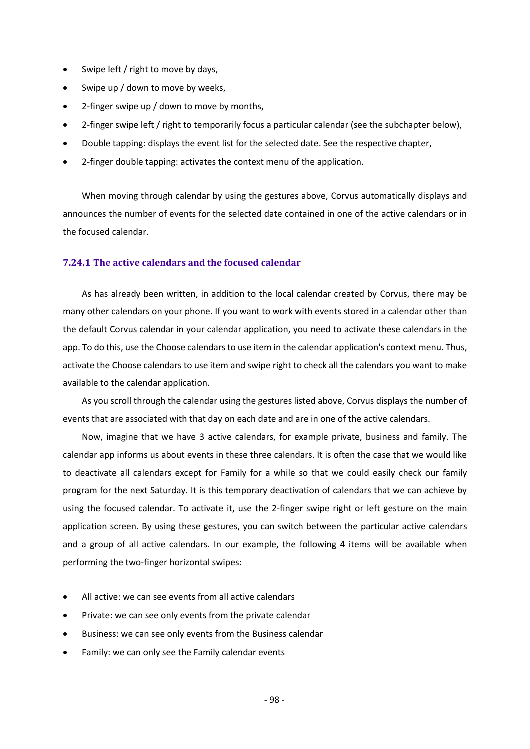- Swipe left / right to move by days,
- Swipe up / down to move by weeks,
- 2-finger swipe up / down to move by months,
- 2-finger swipe left / right to temporarily focus a particular calendar (see the subchapter below),
- Double tapping: displays the event list for the selected date. See the respective chapter,
- 2-finger double tapping: activates the context menu of the application.

When moving through calendar by using the gestures above, Corvus automatically displays and announces the number of events for the selected date contained in one of the active calendars or in the focused calendar.

### 7.24.1 The active calendars and the focused calendar

As has already been written, in addition to the local calendar created by Corvus, there may be many other calendars on your phone. If you want to work with events stored in a calendar other than the default Corvus calendar in your calendar application, you need to activate these calendars in the app. To do this, use the Choose calendars to use item in the calendar application's context menu. Thus, activate the Choose calendars to use item and swipe right to check all the calendars you want to make available to the calendar application.

As you scroll through the calendar using the gestures listed above, Corvus displays the number of events that are associated with that day on each date and are in one of the active calendars.

Now, imagine that we have 3 active calendars, for example private, business and family. The calendar app informs us about events in these three calendars. It is often the case that we would like to deactivate all calendars except for Family for a while so that we could easily check our family program for the next Saturday. It is this temporary deactivation of calendars that we can achieve by using the focused calendar. To activate it, use the 2-finger swipe right or left gesture on the main application screen. By using these gestures, you can switch between the particular active calendars and a group of all active calendars. In our example, the following 4 items will be available when performing the two-finger horizontal swipes:

- All active: we can see events from all active calendars
- Private: we can see only events from the private calendar
- Business: we can see only events from the Business calendar
- Family: we can only see the Family calendar events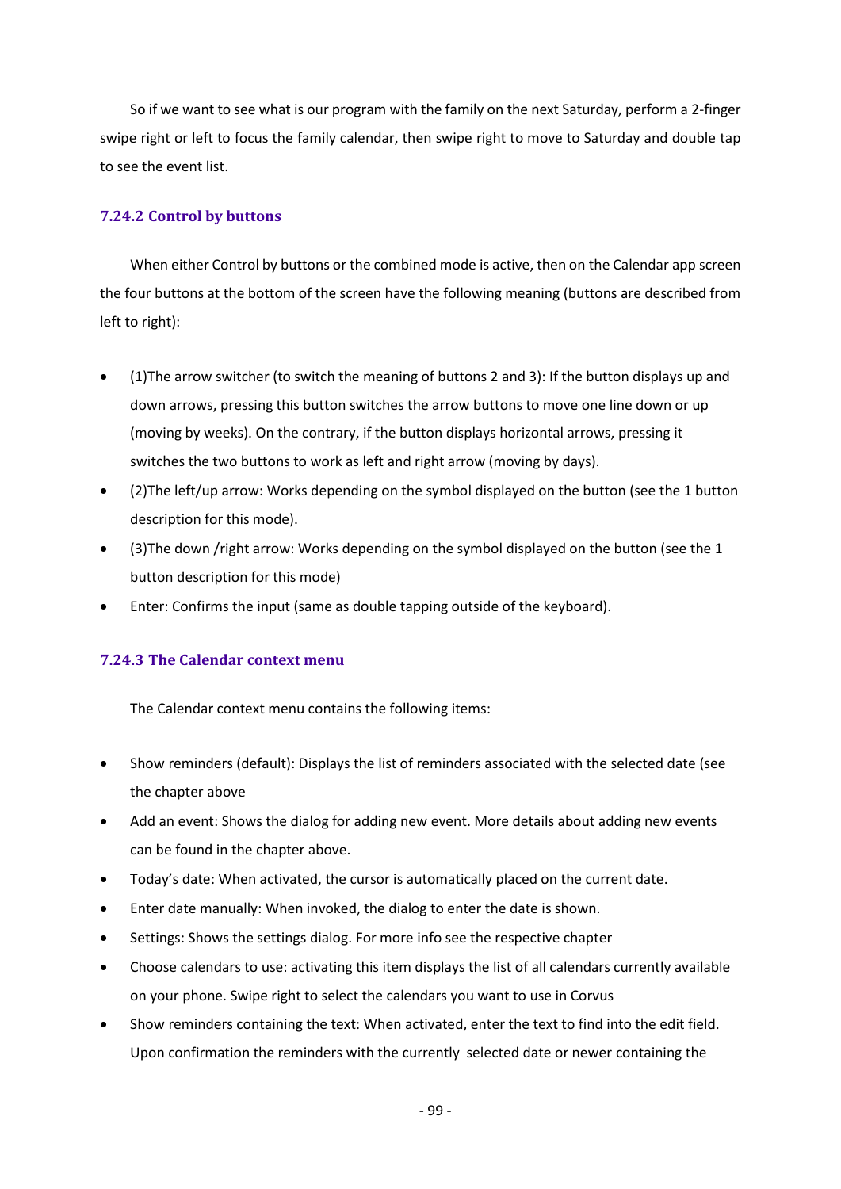So if we want to see what is our program with the family on the next Saturday, perform a 2-finger swipe right or left to focus the family calendar, then swipe right to move to Saturday and double tap to see the event list.

### 7.24.2 Control by buttons

When either Control by buttons or the combined mode is active, then on the Calendar app screen the four buttons at the bottom of the screen have the following meaning (buttons are described from left to right):

- (1)The arrow switcher (to switch the meaning of buttons 2 and 3): If the button displays up and down arrows, pressing this button switches the arrow buttons to move one line down or up (moving by weeks). On the contrary, if the button displays horizontal arrows, pressing it switches the two buttons to work as left and right arrow (moving by days).
- (2)The left/up arrow: Works depending on the symbol displayed on the button (see the 1 button description for this mode).
- (3)The down /right arrow: Works depending on the symbol displayed on the button (see the 1 button description for this mode)
- Enter: Confirms the input (same as double tapping outside of the keyboard).

### 7.24.3 The Calendar context menu

The Calendar context menu contains the following items:

- Show reminders (default): Displays the list of reminders associated with the selected date (see the chapter above
- Add an event: Shows the dialog for adding new event. More details about adding new events can be found in the chapter above.
- Today's date: When activated, the cursor is automatically placed on the current date.
- Enter date manually: When invoked, the dialog to enter the date is shown.
- Settings: Shows the settings dialog. For more info see the respective chapter
- Choose calendars to use: activating this item displays the list of all calendars currently available on your phone. Swipe right to select the calendars you want to use in Corvus
- Show reminders containing the text: When activated, enter the text to find into the edit field. Upon confirmation the reminders with the currently selected date or newer containing the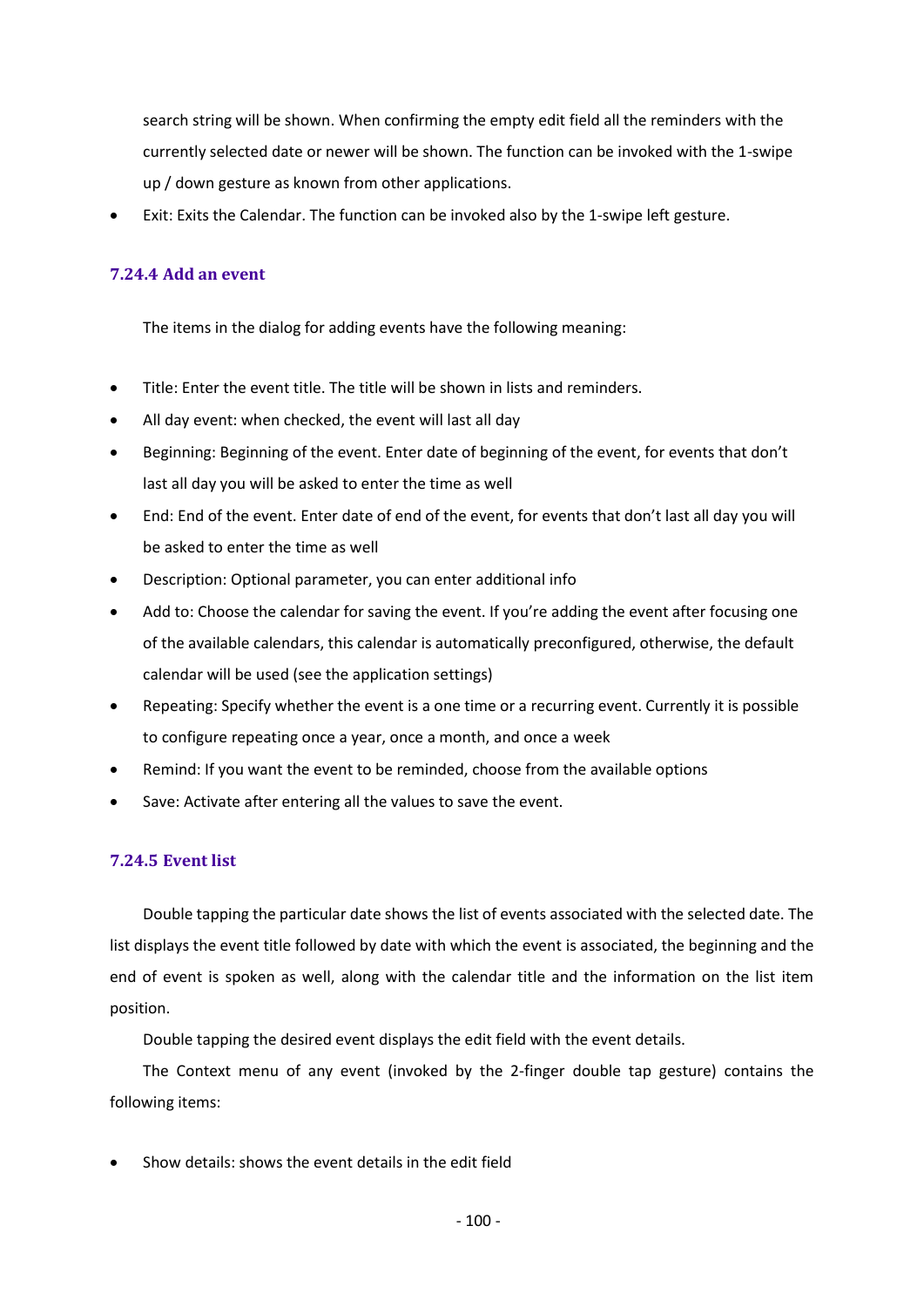search string will be shown. When confirming the empty edit field all the reminders with the currently selected date or newer will be shown. The function can be invoked with the 1-swipe up / down gesture as known from other applications.

- Exit: Exits the Calendar. The function can be invoked also by the 1-swipe left gesture.

### 7.24.4 Add an event

The items in the dialog for adding events have the following meaning:

- Title: Enter the event title. The title will be shown in lists and reminders.
- All day event: when checked, the event will last all day
- Beginning: Beginning of the event. Enter date of beginning of the event, for events that don't last all day you will be asked to enter the time as well
- End: End of the event. Enter date of end of the event, for events that don't last all day you will be asked to enter the time as well
- Description: Optional parameter, you can enter additional info
- Add to: Choose the calendar for saving the event. If you're adding the event after focusing one of the available calendars, this calendar is automatically preconfigured, otherwise, the default calendar will be used (see the application settings)
- Repeating: Specify whether the event is a one time or a recurring event. Currently it is possible to configure repeating once a year, once a month, and once a week
- Remind: If you want the event to be reminded, choose from the available options
- Save: Activate after entering all the values to save the event.

### 7.24.5 Event list

Double tapping the particular date shows the list of events associated with the selected date. The list displays the event title followed by date with which the event is associated, the beginning and the end of event is spoken as well, along with the calendar title and the information on the list item position.

Double tapping the desired event displays the edit field with the event details.

The Context menu of any event (invoked by the 2-finger double tap gesture) contains the following items:

- Show details: shows the event details in the edit field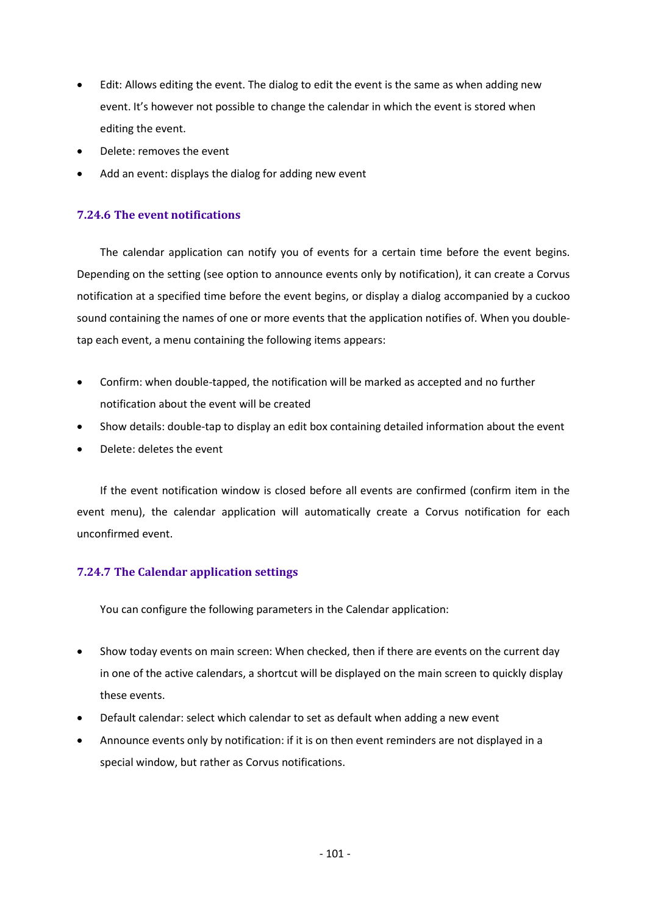- Edit: Allows editing the event. The dialog to edit the event is the same as when adding new event. It's however not possible to change the calendar in which the event is stored when editing the event.
- Delete: removes the event
- Add an event: displays the dialog for adding new event

### 7.24.6 The event notifications

The calendar application can notify you of events for a certain time before the event begins. Depending on the setting (see option to announce events only by notification), it can create a Corvus notification at a specified time before the event begins, or display a dialog accompanied by a cuckoo sound containing the names of one or more events that the application notifies of. When you double-tap each event, a menu containing the following items appears:

- Confirm: when double-tapped, the notification will be marked as accepted and no further notification about the event will be created
- Show details: double-tap to display an edit box containing detailed information about the event
- Delete: deletes the event

If the event notification window is closed before all events are confirmed (confirm item in the event menu), the calendar application will automatically create a Corvus notification for each unconfirmed event.

### 7.24.7 The Calendar application settings

You can configure the following parameters in the Calendar application:

- Show today events on main screen: When checked, then if there are events on the current day in one of the active calendars, a shortcut will be displayed on the main screen to quickly display these events.
- Default calendar: select which calendar to set as default when adding a new event
- Announce events only by notification: if it is on then event reminders are not displayed in a special window, but rather as Corvus notifications.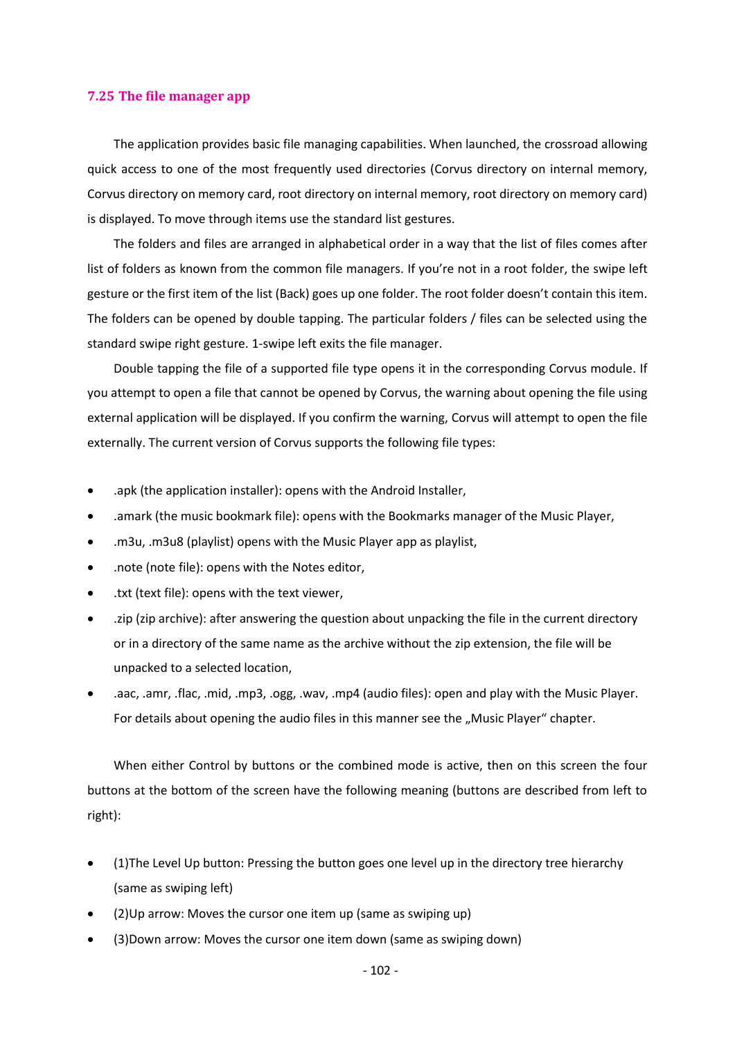## 7.25 The file manager app

The application provides basic file managing capabilities. When launched, the crossroad allowing quick access to one of the most frequently used directories (Corvus directory on internal memory, Corvus directory on memory card, root directory on internal memory, root directory on memory card) is displayed. To move through items use the standard list gestures.

The folders and files are arranged in alphabetical order in a way that the list of files comes after list of folders as known from the common file managers. If you're not in a root folder, the swipe left gesture or the first item of the list (Back) goes up one folder. The root folder doesn't contain this item. The folders can be opened by double tapping. The particular folders / files can be selected using the standard swipe right gesture. 1-swipe left exits the file manager.

Double tapping the file of a supported file type opens it in the corresponding Corvus module. If you attempt to open a file that cannot be opened by Corvus, the warning about opening the file using external application will be displayed. If you confirm the warning, Corvus will attempt to open the file externally. The current version of Corvus supports the following file types:

- .apk (the application installer): opens with the Android Installer,
- .amark (the music bookmark file): opens with the Bookmarks manager of the Music Player,
- .m3u, .m3u8 (playlist) opens with the Music Player app as playlist,
- .note (note file): opens with the Notes editor,
- .txt (text file): opens with the text viewer,
- .zip (zip archive): after answering the question about unpacking the file in the current directory or in a directory of the same name as the archive without the zip extension, the file will be unpacked to a selected location,
- .aac, .amr, .flac, .mid, .mp3, .ogg, .wav, .mp4 (audio files): open and play with the Music Player. For details about opening the audio files in this manner see the „Music Player“ chapter.

When either Control by buttons or the combined mode is active, then on this screen the four buttons at the bottom of the screen have the following meaning (buttons are described from left to right):

- (1)The Level Up button: Pressing the button goes one level up in the directory tree hierarchy (same as swiping left)
- (2)Up arrow: Moves the cursor one item up (same as swiping up)
- (3)Down arrow: Moves the cursor one item down (same as swiping down)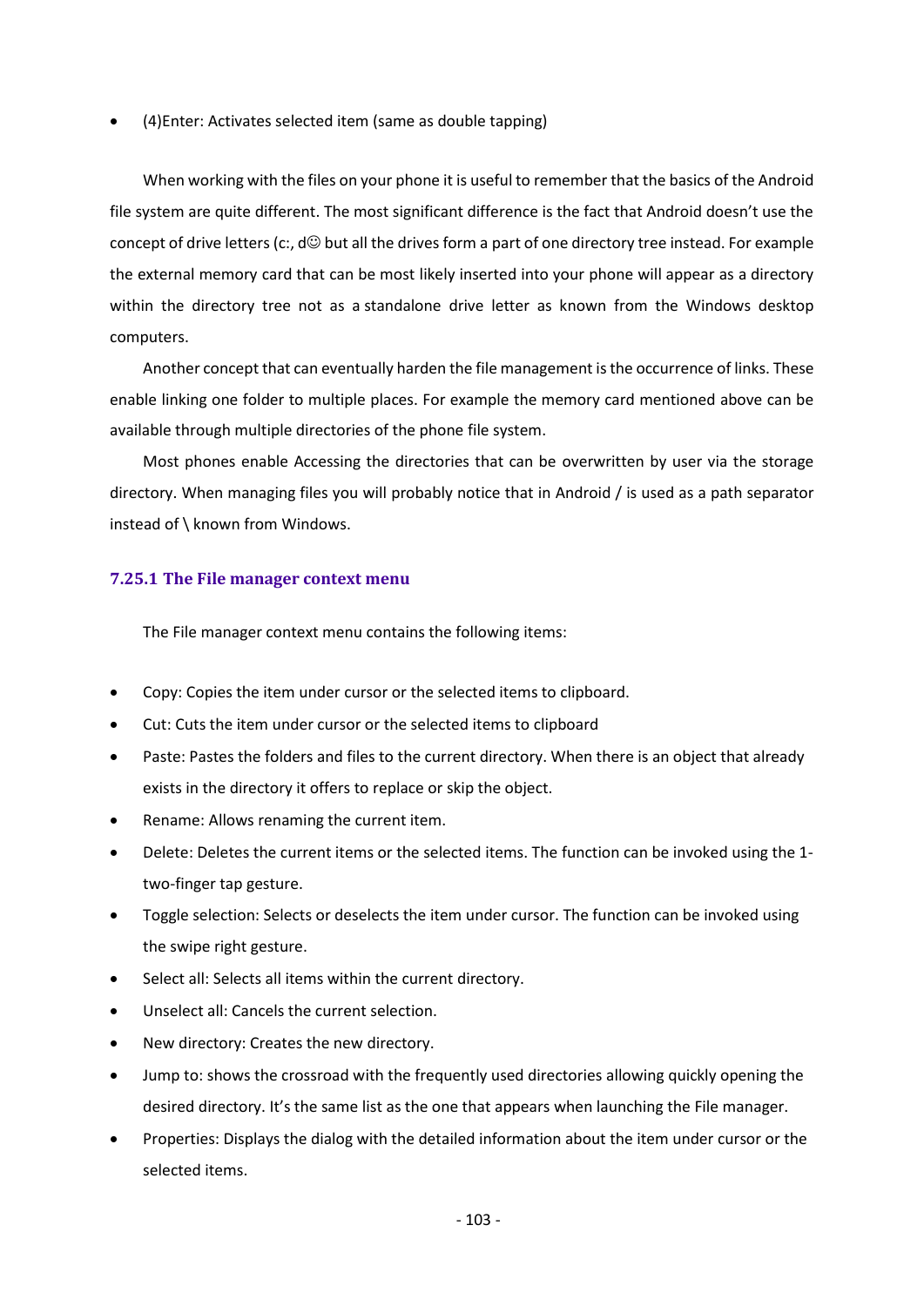- (4)Enter: Activates selected item (same as double tapping)

When working with the files on your phone it is useful to remember that the basics of the Android file system are quite different. The most significant difference is the fact that Android doesn't use the concept of drive letters (c:, d☺ but all the drives form a part of one directory tree instead. For example the external memory card that can be most likely inserted into your phone will appear as a directory within the directory tree not as a standalone drive letter as known from the Windows desktop computers.

Another concept that can eventually harden the file management is the occurrence of links. These enable linking one folder to multiple places. For example the memory card mentioned above can be available through multiple directories of the phone file system.

Most phones enable Accessing the directories that can be overwritten by user via the storage directory. When managing files you will probably notice that in Android / is used as a path separator instead of \ known from Windows.

### 7.25.1 The File manager context menu

The File manager context menu contains the following items:

- Copy: Copies the item under cursor or the selected items to clipboard.
- Cut: Cuts the item under cursor or the selected items to clipboard
- Paste: Pastes the folders and files to the current directory. When there is an object that already exists in the directory it offers to replace or skip the object.
- Rename: Allows renaming the current item.
- Delete: Deletes the current items or the selected items. The function can be invoked using the 1-two-finger tap gesture.
- Toggle selection: Selects or deselects the item under cursor. The function can be invoked using the swipe right gesture.
- Select all: Selects all items within the current directory.
- Unselect all: Cancels the current selection.
- New directory: Creates the new directory.
- Jump to: shows the crossroad with the frequently used directories allowing quickly opening the desired directory. It's the same list as the one that appears when launching the File manager.
- Properties: Displays the dialog with the detailed information about the item under cursor or the selected items.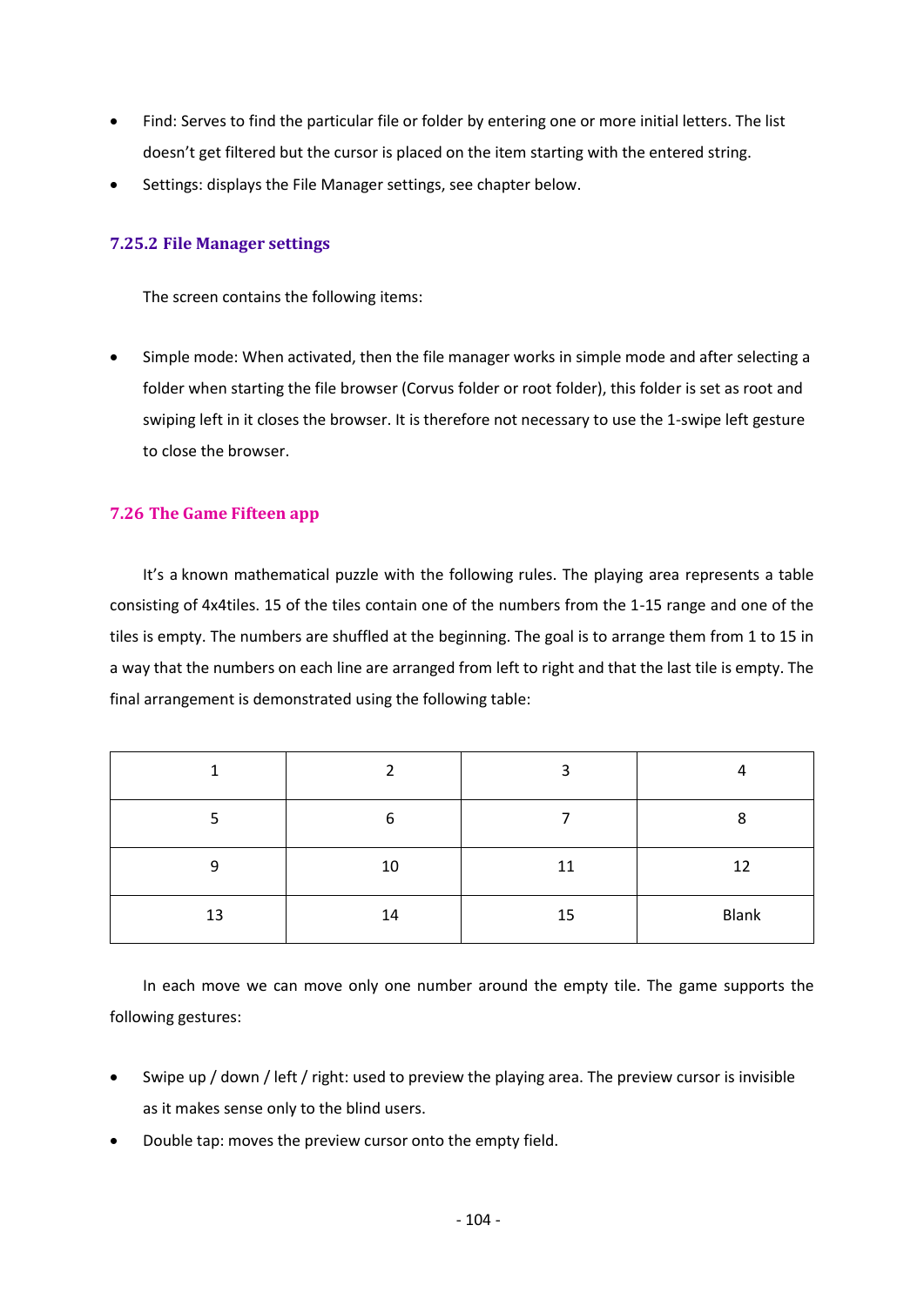- Find: Serves to find the particular file or folder by entering one or more initial letters. The list doesn't get filtered but the cursor is placed on the item starting with the entered string.
- Settings: displays the File Manager settings, see chapter below.

### 7.25.2 File Manager settings

The screen contains the following items:

- Simple mode: When activated, then the file manager works in simple mode and after selecting a folder when starting the file browser (Corvus folder or root folder), this folder is set as root and swiping left in it closes the browser. It is therefore not necessary to use the 1-swipe left gesture to close the browser.

## 7.26 The Game Fifteen app

It's a known mathematical puzzle with the following rules. The playing area represents a table consisting of 4x4tiles. 15 of the tiles contain one of the numbers from the 1-15 range and one of the tiles is empty. The numbers are shuffled at the beginning. The goal is to arrange them from 1 to 15 in a way that the numbers on each line are arranged from left to right and that the last tile is empty. The final arrangement is demonstrated using the following table:

| 1 | 2 | 3 | 4 |
|---|---|---|---|
| 5 | 6 | 7 | 8 |
| 9 | 10 | 11 | 12 |
| 13 | 14 | 15 | Blank |

In each move we can move only one number around the empty tile. The game supports the following gestures:

- Swipe up / down / left / right: used to preview the playing area. The preview cursor is invisible as it makes sense only to the blind users.
- Double tap: moves the preview cursor onto the empty field.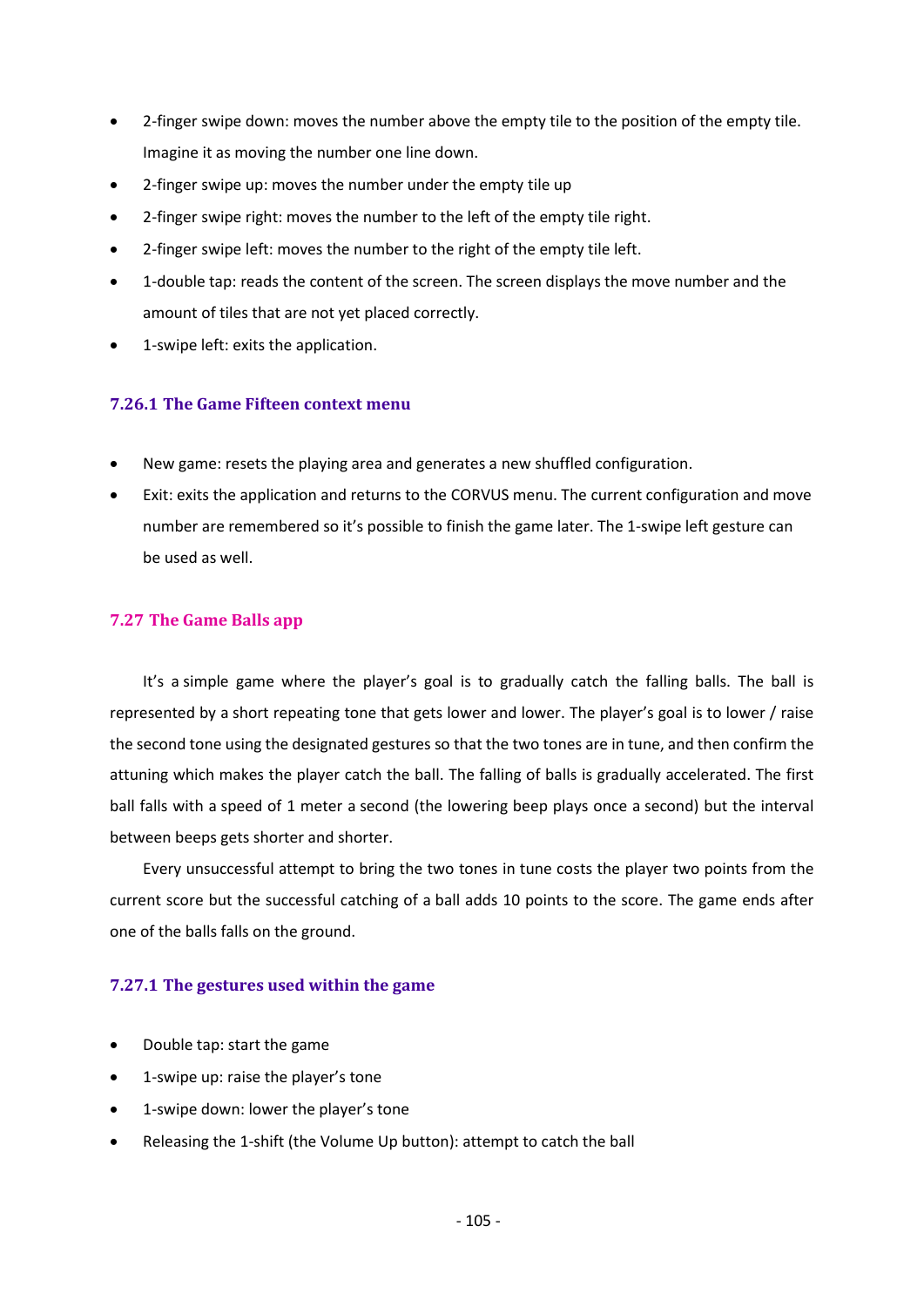- 2-finger swipe down: moves the number above the empty tile to the position of the empty tile. Imagine it as moving the number one line down.
- 2-finger swipe up: moves the number under the empty tile up
- 2-finger swipe right: moves the number to the left of the empty tile right.
- 2-finger swipe left: moves the number to the right of the empty tile left.
- 1-double tap: reads the content of the screen. The screen displays the move number and the amount of tiles that are not yet placed correctly.
- 1-swipe left: exits the application.

### 7.26.1 The Game Fifteen context menu

- New game: resets the playing area and generates a new shuffled configuration.
- Exit: exits the application and returns to the CORVUS menu. The current configuration and move number are remembered so it's possible to finish the game later. The 1-swipe left gesture can be used as well.

## 7.27 The Game Balls app

It's a simple game where the player's goal is to gradually catch the falling balls. The ball is represented by a short repeating tone that gets lower and lower. The player's goal is to lower / raise the second tone using the designated gestures so that the two tones are in tune, and then confirm the attuning which makes the player catch the ball. The falling of balls is gradually accelerated. The first ball falls with a speed of 1 meter a second (the lowering beep plays once a second) but the interval between beeps gets shorter and shorter.

Every unsuccessful attempt to bring the two tones in tune costs the player two points from the current score but the successful catching of a ball adds 10 points to the score. The game ends after one of the balls falls on the ground.

### 7.27.1 The gestures used within the game

- Double tap: start the game
- 1-swipe up: raise the player's tone
- 1-swipe down: lower the player's tone
- Releasing the 1-shift (the Volume Up button): attempt to catch the ball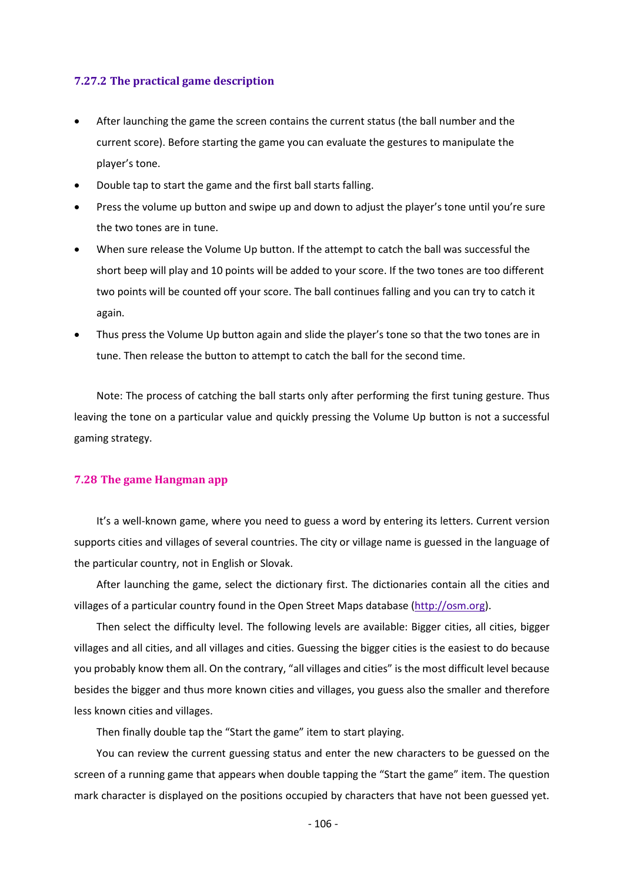### 7.27.2 The practical game description

- After launching the game the screen contains the current status (the ball number and the current score). Before starting the game you can evaluate the gestures to manipulate the player's tone.
- Double tap to start the game and the first ball starts falling.
- Press the volume up button and swipe up and down to adjust the player's tone until you're sure the two tones are in tune.
- When sure release the Volume Up button. If the attempt to catch the ball was successful the short beep will play and 10 points will be added to your score. If the two tones are too different two points will be counted off your score. The ball continues falling and you can try to catch it again.
- Thus press the Volume Up button again and slide the player's tone so that the two tones are in tune. Then release the button to attempt to catch the ball for the second time.

Note: The process of catching the ball starts only after performing the first tuning gesture. Thus leaving the tone on a particular value and quickly pressing the Volume Up button is not a successful gaming strategy.

## 7.28 The game Hangman app

It's a well-known game, where you need to guess a word by entering its letters. Current version supports cities and villages of several countries. The city or village name is guessed in the language of the particular country, not in English or Slovak.

After launching the game, select the dictionary first. The dictionaries contain all the cities and villages of a particular country found in the Open Street Maps database (http://osm.org).

Then select the difficulty level. The following levels are available: Bigger cities, all cities, bigger villages and all cities, and all villages and cities. Guessing the bigger cities is the easiest to do because you probably know them all. On the contrary, "all villages and cities" is the most difficult level because besides the bigger and thus more known cities and villages, you guess also the smaller and therefore less known cities and villages.

Then finally double tap the "Start the game" item to start playing.

You can review the current guessing status and enter the new characters to be guessed on the screen of a running game that appears when double tapping the "Start the game" item. The question mark character is displayed on the positions occupied by characters that have not been guessed yet.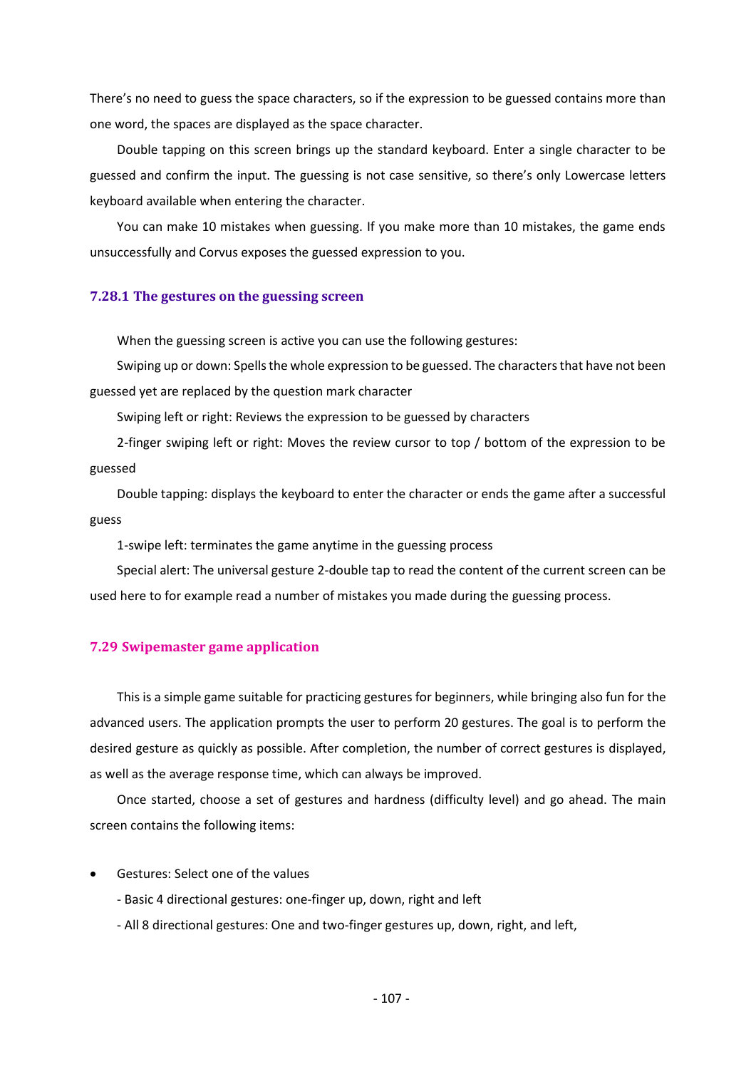There’s no need to guess the space characters, so if the expression to be guessed contains more than one word, the spaces are displayed as the space character.

Double tapping on this screen brings up the standard keyboard. Enter a single character to be guessed and confirm the input. The guessing is not case sensitive, so there’s only Lowercase letters keyboard available when entering the character.

You can make 10 mistakes when guessing. If you make more than 10 mistakes, the game ends unsuccessfully and Corvus exposes the guessed expression to you.

### 7.28.1 The gestures on the guessing screen

When the guessing screen is active you can use the following gestures:

Swiping up or down: Spells the whole expression to be guessed. The characters that have not been guessed yet are replaced by the question mark character

Swiping left or right: Reviews the expression to be guessed by characters

2-finger swiping left or right: Moves the review cursor to top / bottom of the expression to be guessed

Double tapping: displays the keyboard to enter the character or ends the game after a successful guess

1-swipe left: terminates the game anytime in the guessing process

Special alert: The universal gesture 2-double tap to read the content of the current screen can be used here to for example read a number of mistakes you made during the guessing process.

## 7.29 Swipemaster game application

This is a simple game suitable for practicing gestures for beginners, while bringing also fun for the advanced users. The application prompts the user to perform 20 gestures. The goal is to perform the desired gesture as quickly as possible. After completion, the number of correct gestures is displayed, as well as the average response time, which can always be improved.

Once started, choose a set of gestures and hardness (difficulty level) and go ahead. The main screen contains the following items:

- Gestures: Select one of the values
  - Basic 4 directional gestures: one-finger up, down, right and left
  - All 8 directional gestures: One and two-finger gestures up, down, right, and left,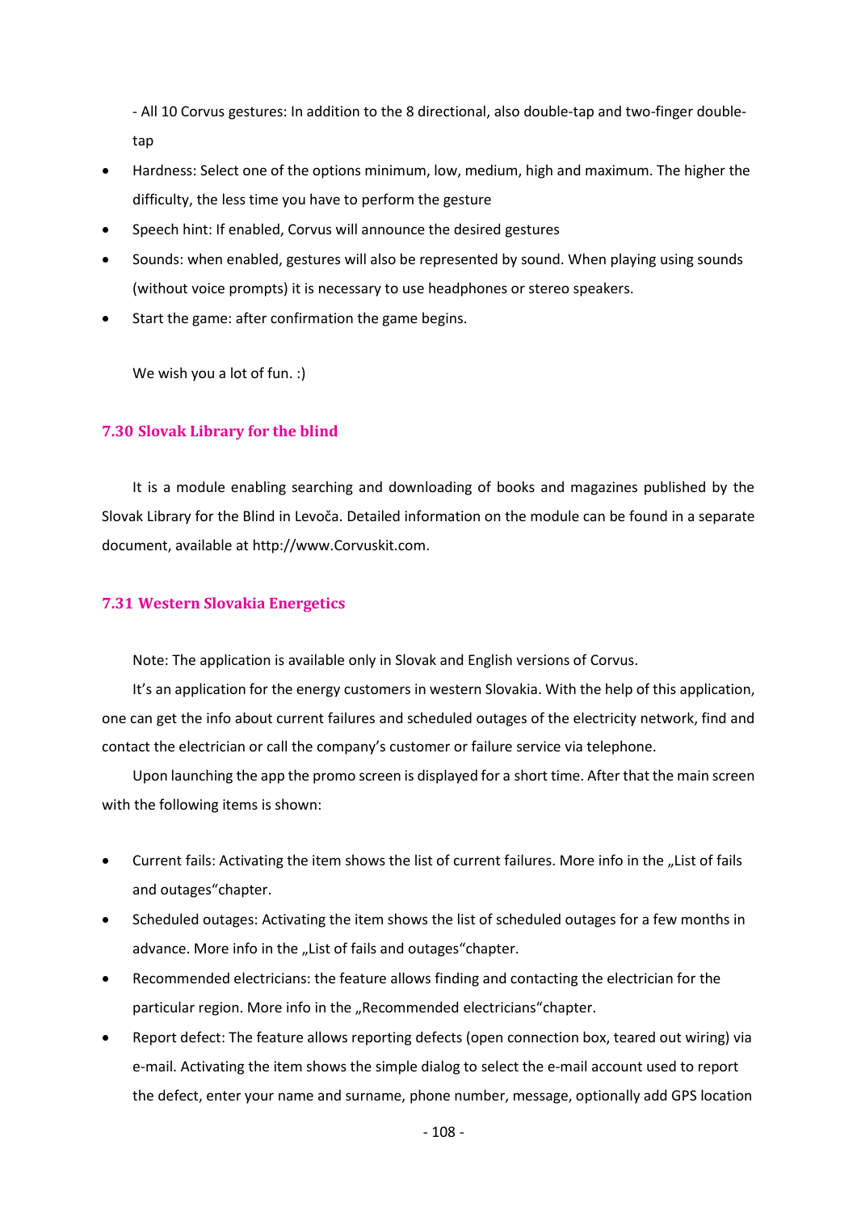- All 10 Corvus gestures: In addition to the 8 directional, also double-tap and two-finger double-tap

- Hardness: Select one of the options minimum, low, medium, high and maximum. The higher the difficulty, the less time you have to perform the gesture
- Speech hint: If enabled, Corvus will announce the desired gestures
- Sounds: when enabled, gestures will also be represented by sound. When playing using sounds (without voice prompts) it is necessary to use headphones or stereo speakers.
- Start the game: after confirmation the game begins.

We wish you a lot of fun. :)

### 7.30 Slovak Library for the blind

It is a module enabling searching and downloading of books and magazines published by the Slovak Library for the Blind in Levoča. Detailed information on the module can be found in a separate document, available at http://www.Corvuskit.com.

### 7.31 Western Slovakia Energetics

Note: The application is available only in Slovak and English versions of Corvus.

It's an application for the energy customers in western Slovakia. With the help of this application, one can get the info about current failures and scheduled outages of the electricity network, find and contact the electrician or call the company's customer or failure service via telephone.

Upon launching the app the promo screen is displayed for a short time. After that the main screen with the following items is shown:

- Current fails: Activating the item shows the list of current failures. More info in the „List of fails and outages"chapter.
- Scheduled outages: Activating the item shows the list of scheduled outages for a few months in advance. More info in the „List of fails and outages"chapter.
- Recommended electricians: the feature allows finding and contacting the electrician for the particular region. More info in the „Recommended electricians"chapter.
- Report defect: The feature allows reporting defects (open connection box, teared out wiring) via e-mail. Activating the item shows the simple dialog to select the e-mail account used to report the defect, enter your name and surname, phone number, message, optionally add GPS location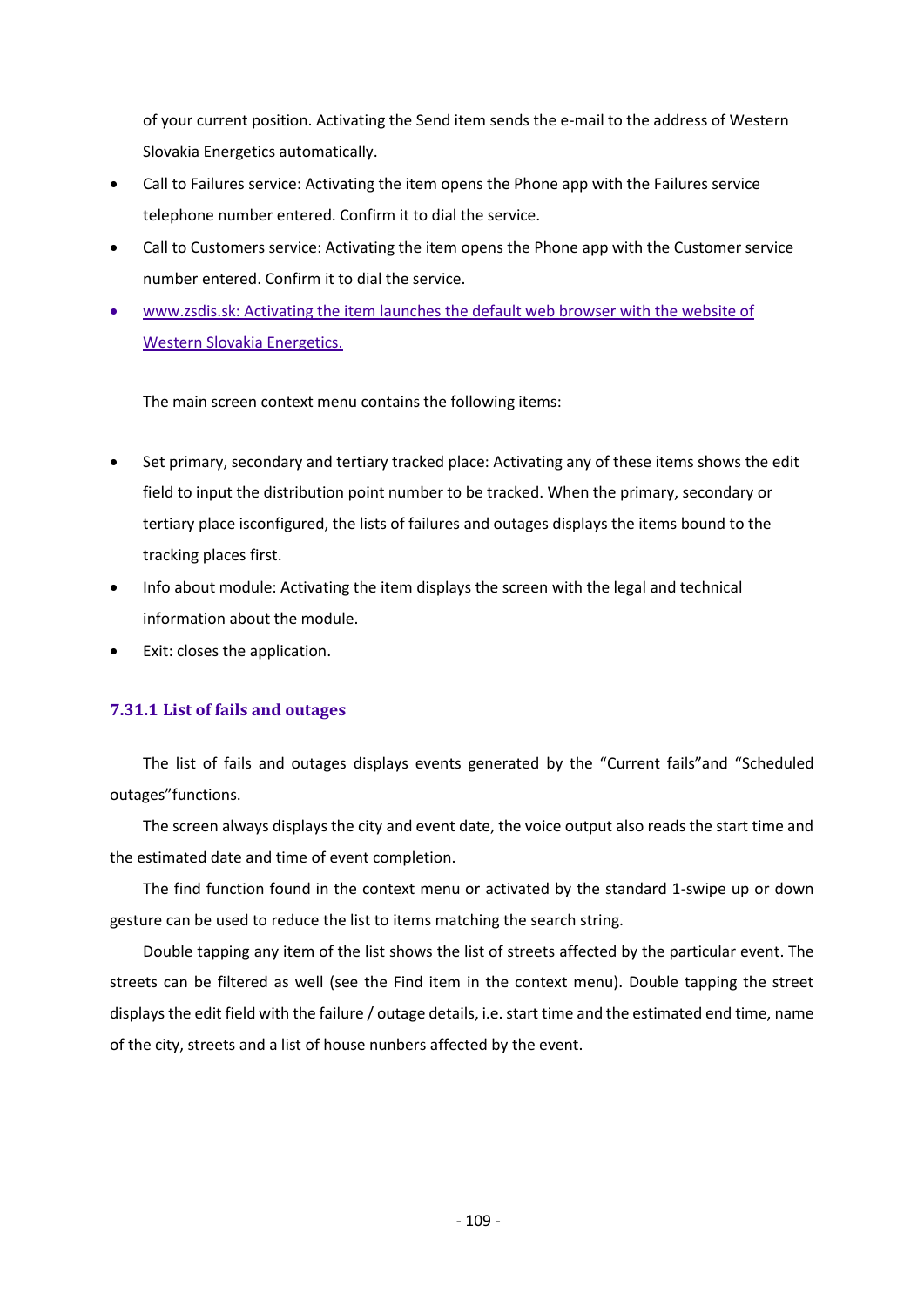of your current position. Activating the Send item sends the e-mail to the address of Western Slovakia Energetics automatically.

- Call to Failures service: Activating the item opens the Phone app with the Failures service telephone number entered. Confirm it to dial the service.
- Call to Customers service: Activating the item opens the Phone app with the Customer service number entered. Confirm it to dial the service.
- www.zsdis.sk: Activating the item launches the default web browser with the website of Western Slovakia Energetics.

The main screen context menu contains the following items:

- Set primary, secondary and tertiary tracked place: Activating any of these items shows the edit field to input the distribution point number to be tracked. When the primary, secondary or tertiary place isconfigured, the lists of failures and outages displays the items bound to the tracking places first.
- Info about module: Activating the item displays the screen with the legal and technical information about the module.
- Exit: closes the application.

### 7.31.1 List of fails and outages

The list of fails and outages displays events generated by the “Current fails”and “Scheduled outages”functions.

The screen always displays the city and event date, the voice output also reads the start time and the estimated date and time of event completion.

The find function found in the context menu or activated by the standard 1-swipe up or down gesture can be used to reduce the list to items matching the search string.

Double tapping any item of the list shows the list of streets affected by the particular event. The streets can be filtered as well (see the Find item in the context menu). Double tapping the street displays the edit field with the failure / outage details, i.e. start time and the estimated end time, name of the city, streets and a list of house nunbers affected by the event.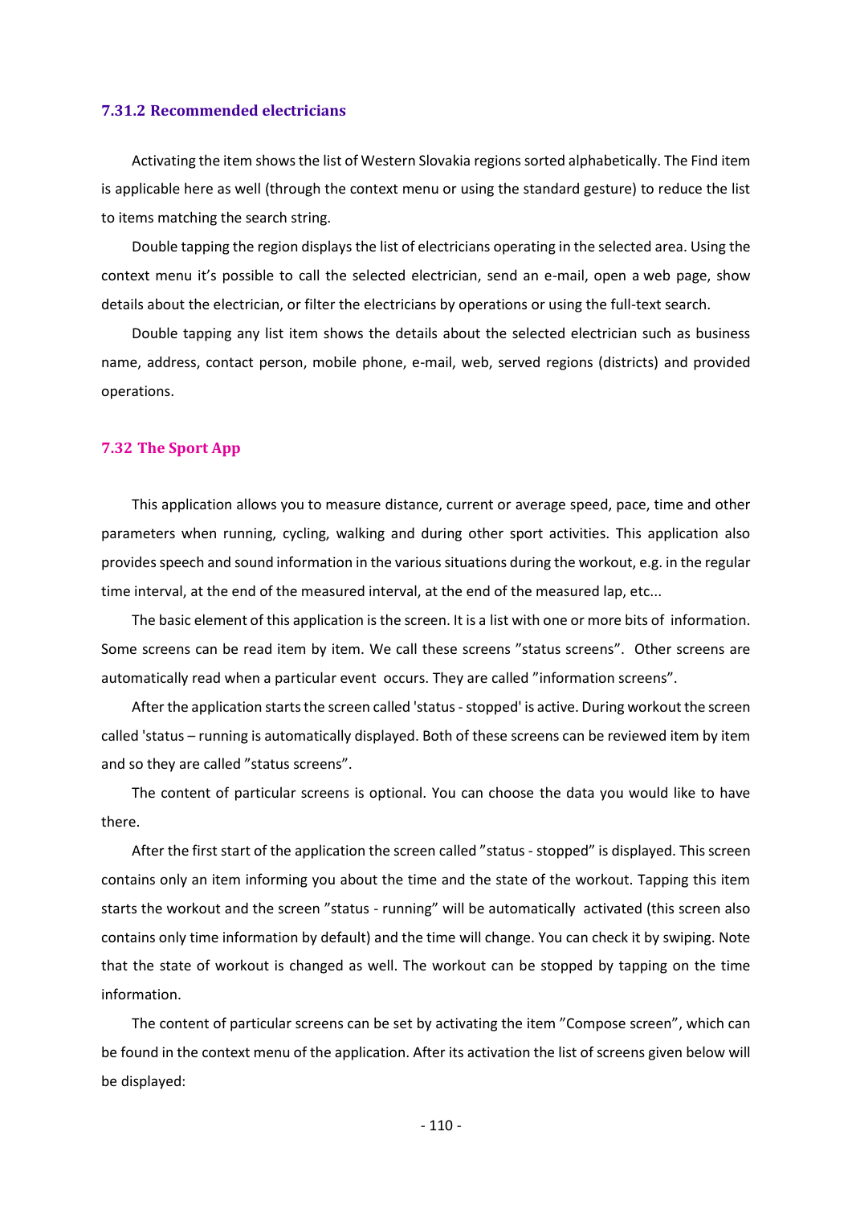### 7.31.2 Recommended electricians

Activating the item shows the list of Western Slovakia regions sorted alphabetically. The Find item is applicable here as well (through the context menu or using the standard gesture) to reduce the list to items matching the search string.

Double tapping the region displays the list of electricians operating in the selected area. Using the context menu it's possible to call the selected electrician, send an e-mail, open a web page, show details about the electrician, or filter the electricians by operations or using the full-text search.

Double tapping any list item shows the details about the selected electrician such as business name, address, contact person, mobile phone, e-mail, web, served regions (districts) and provided operations.

## 7.32 The Sport App

This application allows you to measure distance, current or average speed, pace, time and other parameters when running, cycling, walking and during other sport activities. This application also provides speech and sound information in the various situations during the workout, e.g. in the regular time interval, at the end of the measured interval, at the end of the measured lap, etc...

The basic element of this application is the screen. It is a list with one or more bits of information. Some screens can be read item by item. We call these screens "status screens". Other screens are automatically read when a particular event occurs. They are called "information screens".

After the application starts the screen called 'status - stopped' is active. During workout the screen called 'status – running is automatically displayed. Both of these screens can be reviewed item by item and so they are called "status screens".

The content of particular screens is optional. You can choose the data you would like to have there.

After the first start of the application the screen called "status - stopped" is displayed. This screen contains only an item informing you about the time and the state of the workout. Tapping this item starts the workout and the screen "status - running" will be automatically activated (this screen also contains only time information by default) and the time will change. You can check it by swiping. Note that the state of workout is changed as well. The workout can be stopped by tapping on the time information.

The content of particular screens can be set by activating the item "Compose screen", which can be found in the context menu of the application. After its activation the list of screens given below will be displayed: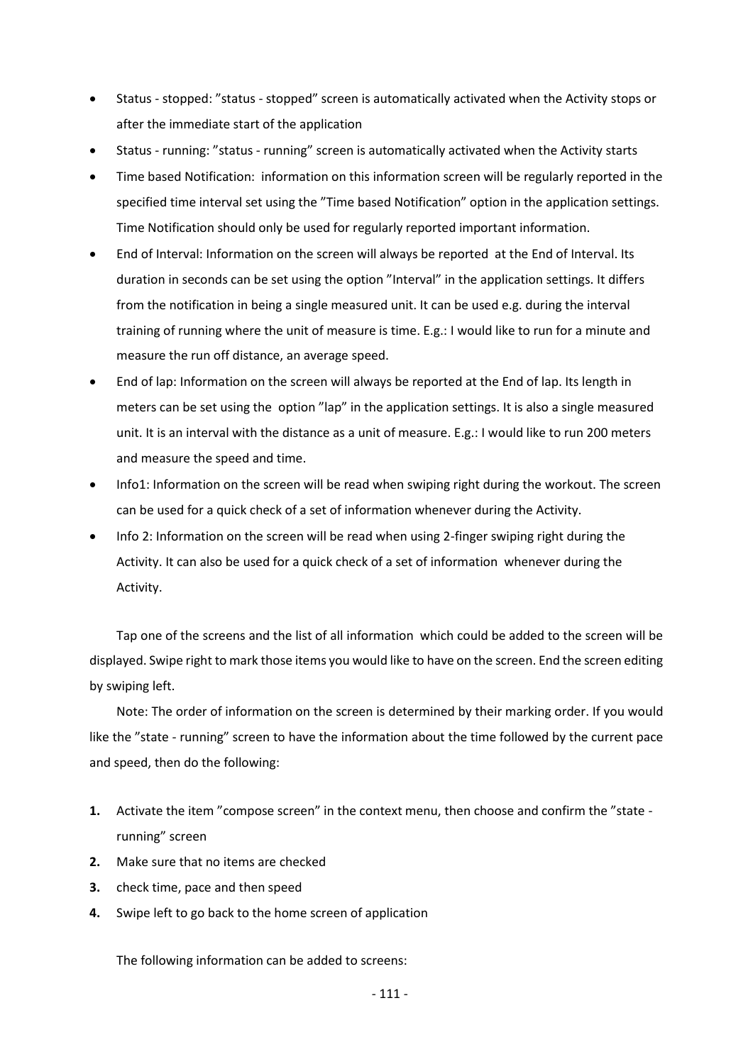- Status - stopped: ”status - stopped” screen is automatically activated when the Activity stops or after the immediate start of the application
- Status - running: ”status - running” screen is automatically activated when the Activity starts
- Time based Notification: information on this information screen will be regularly reported in the specified time interval set using the ”Time based Notification” option in the application settings. Time Notification should only be used for regularly reported important information.
- End of Interval: Information on the screen will always be reported at the End of Interval. Its duration in seconds can be set using the option ”Interval” in the application settings. It differs from the notification in being a single measured unit. It can be used e.g. during the interval training of running where the unit of measure is time. E.g.: I would like to run for a minute and measure the run off distance, an average speed.
- End of lap: Information on the screen will always be reported at the End of lap. Its length in meters can be set using the option ”lap” in the application settings. It is also a single measured unit. It is an interval with the distance as a unit of measure. E.g.: I would like to run 200 meters and measure the speed and time.
- Info1: Information on the screen will be read when swiping right during the workout. The screen can be used for a quick check of a set of information whenever during the Activity.
- Info 2: Information on the screen will be read when using 2-finger swiping right during the Activity. It can also be used for a quick check of a set of information whenever during the Activity.

Tap one of the screens and the list of all information which could be added to the screen will be displayed. Swipe right to mark those items you would like to have on the screen. End the screen editing by swiping left.

Note: The order of information on the screen is determined by their marking order. If you would like the ”state - running” screen to have the information about the time followed by the current pace and speed, then do the following:

1. Activate the item ”compose screen” in the context menu, then choose and confirm the ”state - running” screen
2. Make sure that no items are checked
3. check time, pace and then speed
4. Swipe left to go back to the home screen of application

The following information can be added to screens: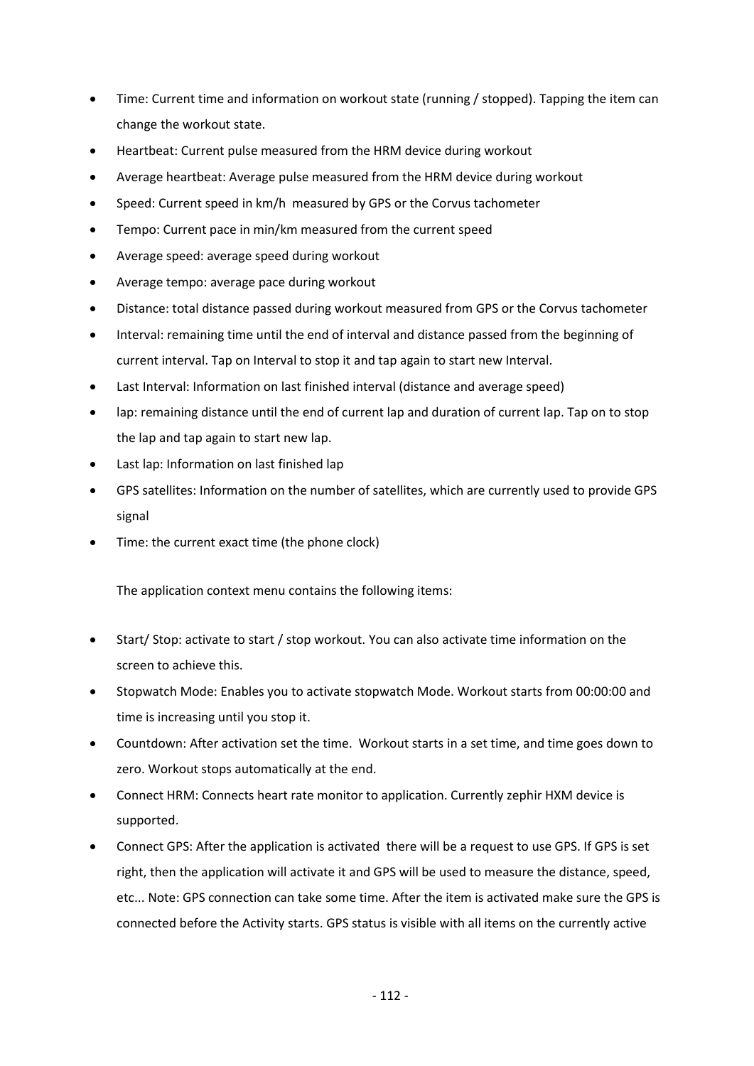- Time: Current time and information on workout state (running / stopped). Tapping the item can change the workout state.
- Heartbeat: Current pulse measured from the HRM device during workout
- Average heartbeat: Average pulse measured from the HRM device during workout
- Speed: Current speed in km/h measured by GPS or the Corvus tachometer
- Tempo: Current pace in min/km measured from the current speed
- Average speed: average speed during workout
- Average tempo: average pace during workout
- Distance: total distance passed during workout measured from GPS or the Corvus tachometer
- Interval: remaining time until the end of interval and distance passed from the beginning of current interval. Tap on Interval to stop it and tap again to start new Interval.
- Last Interval: Information on last finished interval (distance and average speed)
- lap: remaining distance until the end of current lap and duration of current lap. Tap on to stop the lap and tap again to start new lap.
- Last lap: Information on last finished lap
- GPS satellites: Information on the number of satellites, which are currently used to provide GPS signal
- Time: the current exact time (the phone clock)

The application context menu contains the following items:

- Start/ Stop: activate to start / stop workout. You can also activate time information on the screen to achieve this.
- Stopwatch Mode: Enables you to activate stopwatch Mode. Workout starts from 00:00:00 and time is increasing until you stop it.
- Countdown: After activation set the time. Workout starts in a set time, and time goes down to zero. Workout stops automatically at the end.
- Connect HRM: Connects heart rate monitor to application. Currently zephir HXM device is supported.
- Connect GPS: After the application is activated there will be a request to use GPS. If GPS is set right, then the application will activate it and GPS will be used to measure the distance, speed, etc... Note: GPS connection can take some time. After the item is activated make sure the GPS is connected before the Activity starts. GPS status is visible with all items on the currently active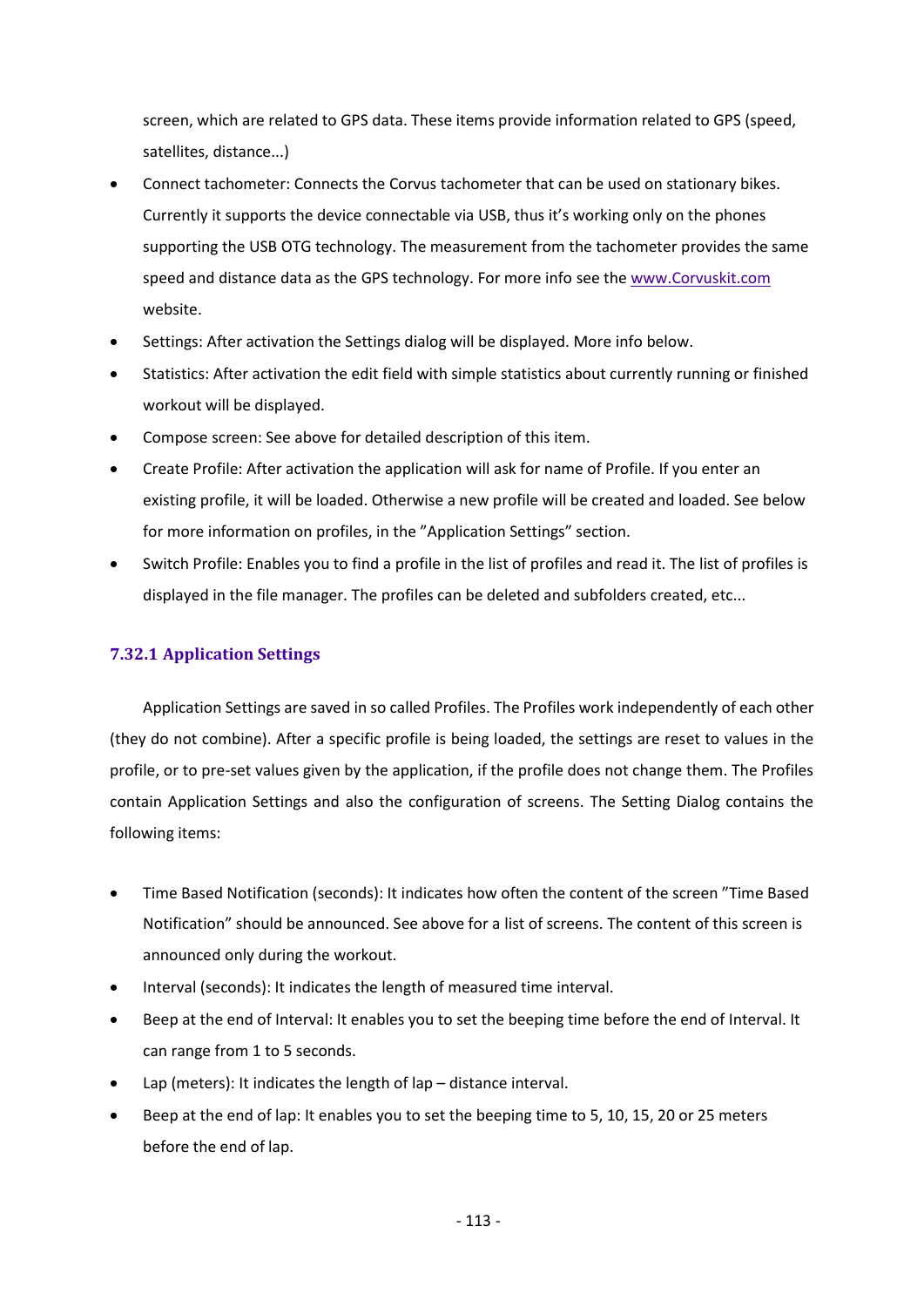screen, which are related to GPS data. These items provide information related to GPS (speed, satellites, distance...)

- Connect tachometer: Connects the Corvus tachometer that can be used on stationary bikes. Currently it supports the device connectable via USB, thus it's working only on the phones supporting the USB OTG technology. The measurement from the tachometer provides the same speed and distance data as the GPS technology. For more info see the [www.Corvuskit.com](http://www.Corvuskit.com) website.
- Settings: After activation the Settings dialog will be displayed. More info below.
- Statistics: After activation the edit field with simple statistics about currently running or finished workout will be displayed.
- Compose screen: See above for detailed description of this item.
- Create Profile: After activation the application will ask for name of Profile. If you enter an existing profile, it will be loaded. Otherwise a new profile will be created and loaded. See below for more information on profiles, in the "Application Settings" section.
- Switch Profile: Enables you to find a profile in the list of profiles and read it. The list of profiles is displayed in the file manager. The profiles can be deleted and subfolders created, etc...

### 7.32.1 Application Settings

Application Settings are saved in so called Profiles. The Profiles work independently of each other (they do not combine). After a specific profile is being loaded, the settings are reset to values in the profile, or to pre-set values given by the application, if the profile does not change them. The Profiles contain Application Settings and also the configuration of screens. The Setting Dialog contains the following items:

- Time Based Notification (seconds): It indicates how often the content of the screen "Time Based Notification" should be announced. See above for a list of screens. The content of this screen is announced only during the workout.
- Interval (seconds): It indicates the length of measured time interval.
- Beep at the end of Interval: It enables you to set the beeping time before the end of Interval. It can range from 1 to 5 seconds.
- Lap (meters): It indicates the length of lap – distance interval.
- Beep at the end of lap: It enables you to set the beeping time to 5, 10, 15, 20 or 25 meters before the end of lap.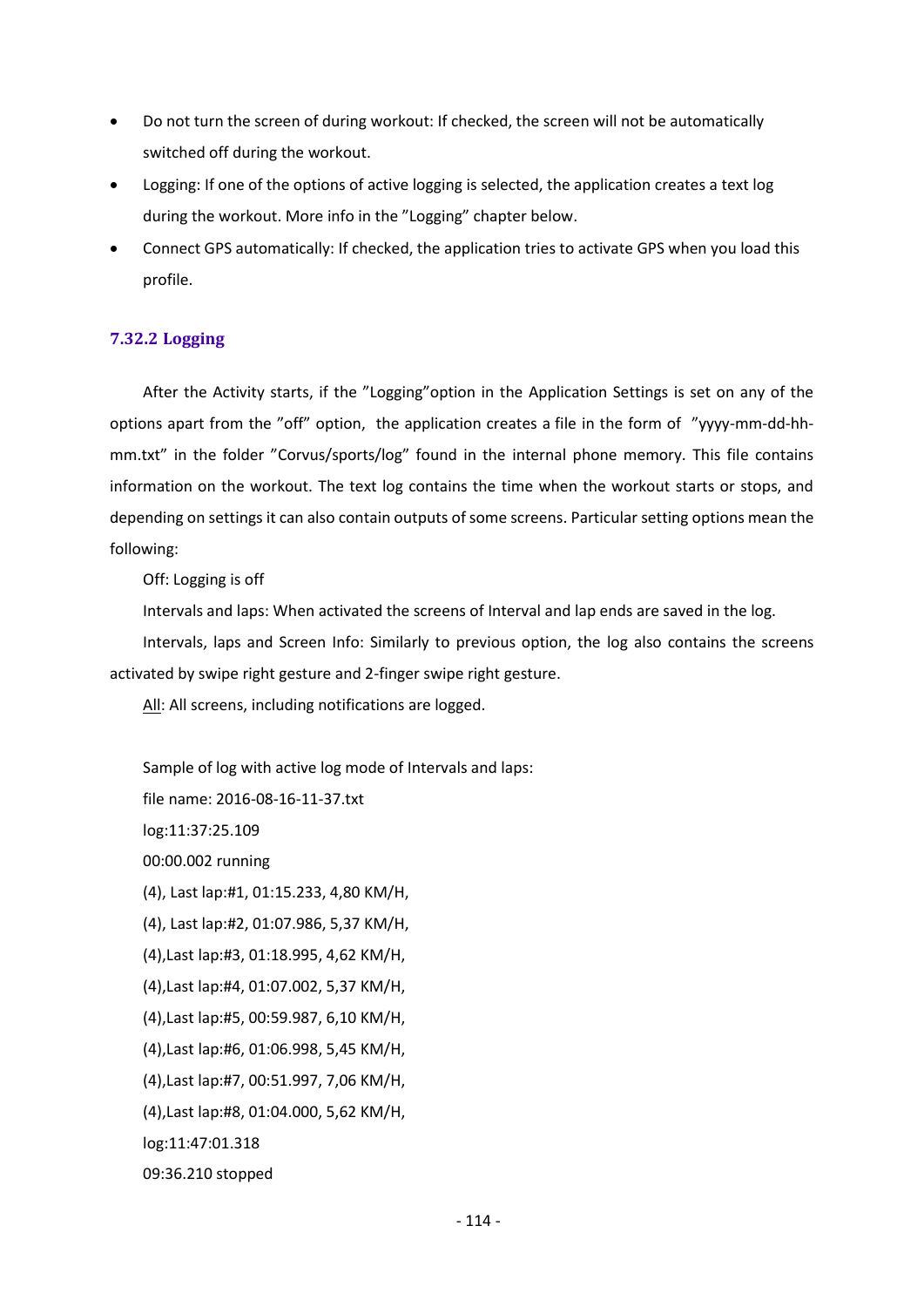- Do not turn the screen of during workout: If checked, the screen will not be automatically switched off during the workout.
- Logging: If one of the options of active logging is selected, the application creates a text log during the workout. More info in the ”Logging” chapter below.
- Connect GPS automatically: If checked, the application tries to activate GPS when you load this profile.

### 7.32.2 Logging

After the Activity starts, if the ”Logging”option in the Application Settings is set on any of the options apart from the ”off” option, the application creates a file in the form of ”yyyy-mm-dd-hh-mm.txt” in the folder ”Corvus/sports/log” found in the internal phone memory. This file contains information on the workout. The text log contains the time when the workout starts or stops, and depending on settings it can also contain outputs of some screens. Particular setting options mean the following:

Off: Logging is off

Intervals and laps: When activated the screens of Interval and lap ends are saved in the log.

Intervals, laps and Screen Info: Similarly to previous option, the log also contains the screens activated by swipe right gesture and 2-finger swipe right gesture.

<u>All</u>: All screens, including notifications are logged.

Sample of log with active log mode of Intervals and laps:

file name: 2016-08-16-11-37.txt

log:11:37:25.109

00:00.002 running

(4), Last lap:#1, 01:15.233, 4,80 KM/H,

(4), Last lap:#2, 01:07.986, 5,37 KM/H,

(4),Last lap:#3, 01:18.995, 4,62 KM/H,

(4),Last lap:#4, 01:07.002, 5,37 KM/H,

(4),Last lap:#5, 00:59.987, 6,10 KM/H,

(4),Last lap:#6, 01:06.998, 5,45 KM/H,

(4),Last lap:#7, 00:51.997, 7,06 KM/H,

(4),Last lap:#8, 01:04.000, 5,62 KM/H,

log:11:47:01.318

09:36.210 stopped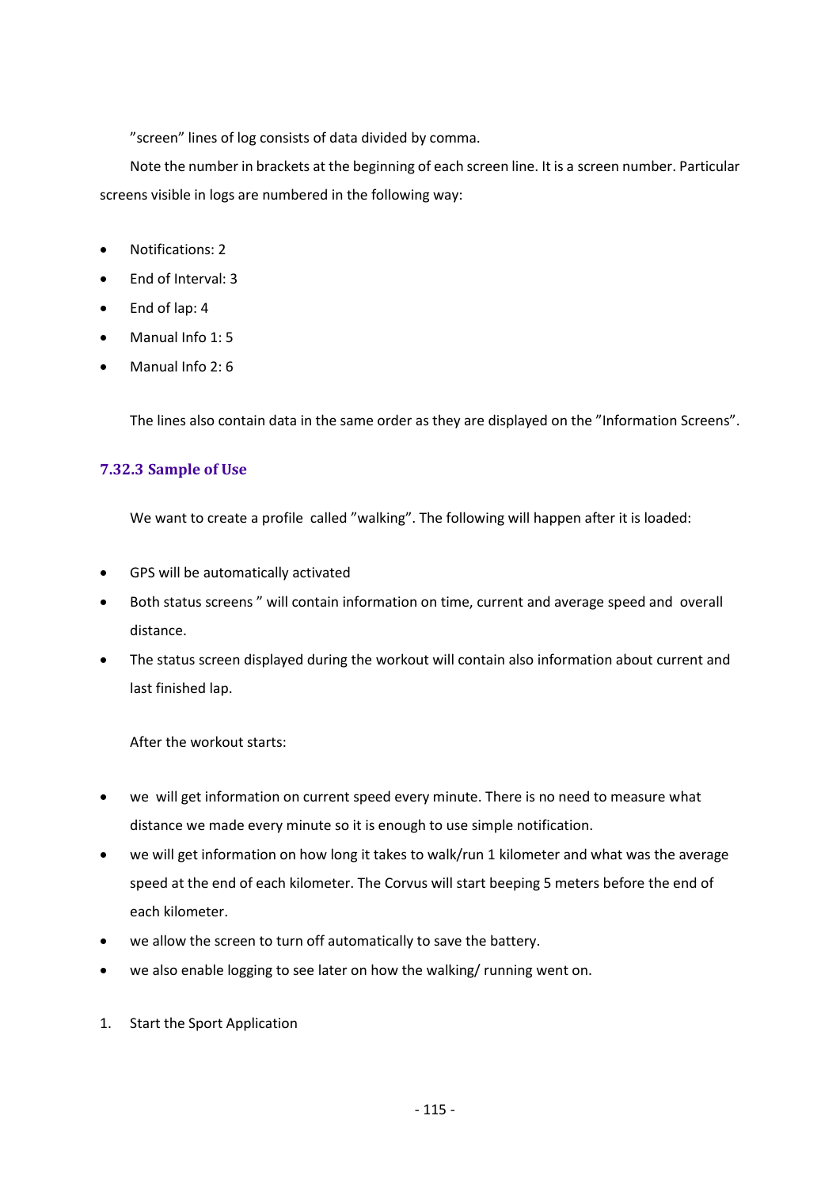”screen” lines of log consists of data divided by comma.

Note the number in brackets at the beginning of each screen line. It is a screen number. Particular screens visible in logs are numbered in the following way:

- Notifications: 2
- End of Interval: 3
- End of lap: 4
- Manual Info 1: 5
- Manual Info 2: 6

The lines also contain data in the same order as they are displayed on the ”Information Screens”.

### 7.32.3 Sample of Use

We want to create a profile called ”walking”. The following will happen after it is loaded:

- GPS will be automatically activated
- Both status screens ” will contain information on time, current and average speed and overall distance.
- The status screen displayed during the workout will contain also information about current and last finished lap.

After the workout starts:

- we will get information on current speed every minute. There is no need to measure what distance we made every minute so it is enough to use simple notification.
- we will get information on how long it takes to walk/run 1 kilometer and what was the average speed at the end of each kilometer. The Corvus will start beeping 5 meters before the end of each kilometer.
- we allow the screen to turn off automatically to save the battery.
- we also enable logging to see later on how the walking/ running went on.

1. Start the Sport Application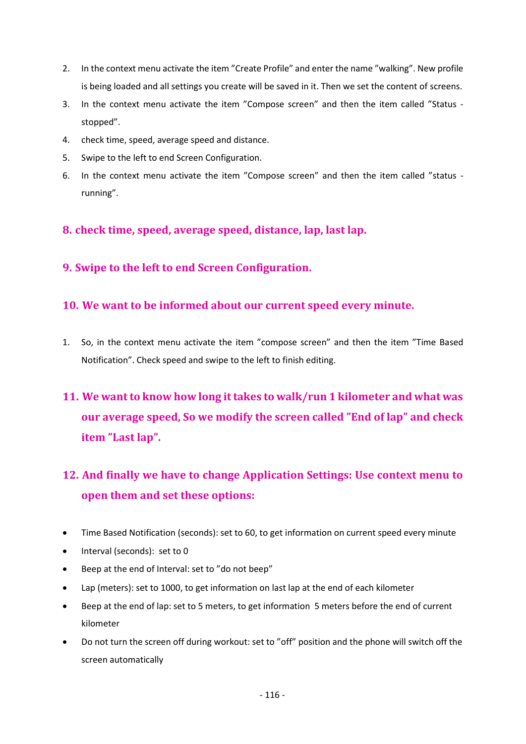2. In the context menu activate the item ”Create Profile” and enter the name ”walking”. New profile is being loaded and all settings you create will be saved in it. Then we set the content of screens.
3. In the context menu activate the item ”Compose screen” and then the item called ”Status - stopped”.
4. check time, speed, average speed and distance.
5. Swipe to the left to end Screen Configuration.
6. In the context menu activate the item ”Compose screen” and then the item called ”status - running”.

### 8. check time, speed, average speed, distance, lap, last lap.

### 9. Swipe to the left to end Screen Configuration.

### 10. We want to be informed about our current speed every minute.

1. So, in the context menu activate the item ”compose screen” and then the item ”Time Based Notification”. Check speed and swipe to the left to finish editing.

## 11. We want to know how long it takes to walk/run 1 kilometer and what was our average speed, So we modify the screen called ”End of lap” and check item ”Last lap”.

## 12. And finally we have to change Application Settings: Use context menu to open them and set these options:

- Time Based Notification (seconds): set to 60, to get information on current speed every minute
- Interval (seconds): set to 0
- Beep at the end of Interval: set to ”do not beep”
- Lap (meters): set to 1000, to get information on last lap at the end of each kilometer
- Beep at the end of lap: set to 5 meters, to get information 5 meters before the end of current kilometer
- Do not turn the screen off during workout: set to ”off” position and the phone will switch off the screen automatically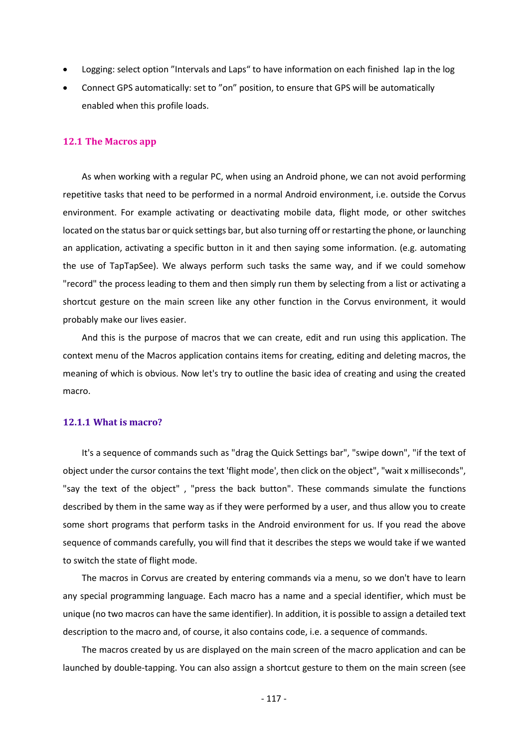- Logging: select option ”Intervals and Laps“ to have information on each finished lap in the log
- Connect GPS automatically: set to ”on” position, to ensure that GPS will be automatically enabled when this profile loads.

## 12.1 The Macros app

As when working with a regular PC, when using an Android phone, we can not avoid performing repetitive tasks that need to be performed in a normal Android environment, i.e. outside the Corvus environment. For example activating or deactivating mobile data, flight mode, or other switches located on the status bar or quick settings bar, but also turning off or restarting the phone, or launching an application, activating a specific button in it and then saying some information. (e.g. automating the use of TapTapSee). We always perform such tasks the same way, and if we could somehow "record" the process leading to them and then simply run them by selecting from a list or activating a shortcut gesture on the main screen like any other function in the Corvus environment, it would probably make our lives easier.

And this is the purpose of macros that we can create, edit and run using this application. The context menu of the Macros application contains items for creating, editing and deleting macros, the meaning of which is obvious. Now let's try to outline the basic idea of creating and using the created macro.

### 12.1.1 What is macro?

It's a sequence of commands such as "drag the Quick Settings bar", "swipe down", "if the text of object under the cursor contains the text 'flight mode', then click on the object", "wait x milliseconds", "say the text of the object" , "press the back button". These commands simulate the functions described by them in the same way as if they were performed by a user, and thus allow you to create some short programs that perform tasks in the Android environment for us. If you read the above sequence of commands carefully, you will find that it describes the steps we would take if we wanted to switch the state of flight mode.

The macros in Corvus are created by entering commands via a menu, so we don't have to learn any special programming language. Each macro has a name and a special identifier, which must be unique (no two macros can have the same identifier). In addition, it is possible to assign a detailed text description to the macro and, of course, it also contains code, i.e. a sequence of commands.

The macros created by us are displayed on the main screen of the macro application and can be launched by double-tapping. You can also assign a shortcut gesture to them on the main screen (see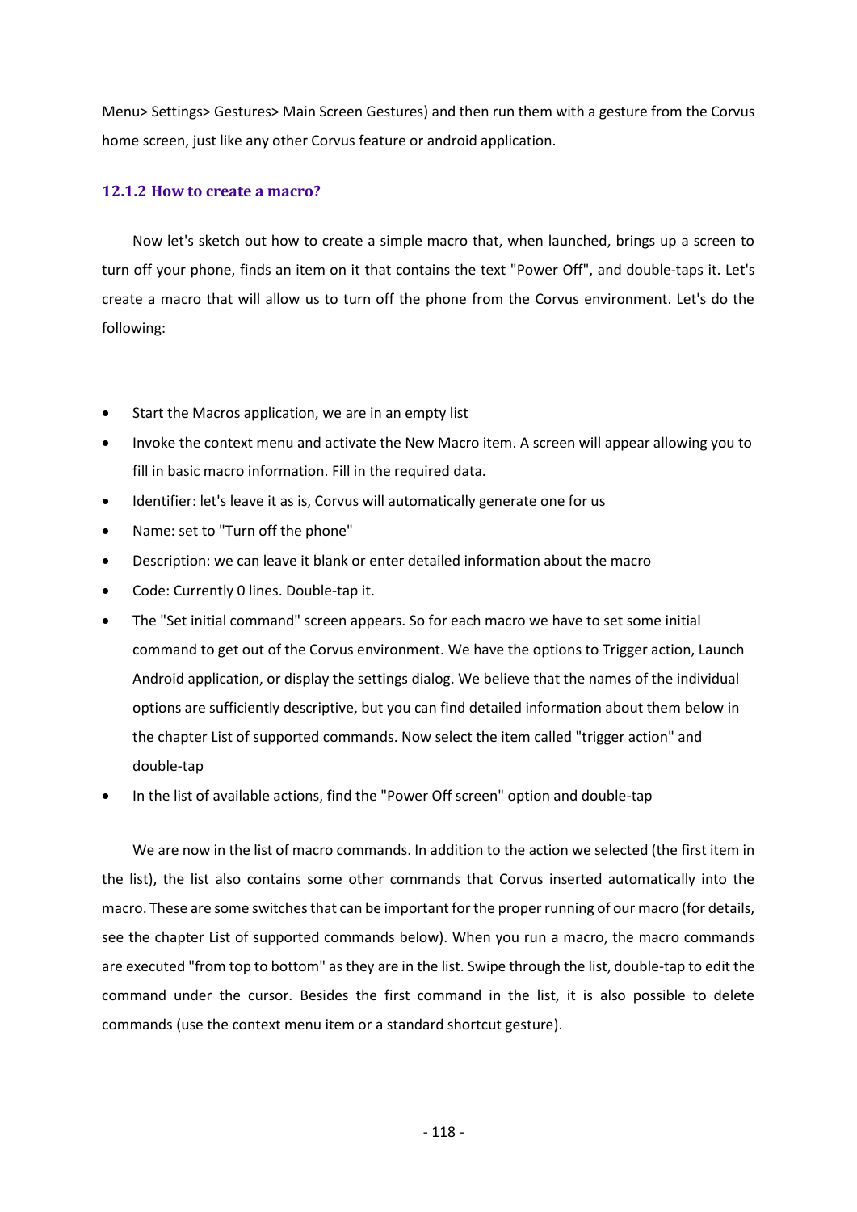Menu> Settings> Gestures> Main Screen Gestures) and then run them with a gesture from the Corvus home screen, just like any other Corvus feature or android application.

### 12.1.2 How to create a macro?

Now let's sketch out how to create a simple macro that, when launched, brings up a screen to turn off your phone, finds an item on it that contains the text "Power Off", and double-taps it. Let's create a macro that will allow us to turn off the phone from the Corvus environment. Let's do the following:

- Start the Macros application, we are in an empty list
- Invoke the context menu and activate the New Macro item. A screen will appear allowing you to fill in basic macro information. Fill in the required data.
- Identifier: let's leave it as is, Corvus will automatically generate one for us
- Name: set to "Turn off the phone"
- Description: we can leave it blank or enter detailed information about the macro
- Code: Currently 0 lines. Double-tap it.
- The "Set initial command" screen appears. So for each macro we have to set some initial command to get out of the Corvus environment. We have the options to Trigger action, Launch Android application, or display the settings dialog. We believe that the names of the individual options are sufficiently descriptive, but you can find detailed information about them below in the chapter List of supported commands. Now select the item called "trigger action" and double-tap
- In the list of available actions, find the "Power Off screen" option and double-tap

We are now in the list of macro commands. In addition to the action we selected (the first item in the list), the list also contains some other commands that Corvus inserted automatically into the macro. These are some switches that can be important for the proper running of our macro (for details, see the chapter List of supported commands below). When you run a macro, the macro commands are executed "from top to bottom" as they are in the list. Swipe through the list, double-tap to edit the command under the cursor. Besides the first command in the list, it is also possible to delete commands (use the context menu item or a standard shortcut gesture).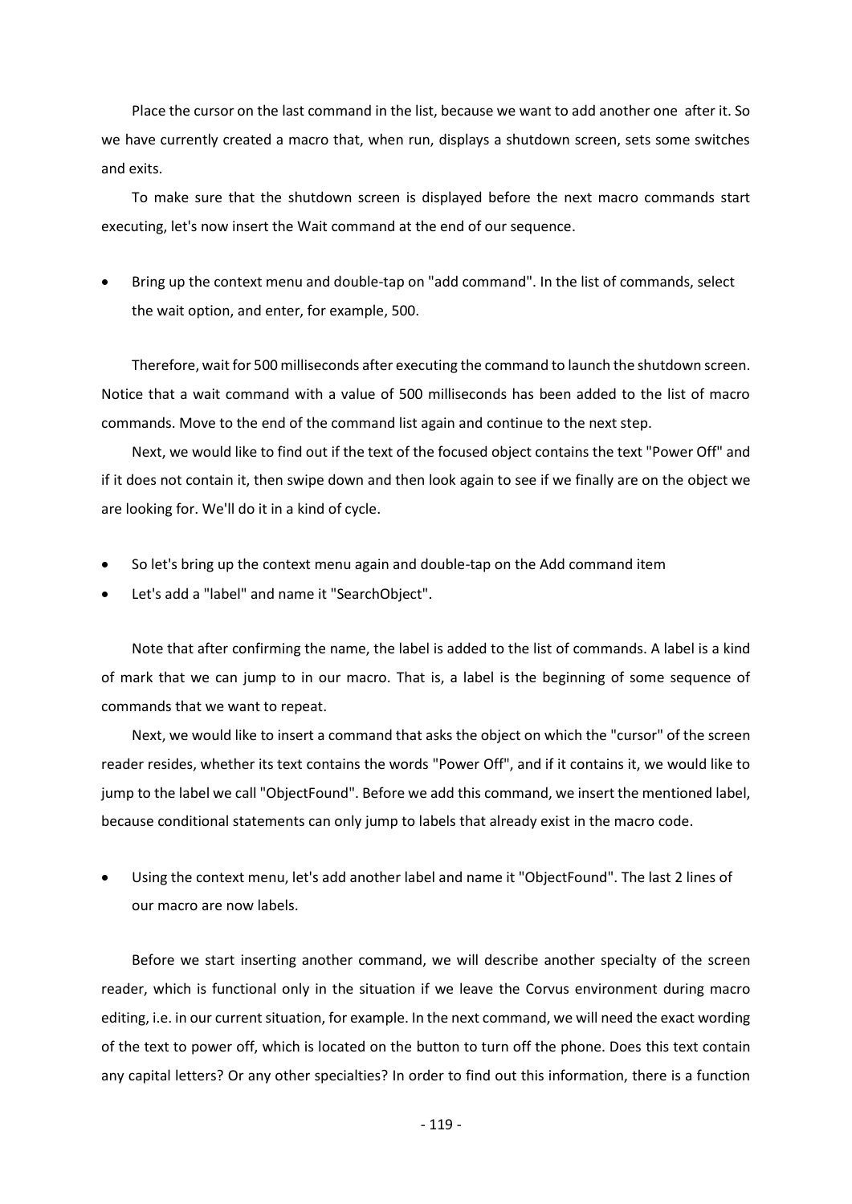Place the cursor on the last command in the list, because we want to add another one after it. So we have currently created a macro that, when run, displays a shutdown screen, sets some switches and exits.

To make sure that the shutdown screen is displayed before the next macro commands start executing, let's now insert the Wait command at the end of our sequence.

- Bring up the context menu and double-tap on "add command". In the list of commands, select the wait option, and enter, for example, 500.

Therefore, wait for 500 milliseconds after executing the command to launch the shutdown screen. Notice that a wait command with a value of 500 milliseconds has been added to the list of macro commands. Move to the end of the command list again and continue to the next step.

Next, we would like to find out if the text of the focused object contains the text "Power Off" and if it does not contain it, then swipe down and then look again to see if we finally are on the object we are looking for. We'll do it in a kind of cycle.

- So let's bring up the context menu again and double-tap on the Add command item
- Let's add a "label" and name it "SearchObject".

Note that after confirming the name, the label is added to the list of commands. A label is a kind of mark that we can jump to in our macro. That is, a label is the beginning of some sequence of commands that we want to repeat.

Next, we would like to insert a command that asks the object on which the "cursor" of the screen reader resides, whether its text contains the words "Power Off", and if it contains it, we would like to jump to the label we call "ObjectFound". Before we add this command, we insert the mentioned label, because conditional statements can only jump to labels that already exist in the macro code.

- Using the context menu, let's add another label and name it "ObjectFound". The last 2 lines of our macro are now labels.

Before we start inserting another command, we will describe another specialty of the screen reader, which is functional only in the situation if we leave the Corvus environment during macro editing, i.e. in our current situation, for example. In the next command, we will need the exact wording of the text to power off, which is located on the button to turn off the phone. Does this text contain any capital letters? Or any other specialties? In order to find out this information, there is a function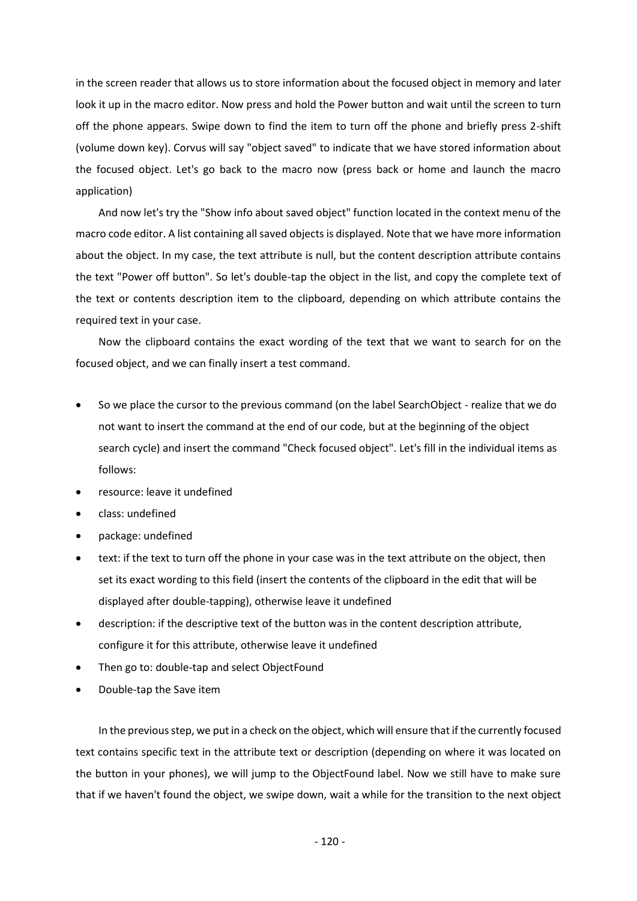in the screen reader that allows us to store information about the focused object in memory and later look it up in the macro editor. Now press and hold the Power button and wait until the screen to turn off the phone appears. Swipe down to find the item to turn off the phone and briefly press 2-shift (volume down key). Corvus will say "object saved" to indicate that we have stored information about the focused object. Let's go back to the macro now (press back or home and launch the macro application)

And now let's try the "Show info about saved object" function located in the context menu of the macro code editor. A list containing all saved objects is displayed. Note that we have more information about the object. In my case, the text attribute is null, but the content description attribute contains the text "Power off button". So let's double-tap the object in the list, and copy the complete text of the text or contents description item to the clipboard, depending on which attribute contains the required text in your case.

Now the clipboard contains the exact wording of the text that we want to search for on the focused object, and we can finally insert a test command.

- So we place the cursor to the previous command (on the label SearchObject - realize that we do not want to insert the command at the end of our code, but at the beginning of the object search cycle) and insert the command "Check focused object". Let's fill in the individual items as follows:
- resource: leave it undefined
- class: undefined
- package: undefined
- text: if the text to turn off the phone in your case was in the text attribute on the object, then set its exact wording to this field (insert the contents of the clipboard in the edit that will be displayed after double-tapping), otherwise leave it undefined
- description: if the descriptive text of the button was in the content description attribute, configure it for this attribute, otherwise leave it undefined
- Then go to: double-tap and select ObjectFound
- Double-tap the Save item

In the previous step, we put in a check on the object, which will ensure that if the currently focused text contains specific text in the attribute text or description (depending on where it was located on the button in your phones), we will jump to the ObjectFound label. Now we still have to make sure that if we haven't found the object, we swipe down, wait a while for the transition to the next object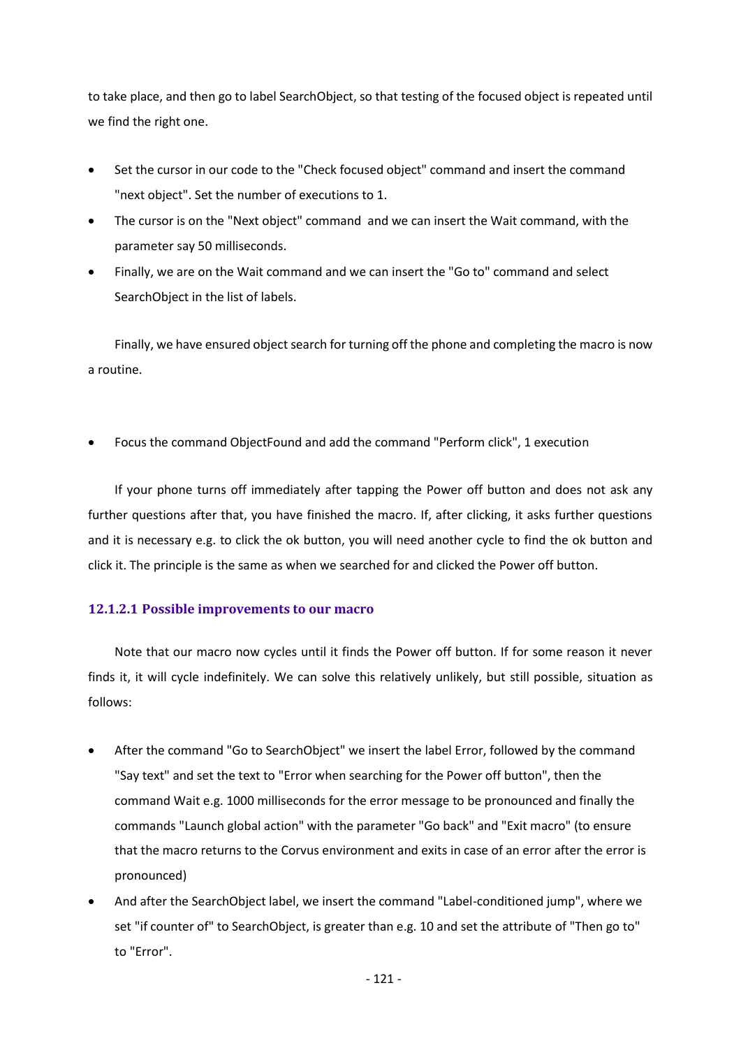to take place, and then go to label SearchObject, so that testing of the focused object is repeated until we find the right one.

- Set the cursor in our code to the "Check focused object" command and insert the command "next object". Set the number of executions to 1.
- The cursor is on the "Next object" command and we can insert the Wait command, with the parameter say 50 milliseconds.
- Finally, we are on the Wait command and we can insert the "Go to" command and select SearchObject in the list of labels.

Finally, we have ensured object search for turning off the phone and completing the macro is now a routine.

- Focus the command ObjectFound and add the command "Perform click", 1 execution

If your phone turns off immediately after tapping the Power off button and does not ask any further questions after that, you have finished the macro. If, after clicking, it asks further questions and it is necessary e.g. to click the ok button, you will need another cycle to find the ok button and click it. The principle is the same as when we searched for and clicked the Power off button.

#### 12.1.2.1 Possible improvements to our macro

Note that our macro now cycles until it finds the Power off button. If for some reason it never finds it, it will cycle indefinitely. We can solve this relatively unlikely, but still possible, situation as follows:

- After the command "Go to SearchObject" we insert the label Error, followed by the command "Say text" and set the text to "Error when searching for the Power off button", then the command Wait e.g. 1000 milliseconds for the error message to be pronounced and finally the commands "Launch global action" with the parameter "Go back" and "Exit macro" (to ensure that the macro returns to the Corvus environment and exits in case of an error after the error is pronounced)
- And after the SearchObject label, we insert the command "Label-conditioned jump", where we set "if counter of" to SearchObject, is greater than e.g. 10 and set the attribute of "Then go to" to "Error".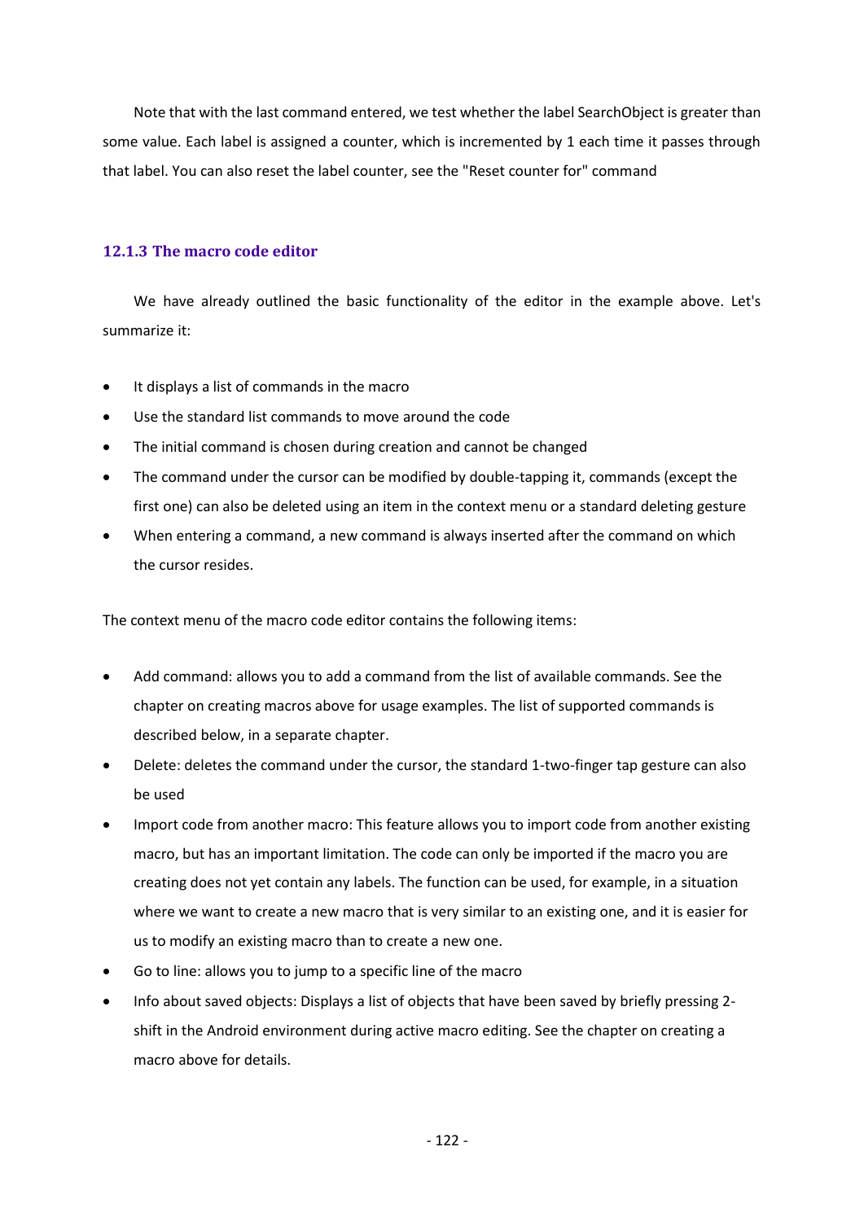Note that with the last command entered, we test whether the label SearchObject is greater than some value. Each label is assigned a counter, which is incremented by 1 each time it passes through that label. You can also reset the label counter, see the "Reset counter for" command

### 12.1.3 The macro code editor

We have already outlined the basic functionality of the editor in the example above. Let's summarize it:

- It displays a list of commands in the macro
- Use the standard list commands to move around the code
- The initial command is chosen during creation and cannot be changed
- The command under the cursor can be modified by double-tapping it, commands (except the first one) can also be deleted using an item in the context menu or a standard deleting gesture
- When entering a command, a new command is always inserted after the command on which the cursor resides.

The context menu of the macro code editor contains the following items:

- Add command: allows you to add a command from the list of available commands. See the chapter on creating macros above for usage examples. The list of supported commands is described below, in a separate chapter.
- Delete: deletes the command under the cursor, the standard 1-two-finger tap gesture can also be used
- Import code from another macro: This feature allows you to import code from another existing macro, but has an important limitation. The code can only be imported if the macro you are creating does not yet contain any labels. The function can be used, for example, in a situation where we want to create a new macro that is very similar to an existing one, and it is easier for us to modify an existing macro than to create a new one.
- Go to line: allows you to jump to a specific line of the macro
- Info about saved objects: Displays a list of objects that have been saved by briefly pressing 2-shift in the Android environment during active macro editing. See the chapter on creating a macro above for details.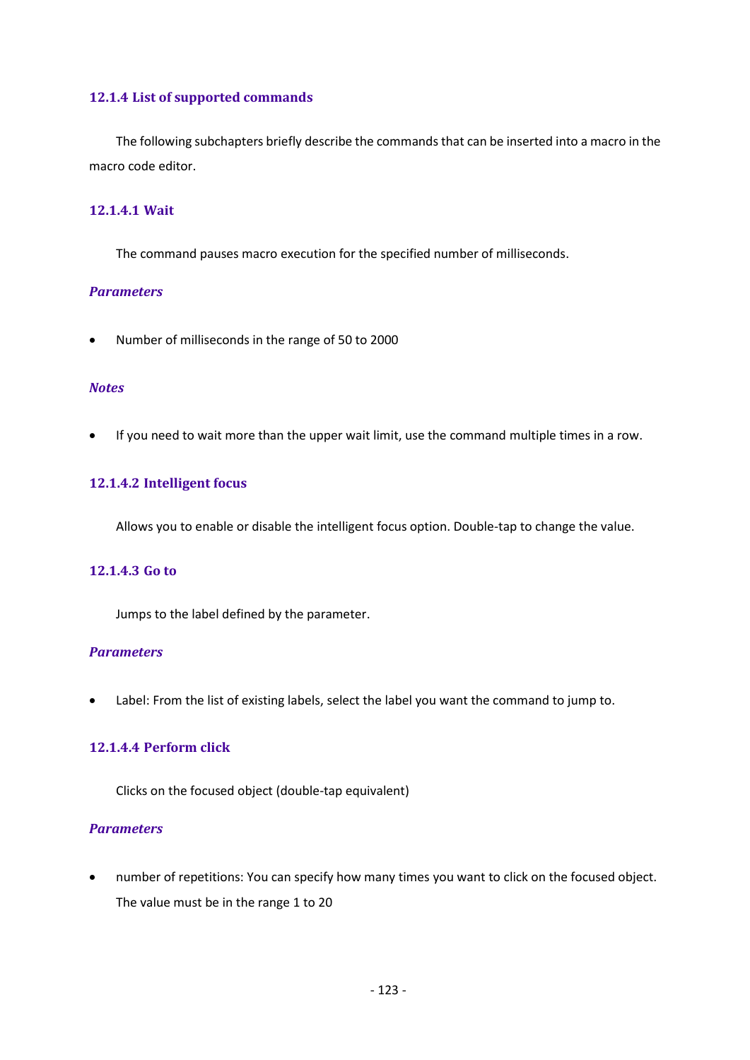### 12.1.4 List of supported commands

The following subchapters briefly describe the commands that can be inserted into a macro in the macro code editor.

#### 12.1.4.1 Wait

The command pauses macro execution for the specified number of milliseconds.

***Parameters***

- Number of milliseconds in the range of 50 to 2000

***Notes***

- If you need to wait more than the upper wait limit, use the command multiple times in a row.

#### 12.1.4.2 Intelligent focus

Allows you to enable or disable the intelligent focus option. Double-tap to change the value.

#### 12.1.4.3 Go to

Jumps to the label defined by the parameter.

***Parameters***

- Label: From the list of existing labels, select the label you want the command to jump to.

#### 12.1.4.4 Perform click

Clicks on the focused object (double-tap equivalent)

***Parameters***

- number of repetitions: You can specify how many times you want to click on the focused object. The value must be in the range 1 to 20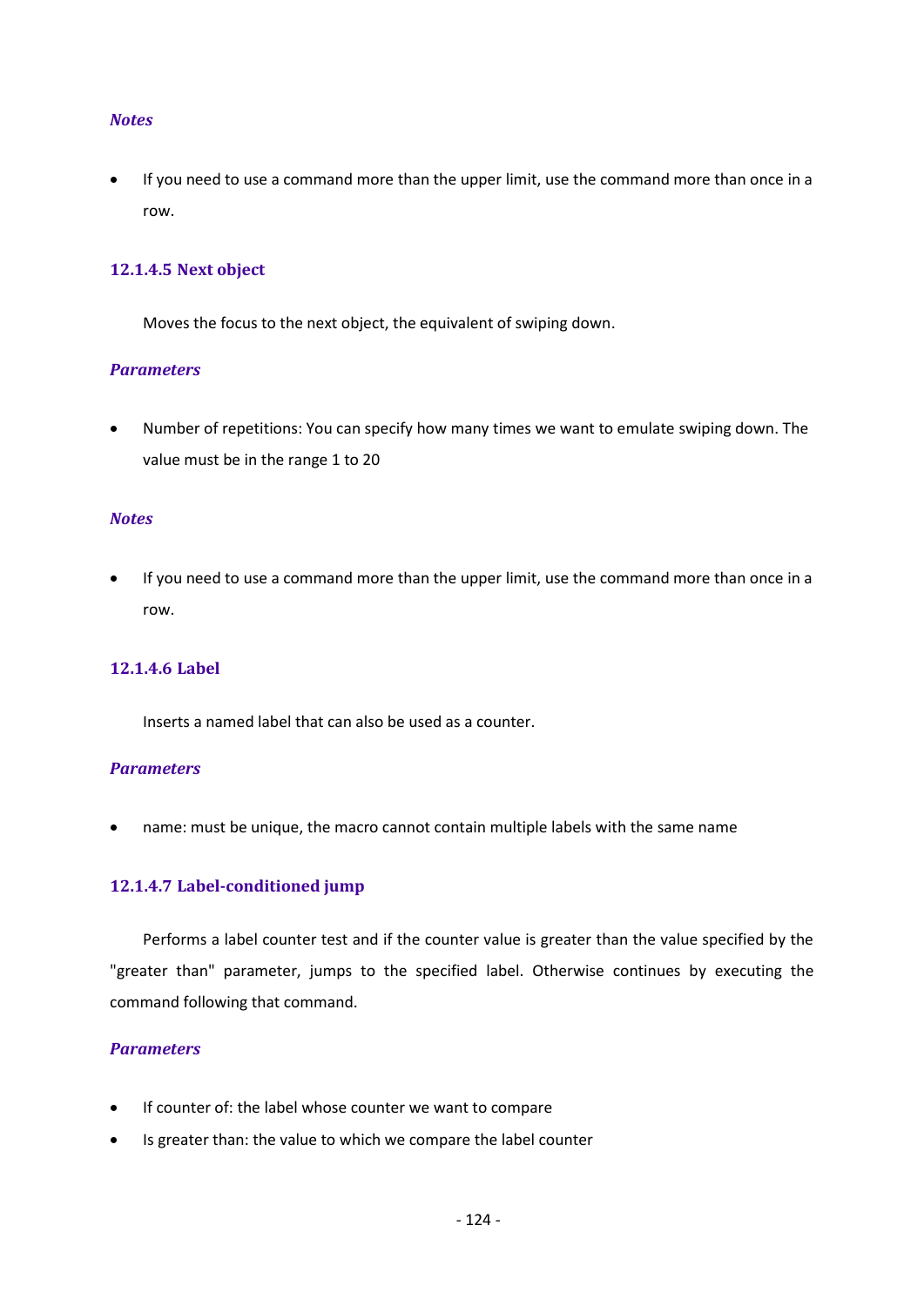*Notes*

- If you need to use a command more than the upper limit, use the command more than once in a row.

#### 12.1.4.5 Next object

Moves the focus to the next object, the equivalent of swiping down.

*Parameters*

- Number of repetitions: You can specify how many times we want to emulate swiping down. The value must be in the range 1 to 20

*Notes*

- If you need to use a command more than the upper limit, use the command more than once in a row.

#### 12.1.4.6 Label

Inserts a named label that can also be used as a counter.

*Parameters*

- name: must be unique, the macro cannot contain multiple labels with the same name

#### 12.1.4.7 Label-conditioned jump

Performs a label counter test and if the counter value is greater than the value specified by the "greater than" parameter, jumps to the specified label. Otherwise continues by executing the command following that command.

*Parameters*

- If counter of: the label whose counter we want to compare
- Is greater than: the value to which we compare the label counter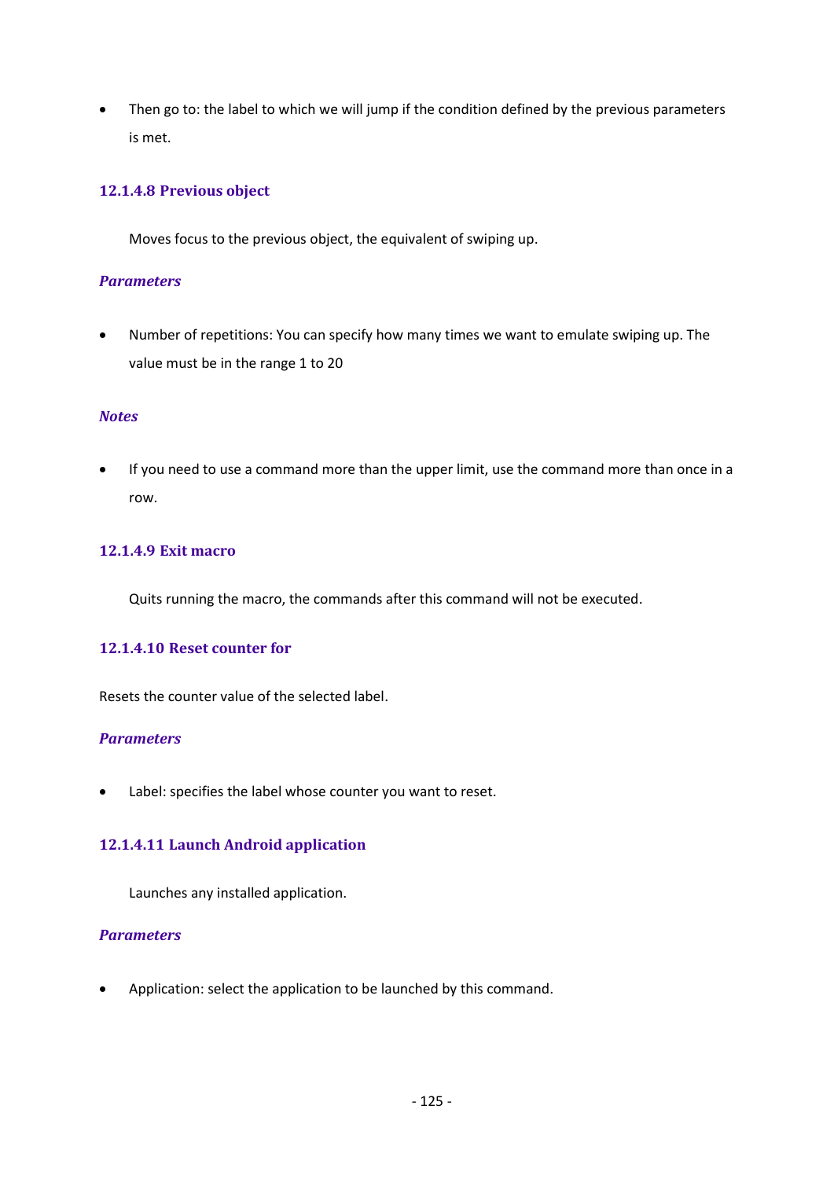- Then go to: the label to which we will jump if the condition defined by the previous parameters is met.

#### 12.1.4.8 Previous object

Moves focus to the previous object, the equivalent of swiping up.

*Parameters*

- Number of repetitions: You can specify how many times we want to emulate swiping up. The value must be in the range 1 to 20

*Notes*

- If you need to use a command more than the upper limit, use the command more than once in a row.

#### 12.1.4.9 Exit macro

Quits running the macro, the commands after this command will not be executed.

#### 12.1.4.10 Reset counter for

Resets the counter value of the selected label.

*Parameters*

- Label: specifies the label whose counter you want to reset.

#### 12.1.4.11 Launch Android application

Launches any installed application.

*Parameters*

- Application: select the application to be launched by this command.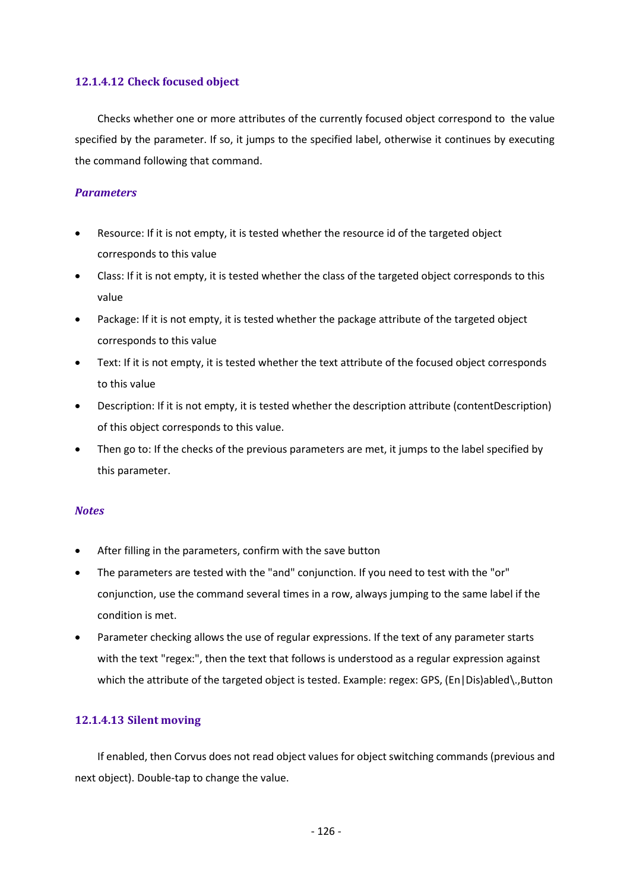#### 12.1.4.12 Check focused object

Checks whether one or more attributes of the currently focused object correspond to the value specified by the parameter. If so, it jumps to the specified label, otherwise it continues by executing the command following that command.

##### *Parameters*

- Resource: If it is not empty, it is tested whether the resource id of the targeted object corresponds to this value
- Class: If it is not empty, it is tested whether the class of the targeted object corresponds to this value
- Package: If it is not empty, it is tested whether the package attribute of the targeted object corresponds to this value
- Text: If it is not empty, it is tested whether the text attribute of the focused object corresponds to this value
- Description: If it is not empty, it is tested whether the description attribute (contentDescription) of this object corresponds to this value.
- Then go to: If the checks of the previous parameters are met, it jumps to the label specified by this parameter.

##### *Notes*

- After filling in the parameters, confirm with the save button
- The parameters are tested with the "and" conjunction. If you need to test with the "or" conjunction, use the command several times in a row, always jumping to the same label if the condition is met.
- Parameter checking allows the use of regular expressions. If the text of any parameter starts with the text "regex:", then the text that follows is understood as a regular expression against which the attribute of the targeted object is tested. Example: regex: GPS, (En|Dis)abled\.,Button

#### 12.1.4.13 Silent moving

If enabled, then Corvus does not read object values for object switching commands (previous and next object). Double-tap to change the value.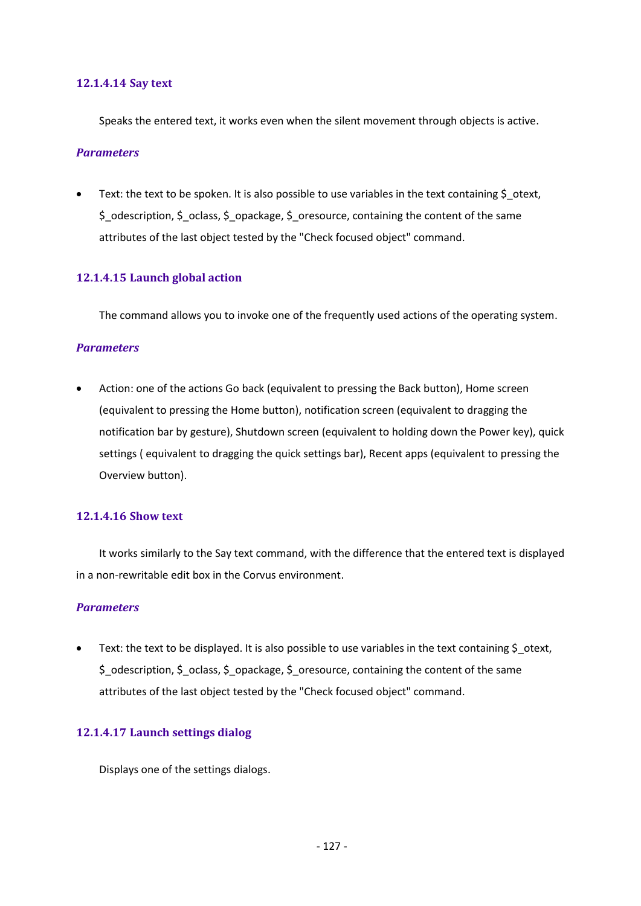#### 12.1.4.14 Say text

Speaks the entered text, it works even when the silent movement through objects is active.

***Parameters***

- Text: the text to be spoken. It is also possible to use variables in the text containing $_otext, $_odescription, $_oclass, $_opackage, $_oresource, containing the content of the same attributes of the last object tested by the "Check focused object" command.

#### 12.1.4.15 Launch global action

The command allows you to invoke one of the frequently used actions of the operating system.

***Parameters***

- Action: one of the actions Go back (equivalent to pressing the Back button), Home screen (equivalent to pressing the Home button), notification screen (equivalent to dragging the notification bar by gesture), Shutdown screen (equivalent to holding down the Power key), quick settings ( equivalent to dragging the quick settings bar), Recent apps (equivalent to pressing the Overview button).

#### 12.1.4.16 Show text

It works similarly to the Say text command, with the difference that the entered text is displayed in a non-rewritable edit box in the Corvus environment.

***Parameters***

- Text: the text to be displayed. It is also possible to use variables in the text containing $_otext, $_odescription, $_oclass, $_opackage, $_oresource, containing the content of the same attributes of the last object tested by the "Check focused object" command.

#### 12.1.4.17 Launch settings dialog

Displays one of the settings dialogs.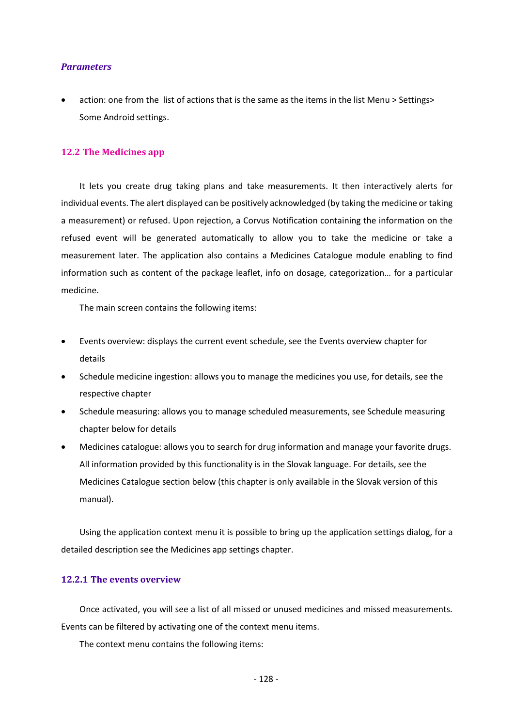*Parameters*

- action: one from the list of actions that is the same as the items in the list Menu > Settings> Some Android settings.

## 12.2 The Medicines app

It lets you create drug taking plans and take measurements. It then interactively alerts for individual events. The alert displayed can be positively acknowledged (by taking the medicine or taking a measurement) or refused. Upon rejection, a Corvus Notification containing the information on the refused event will be generated automatically to allow you to take the medicine or take a measurement later. The application also contains a Medicines Catalogue module enabling to find information such as content of the package leaflet, info on dosage, categorization… for a particular medicine.

The main screen contains the following items:

- Events overview: displays the current event schedule, see the Events overview chapter for details
- Schedule medicine ingestion: allows you to manage the medicines you use, for details, see the respective chapter
- Schedule measuring: allows you to manage scheduled measurements, see Schedule measuring chapter below for details
- Medicines catalogue: allows you to search for drug information and manage your favorite drugs. All information provided by this functionality is in the Slovak language. For details, see the Medicines Catalogue section below (this chapter is only available in the Slovak version of this manual).

Using the application context menu it is possible to bring up the application settings dialog, for a detailed description see the Medicines app settings chapter.

### 12.2.1 The events overview

Once activated, you will see a list of all missed or unused medicines and missed measurements. Events can be filtered by activating one of the context menu items.

The context menu contains the following items: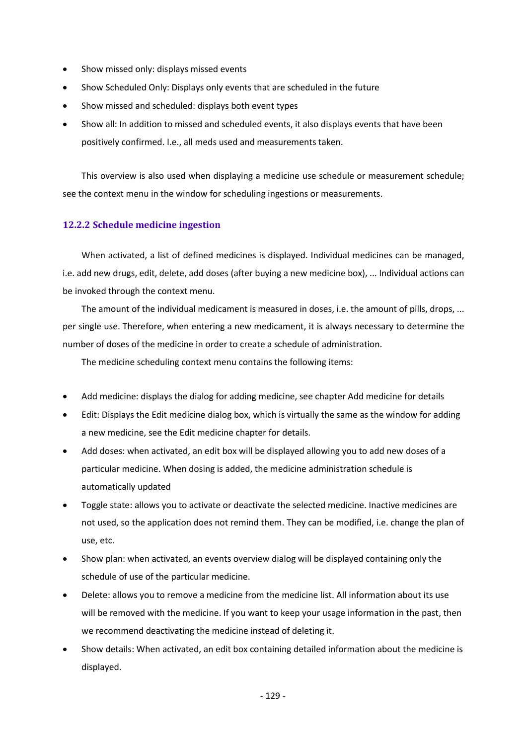- Show missed only: displays missed events
- Show Scheduled Only: Displays only events that are scheduled in the future
- Show missed and scheduled: displays both event types
- Show all: In addition to missed and scheduled events, it also displays events that have been positively confirmed. I.e., all meds used and measurements taken.

This overview is also used when displaying a medicine use schedule or measurement schedule; see the context menu in the window for scheduling ingestions or measurements.

### 12.2.2 Schedule medicine ingestion

When activated, a list of defined medicines is displayed. Individual medicines can be managed, i.e. add new drugs, edit, delete, add doses (after buying a new medicine box), ... Individual actions can be invoked through the context menu.

The amount of the individual medicament is measured in doses, i.e. the amount of pills, drops, ... per single use. Therefore, when entering a new medicament, it is always necessary to determine the number of doses of the medicine in order to create a schedule of administration.

The medicine scheduling context menu contains the following items:

- Add medicine: displays the dialog for adding medicine, see chapter Add medicine for details
- Edit: Displays the Edit medicine dialog box, which is virtually the same as the window for adding a new medicine, see the Edit medicine chapter for details.
- Add doses: when activated, an edit box will be displayed allowing you to add new doses of a particular medicine. When dosing is added, the medicine administration schedule is automatically updated
- Toggle state: allows you to activate or deactivate the selected medicine. Inactive medicines are not used, so the application does not remind them. They can be modified, i.e. change the plan of use, etc.
- Show plan: when activated, an events overview dialog will be displayed containing only the schedule of use of the particular medicine.
- Delete: allows you to remove a medicine from the medicine list. All information about its use will be removed with the medicine. If you want to keep your usage information in the past, then we recommend deactivating the medicine instead of deleting it.
- Show details: When activated, an edit box containing detailed information about the medicine is displayed.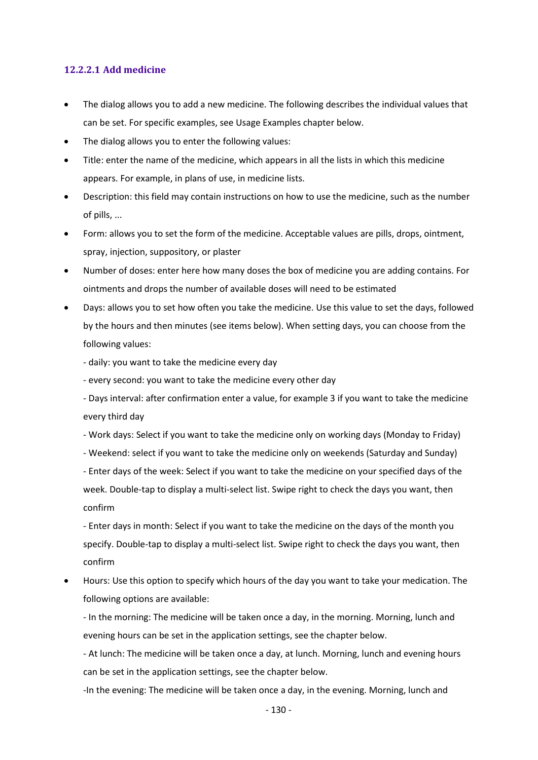#### 12.2.2.1 Add medicine

- The dialog allows you to add a new medicine. The following describes the individual values that can be set. For specific examples, see Usage Examples chapter below.
- The dialog allows you to enter the following values:
- Title: enter the name of the medicine, which appears in all the lists in which this medicine appears. For example, in plans of use, in medicine lists.
- Description: this field may contain instructions on how to use the medicine, such as the number of pills, ...
- Form: allows you to set the form of the medicine. Acceptable values are pills, drops, ointment, spray, injection, suppository, or plaster
- Number of doses: enter here how many doses the box of medicine you are adding contains. For ointments and drops the number of available doses will need to be estimated
- Days: allows you to set how often you take the medicine. Use this value to set the days, followed by the hours and then minutes (see items below). When setting days, you can choose from the following values:

  - daily: you want to take the medicine every day

  - every second: you want to take the medicine every other day

  - Days interval: after confirmation enter a value, for example 3 if you want to take the medicine every third day

  - Work days: Select if you want to take the medicine only on working days (Monday to Friday)

  - Weekend: select if you want to take the medicine only on weekends (Saturday and Sunday)

  - Enter days of the week: Select if you want to take the medicine on your specified days of the week. Double-tap to display a multi-select list. Swipe right to check the days you want, then confirm

  - Enter days in month: Select if you want to take the medicine on the days of the month you specify. Double-tap to display a multi-select list. Swipe right to check the days you want, then confirm
- Hours: Use this option to specify which hours of the day you want to take your medication. The following options are available:

  - In the morning: The medicine will be taken once a day, in the morning. Morning, lunch and evening hours can be set in the application settings, see the chapter below.

  - At lunch: The medicine will be taken once a day, at lunch. Morning, lunch and evening hours can be set in the application settings, see the chapter below.

  -In the evening: The medicine will be taken once a day, in the evening. Morning, lunch and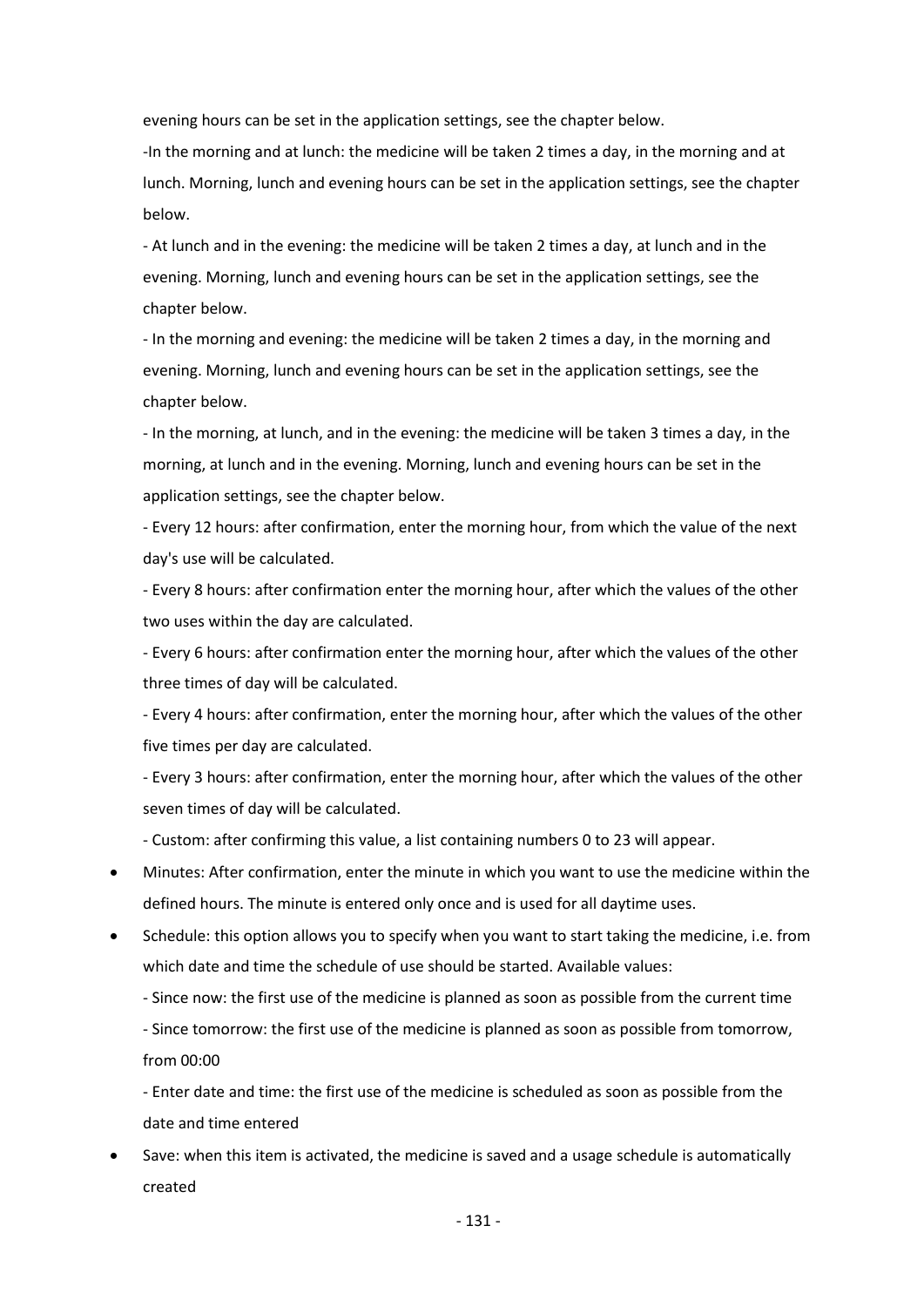evening hours can be set in the application settings, see the chapter below.

-In the morning and at lunch: the medicine will be taken 2 times a day, in the morning and at lunch. Morning, lunch and evening hours can be set in the application settings, see the chapter below.

- At lunch and in the evening: the medicine will be taken 2 times a day, at lunch and in the evening. Morning, lunch and evening hours can be set in the application settings, see the chapter below.

- In the morning and evening: the medicine will be taken 2 times a day, in the morning and evening. Morning, lunch and evening hours can be set in the application settings, see the chapter below.

- In the morning, at lunch, and in the evening: the medicine will be taken 3 times a day, in the morning, at lunch and in the evening. Morning, lunch and evening hours can be set in the application settings, see the chapter below.

- Every 12 hours: after confirmation, enter the morning hour, from which the value of the next day's use will be calculated.

- Every 8 hours: after confirmation enter the morning hour, after which the values of the other two uses within the day are calculated.

- Every 6 hours: after confirmation enter the morning hour, after which the values of the other three times of day will be calculated.

- Every 4 hours: after confirmation, enter the morning hour, after which the values of the other five times per day are calculated.

- Every 3 hours: after confirmation, enter the morning hour, after which the values of the other seven times of day will be calculated.

- Custom: after confirming this value, a list containing numbers 0 to 23 will appear.

- Minutes: After confirmation, enter the minute in which you want to use the medicine within the defined hours. The minute is entered only once and is used for all daytime uses.
- Schedule: this option allows you to specify when you want to start taking the medicine, i.e. from which date and time the schedule of use should be started. Available values:

  - Since now: the first use of the medicine is planned as soon as possible from the current time

  - Since tomorrow: the first use of the medicine is planned as soon as possible from tomorrow, from 00:00

  - Enter date and time: the first use of the medicine is scheduled as soon as possible from the date and time entered
- Save: when this item is activated, the medicine is saved and a usage schedule is automatically created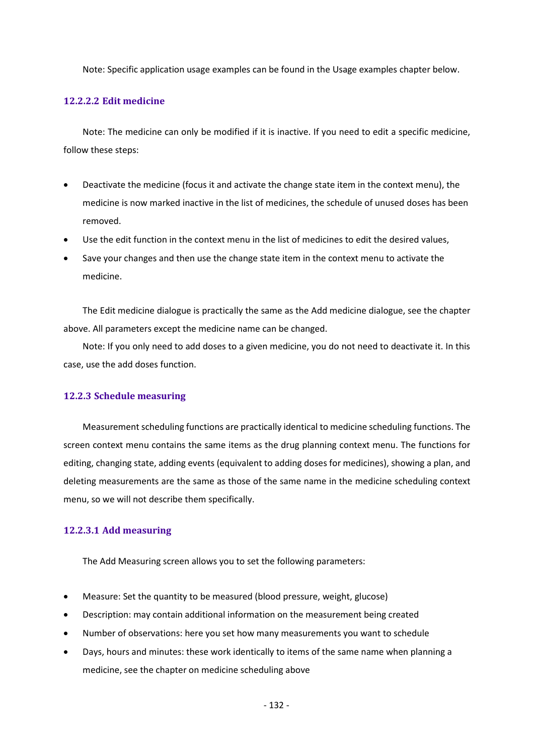Note: Specific application usage examples can be found in the Usage examples chapter below.

#### 12.2.2.2 Edit medicine

Note: The medicine can only be modified if it is inactive. If you need to edit a specific medicine, follow these steps:

- Deactivate the medicine (focus it and activate the change state item in the context menu), the medicine is now marked inactive in the list of medicines, the schedule of unused doses has been removed.
- Use the edit function in the context menu in the list of medicines to edit the desired values,
- Save your changes and then use the change state item in the context menu to activate the medicine.

The Edit medicine dialogue is practically the same as the Add medicine dialogue, see the chapter above. All parameters except the medicine name can be changed.

Note: If you only need to add doses to a given medicine, you do not need to deactivate it. In this case, use the add doses function.

### 12.2.3 Schedule measuring

Measurement scheduling functions are practically identical to medicine scheduling functions. The screen context menu contains the same items as the drug planning context menu. The functions for editing, changing state, adding events (equivalent to adding doses for medicines), showing a plan, and deleting measurements are the same as those of the same name in the medicine scheduling context menu, so we will not describe them specifically.

#### 12.2.3.1 Add measuring

The Add Measuring screen allows you to set the following parameters:

- Measure: Set the quantity to be measured (blood pressure, weight, glucose)
- Description: may contain additional information on the measurement being created
- Number of observations: here you set how many measurements you want to schedule
- Days, hours and minutes: these work identically to items of the same name when planning a medicine, see the chapter on medicine scheduling above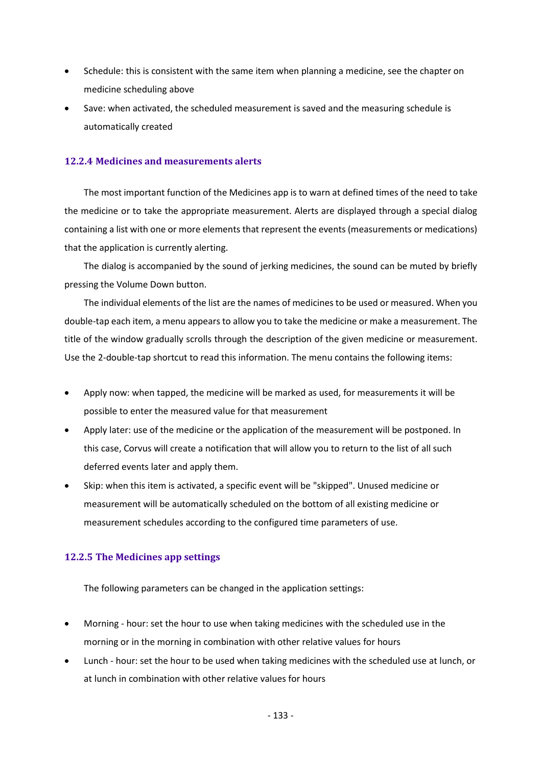- Schedule: this is consistent with the same item when planning a medicine, see the chapter on medicine scheduling above
- Save: when activated, the scheduled measurement is saved and the measuring schedule is automatically created

### 12.2.4 Medicines and measurements alerts

The most important function of the Medicines app is to warn at defined times of the need to take the medicine or to take the appropriate measurement. Alerts are displayed through a special dialog containing a list with one or more elements that represent the events (measurements or medications) that the application is currently alerting.

The dialog is accompanied by the sound of jerking medicines, the sound can be muted by briefly pressing the Volume Down button.

The individual elements of the list are the names of medicines to be used or measured. When you double-tap each item, a menu appears to allow you to take the medicine or make a measurement. The title of the window gradually scrolls through the description of the given medicine or measurement. Use the 2-double-tap shortcut to read this information. The menu contains the following items:

- Apply now: when tapped, the medicine will be marked as used, for measurements it will be possible to enter the measured value for that measurement
- Apply later: use of the medicine or the application of the measurement will be postponed. In this case, Corvus will create a notification that will allow you to return to the list of all such deferred events later and apply them.
- Skip: when this item is activated, a specific event will be "skipped". Unused medicine or measurement will be automatically scheduled on the bottom of all existing medicine or measurement schedules according to the configured time parameters of use.

### 12.2.5 The Medicines app settings

The following parameters can be changed in the application settings:

- Morning - hour: set the hour to use when taking medicines with the scheduled use in the morning or in the morning in combination with other relative values for hours
- Lunch - hour: set the hour to be used when taking medicines with the scheduled use at lunch, or at lunch in combination with other relative values for hours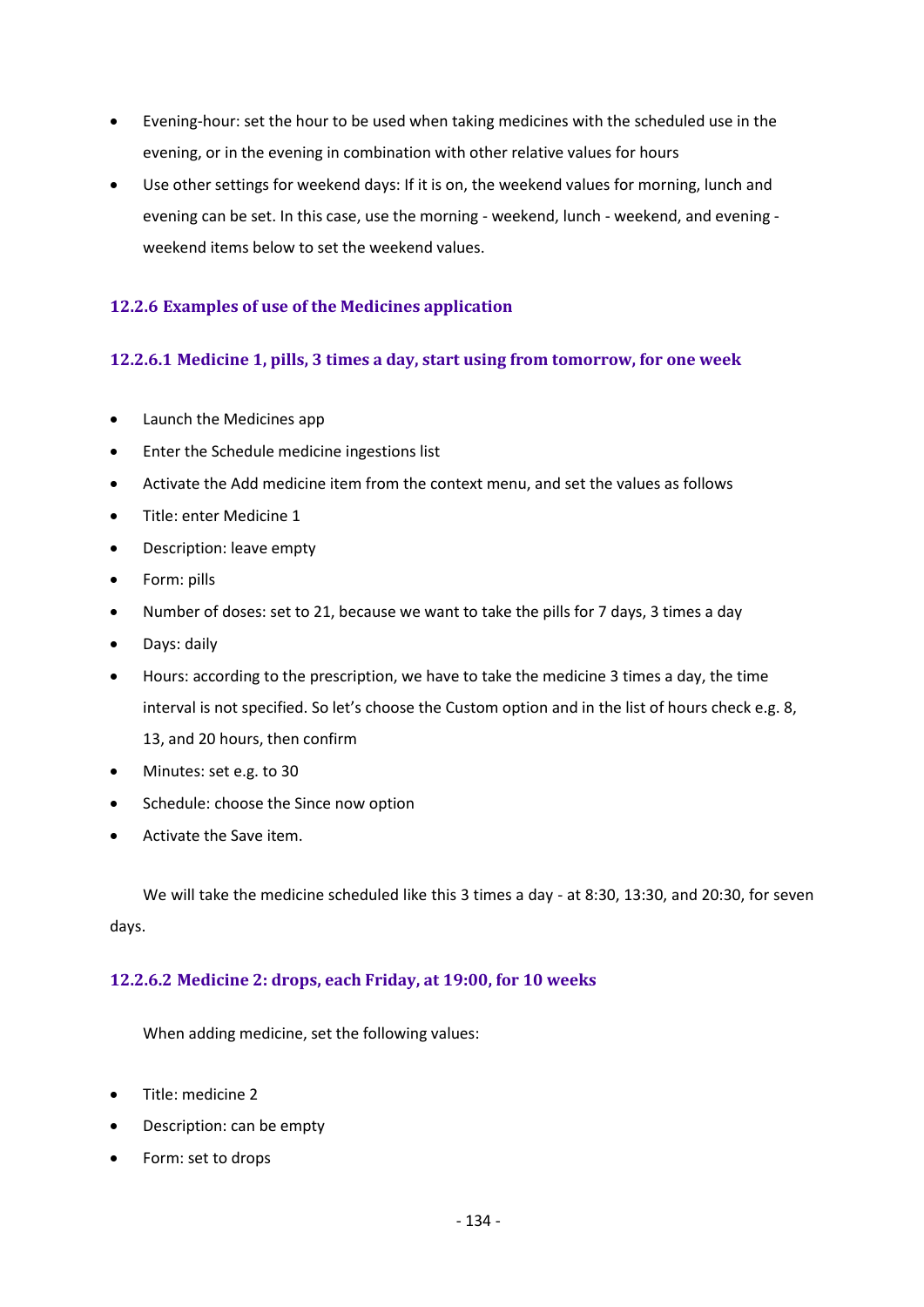- Evening-hour: set the hour to be used when taking medicines with the scheduled use in the evening, or in the evening in combination with other relative values for hours
- Use other settings for weekend days: If it is on, the weekend values for morning, lunch and evening can be set. In this case, use the morning - weekend, lunch - weekend, and evening - weekend items below to set the weekend values.

### 12.2.6 Examples of use of the Medicines application

#### 12.2.6.1 Medicine 1, pills, 3 times a day, start using from tomorrow, for one week

- Launch the Medicines app
- Enter the Schedule medicine ingestions list
- Activate the Add medicine item from the context menu, and set the values as follows
- Title: enter Medicine 1
- Description: leave empty
- Form: pills
- Number of doses: set to 21, because we want to take the pills for 7 days, 3 times a day
- Days: daily
- Hours: according to the prescription, we have to take the medicine 3 times a day, the time interval is not specified. So let's choose the Custom option and in the list of hours check e.g. 8, 13, and 20 hours, then confirm
- Minutes: set e.g. to 30
- Schedule: choose the Since now option
- Activate the Save item.

We will take the medicine scheduled like this 3 times a day - at 8:30, 13:30, and 20:30, for seven days.

#### 12.2.6.2 Medicine 2: drops, each Friday, at 19:00, for 10 weeks

When adding medicine, set the following values:

- Title: medicine 2
- Description: can be empty
- Form: set to drops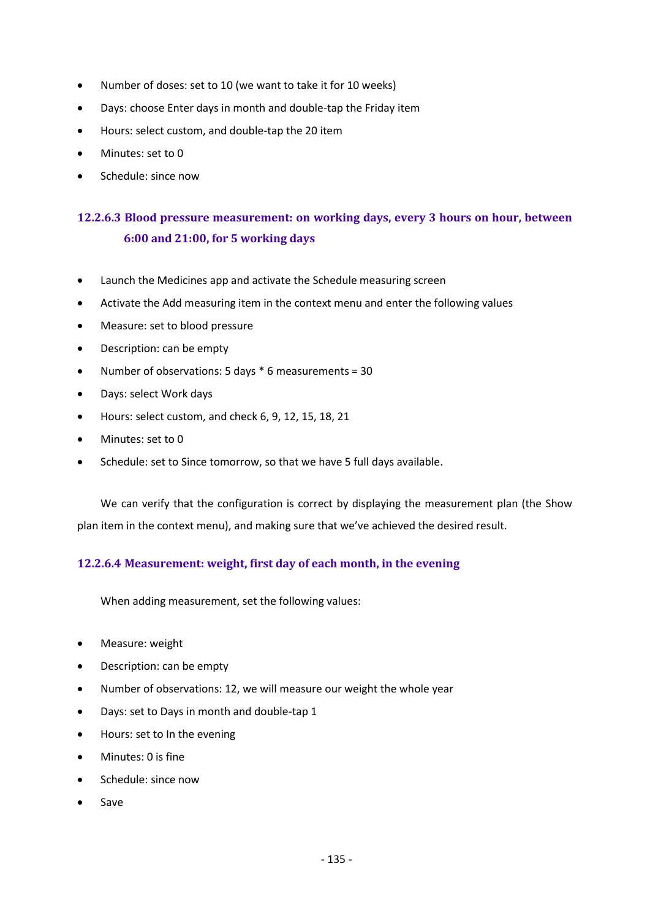- Number of doses: set to 10 (we want to take it for 10 weeks)
- Days: choose Enter days in month and double-tap the Friday item
- Hours: select custom, and double-tap the 20 item
- Minutes: set to 0
- Schedule: since now

#### 12.2.6.3 Blood pressure measurement: on working days, every 3 hours on hour, between 6:00 and 21:00, for 5 working days

- Launch the Medicines app and activate the Schedule measuring screen
- Activate the Add measuring item in the context menu and enter the following values
- Measure: set to blood pressure
- Description: can be empty
- Number of observations: 5 days * 6 measurements = 30
- Days: select Work days
- Hours: select custom, and check 6, 9, 12, 15, 18, 21
- Minutes: set to 0
- Schedule: set to Since tomorrow, so that we have 5 full days available.

We can verify that the configuration is correct by displaying the measurement plan (the Show plan item in the context menu), and making sure that we've achieved the desired result.

#### 12.2.6.4 Measurement: weight, first day of each month, in the evening

When adding measurement, set the following values:

- Measure: weight
- Description: can be empty
- Number of observations: 12, we will measure our weight the whole year
- Days: set to Days in month and double-tap 1
- Hours: set to In the evening
- Minutes: 0 is fine
- Schedule: since now
- Save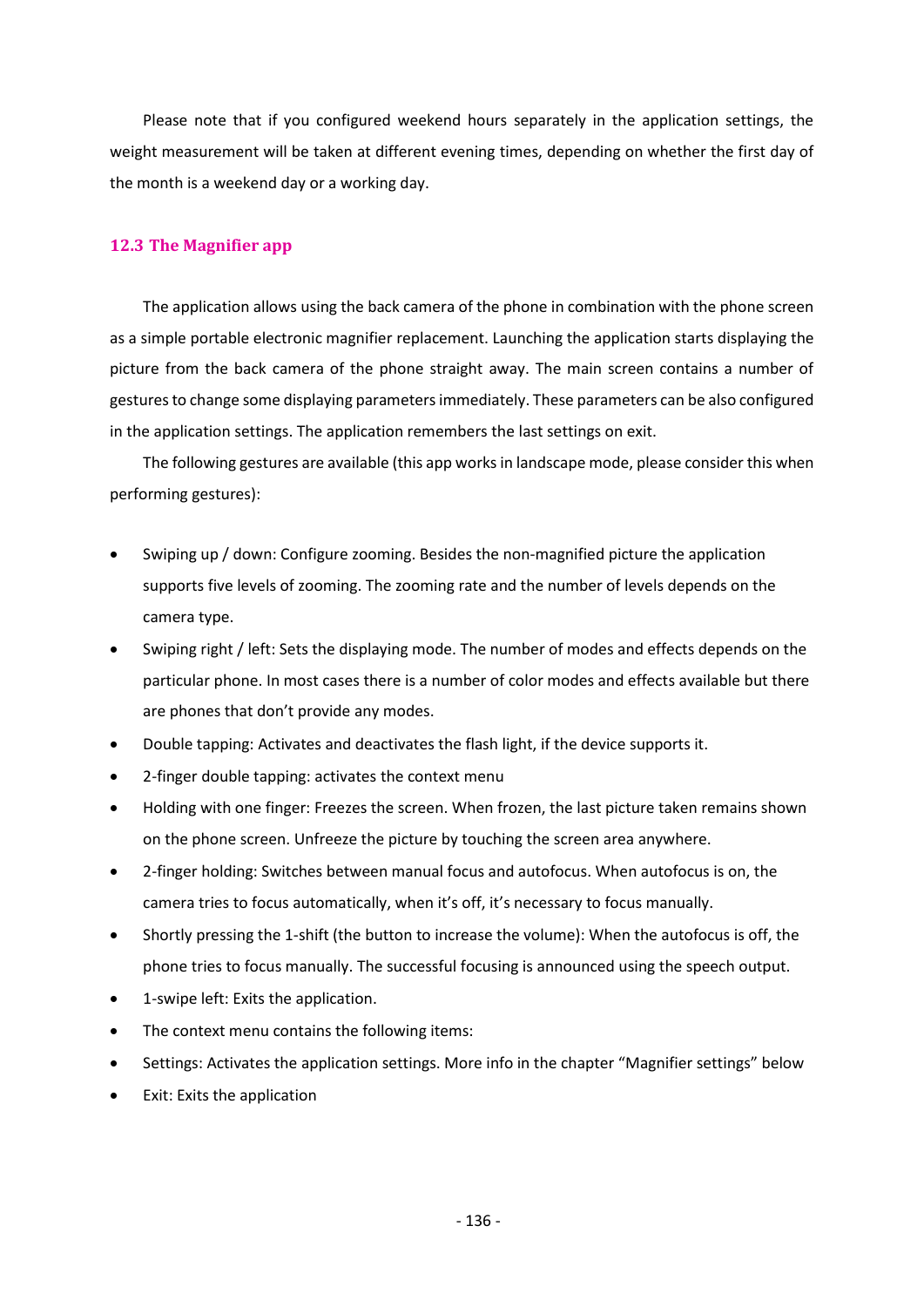Please note that if you configured weekend hours separately in the application settings, the weight measurement will be taken at different evening times, depending on whether the first day of the month is a weekend day or a working day.

## 12.3 The Magnifier app

The application allows using the back camera of the phone in combination with the phone screen as a simple portable electronic magnifier replacement. Launching the application starts displaying the picture from the back camera of the phone straight away. The main screen contains a number of gestures to change some displaying parameters immediately. These parameters can be also configured in the application settings. The application remembers the last settings on exit.

The following gestures are available (this app works in landscape mode, please consider this when performing gestures):

- Swiping up / down: Configure zooming. Besides the non-magnified picture the application supports five levels of zooming. The zooming rate and the number of levels depends on the camera type.
- Swiping right / left: Sets the displaying mode. The number of modes and effects depends on the particular phone. In most cases there is a number of color modes and effects available but there are phones that don't provide any modes.
- Double tapping: Activates and deactivates the flash light, if the device supports it.
- 2-finger double tapping: activates the context menu
- Holding with one finger: Freezes the screen. When frozen, the last picture taken remains shown on the phone screen. Unfreeze the picture by touching the screen area anywhere.
- 2-finger holding: Switches between manual focus and autofocus. When autofocus is on, the camera tries to focus automatically, when it's off, it's necessary to focus manually.
- Shortly pressing the 1-shift (the button to increase the volume): When the autofocus is off, the phone tries to focus manually. The successful focusing is announced using the speech output.
- 1-swipe left: Exits the application.
- The context menu contains the following items:
- Settings: Activates the application settings. More info in the chapter "Magnifier settings" below
- Exit: Exits the application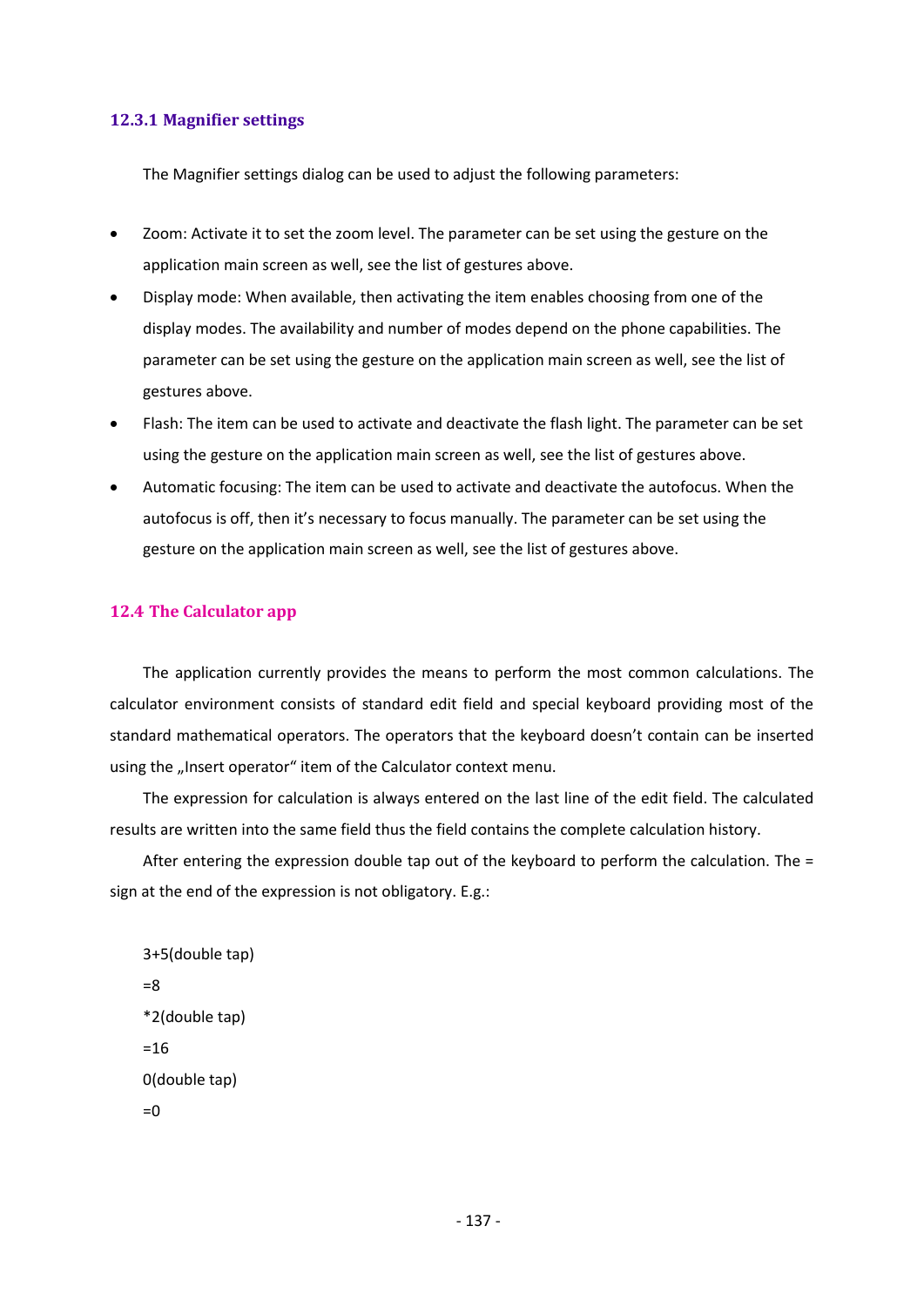### 12.3.1 Magnifier settings

The Magnifier settings dialog can be used to adjust the following parameters:

- Zoom: Activate it to set the zoom level. The parameter can be set using the gesture on the application main screen as well, see the list of gestures above.
- Display mode: When available, then activating the item enables choosing from one of the display modes. The availability and number of modes depend on the phone capabilities. The parameter can be set using the gesture on the application main screen as well, see the list of gestures above.
- Flash: The item can be used to activate and deactivate the flash light. The parameter can be set using the gesture on the application main screen as well, see the list of gestures above.
- Automatic focusing: The item can be used to activate and deactivate the autofocus. When the autofocus is off, then it's necessary to focus manually. The parameter can be set using the gesture on the application main screen as well, see the list of gestures above.

## 12.4 The Calculator app

The application currently provides the means to perform the most common calculations. The calculator environment consists of standard edit field and special keyboard providing most of the standard mathematical operators. The operators that the keyboard doesn't contain can be inserted using the „Insert operator" item of the Calculator context menu.

The expression for calculation is always entered on the last line of the edit field. The calculated results are written into the same field thus the field contains the complete calculation history.

After entering the expression double tap out of the keyboard to perform the calculation. The = sign at the end of the expression is not obligatory. E.g.:

```
3+5(double tap)
=8
*2(double tap)
=16
0(double tap)
=0
```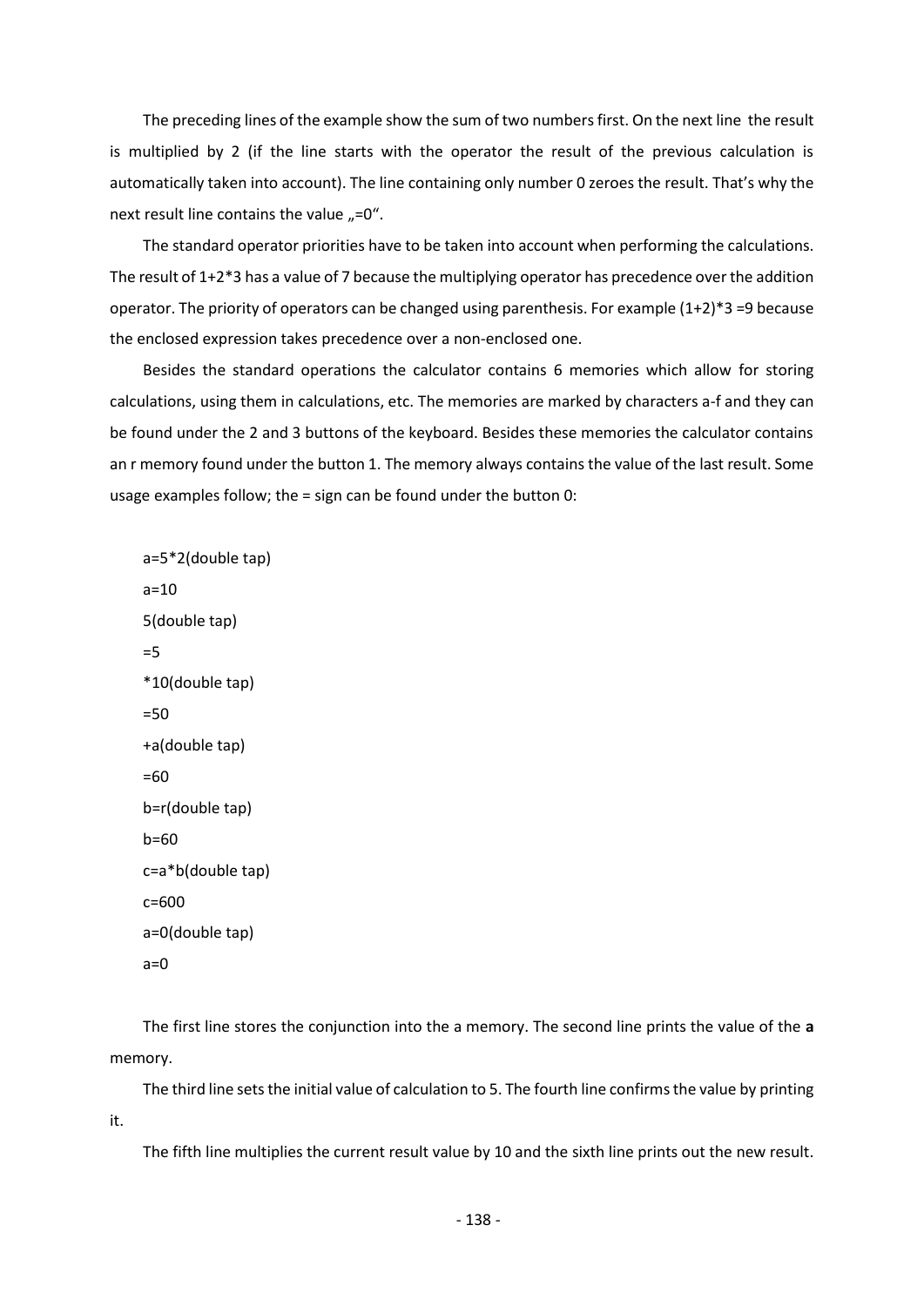The preceding lines of the example show the sum of two numbers first. On the next line the result is multiplied by 2 (if the line starts with the operator the result of the previous calculation is automatically taken into account). The line containing only number 0 zeroes the result. That's why the next result line contains the value „=0“.

The standard operator priorities have to be taken into account when performing the calculations. The result of 1+2*3 has a value of 7 because the multiplying operator has precedence over the addition operator. The priority of operators can be changed using parenthesis. For example (1+2)*3 =9 because the enclosed expression takes precedence over a non-enclosed one.

Besides the standard operations the calculator contains 6 memories which allow for storing calculations, using them in calculations, etc. The memories are marked by characters a-f and they can be found under the 2 and 3 buttons of the keyboard. Besides these memories the calculator contains an r memory found under the button 1. The memory always contains the value of the last result. Some usage examples follow; the = sign can be found under the button 0:

```
a=5*2(double tap)
a=10
5(double tap)
=5
*10(double tap)
=50
+a(double tap)
=60
b=r(double tap)
b=60
c=a*b(double tap)
c=600
a=0(double tap)
a=0
```

The first line stores the conjunction into the a memory. The second line prints the value of the **a** memory.

The third line sets the initial value of calculation to 5. The fourth line confirms the value by printing it.

The fifth line multiplies the current result value by 10 and the sixth line prints out the new result.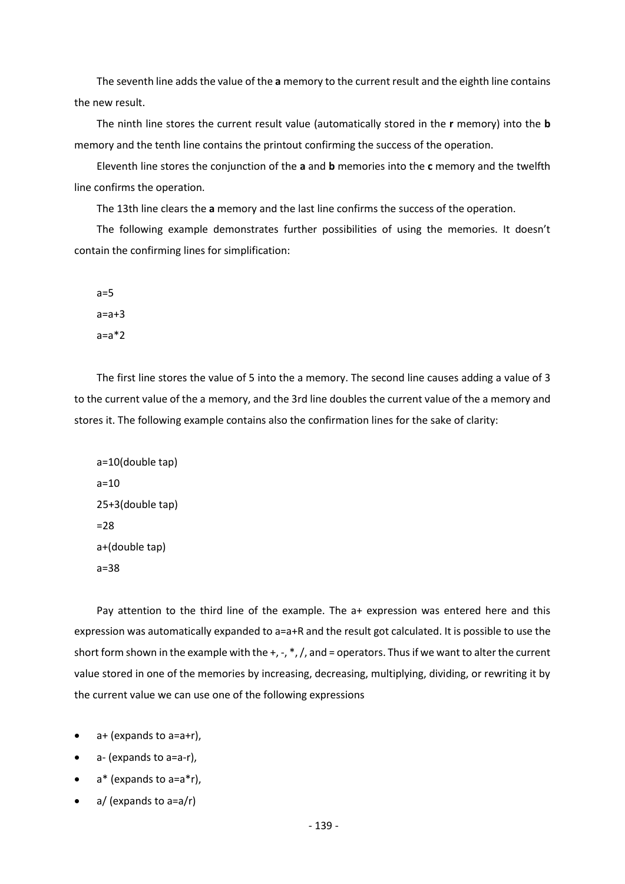The seventh line adds the value of the **a** memory to the current result and the eighth line contains the new result.

The ninth line stores the current result value (automatically stored in the **r** memory) into the **b** memory and the tenth line contains the printout confirming the success of the operation.

Eleventh line stores the conjunction of the **a** and **b** memories into the **c** memory and the twelfth line confirms the operation.

The 13th line clears the **a** memory and the last line confirms the success of the operation.

The following example demonstrates further possibilities of using the memories. It doesn't contain the confirming lines for simplification:

```
a=5
a=a+3
a=a*2
```

The first line stores the value of 5 into the a memory. The second line causes adding a value of 3 to the current value of the a memory, and the 3rd line doubles the current value of the a memory and stores it. The following example contains also the confirmation lines for the sake of clarity:

```
a=10(double tap)
a=10
25+3(double tap)
=28
a+(double tap)
a=38
```

Pay attention to the third line of the example. The a+ expression was entered here and this expression was automatically expanded to a=a+R and the result got calculated. It is possible to use the short form shown in the example with the +, -, *, /, and = operators. Thus if we want to alter the current value stored in one of the memories by increasing, decreasing, multiplying, dividing, or rewriting it by the current value we can use one of the following expressions

- a+ (expands to a=a+r),
- a- (expands to a=a-r),
- a* (expands to a=a*r),
- a/ (expands to a=a/r)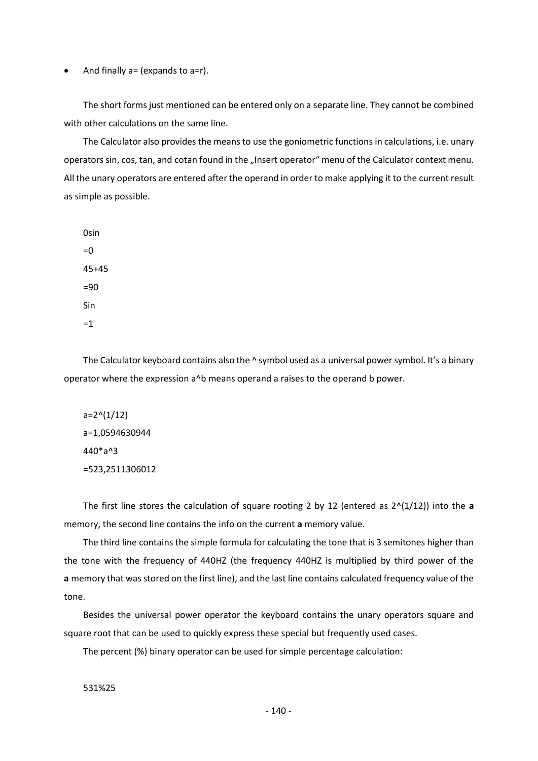- And finally a= (expands to a=r).

The short forms just mentioned can be entered only on a separate line. They cannot be combined with other calculations on the same line.

The Calculator also provides the means to use the goniometric functions in calculations, i.e. unary operators sin, cos, tan, and cotan found in the „Insert operator“ menu of the Calculator context menu. All the unary operators are entered after the operand in order to make applying it to the current result as simple as possible.

```
0sin
=0
45+45
=90
Sin
=1
```

The Calculator keyboard contains also the ^ symbol used as a universal power symbol. It's a binary operator where the expression a^b means operand a raises to the operand b power.

```
a=2^(1/12)
a=1,0594630944
440*a^3
=523,2511306012
```

The first line stores the calculation of square rooting 2 by 12 (entered as 2^(1/12)) into the **a** memory, the second line contains the info on the current **a** memory value.

The third line contains the simple formula for calculating the tone that is 3 semitones higher than the tone with the frequency of 440HZ (the frequency 440HZ is multiplied by third power of the **a** memory that was stored on the first line), and the last line contains calculated frequency value of the tone.

Besides the universal power operator the keyboard contains the unary operators square and square root that can be used to quickly express these special but frequently used cases.

The percent (%) binary operator can be used for simple percentage calculation:

```
531%25
```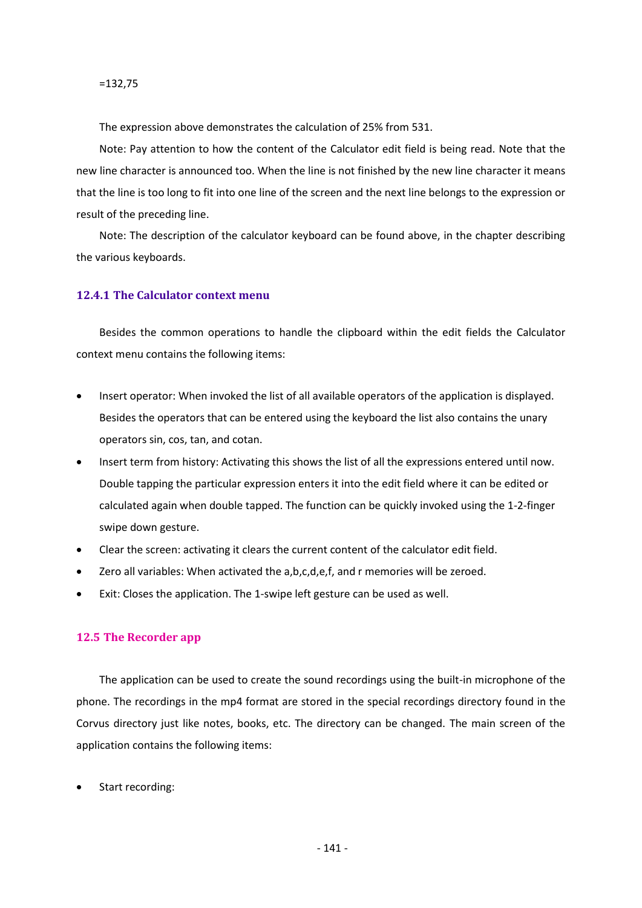=132,75

The expression above demonstrates the calculation of 25% from 531.

Note: Pay attention to how the content of the Calculator edit field is being read. Note that the new line character is announced too. When the line is not finished by the new line character it means that the line is too long to fit into one line of the screen and the next line belongs to the expression or result of the preceding line.

Note: The description of the calculator keyboard can be found above, in the chapter describing the various keyboards.

### 12.4.1 The Calculator context menu

Besides the common operations to handle the clipboard within the edit fields the Calculator context menu contains the following items:

- Insert operator: When invoked the list of all available operators of the application is displayed. Besides the operators that can be entered using the keyboard the list also contains the unary operators sin, cos, tan, and cotan.
- Insert term from history: Activating this shows the list of all the expressions entered until now. Double tapping the particular expression enters it into the edit field where it can be edited or calculated again when double tapped. The function can be quickly invoked using the 1-2-finger swipe down gesture.
- Clear the screen: activating it clears the current content of the calculator edit field.
- Zero all variables: When activated the a,b,c,d,e,f, and r memories will be zeroed.
- Exit: Closes the application. The 1-swipe left gesture can be used as well.

## 12.5 The Recorder app

The application can be used to create the sound recordings using the built-in microphone of the phone. The recordings in the mp4 format are stored in the special recordings directory found in the Corvus directory just like notes, books, etc. The directory can be changed. The main screen of the application contains the following items:

- Start recording: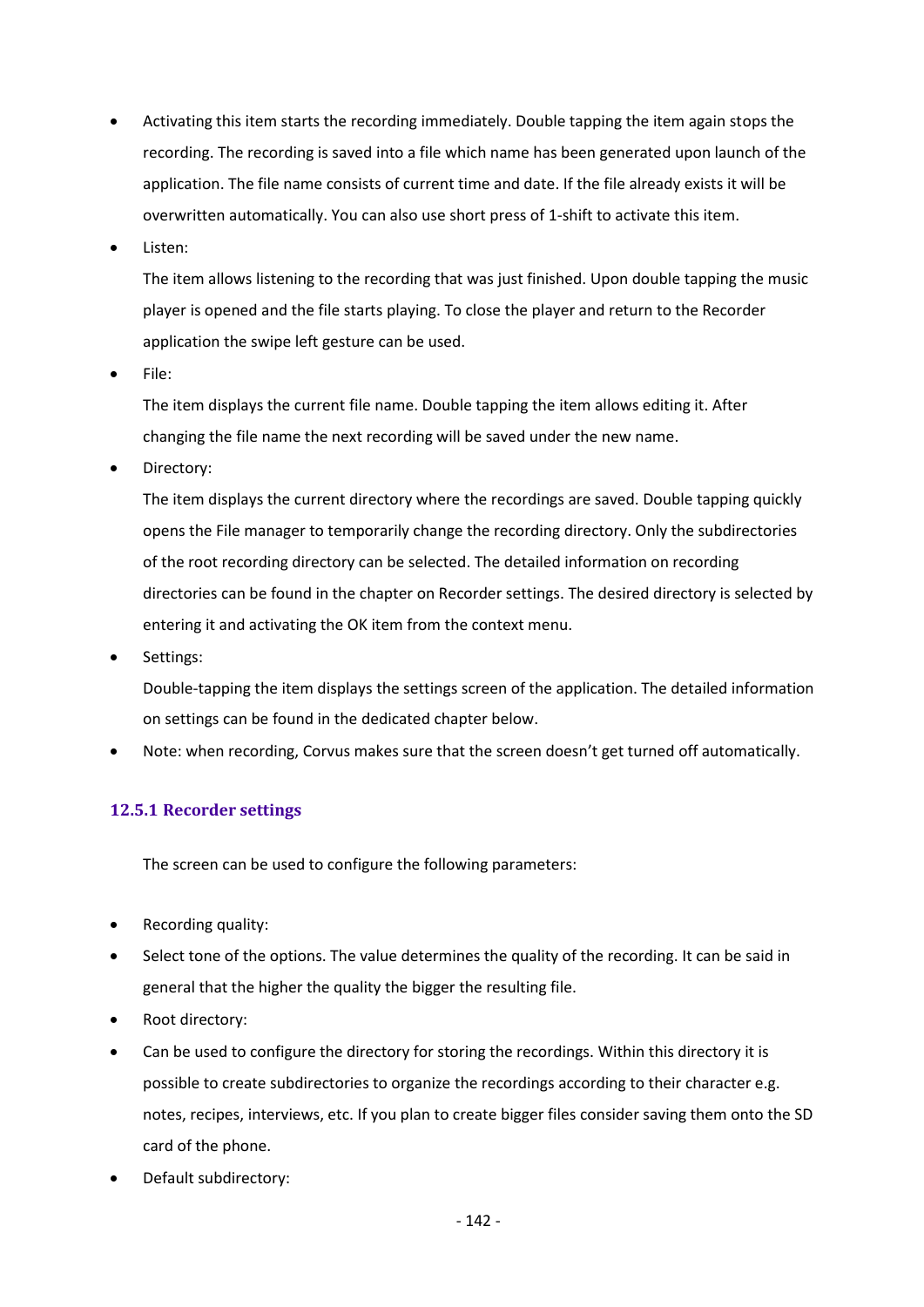- Activating this item starts the recording immediately. Double tapping the item again stops the recording. The recording is saved into a file which name has been generated upon launch of the application. The file name consists of current time and date. If the file already exists it will be overwritten automatically. You can also use short press of 1-shift to activate this item.
- Listen:

  The item allows listening to the recording that was just finished. Upon double tapping the music player is opened and the file starts playing. To close the player and return to the Recorder application the swipe left gesture can be used.
- File:

  The item displays the current file name. Double tapping the item allows editing it. After changing the file name the next recording will be saved under the new name.
- Directory:

  The item displays the current directory where the recordings are saved. Double tapping quickly opens the File manager to temporarily change the recording directory. Only the subdirectories of the root recording directory can be selected. The detailed information on recording directories can be found in the chapter on Recorder settings. The desired directory is selected by entering it and activating the OK item from the context menu.
- Settings:

  Double-tapping the item displays the settings screen of the application. The detailed information on settings can be found in the dedicated chapter below.
- Note: when recording, Corvus makes sure that the screen doesn't get turned off automatically.

### 12.5.1 Recorder settings

The screen can be used to configure the following parameters:

- Recording quality:
- Select tone of the options. The value determines the quality of the recording. It can be said in general that the higher the quality the bigger the resulting file.
- Root directory:
- Can be used to configure the directory for storing the recordings. Within this directory it is possible to create subdirectories to organize the recordings according to their character e.g. notes, recipes, interviews, etc. If you plan to create bigger files consider saving them onto the SD card of the phone.
- Default subdirectory: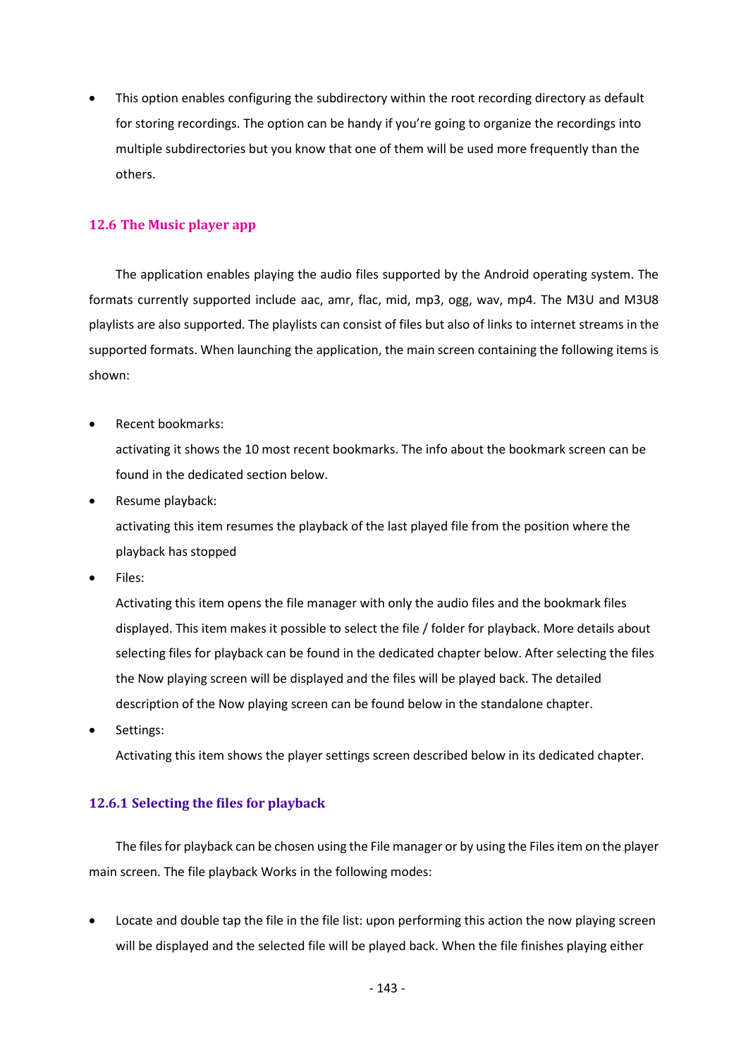- This option enables configuring the subdirectory within the root recording directory as default for storing recordings. The option can be handy if you're going to organize the recordings into multiple subdirectories but you know that one of them will be used more frequently than the others.

## 12.6 The Music player app

The application enables playing the audio files supported by the Android operating system. The formats currently supported include aac, amr, flac, mid, mp3, ogg, wav, mp4. The M3U and M3U8 playlists are also supported. The playlists can consist of files but also of links to internet streams in the supported formats. When launching the application, the main screen containing the following items is shown:

- Recent bookmarks:
  activating it shows the 10 most recent bookmarks. The info about the bookmark screen can be found in the dedicated section below.
- Resume playback:
  activating this item resumes the playback of the last played file from the position where the playback has stopped
- Files:
  Activating this item opens the file manager with only the audio files and the bookmark files displayed. This item makes it possible to select the file / folder for playback. More details about selecting files for playback can be found in the dedicated chapter below. After selecting the files the Now playing screen will be displayed and the files will be played back. The detailed description of the Now playing screen can be found below in the standalone chapter.
- Settings:
  Activating this item shows the player settings screen described below in its dedicated chapter.

### 12.6.1 Selecting the files for playback

The files for playback can be chosen using the File manager or by using the Files item on the player main screen. The file playback Works in the following modes:

- Locate and double tap the file in the file list: upon performing this action the now playing screen will be displayed and the selected file will be played back. When the file finishes playing either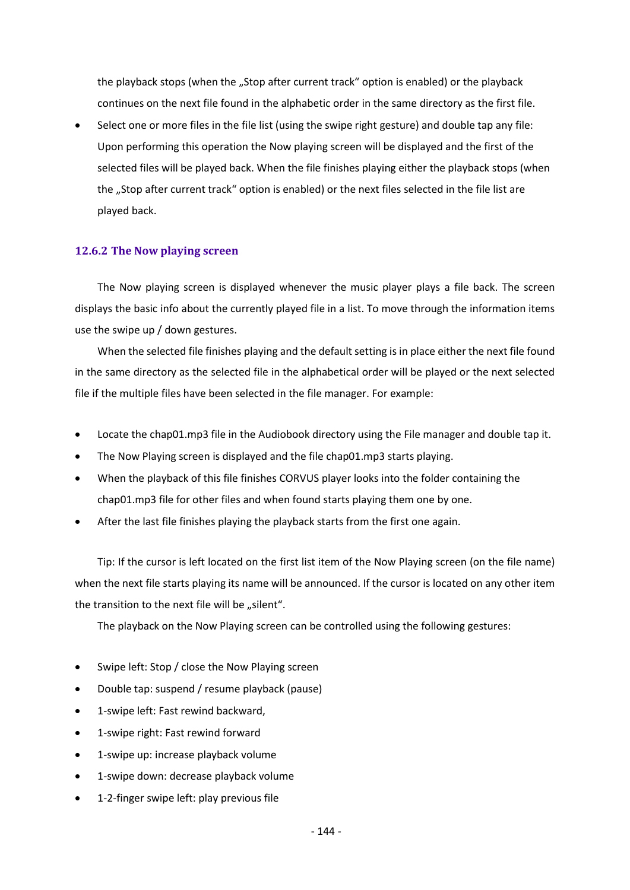the playback stops (when the „Stop after current track“ option is enabled) or the playback continues on the next file found in the alphabetic order in the same directory as the first file.

- Select one or more files in the file list (using the swipe right gesture) and double tap any file: Upon performing this operation the Now playing screen will be displayed and the first of the selected files will be played back. When the file finishes playing either the playback stops (when the „Stop after current track“ option is enabled) or the next files selected in the file list are played back.

### 12.6.2 The Now playing screen

The Now playing screen is displayed whenever the music player plays a file back. The screen displays the basic info about the currently played file in a list. To move through the information items use the swipe up / down gestures.

When the selected file finishes playing and the default setting is in place either the next file found in the same directory as the selected file in the alphabetical order will be played or the next selected file if the multiple files have been selected in the file manager. For example:

- Locate the chap01.mp3 file in the Audiobook directory using the File manager and double tap it.
- The Now Playing screen is displayed and the file chap01.mp3 starts playing.
- When the playback of this file finishes CORVUS player looks into the folder containing the chap01.mp3 file for other files and when found starts playing them one by one.
- After the last file finishes playing the playback starts from the first one again.

Tip: If the cursor is left located on the first list item of the Now Playing screen (on the file name) when the next file starts playing its name will be announced. If the cursor is located on any other item the transition to the next file will be „silent“.

The playback on the Now Playing screen can be controlled using the following gestures:

- Swipe left: Stop / close the Now Playing screen
- Double tap: suspend / resume playback (pause)
- 1-swipe left: Fast rewind backward,
- 1-swipe right: Fast rewind forward
- 1-swipe up: increase playback volume
- 1-swipe down: decrease playback volume
- 1-2-finger swipe left: play previous file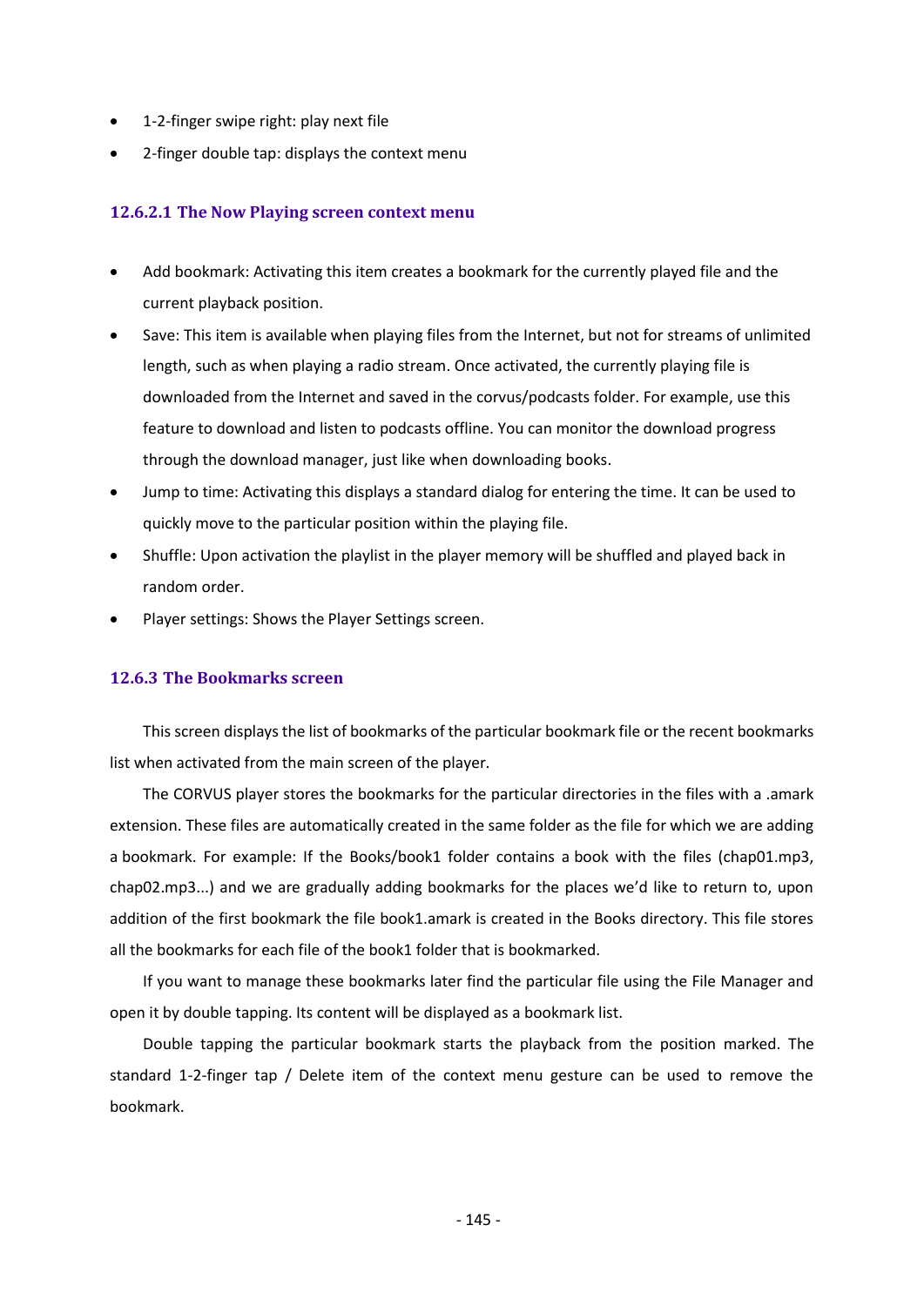- 1-2-finger swipe right: play next file
- 2-finger double tap: displays the context menu

#### 12.6.2.1 The Now Playing screen context menu

- Add bookmark: Activating this item creates a bookmark for the currently played file and the current playback position.
- Save: This item is available when playing files from the Internet, but not for streams of unlimited length, such as when playing a radio stream. Once activated, the currently playing file is downloaded from the Internet and saved in the corvus/podcasts folder. For example, use this feature to download and listen to podcasts offline. You can monitor the download progress through the download manager, just like when downloading books.
- Jump to time: Activating this displays a standard dialog for entering the time. It can be used to quickly move to the particular position within the playing file.
- Shuffle: Upon activation the playlist in the player memory will be shuffled and played back in random order.
- Player settings: Shows the Player Settings screen.

### 12.6.3 The Bookmarks screen

This screen displays the list of bookmarks of the particular bookmark file or the recent bookmarks list when activated from the main screen of the player.

The CORVUS player stores the bookmarks for the particular directories in the files with a .amark extension. These files are automatically created in the same folder as the file for which we are adding a bookmark. For example: If the Books/book1 folder contains a book with the files (chap01.mp3, chap02.mp3...) and we are gradually adding bookmarks for the places we'd like to return to, upon addition of the first bookmark the file book1.amark is created in the Books directory. This file stores all the bookmarks for each file of the book1 folder that is bookmarked.

If you want to manage these bookmarks later find the particular file using the File Manager and open it by double tapping. Its content will be displayed as a bookmark list.

Double tapping the particular bookmark starts the playback from the position marked. The standard 1-2-finger tap / Delete item of the context menu gesture can be used to remove the bookmark.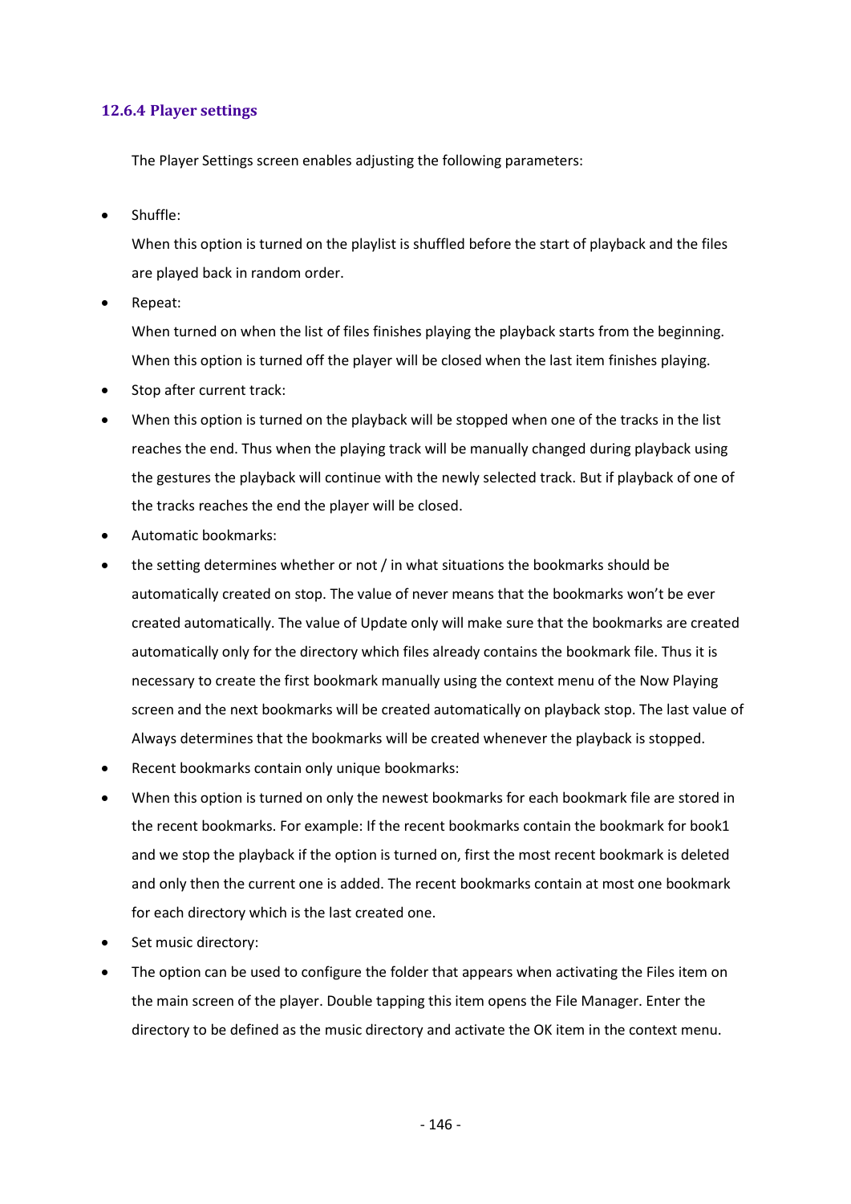### 12.6.4 Player settings

The Player Settings screen enables adjusting the following parameters:

- Shuffle:

  When this option is turned on the playlist is shuffled before the start of playback and the files are played back in random order.

- Repeat:

  When turned on when the list of files finishes playing the playback starts from the beginning. When this option is turned off the player will be closed when the last item finishes playing.

- Stop after current track:
- When this option is turned on the playback will be stopped when one of the tracks in the list reaches the end. Thus when the playing track will be manually changed during playback using the gestures the playback will continue with the newly selected track. But if playback of one of the tracks reaches the end the player will be closed.
- Automatic bookmarks:
- the setting determines whether or not / in what situations the bookmarks should be automatically created on stop. The value of never means that the bookmarks won't be ever created automatically. The value of Update only will make sure that the bookmarks are created automatically only for the directory which files already contains the bookmark file. Thus it is necessary to create the first bookmark manually using the context menu of the Now Playing screen and the next bookmarks will be created automatically on playback stop. The last value of Always determines that the bookmarks will be created whenever the playback is stopped.
- Recent bookmarks contain only unique bookmarks:
- When this option is turned on only the newest bookmarks for each bookmark file are stored in the recent bookmarks. For example: If the recent bookmarks contain the bookmark for book1 and we stop the playback if the option is turned on, first the most recent bookmark is deleted and only then the current one is added. The recent bookmarks contain at most one bookmark for each directory which is the last created one.
- Set music directory:
- The option can be used to configure the folder that appears when activating the Files item on the main screen of the player. Double tapping this item opens the File Manager. Enter the directory to be defined as the music directory and activate the OK item in the context menu.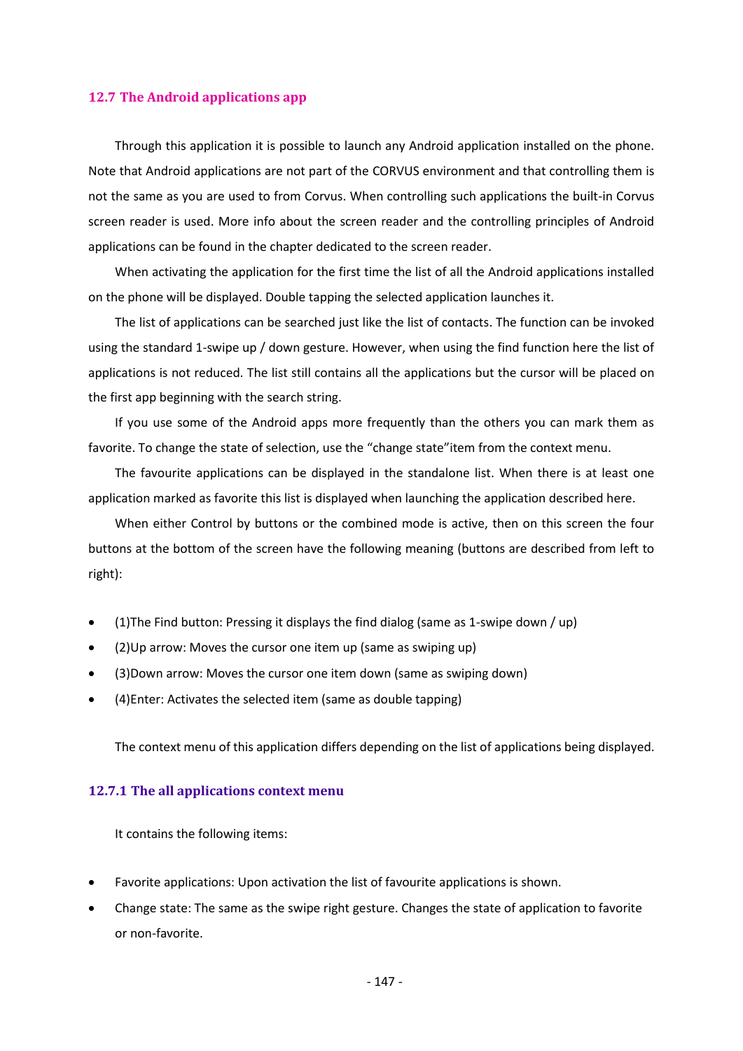## 12.7 The Android applications app

Through this application it is possible to launch any Android application installed on the phone. Note that Android applications are not part of the CORVUS environment and that controlling them is not the same as you are used to from Corvus. When controlling such applications the built-in Corvus screen reader is used. More info about the screen reader and the controlling principles of Android applications can be found in the chapter dedicated to the screen reader.

When activating the application for the first time the list of all the Android applications installed on the phone will be displayed. Double tapping the selected application launches it.

The list of applications can be searched just like the list of contacts. The function can be invoked using the standard 1-swipe up / down gesture. However, when using the find function here the list of applications is not reduced. The list still contains all the applications but the cursor will be placed on the first app beginning with the search string.

If you use some of the Android apps more frequently than the others you can mark them as favorite. To change the state of selection, use the “change state”item from the context menu.

The favourite applications can be displayed in the standalone list. When there is at least one application marked as favorite this list is displayed when launching the application described here.

When either Control by buttons or the combined mode is active, then on this screen the four buttons at the bottom of the screen have the following meaning (buttons are described from left to right):

- (1)The Find button: Pressing it displays the find dialog (same as 1-swipe down / up)
- (2)Up arrow: Moves the cursor one item up (same as swiping up)
- (3)Down arrow: Moves the cursor one item down (same as swiping down)
- (4)Enter: Activates the selected item (same as double tapping)

The context menu of this application differs depending on the list of applications being displayed.

### 12.7.1 The all applications context menu

It contains the following items:

- Favorite applications: Upon activation the list of favourite applications is shown.
- Change state: The same as the swipe right gesture. Changes the state of application to favorite or non-favorite.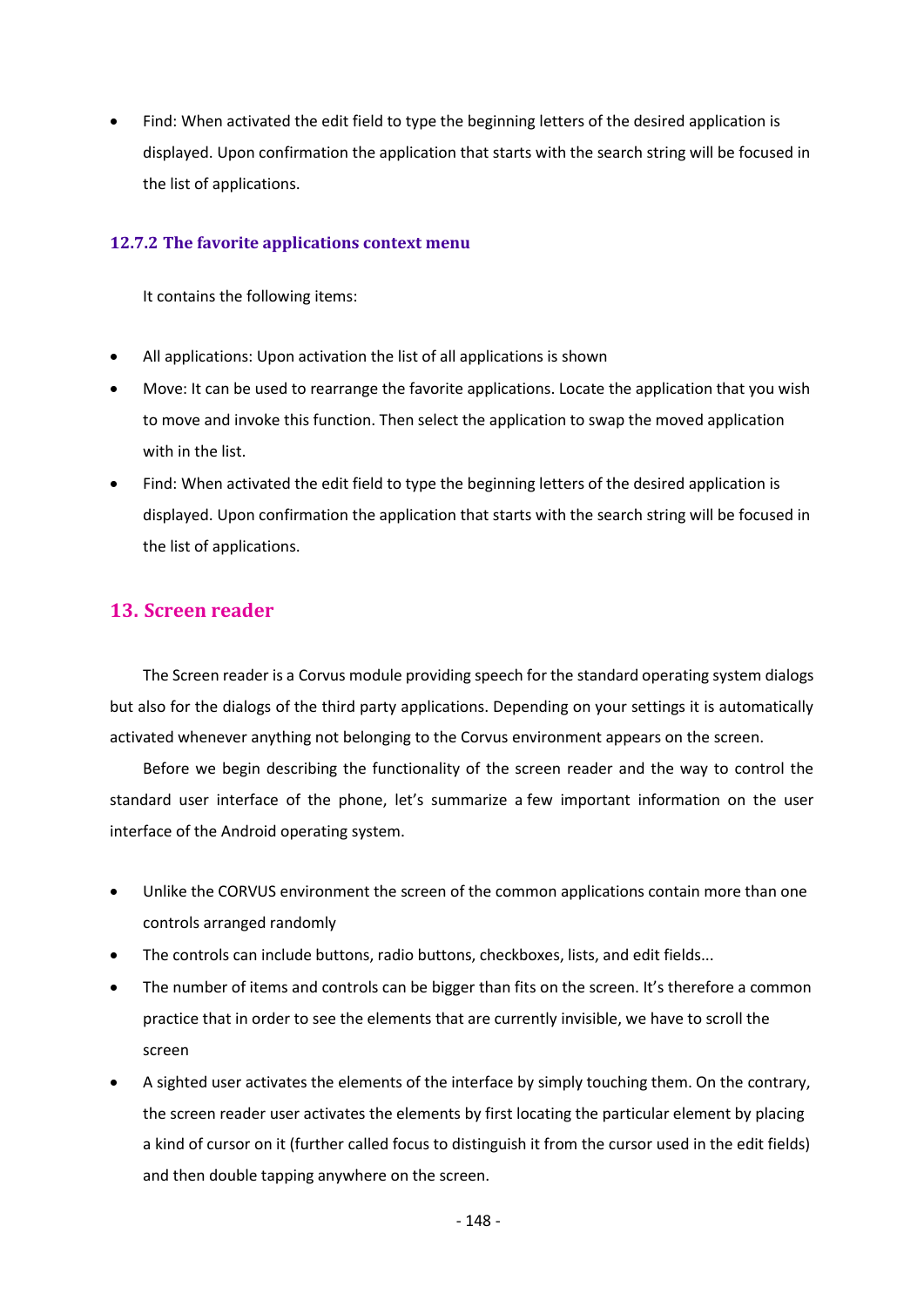- Find: When activated the edit field to type the beginning letters of the desired application is displayed. Upon confirmation the application that starts with the search string will be focused in the list of applications.

### 12.7.2 The favorite applications context menu

It contains the following items:

- All applications: Upon activation the list of all applications is shown
- Move: It can be used to rearrange the favorite applications. Locate the application that you wish to move and invoke this function. Then select the application to swap the moved application with in the list.
- Find: When activated the edit field to type the beginning letters of the desired application is displayed. Upon confirmation the application that starts with the search string will be focused in the list of applications.

## 13. Screen reader

The Screen reader is a Corvus module providing speech for the standard operating system dialogs but also for the dialogs of the third party applications. Depending on your settings it is automatically activated whenever anything not belonging to the Corvus environment appears on the screen.

Before we begin describing the functionality of the screen reader and the way to control the standard user interface of the phone, let's summarize a few important information on the user interface of the Android operating system.

- Unlike the CORVUS environment the screen of the common applications contain more than one controls arranged randomly
- The controls can include buttons, radio buttons, checkboxes, lists, and edit fields...
- The number of items and controls can be bigger than fits on the screen. It's therefore a common practice that in order to see the elements that are currently invisible, we have to scroll the screen
- A sighted user activates the elements of the interface by simply touching them. On the contrary, the screen reader user activates the elements by first locating the particular element by placing a kind of cursor on it (further called focus to distinguish it from the cursor used in the edit fields) and then double tapping anywhere on the screen.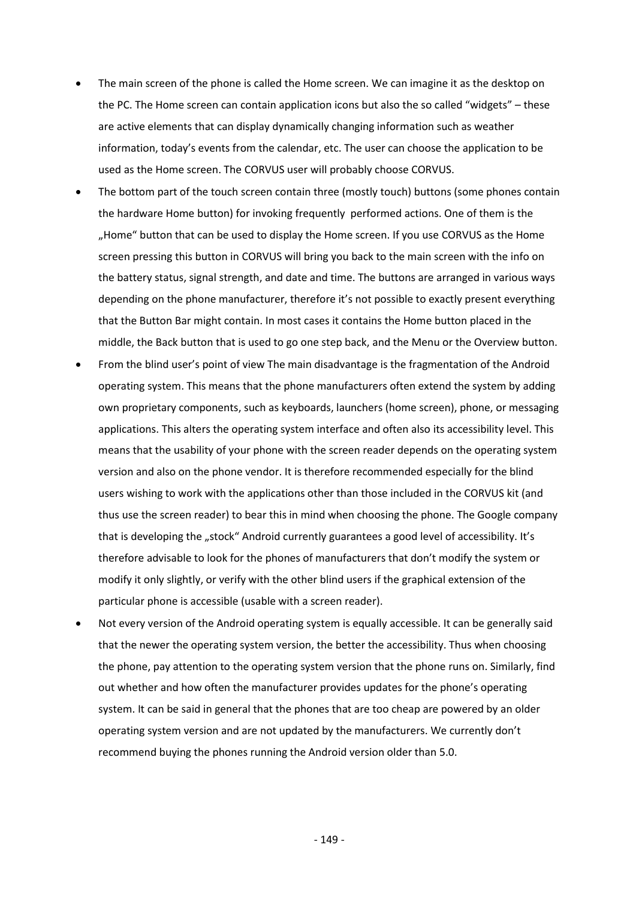- The main screen of the phone is called the Home screen. We can imagine it as the desktop on the PC. The Home screen can contain application icons but also the so called “widgets” – these are active elements that can display dynamically changing information such as weather information, today’s events from the calendar, etc. The user can choose the application to be used as the Home screen. The CORVUS user will probably choose CORVUS.
- The bottom part of the touch screen contain three (mostly touch) buttons (some phones contain the hardware Home button) for invoking frequently performed actions. One of them is the „Home“ button that can be used to display the Home screen. If you use CORVUS as the Home screen pressing this button in CORVUS will bring you back to the main screen with the info on the battery status, signal strength, and date and time. The buttons are arranged in various ways depending on the phone manufacturer, therefore it’s not possible to exactly present everything that the Button Bar might contain. In most cases it contains the Home button placed in the middle, the Back button that is used to go one step back, and the Menu or the Overview button.
- From the blind user’s point of view The main disadvantage is the fragmentation of the Android operating system. This means that the phone manufacturers often extend the system by adding own proprietary components, such as keyboards, launchers (home screen), phone, or messaging applications. This alters the operating system interface and often also its accessibility level. This means that the usability of your phone with the screen reader depends on the operating system version and also on the phone vendor. It is therefore recommended especially for the blind users wishing to work with the applications other than those included in the CORVUS kit (and thus use the screen reader) to bear this in mind when choosing the phone. The Google company that is developing the „stock“ Android currently guarantees a good level of accessibility. It’s therefore advisable to look for the phones of manufacturers that don’t modify the system or modify it only slightly, or verify with the other blind users if the graphical extension of the particular phone is accessible (usable with a screen reader).
- Not every version of the Android operating system is equally accessible. It can be generally said that the newer the operating system version, the better the accessibility. Thus when choosing the phone, pay attention to the operating system version that the phone runs on. Similarly, find out whether and how often the manufacturer provides updates for the phone’s operating system. It can be said in general that the phones that are too cheap are powered by an older operating system version and are not updated by the manufacturers. We currently don’t recommend buying the phones running the Android version older than 5.0.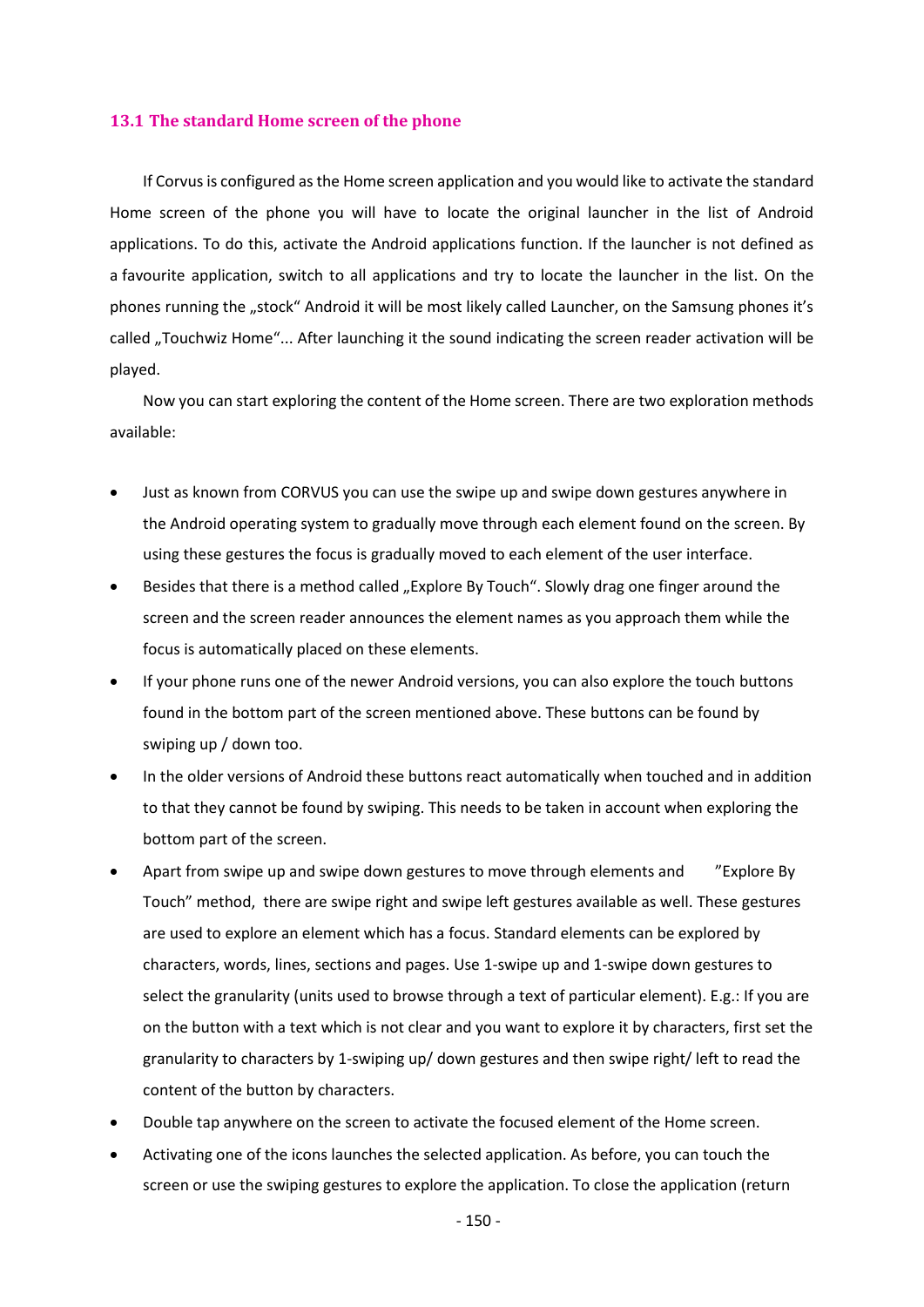## 13.1 The standard Home screen of the phone

If Corvus is configured as the Home screen application and you would like to activate the standard Home screen of the phone you will have to locate the original launcher in the list of Android applications. To do this, activate the Android applications function. If the launcher is not defined as a favourite application, switch to all applications and try to locate the launcher in the list. On the phones running the „stock“ Android it will be most likely called Launcher, on the Samsung phones it's called „Touchwiz Home“... After launching it the sound indicating the screen reader activation will be played.

Now you can start exploring the content of the Home screen. There are two exploration methods available:

- Just as known from CORVUS you can use the swipe up and swipe down gestures anywhere in the Android operating system to gradually move through each element found on the screen. By using these gestures the focus is gradually moved to each element of the user interface.
- Besides that there is a method called „Explore By Touch“. Slowly drag one finger around the screen and the screen reader announces the element names as you approach them while the focus is automatically placed on these elements.
- If your phone runs one of the newer Android versions, you can also explore the touch buttons found in the bottom part of the screen mentioned above. These buttons can be found by swiping up / down too.
- In the older versions of Android these buttons react automatically when touched and in addition to that they cannot be found by swiping. This needs to be taken in account when exploring the bottom part of the screen.
- Apart from swipe up and swipe down gestures to move through elements and "Explore By Touch" method, there are swipe right and swipe left gestures available as well. These gestures are used to explore an element which has a focus. Standard elements can be explored by characters, words, lines, sections and pages. Use 1-swipe up and 1-swipe down gestures to select the granularity (units used to browse through a text of particular element). E.g.: If you are on the button with a text which is not clear and you want to explore it by characters, first set the granularity to characters by 1-swiping up/ down gestures and then swipe right/ left to read the content of the button by characters.
- Double tap anywhere on the screen to activate the focused element of the Home screen.
- Activating one of the icons launches the selected application. As before, you can touch the screen or use the swiping gestures to explore the application. To close the application (return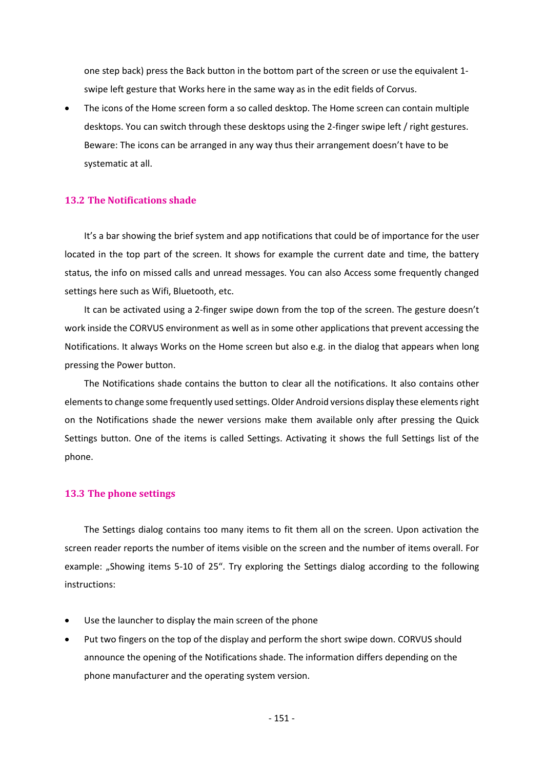one step back) press the Back button in the bottom part of the screen or use the equivalent 1-swipe left gesture that Works here in the same way as in the edit fields of Corvus.

- The icons of the Home screen form a so called desktop. The Home screen can contain multiple desktops. You can switch through these desktops using the 2-finger swipe left / right gestures. Beware: The icons can be arranged in any way thus their arrangement doesn't have to be systematic at all.

## 13.2 The Notifications shade

It's a bar showing the brief system and app notifications that could be of importance for the user located in the top part of the screen. It shows for example the current date and time, the battery status, the info on missed calls and unread messages. You can also Access some frequently changed settings here such as Wifi, Bluetooth, etc.

It can be activated using a 2-finger swipe down from the top of the screen. The gesture doesn't work inside the CORVUS environment as well as in some other applications that prevent accessing the Notifications. It always Works on the Home screen but also e.g. in the dialog that appears when long pressing the Power button.

The Notifications shade contains the button to clear all the notifications. It also contains other elements to change some frequently used settings. Older Android versions display these elements right on the Notifications shade the newer versions make them available only after pressing the Quick Settings button. One of the items is called Settings. Activating it shows the full Settings list of the phone.

## 13.3 The phone settings

The Settings dialog contains too many items to fit them all on the screen. Upon activation the screen reader reports the number of items visible on the screen and the number of items overall. For example: „Showing items 5-10 of 25“. Try exploring the Settings dialog according to the following instructions:

- Use the launcher to display the main screen of the phone
- Put two fingers on the top of the display and perform the short swipe down. CORVUS should announce the opening of the Notifications shade. The information differs depending on the phone manufacturer and the operating system version.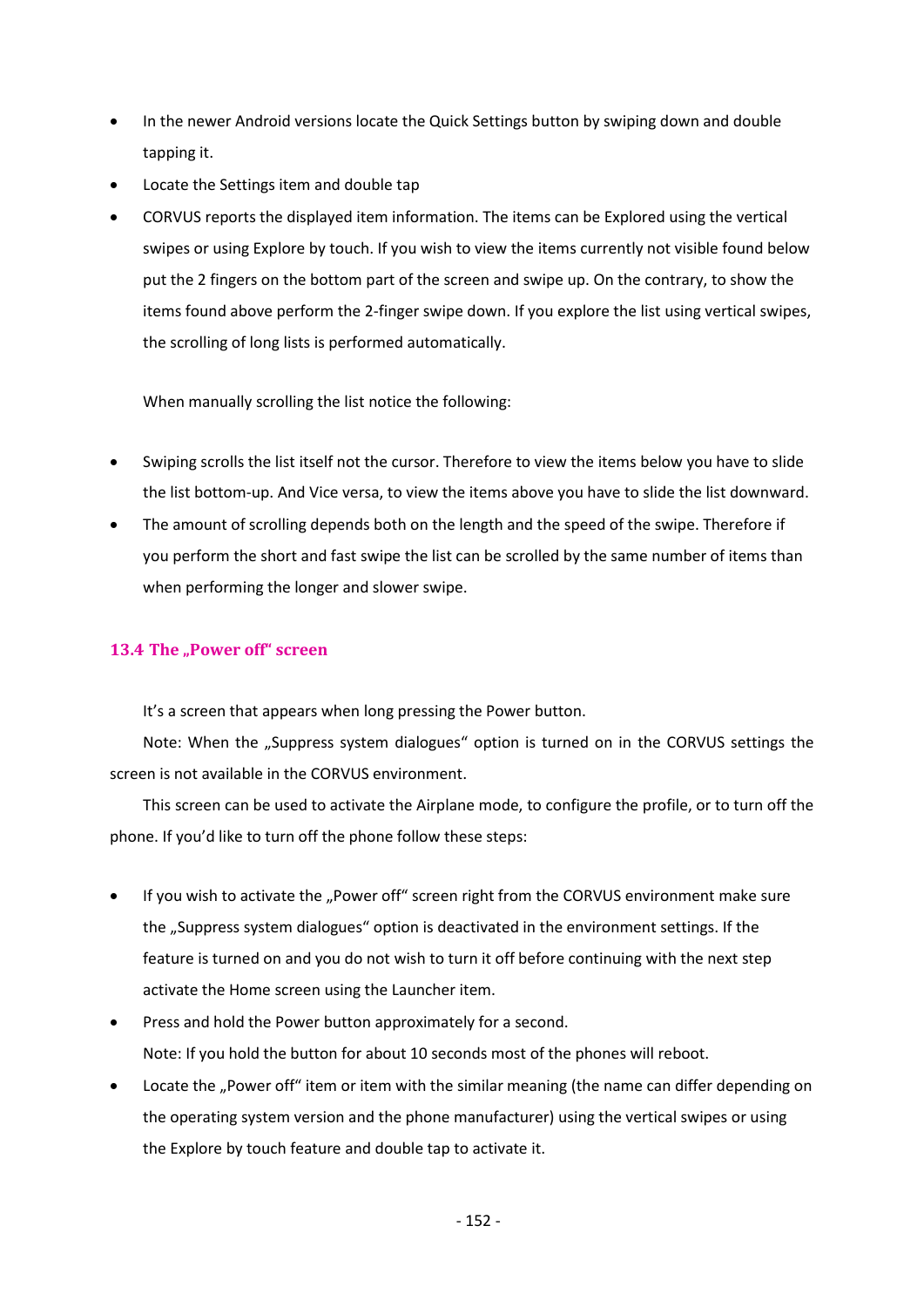- In the newer Android versions locate the Quick Settings button by swiping down and double tapping it.
- Locate the Settings item and double tap
- CORVUS reports the displayed item information. The items can be Explored using the vertical swipes or using Explore by touch. If you wish to view the items currently not visible found below put the 2 fingers on the bottom part of the screen and swipe up. On the contrary, to show the items found above perform the 2-finger swipe down. If you explore the list using vertical swipes, the scrolling of long lists is performed automatically.

  When manually scrolling the list notice the following:

- Swiping scrolls the list itself not the cursor. Therefore to view the items below you have to slide the list bottom-up. And Vice versa, to view the items above you have to slide the list downward.
- The amount of scrolling depends both on the length and the speed of the swipe. Therefore if you perform the short and fast swipe the list can be scrolled by the same number of items than when performing the longer and slower swipe.

### 13.4 The „Power off“ screen

It’s a screen that appears when long pressing the Power button.

Note: When the „Suppress system dialogues“ option is turned on in the CORVUS settings the screen is not available in the CORVUS environment.

This screen can be used to activate the Airplane mode, to configure the profile, or to turn off the phone. If you’d like to turn off the phone follow these steps:

- If you wish to activate the „Power off“ screen right from the CORVUS environment make sure the „Suppress system dialogues“ option is deactivated in the environment settings. If the feature is turned on and you do not wish to turn it off before continuing with the next step activate the Home screen using the Launcher item.
- Press and hold the Power button approximately for a second.
  Note: If you hold the button for about 10 seconds most of the phones will reboot.
- Locate the „Power off“ item or item with the similar meaning (the name can differ depending on the operating system version and the phone manufacturer) using the vertical swipes or using the Explore by touch feature and double tap to activate it.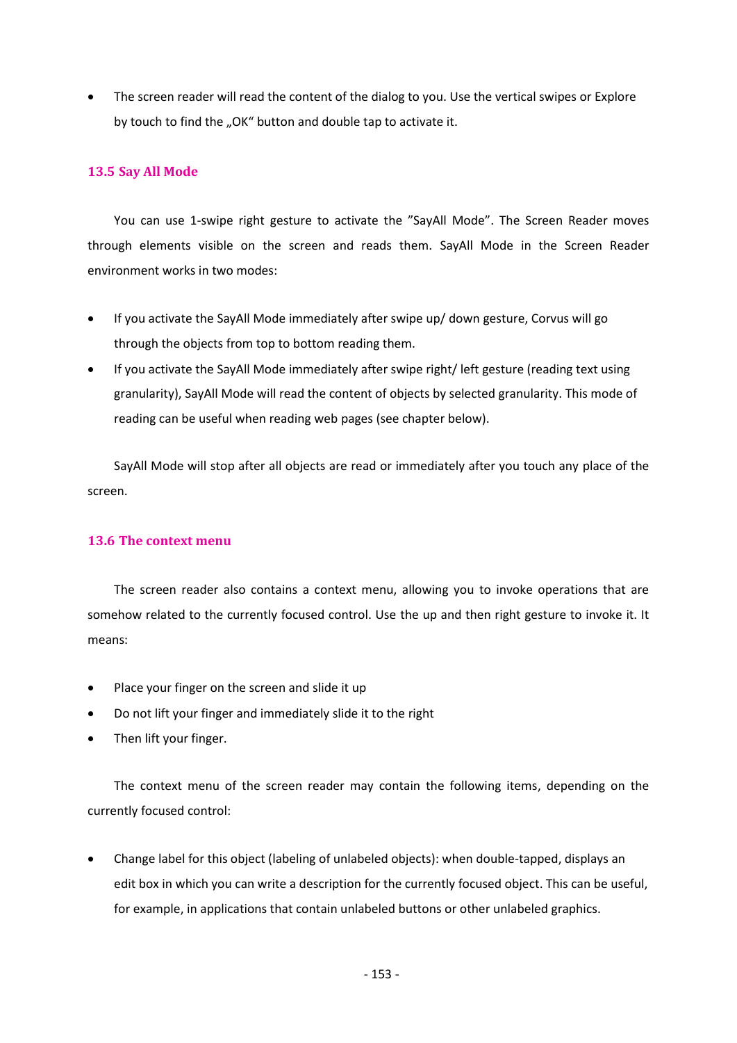- The screen reader will read the content of the dialog to you. Use the vertical swipes or Explore by touch to find the „OK" button and double tap to activate it.

### 13.5 Say All Mode

You can use 1-swipe right gesture to activate the "SayAll Mode". The Screen Reader moves through elements visible on the screen and reads them. SayAll Mode in the Screen Reader environment works in two modes:

- If you activate the SayAll Mode immediately after swipe up/ down gesture, Corvus will go through the objects from top to bottom reading them.
- If you activate the SayAll Mode immediately after swipe right/ left gesture (reading text using granularity), SayAll Mode will read the content of objects by selected granularity. This mode of reading can be useful when reading web pages (see chapter below).

SayAll Mode will stop after all objects are read or immediately after you touch any place of the screen.

### 13.6 The context menu

The screen reader also contains a context menu, allowing you to invoke operations that are somehow related to the currently focused control. Use the up and then right gesture to invoke it. It means:

- Place your finger on the screen and slide it up
- Do not lift your finger and immediately slide it to the right
- Then lift your finger.

The context menu of the screen reader may contain the following items, depending on the currently focused control:

- Change label for this object (labeling of unlabeled objects): when double-tapped, displays an edit box in which you can write a description for the currently focused object. This can be useful, for example, in applications that contain unlabeled buttons or other unlabeled graphics.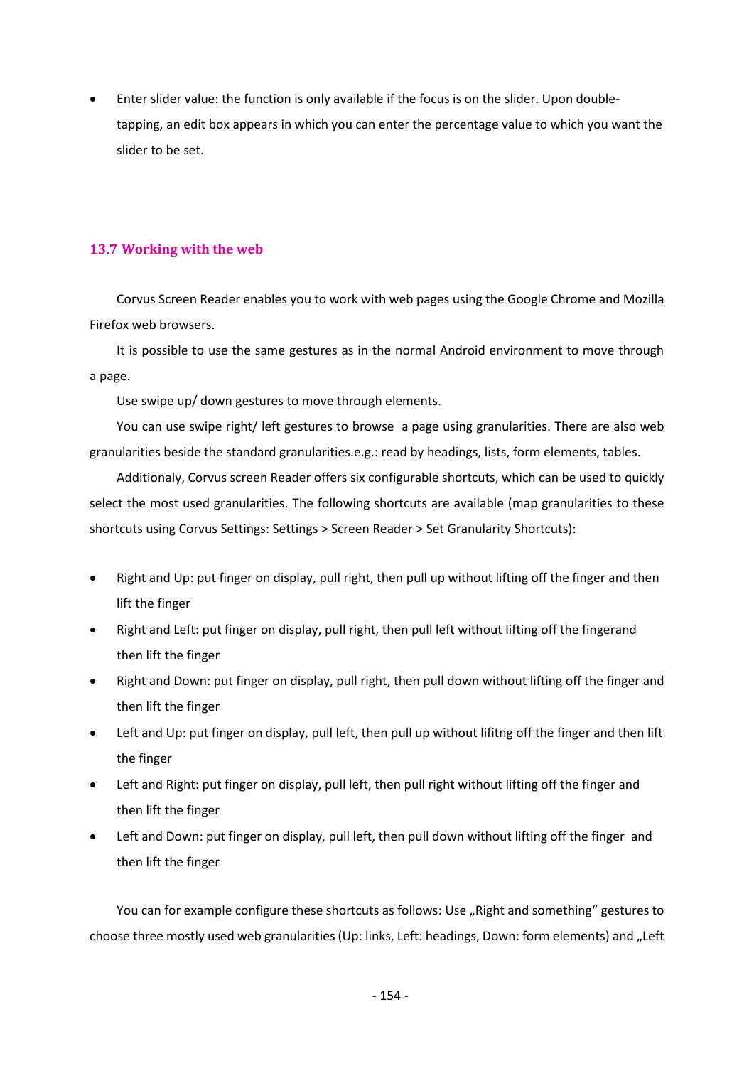- Enter slider value: the function is only available if the focus is on the slider. Upon double-tapping, an edit box appears in which you can enter the percentage value to which you want the slider to be set.

## 13.7 Working with the web

Corvus Screen Reader enables you to work with web pages using the Google Chrome and Mozilla Firefox web browsers.

It is possible to use the same gestures as in the normal Android environment to move through a page.

Use swipe up/ down gestures to move through elements.

You can use swipe right/ left gestures to browse a page using granularities. There are also web granularities beside the standard granularities.e.g.: read by headings, lists, form elements, tables.

Additionaly, Corvus screen Reader offers six configurable shortcuts, which can be used to quickly select the most used granularities. The following shortcuts are available (map granularities to these shortcuts using Corvus Settings: Settings > Screen Reader > Set Granularity Shortcuts):

- Right and Up: put finger on display, pull right, then pull up without lifting off the finger and then lift the finger
- Right and Left: put finger on display, pull right, then pull left without lifting off the fingerand then lift the finger
- Right and Down: put finger on display, pull right, then pull down without lifting off the finger and then lift the finger
- Left and Up: put finger on display, pull left, then pull up without lifitng off the finger and then lift the finger
- Left and Right: put finger on display, pull left, then pull right without lifting off the finger and then lift the finger
- Left and Down: put finger on display, pull left, then pull down without lifting off the finger and then lift the finger

You can for example configure these shortcuts as follows: Use „Right and something“ gestures to choose three mostly used web granularities (Up: links, Left: headings, Down: form elements) and „Left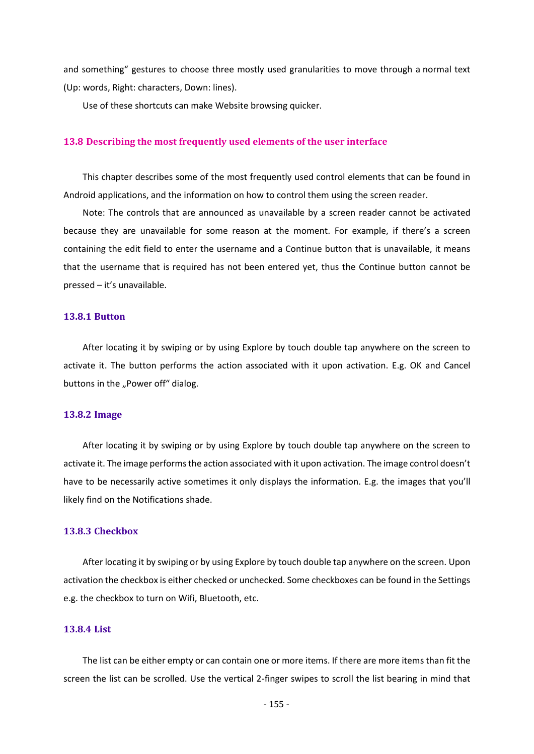and something“ gestures to choose three mostly used granularities to move through a normal text (Up: words, Right: characters, Down: lines).

Use of these shortcuts can make Website browsing quicker.

## 13.8 Describing the most frequently used elements of the user interface

This chapter describes some of the most frequently used control elements that can be found in Android applications, and the information on how to control them using the screen reader.

Note: The controls that are announced as unavailable by a screen reader cannot be activated because they are unavailable for some reason at the moment. For example, if there’s a screen containing the edit field to enter the username and a Continue button that is unavailable, it means that the username that is required has not been entered yet, thus the Continue button cannot be pressed – it’s unavailable.

### 13.8.1 Button

After locating it by swiping or by using Explore by touch double tap anywhere on the screen to activate it. The button performs the action associated with it upon activation. E.g. OK and Cancel buttons in the „Power off“ dialog.

### 13.8.2 Image

After locating it by swiping or by using Explore by touch double tap anywhere on the screen to activate it. The image performs the action associated with it upon activation. The image control doesn’t have to be necessarily active sometimes it only displays the information. E.g. the images that you’ll likely find on the Notifications shade.

### 13.8.3 Checkbox

After locating it by swiping or by using Explore by touch double tap anywhere on the screen. Upon activation the checkbox is either checked or unchecked. Some checkboxes can be found in the Settings e.g. the checkbox to turn on Wifi, Bluetooth, etc.

### 13.8.4 List

The list can be either empty or can contain one or more items. If there are more items than fit the screen the list can be scrolled. Use the vertical 2-finger swipes to scroll the list bearing in mind that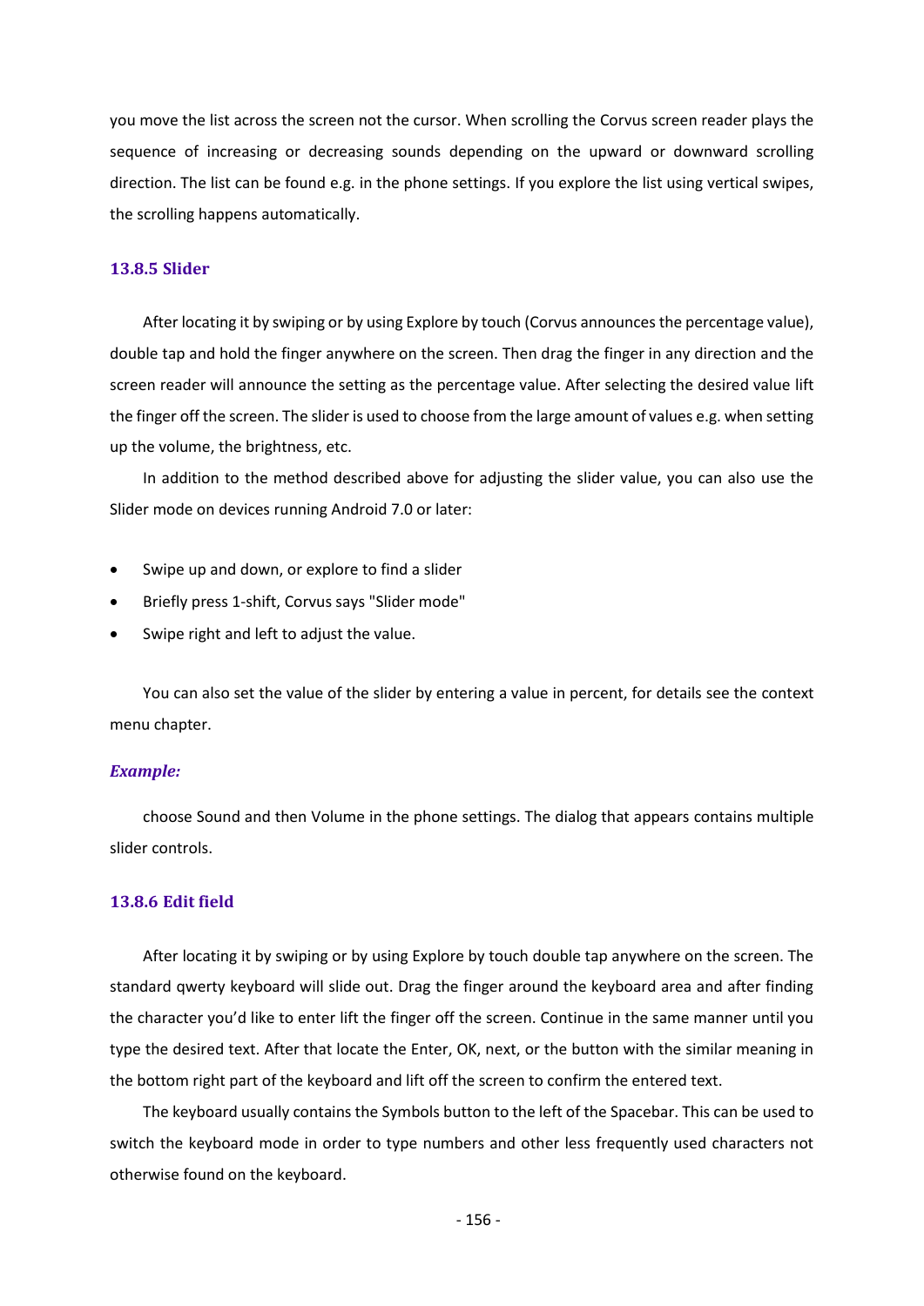you move the list across the screen not the cursor. When scrolling the Corvus screen reader plays the sequence of increasing or decreasing sounds depending on the upward or downward scrolling direction. The list can be found e.g. in the phone settings. If you explore the list using vertical swipes, the scrolling happens automatically.

### 13.8.5 Slider

After locating it by swiping or by using Explore by touch (Corvus announces the percentage value), double tap and hold the finger anywhere on the screen. Then drag the finger in any direction and the screen reader will announce the setting as the percentage value. After selecting the desired value lift the finger off the screen. The slider is used to choose from the large amount of values e.g. when setting up the volume, the brightness, etc.

In addition to the method described above for adjusting the slider value, you can also use the Slider mode on devices running Android 7.0 or later:

- Swipe up and down, or explore to find a slider
- Briefly press 1-shift, Corvus says "Slider mode"
- Swipe right and left to adjust the value.

You can also set the value of the slider by entering a value in percent, for details see the context menu chapter.

***Example:***

choose Sound and then Volume in the phone settings. The dialog that appears contains multiple slider controls.

### 13.8.6 Edit field

After locating it by swiping or by using Explore by touch double tap anywhere on the screen. The standard qwerty keyboard will slide out. Drag the finger around the keyboard area and after finding the character you'd like to enter lift the finger off the screen. Continue in the same manner until you type the desired text. After that locate the Enter, OK, next, or the button with the similar meaning in the bottom right part of the keyboard and lift off the screen to confirm the entered text.

The keyboard usually contains the Symbols button to the left of the Spacebar. This can be used to switch the keyboard mode in order to type numbers and other less frequently used characters not otherwise found on the keyboard.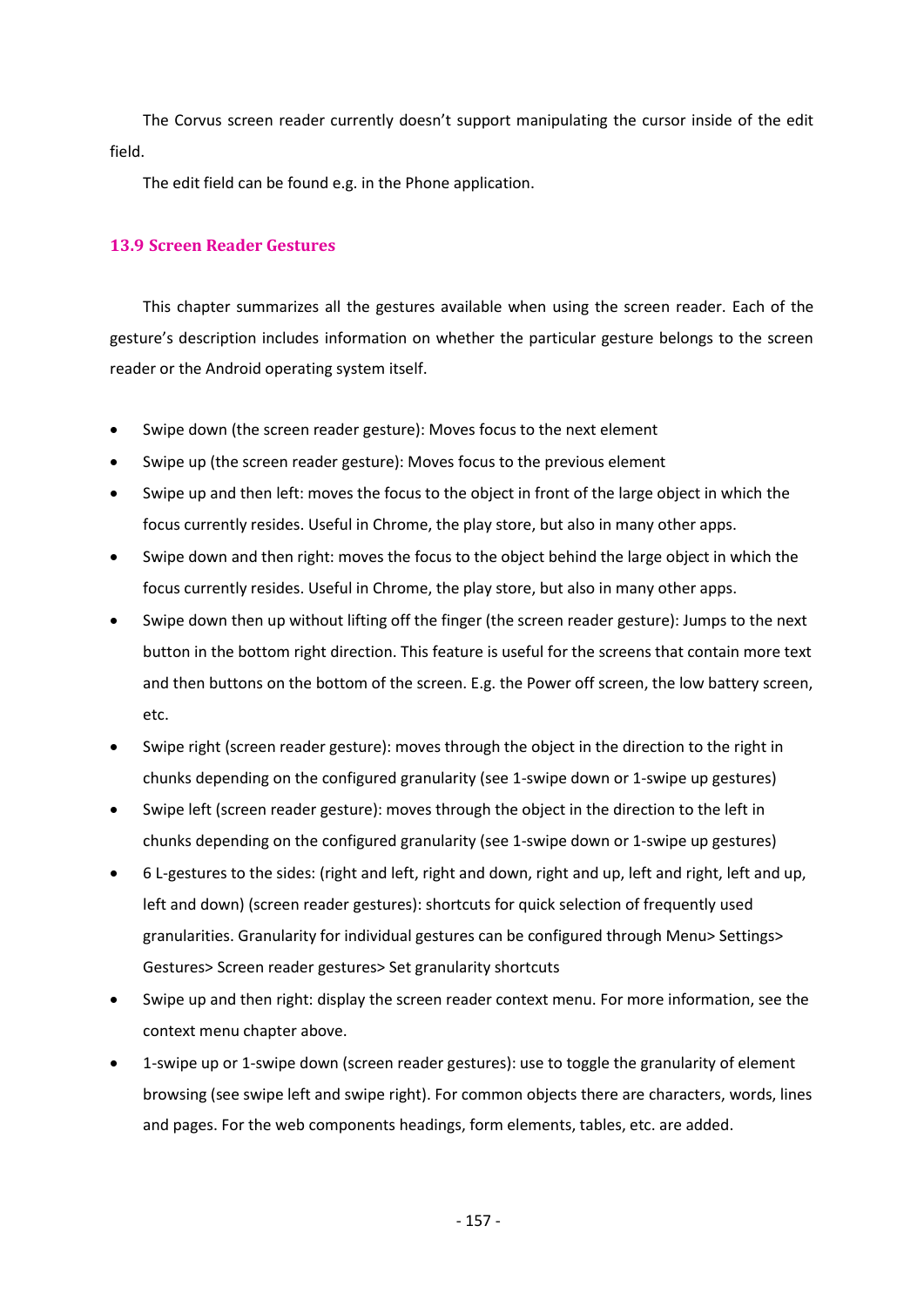The Corvus screen reader currently doesn't support manipulating the cursor inside of the edit field.

The edit field can be found e.g. in the Phone application.

### 13.9 Screen Reader Gestures

This chapter summarizes all the gestures available when using the screen reader. Each of the gesture's description includes information on whether the particular gesture belongs to the screen reader or the Android operating system itself.

- Swipe down (the screen reader gesture): Moves focus to the next element
- Swipe up (the screen reader gesture): Moves focus to the previous element
- Swipe up and then left: moves the focus to the object in front of the large object in which the focus currently resides. Useful in Chrome, the play store, but also in many other apps.
- Swipe down and then right: moves the focus to the object behind the large object in which the focus currently resides. Useful in Chrome, the play store, but also in many other apps.
- Swipe down then up without lifting off the finger (the screen reader gesture): Jumps to the next button in the bottom right direction. This feature is useful for the screens that contain more text and then buttons on the bottom of the screen. E.g. the Power off screen, the low battery screen, etc.
- Swipe right (screen reader gesture): moves through the object in the direction to the right in chunks depending on the configured granularity (see 1-swipe down or 1-swipe up gestures)
- Swipe left (screen reader gesture): moves through the object in the direction to the left in chunks depending on the configured granularity (see 1-swipe down or 1-swipe up gestures)
- 6 L-gestures to the sides: (right and left, right and down, right and up, left and right, left and up, left and down) (screen reader gestures): shortcuts for quick selection of frequently used granularities. Granularity for individual gestures can be configured through Menu> Settings> Gestures> Screen reader gestures> Set granularity shortcuts
- Swipe up and then right: display the screen reader context menu. For more information, see the context menu chapter above.
- 1-swipe up or 1-swipe down (screen reader gestures): use to toggle the granularity of element browsing (see swipe left and swipe right). For common objects there are characters, words, lines and pages. For the web components headings, form elements, tables, etc. are added.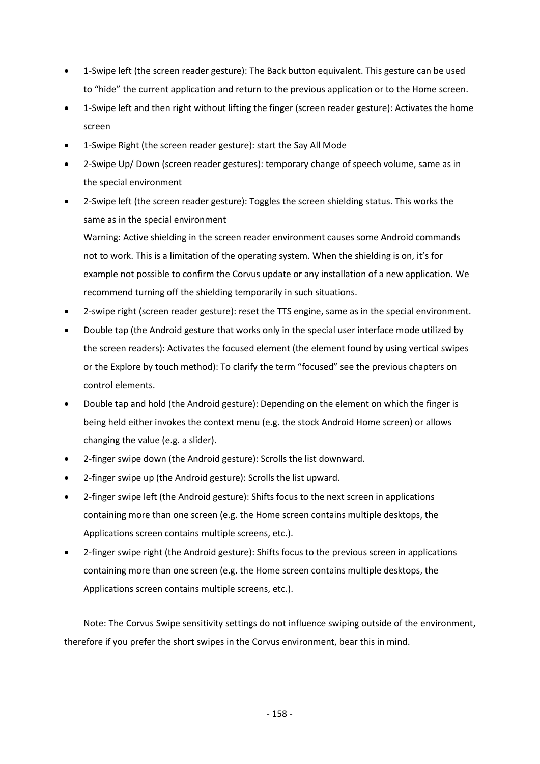- 1-Swipe left (the screen reader gesture): The Back button equivalent. This gesture can be used to “hide” the current application and return to the previous application or to the Home screen.
- 1-Swipe left and then right without lifting the finger (screen reader gesture): Activates the home screen
- 1-Swipe Right (the screen reader gesture): start the Say All Mode
- 2-Swipe Up/ Down (screen reader gestures): temporary change of speech volume, same as in the special environment
- 2-Swipe left (the screen reader gesture): Toggles the screen shielding status. This works the same as in the special environment

  Warning: Active shielding in the screen reader environment causes some Android commands not to work. This is a limitation of the operating system. When the shielding is on, it’s for example not possible to confirm the Corvus update or any installation of a new application. We recommend turning off the shielding temporarily in such situations.
- 2-swipe right (screen reader gesture): reset the TTS engine, same as in the special environment.
- Double tap (the Android gesture that works only in the special user interface mode utilized by the screen readers): Activates the focused element (the element found by using vertical swipes or the Explore by touch method): To clarify the term “focused” see the previous chapters on control elements.
- Double tap and hold (the Android gesture): Depending on the element on which the finger is being held either invokes the context menu (e.g. the stock Android Home screen) or allows changing the value (e.g. a slider).
- 2-finger swipe down (the Android gesture): Scrolls the list downward.
- 2-finger swipe up (the Android gesture): Scrolls the list upward.
- 2-finger swipe left (the Android gesture): Shifts focus to the next screen in applications containing more than one screen (e.g. the Home screen contains multiple desktops, the Applications screen contains multiple screens, etc.).
- 2-finger swipe right (the Android gesture): Shifts focus to the previous screen in applications containing more than one screen (e.g. the Home screen contains multiple desktops, the Applications screen contains multiple screens, etc.).

Note: The Corvus Swipe sensitivity settings do not influence swiping outside of the environment, therefore if you prefer the short swipes in the Corvus environment, bear this in mind.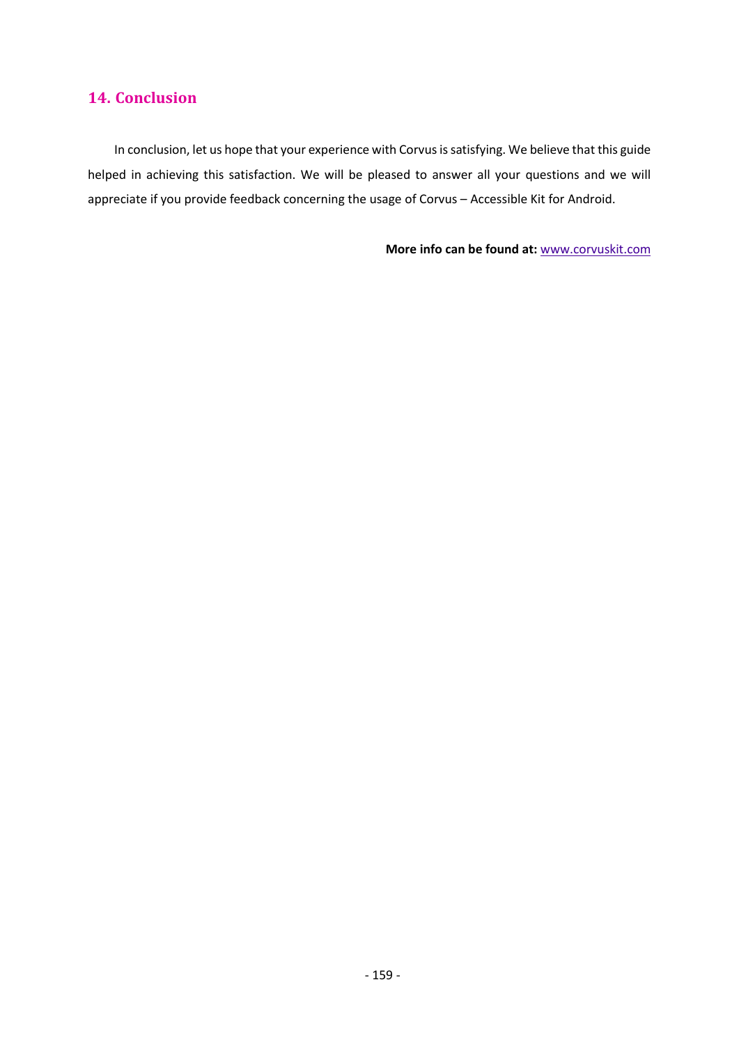## 14. Conclusion

In conclusion, let us hope that your experience with Corvus is satisfying. We believe that this guide helped in achieving this satisfaction. We will be pleased to answer all your questions and we will appreciate if you provide feedback concerning the usage of Corvus – Accessible Kit for Android.

**More info can be found at:** www.corvuskit.com